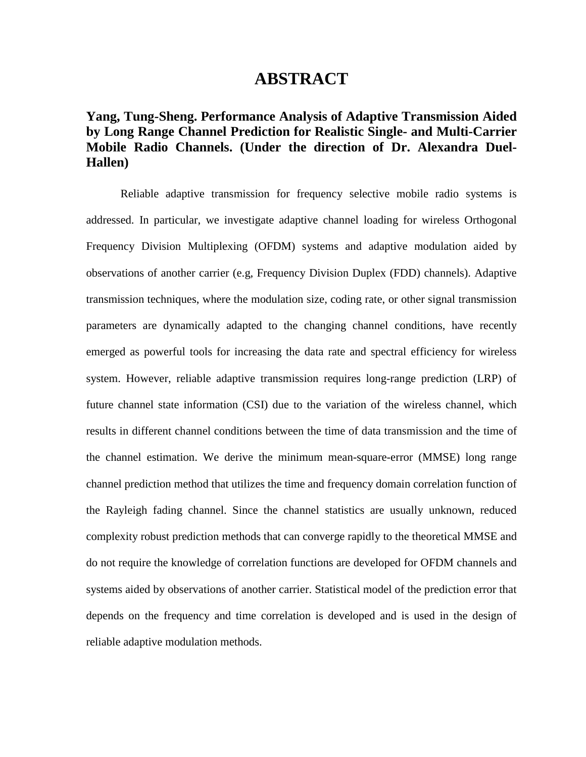# ABSTRACT

**Yang, Tung-Sheng. Performance Analysis of Adaptive Transmission Aided by Long Range Channel Prediction for Realistic Single- and Multi-Carrier Mobile Radio Channels. (Under the direction of Dr. Alexandra Duel-Hallen)**

Reliable adaptive transmission for frequency selective mobile radio systems is addressed. In particular, we investigate adaptive channel loading for wireless Orthogonal Frequency Division Multiplexing (OFDM) systems and adaptive modulation aided by observations of another carrier (e.g, Frequency Division Duplex (FDD) channels). Adaptive transmission techniques, where the modulation size, coding rate, or other signal transmission parameters are dynamically adapted to the changing channel conditions, have recently emerged as powerful tools for increasing the data rate and spectral efficiency for wireless system. However, reliable adaptive transmission requires long-range prediction (LRP) of future channel state information (CSI) due to the variation of the wireless channel, which results in different channel conditions between the time of data transmission and the time of the channel estimation. We derive the minimum mean-square-error (MMSE) long range channel prediction method that utilizes the time and frequency domain correlation function of the Rayleigh fading channel. Since the channel statistics are usually unknown, reduced complexity robust prediction methods that can converge rapidly to the theoretical MMSE and do not require the knowledge of correlation functions are developed for OFDM channels and systems aided by observations of another carrier. Statistical model of the prediction error that depends on the frequency and time correlation is developed and is used in the design of reliable adaptive modulation methods.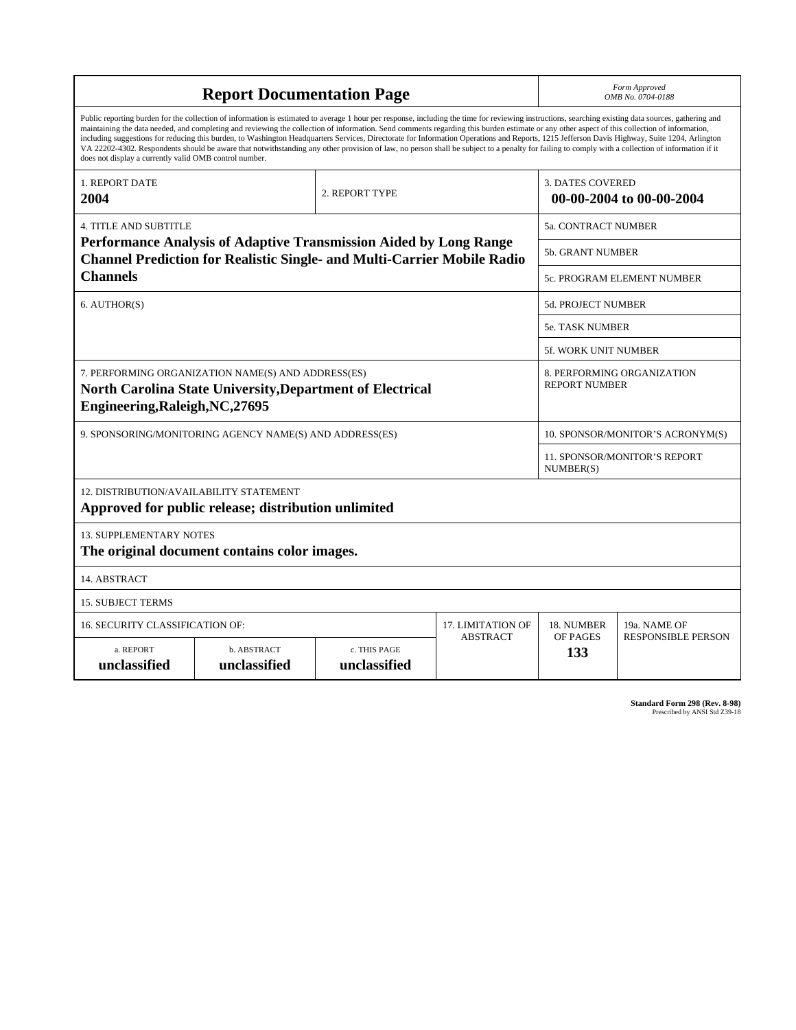# Report Documentation Page

*Form Approved*
*OMB No. 0704-0188*

Public reporting burden for the collection of information is estimated to average 1 hour per response, including the time for reviewing instructions, searching existing data sources, gathering and maintaining the data needed, and completing and reviewing the collection of information. Send comments regarding this burden estimate or any other aspect of this collection of information, including suggestions for reducing this burden, to Washington Headquarters Services, Directorate for Information Operations and Reports, 1215 Jefferson Davis Highway, Suite 1204, Arlington VA 22202-4302. Respondents should be aware that notwithstanding any other provision of law, no person shall be subject to a penalty for failing to comply with a collection of information if it does not display a currently valid OMB control number.

| 1. REPORT DATE | 2. REPORT TYPE | 3. DATES COVERED |
|---|---|---|
| **2004** | | **00-00-2004 to 00-00-2004** |

| 4. TITLE AND SUBTITLE | |
|---|---|
| **Performance Analysis of Adaptive Transmission Aided by Long Range Channel Prediction for Realistic Single- and Multi-Carrier Mobile Radio Channels** | 5a. CONTRACT NUMBER |
| | 5b. GRANT NUMBER |
| | 5c. PROGRAM ELEMENT NUMBER |
| 6. AUTHOR(S) | 5d. PROJECT NUMBER |
| | 5e. TASK NUMBER |
| | 5f. WORK UNIT NUMBER |
| 7. PERFORMING ORGANIZATION NAME(S) AND ADDRESS(ES) **North Carolina State University,Department of Electrical Engineering,Raleigh,NC,27695** | 8. PERFORMING ORGANIZATION REPORT NUMBER |
| 9. SPONSORING/MONITORING AGENCY NAME(S) AND ADDRESS(ES) | 10. SPONSOR/MONITOR'S ACRONYM(S) |
| | 11. SPONSOR/MONITOR'S REPORT NUMBER(S) |

12. DISTRIBUTION/AVAILABILITY STATEMENT
**Approved for public release; distribution unlimited**

13. SUPPLEMENTARY NOTES
**The original document contains color images.**

14. ABSTRACT

15. SUBJECT TERMS

| 16. SECURITY CLASSIFICATION OF: | | | 17. LIMITATION OF ABSTRACT | 18. NUMBER OF PAGES | 19a. NAME OF RESPONSIBLE PERSON |
|---|---|---|---|---|---|
| a. REPORT | b. ABSTRACT | c. THIS PAGE | | | |
| **unclassified** | **unclassified** | **unclassified** | | **133** | |

**Standard Form 298 (Rev. 8-98)**
Prescribed by ANSI Std Z39-18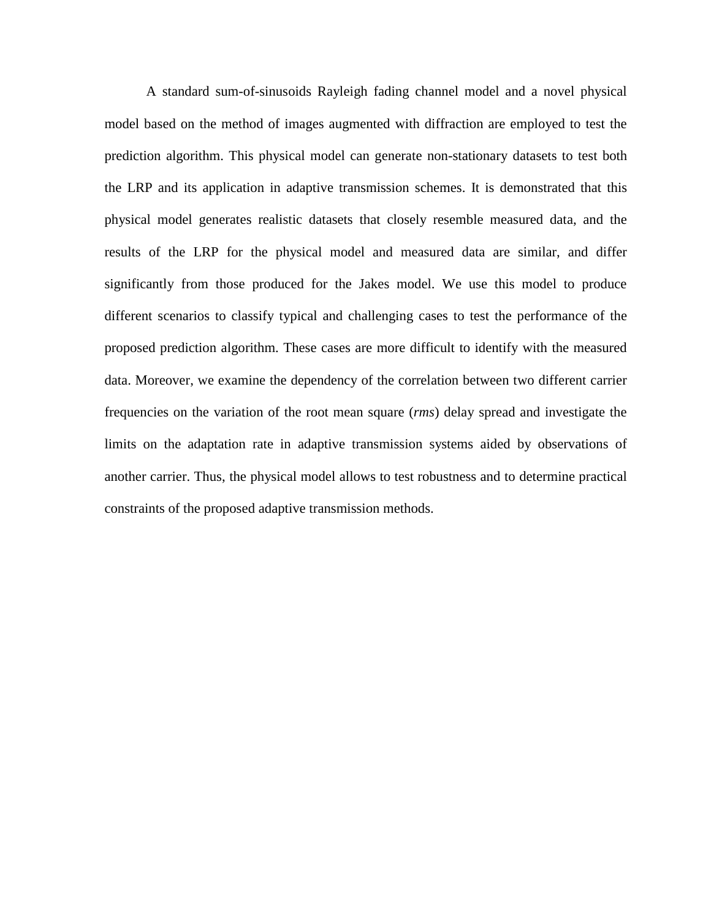A standard sum-of-sinusoids Rayleigh fading channel model and a novel physical model based on the method of images augmented with diffraction are employed to test the prediction algorithm. This physical model can generate non-stationary datasets to test both the LRP and its application in adaptive transmission schemes. It is demonstrated that this physical model generates realistic datasets that closely resemble measured data, and the results of the LRP for the physical model and measured data are similar, and differ significantly from those produced for the Jakes model. We use this model to produce different scenarios to classify typical and challenging cases to test the performance of the proposed prediction algorithm. These cases are more difficult to identify with the measured data. Moreover, we examine the dependency of the correlation between two different carrier frequencies on the variation of the root mean square (*rms*) delay spread and investigate the limits on the adaptation rate in adaptive transmission systems aided by observations of another carrier. Thus, the physical model allows to test robustness and to determine practical constraints of the proposed adaptive transmission methods.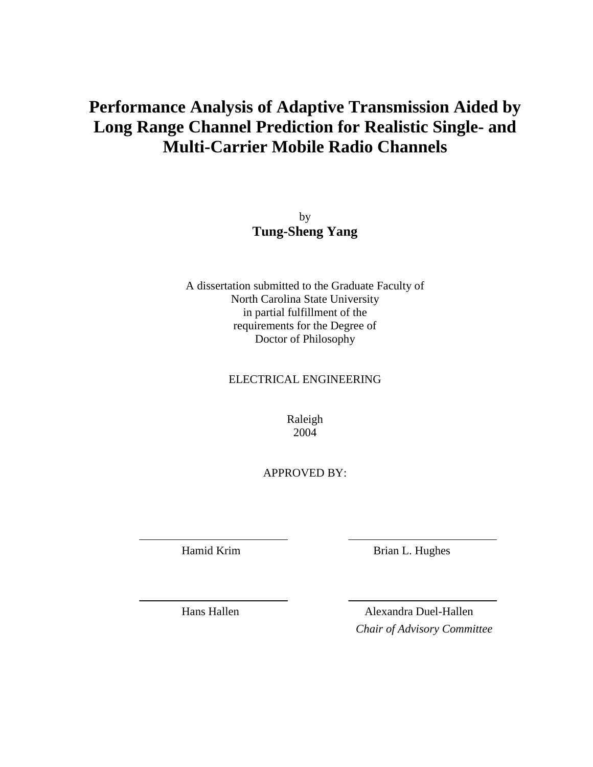# Performance Analysis of Adaptive Transmission Aided by Long Range Channel Prediction for Realistic Single- and Multi-Carrier Mobile Radio Channels

by

**Tung-Sheng Yang**

A dissertation submitted to the Graduate Faculty of
North Carolina State University
in partial fulfillment of the
requirements for the Degree of
Doctor of Philosophy

ELECTRICAL ENGINEERING

Raleigh
2004

APPROVED BY:

Hamid Krim

Brian L. Hughes

Hans Hallen

Alexandra Duel-Hallen
*Chair of Advisory Committee*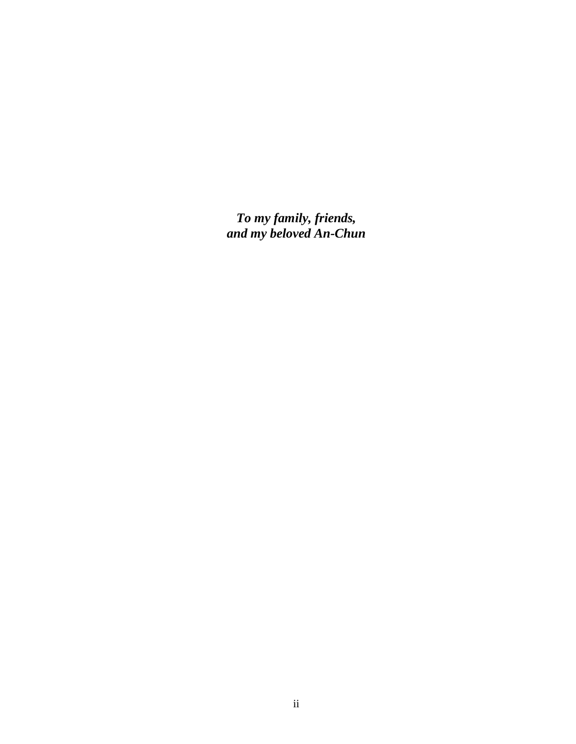***To my family, friends,***
***and my beloved An-Chun***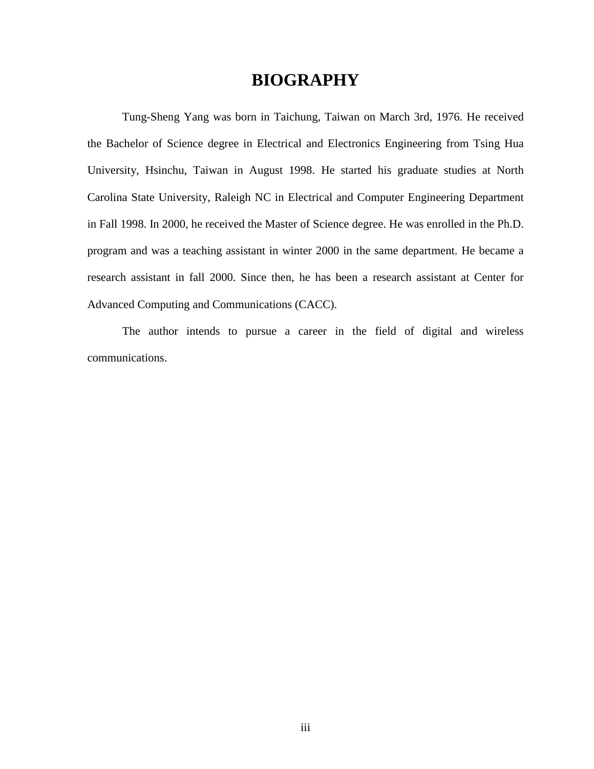# BIOGRAPHY

Tung-Sheng Yang was born in Taichung, Taiwan on March 3rd, 1976. He received the Bachelor of Science degree in Electrical and Electronics Engineering from Tsing Hua University, Hsinchu, Taiwan in August 1998. He started his graduate studies at North Carolina State University, Raleigh NC in Electrical and Computer Engineering Department in Fall 1998. In 2000, he received the Master of Science degree. He was enrolled in the Ph.D. program and was a teaching assistant in winter 2000 in the same department. He became a research assistant in fall 2000. Since then, he has been a research assistant at Center for Advanced Computing and Communications (CACC).

The author intends to pursue a career in the field of digital and wireless communications.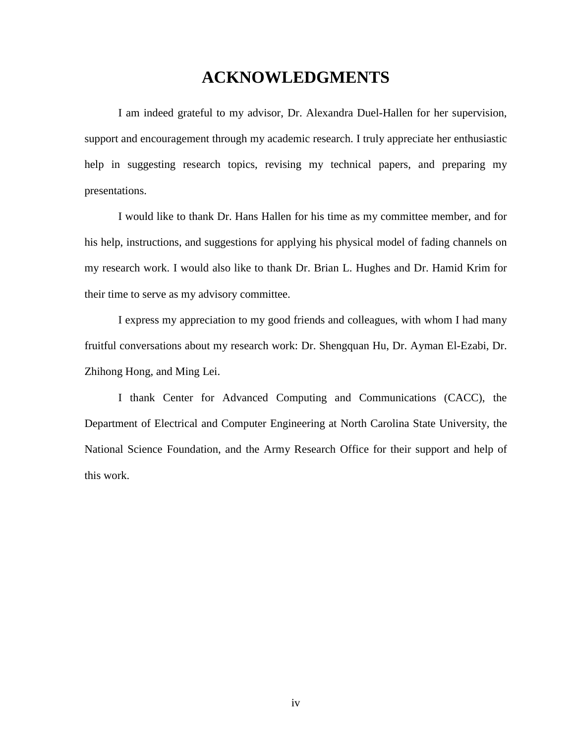# ACKNOWLEDGMENTS

I am indeed grateful to my advisor, Dr. Alexandra Duel-Hallen for her supervision, support and encouragement through my academic research. I truly appreciate her enthusiastic help in suggesting research topics, revising my technical papers, and preparing my presentations.

I would like to thank Dr. Hans Hallen for his time as my committee member, and for his help, instructions, and suggestions for applying his physical model of fading channels on my research work. I would also like to thank Dr. Brian L. Hughes and Dr. Hamid Krim for their time to serve as my advisory committee.

I express my appreciation to my good friends and colleagues, with whom I had many fruitful conversations about my research work: Dr. Shengquan Hu, Dr. Ayman El-Ezabi, Dr. Zhihong Hong, and Ming Lei.

I thank Center for Advanced Computing and Communications (CACC), the Department of Electrical and Computer Engineering at North Carolina State University, the National Science Foundation, and the Army Research Office for their support and help of this work.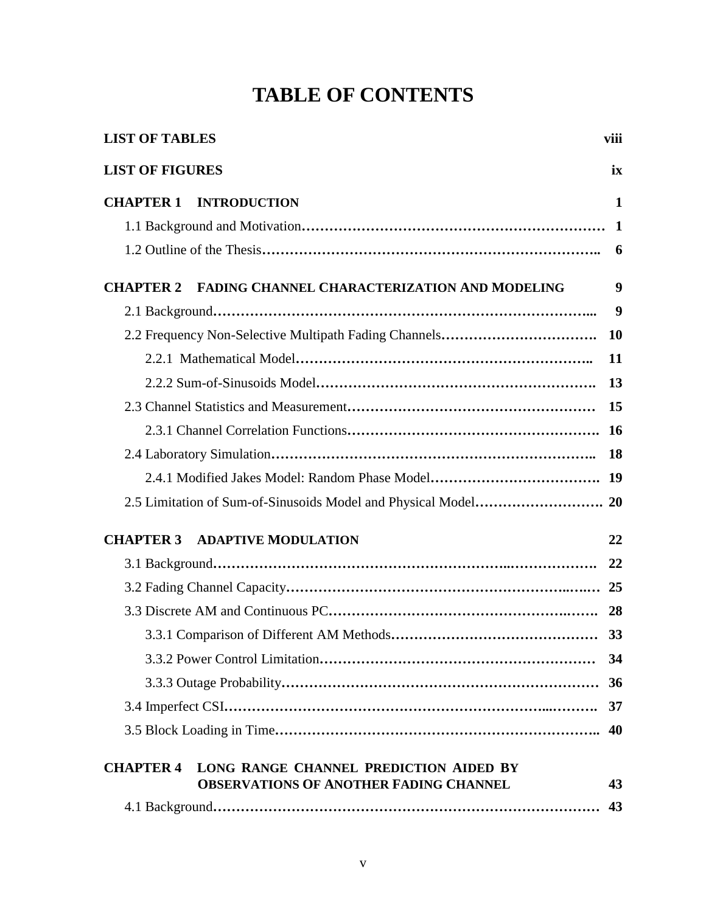# TABLE OF CONTENTS

**LIST OF TABLES** **viii**

**LIST OF FIGURES** **ix**

**CHAPTER 1 INTRODUCTION** **1**

1.1 Background and Motivation………………………………………………………… **1**

1.2 Outline of the Thesis……………………………………………………………….. **6**

**CHAPTER 2 FADING CHANNEL CHARACTERIZATION AND MODELING** **9**

2.1 Background………………………………………………………………………... **9**

2.2 Frequency Non-Selective Multipath Fading Channels……………………………. **10**

2.2.1 Mathematical Model……………………………………………………….. **11**

2.2.2 Sum-of-Sinusoids Model…………………………………………………. **13**

2.3 Channel Statistics and Measurement……………………………………………… **15**

2.3.1 Channel Correlation Functions……………………………………………. **16**

2.4 Laboratory Simulation…………………………………………………………….. **18**

2.4.1 Modified Jakes Model: Random Phase Model………………………………. **19**

2.5 Limitation of Sum-of-Sinusoids Model and Physical Model………………………. **20**

**CHAPTER 3 ADAPTIVE MODULATION** **22**

3.1 Background……………………………………………………………………….. **22**

3.2 Fading Channel Capacity…………………………………………………………… **25**

3.3 Discrete AM and Continuous PC…………………………………………………. **28**

3.3.1 Comparison of Different AM Methods……………………………………… **33**

3.3.2 Power Control Limitation…………………………………………………… **34**

3.3.3 Outage Probability…………………………………………………………… **36**

3.4 Imperfect CSI……………………………………………………………………. **37**

3.5 Block Loading in Time…………………………………………………………….. **40**

**CHAPTER 4 LONG RANGE CHANNEL PREDICTION AIDED BY OBSERVATIONS OF ANOTHER FADING CHANNEL** **43**

4.1 Background………………………………………………………………………… **43**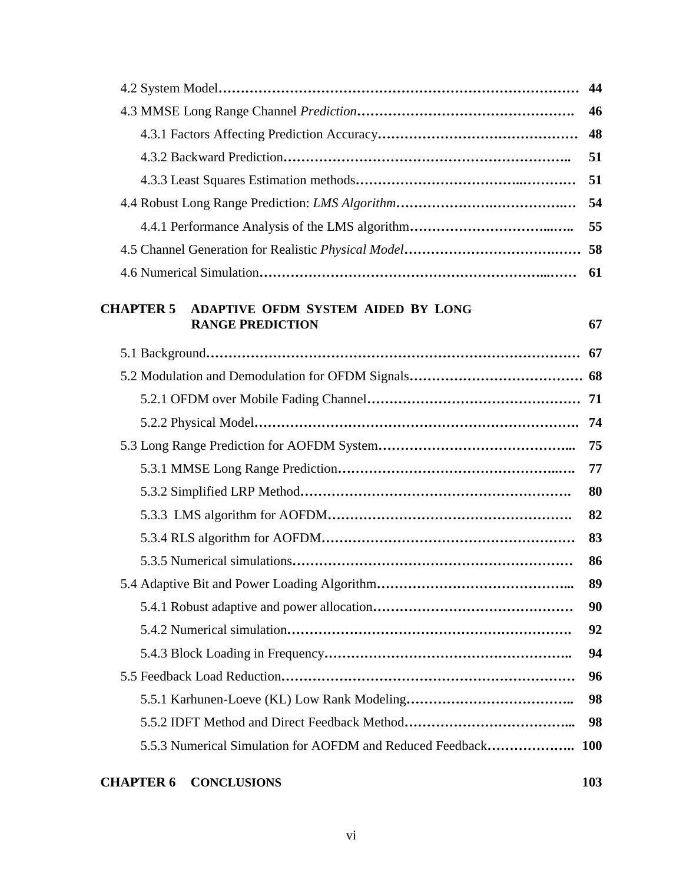4.2 System Model …… 44

4.3 MMSE Long Range Channel *Prediction* …… 46

4.3.1 Factors Affecting Prediction Accuracy …… 48

4.3.2 Backward Prediction …… 51

4.3.3 Least Squares Estimation methods …… 51

4.4 Robust Long Range Prediction: *LMS Algorithm* …… 54

4.4.1 Performance Analysis of the LMS algorithm …… 55

4.5 Channel Generation for Realistic *Physical Model* …… 58

4.6 Numerical Simulation …… 61

**CHAPTER 5 ADAPTIVE OFDM SYSTEM AIDED BY LONG RANGE PREDICTION** **67**

5.1 Background …… 67

5.2 Modulation and Demodulation for OFDM Signals …… 68

5.2.1 OFDM over Mobile Fading Channel …… 71

5.2.2 Physical Model …… 74

5.3 Long Range Prediction for AOFDM System …… 75

5.3.1 MMSE Long Range Prediction …… 77

5.3.2 Simplified LRP Method …… 80

5.3.3 LMS algorithm for AOFDM …… 82

5.3.4 RLS algorithm for AOFDM …… 83

5.3.5 Numerical simulations …… 86

5.4 Adaptive Bit and Power Loading Algorithm …… 89

5.4.1 Robust adaptive and power allocation …… 90

5.4.2 Numerical simulation …… 92

5.4.3 Block Loading in Frequency …… 94

5.5 Feedback Load Reduction …… 96

5.5.1 Karhunen-Loeve (KL) Low Rank Modeling …… 98

5.5.2 IDFT Method and Direct Feedback Method …… 98

5.5.3 Numerical Simulation for AOFDM and Reduced Feedback …… 100

**CHAPTER 6 CONCLUSIONS** **103**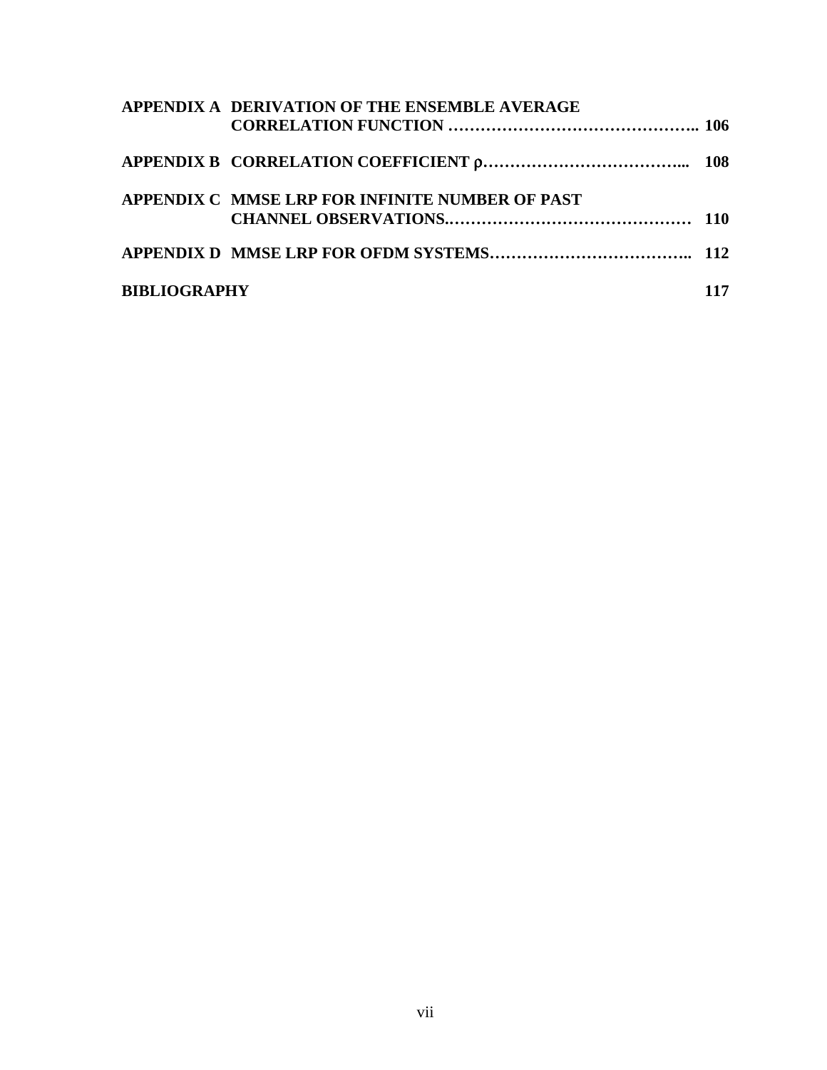**APPENDIX A DERIVATION OF THE ENSEMBLE AVERAGE CORRELATION FUNCTION ……………………………………….. 106**

**APPENDIX B CORRELATION COEFFICIENT ρ……………………………….. 108**

**APPENDIX C MMSE LRP FOR INFINITE NUMBER OF PAST CHANNEL OBSERVATIONS.……………………………………… 110**

**APPENDIX D MMSE LRP FOR OFDM SYSTEMS……………………………….. 112**

**BIBLIOGRAPHY 117**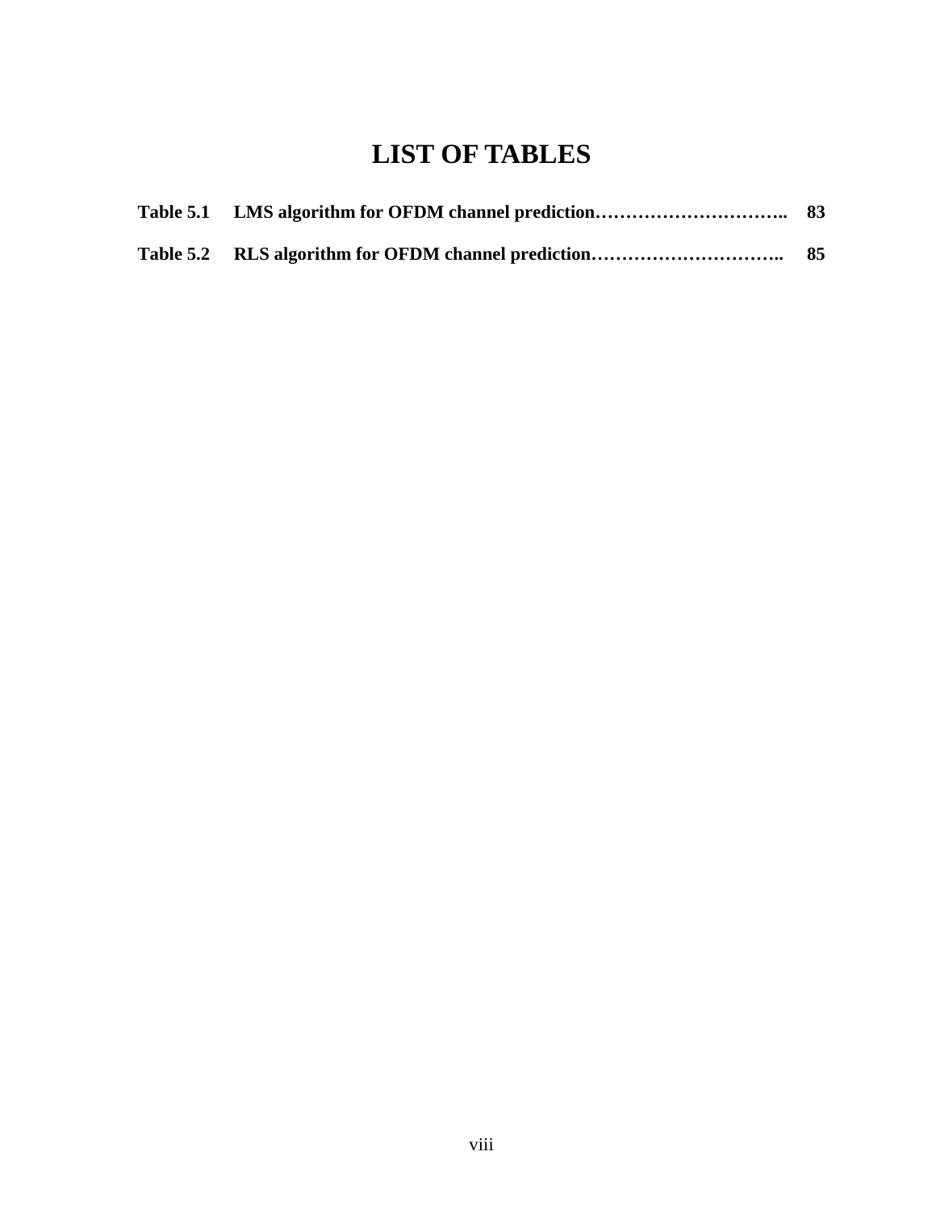# LIST OF TABLES

**Table 5.1 LMS algorithm for OFDM channel prediction………………………….. 83**

**Table 5.2 RLS algorithm for OFDM channel prediction………………………….. 85**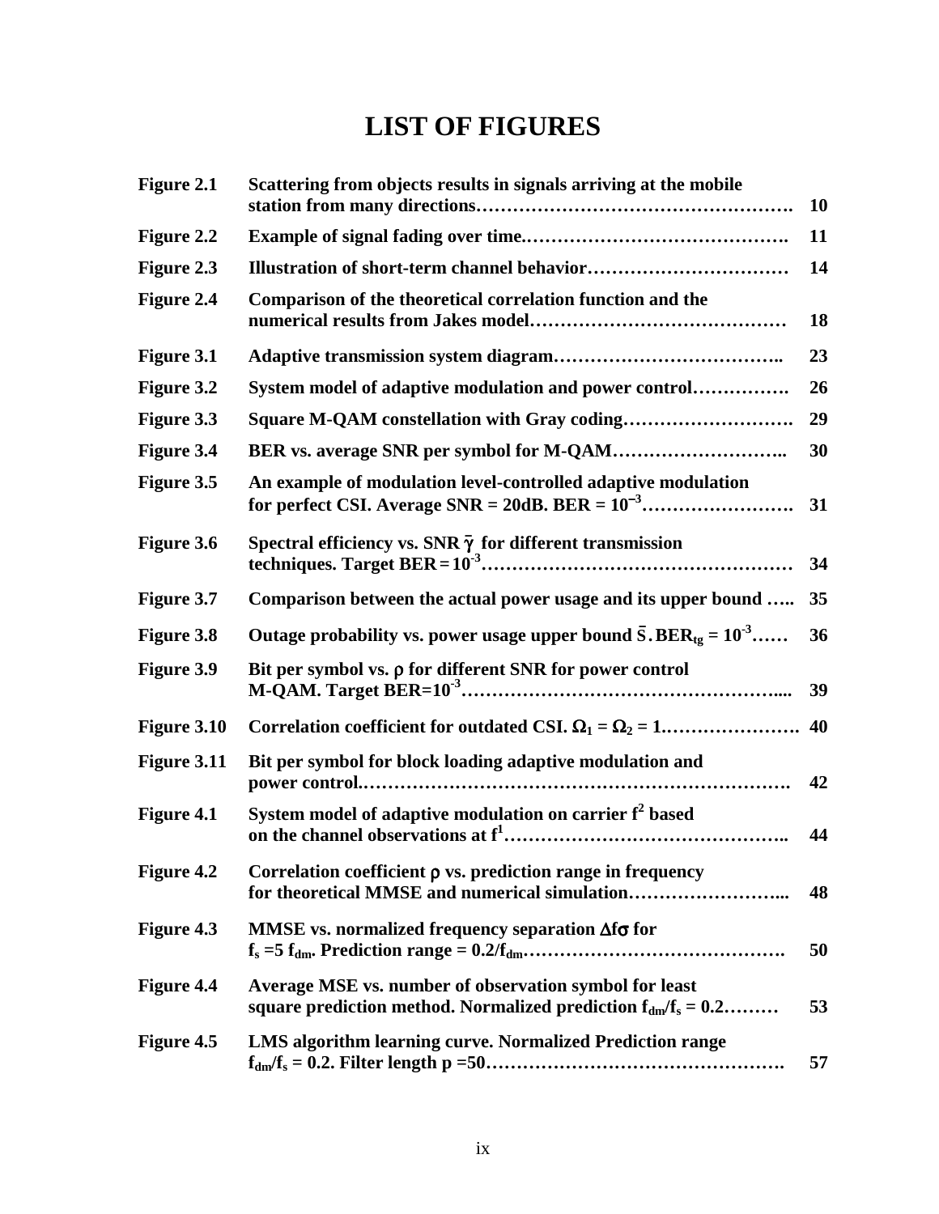# LIST OF FIGURES

| | | |
|---|---|---|
| **Figure 2.1** | **Scattering from objects results in signals arriving at the mobile station from many directions…………………………………………….** | **10** |
| **Figure 2.2** | **Example of signal fading over time.…………………………………….** | **11** |
| **Figure 2.3** | **Illustration of short-term channel behavior……………………………** | **14** |
| **Figure 2.4** | **Comparison of the theoretical correlation function and the numerical results from Jakes model……………………………………** | **18** |
| **Figure 3.1** | **Adaptive transmission system diagram………………………………..** | **23** |
| **Figure 3.2** | **System model of adaptive modulation and power control…………….** | **26** |
| **Figure 3.3** | **Square M-QAM constellation with Gray coding……………………….** | **29** |
| **Figure 3.4** | **BER vs. average SNR per symbol for M-QAM………………………..** | **30** |
| **Figure 3.5** | **An example of modulation level-controlled adaptive modulation for perfect CSI. Average SNR = 20dB. BER = $10^{-3}$…………………….** | **31** |
| **Figure 3.6** | **Spectral efficiency vs. SNR $\bar{\gamma}$ for different transmission techniques. Target BER = $10^{-3}$……………………………………………** | **34** |
| **Figure 3.7** | **Comparison between the actual power usage and its upper bound …..** | **35** |
| **Figure 3.8** | **Outage probability vs. power usage upper bound $\bar{S}$. $BER_{tg} = 10^{-3}$……** | **36** |
| **Figure 3.9** | **Bit per symbol vs. $\rho$ for different SNR for power control M-QAM. Target BER=$10^{-3}$………………………………………………....** | **39** |
| **Figure 3.10** | **Correlation coefficient for outdated CSI. $\Omega_1 = \Omega_2 = 1$.………………….** | **40** |
| **Figure 3.11** | **Bit per symbol for block loading adaptive modulation and power control.…………………………………………………………….** | **42** |
| **Figure 4.1** | **System model of adaptive modulation on carrier $f^2$ based on the channel observations at $f^1$………………………………………..** | **44** |
| **Figure 4.2** | **Correlation coefficient $\rho$ vs. prediction range in frequency for theoretical MMSE and numerical simulation……………………...** | **48** |
| **Figure 4.3** | **MMSE vs. normalized frequency separation $\Delta f \sigma$ for $f_s = 5 f_{dm}$. Prediction range = $0.2/f_{dm}$.…………………………………….** | **50** |
| **Figure 4.4** | **Average MSE vs. number of observation symbol for least square prediction method. Normalized prediction $f_{dm}/f_s = 0.2$………** | **53** |
| **Figure 4.5** | **LMS algorithm learning curve. Normalized Prediction range $f_{dm}/f_s = 0.2$. Filter length p =50………………………………………….** | **57** |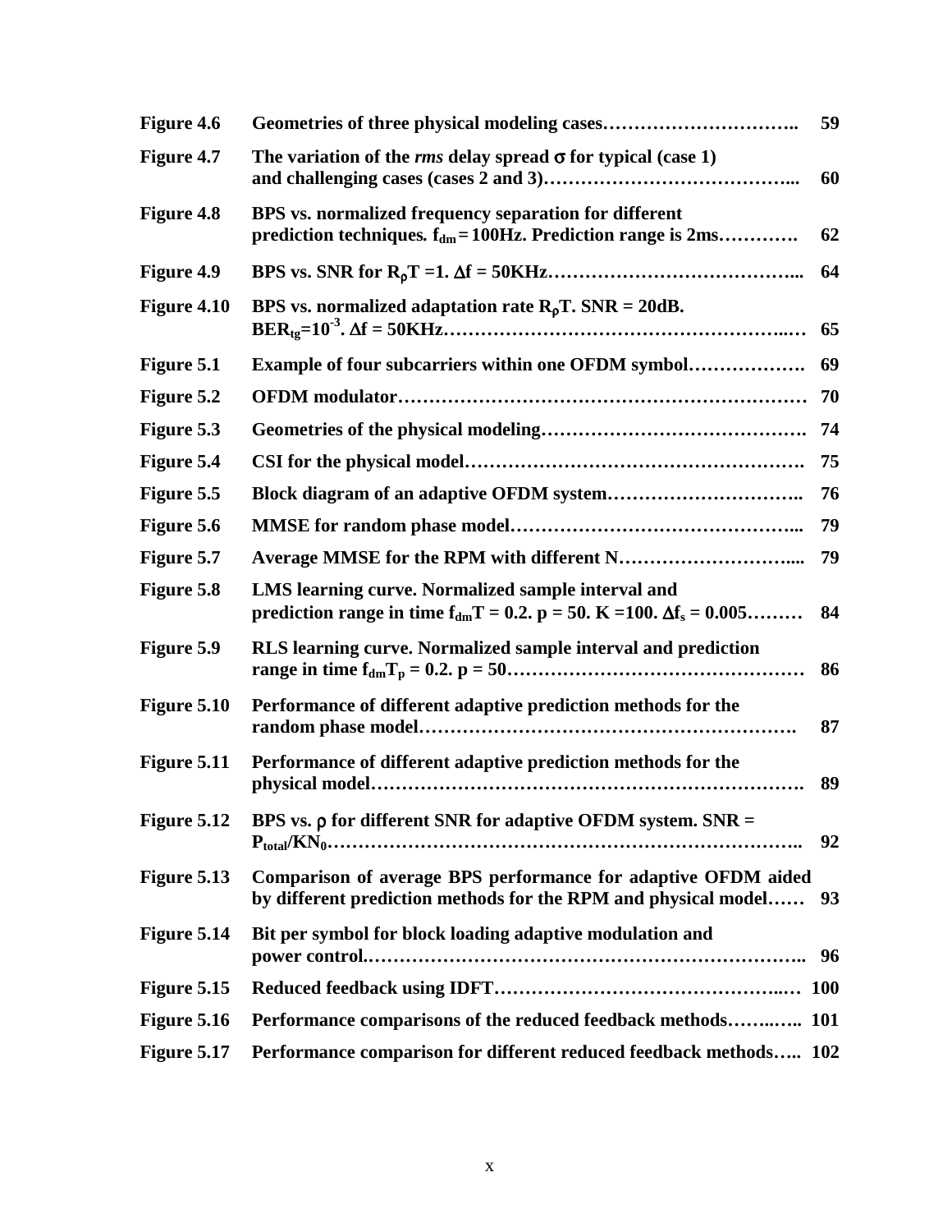| | | |
|---|---|---|
| **Figure 4.6** | **Geometries of three physical modeling cases…………………………..** | **59** |
| **Figure 4.7** | **The variation of the *rms* delay spread $\sigma$ for typical (case 1) and challenging cases (cases 2 and 3)…………………………………...** | **60** |
| **Figure 4.8** | **BPS vs. normalized frequency separation for different prediction techniques. $f_{dm}$ = 100Hz. Prediction range is 2ms…………** | **62** |
| **Figure 4.9** | **BPS vs. SNR for $R_\rho T$ =1. $\Delta f$ = 50KHz…………………………………...** | **64** |
| **Figure 4.10** | **BPS vs. normalized adaptation rate $R_\rho T$. SNR = 20dB. $BER_{tg}$=$10^{-3}$. $\Delta f$ = 50KHz…………………………………………..….** | **65** |
| **Figure 5.1** | **Example of four subcarriers within one OFDM symbol……………….** | **69** |
| **Figure 5.2** | **OFDM modulator………………………………………………………** | **70** |
| **Figure 5.3** | **Geometries of the physical modeling…………………………………….** | **74** |
| **Figure 5.4** | **CSI for the physical model……………………………………………….** | **75** |
| **Figure 5.5** | **Block diagram of an adaptive OFDM system…………………………..** | **76** |
| **Figure 5.6** | **MMSE for random phase model………………………………………...** | **79** |
| **Figure 5.7** | **Average MMSE for the RPM with different N………………………....** | **79** |
| **Figure 5.8** | **LMS learning curve. Normalized sample interval and prediction range in time $f_{dm}T$ = 0.2. p = 50. K =100. $\Delta f_s$ = 0.005………** | **84** |
| **Figure 5.9** | **RLS learning curve. Normalized sample interval and prediction range in time $f_{dm}T_p$ = 0.2. p = 50…………………………………………** | **86** |
| **Figure 5.10** | **Performance of different adaptive prediction methods for the random phase model…………………………………………………….** | **87** |
| **Figure 5.11** | **Performance of different adaptive prediction methods for the physical model…………………………………………………………….** | **89** |
| **Figure 5.12** | **BPS vs. $\rho$ for different SNR for adaptive OFDM system. SNR = $P_{total}/KN_0$……………………………………………………………..** | **92** |
| **Figure 5.13** | **Comparison of average BPS performance for adaptive OFDM aided by different prediction methods for the RPM and physical model……** | **93** |
| **Figure 5.14** | **Bit per symbol for block loading adaptive modulation and power control.……………………………………………………………..** | **96** |
| **Figure 5.15** | **Reduced feedback using IDFT………………………………………..…** | **100** |
| **Figure 5.16** | **Performance comparisons of the reduced feedback methods……..…..** | **101** |
| **Figure 5.17** | **Performance comparison for different reduced feedback methods…..** | **102** |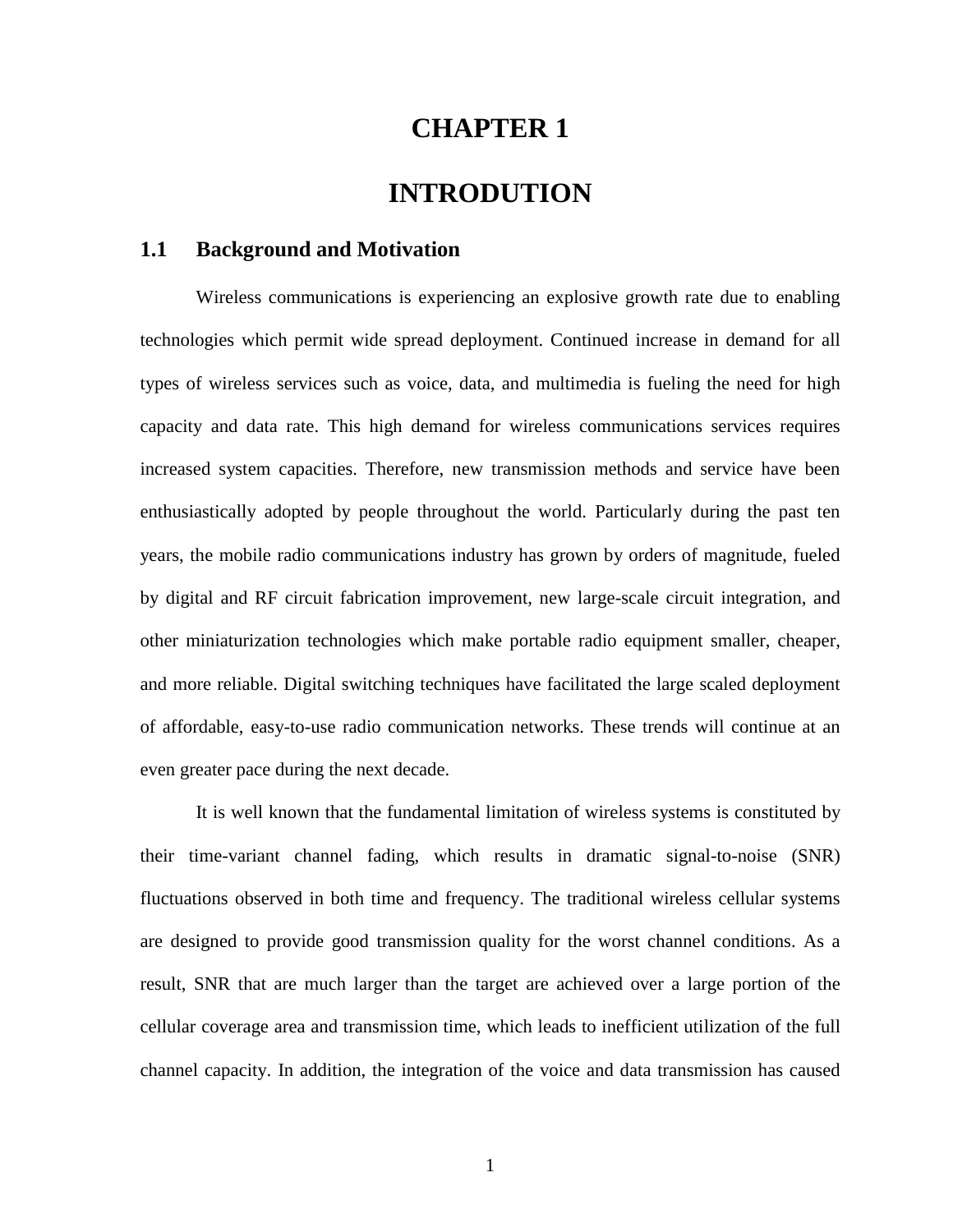# CHAPTER 1

# INTRODUTION

## 1.1 Background and Motivation

Wireless communications is experiencing an explosive growth rate due to enabling technologies which permit wide spread deployment. Continued increase in demand for all types of wireless services such as voice, data, and multimedia is fueling the need for high capacity and data rate. This high demand for wireless communications services requires increased system capacities. Therefore, new transmission methods and service have been enthusiastically adopted by people throughout the world. Particularly during the past ten years, the mobile radio communications industry has grown by orders of magnitude, fueled by digital and RF circuit fabrication improvement, new large-scale circuit integration, and other miniaturization technologies which make portable radio equipment smaller, cheaper, and more reliable. Digital switching techniques have facilitated the large scaled deployment of affordable, easy-to-use radio communication networks. These trends will continue at an even greater pace during the next decade.

It is well known that the fundamental limitation of wireless systems is constituted by their time-variant channel fading, which results in dramatic signal-to-noise (SNR) fluctuations observed in both time and frequency. The traditional wireless cellular systems are designed to provide good transmission quality for the worst channel conditions. As a result, SNR that are much larger than the target are achieved over a large portion of the cellular coverage area and transmission time, which leads to inefficient utilization of the full channel capacity. In addition, the integration of the voice and data transmission has caused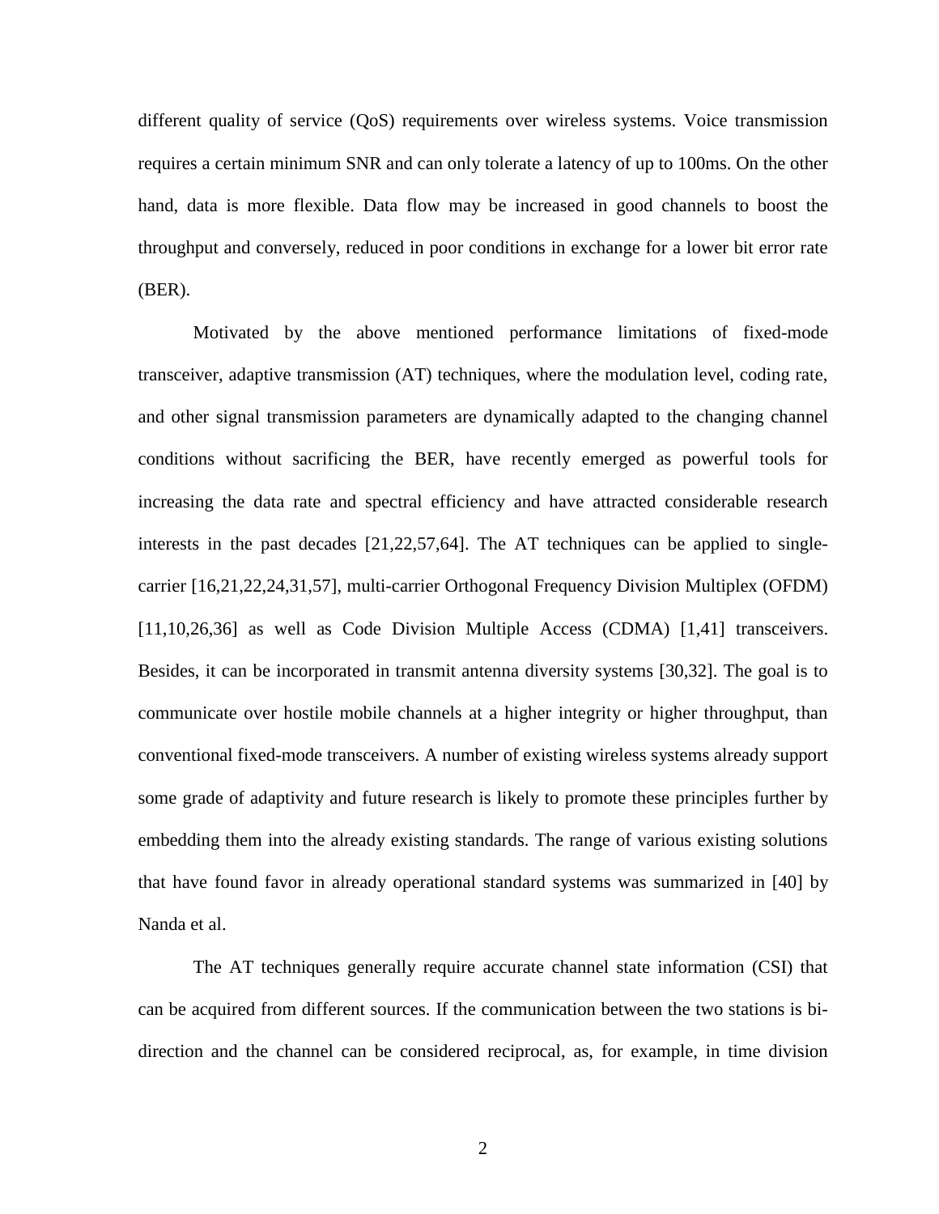different quality of service (QoS) requirements over wireless systems. Voice transmission requires a certain minimum SNR and can only tolerate a latency of up to 100ms. On the other hand, data is more flexible. Data flow may be increased in good channels to boost the throughput and conversely, reduced in poor conditions in exchange for a lower bit error rate (BER).

Motivated by the above mentioned performance limitations of fixed-mode transceiver, adaptive transmission (AT) techniques, where the modulation level, coding rate, and other signal transmission parameters are dynamically adapted to the changing channel conditions without sacrificing the BER, have recently emerged as powerful tools for increasing the data rate and spectral efficiency and have attracted considerable research interests in the past decades [21,22,57,64]. The AT techniques can be applied to single-carrier [16,21,22,24,31,57], multi-carrier Orthogonal Frequency Division Multiplex (OFDM) [11,10,26,36] as well as Code Division Multiple Access (CDMA) [1,41] transceivers. Besides, it can be incorporated in transmit antenna diversity systems [30,32]. The goal is to communicate over hostile mobile channels at a higher integrity or higher throughput, than conventional fixed-mode transceivers. A number of existing wireless systems already support some grade of adaptivity and future research is likely to promote these principles further by embedding them into the already existing standards. The range of various existing solutions that have found favor in already operational standard systems was summarized in [40] by Nanda et al.

The AT techniques generally require accurate channel state information (CSI) that can be acquired from different sources. If the communication between the two stations is bi-direction and the channel can be considered reciprocal, as, for example, in time division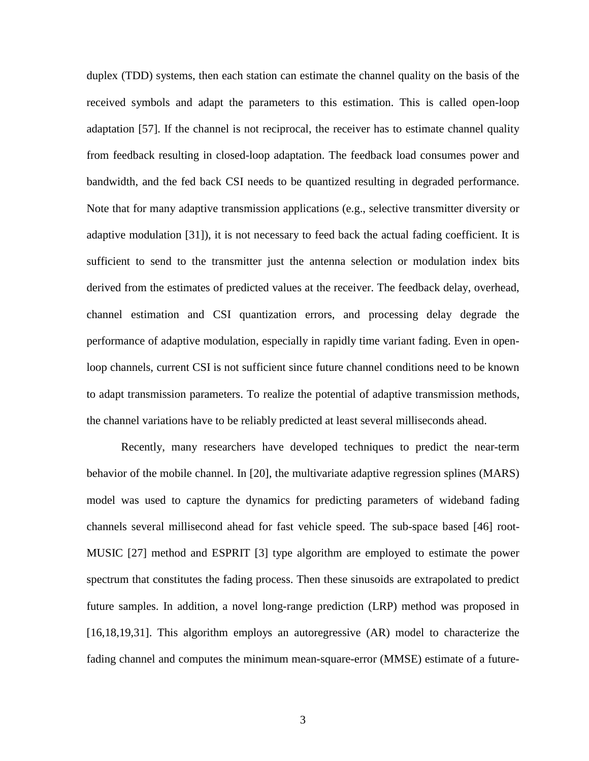duplex (TDD) systems, then each station can estimate the channel quality on the basis of the received symbols and adapt the parameters to this estimation. This is called open-loop adaptation [57]. If the channel is not reciprocal, the receiver has to estimate channel quality from feedback resulting in closed-loop adaptation. The feedback load consumes power and bandwidth, and the fed back CSI needs to be quantized resulting in degraded performance. Note that for many adaptive transmission applications (e.g., selective transmitter diversity or adaptive modulation [31]), it is not necessary to feed back the actual fading coefficient. It is sufficient to send to the transmitter just the antenna selection or modulation index bits derived from the estimates of predicted values at the receiver. The feedback delay, overhead, channel estimation and CSI quantization errors, and processing delay degrade the performance of adaptive modulation, especially in rapidly time variant fading. Even in open-loop channels, current CSI is not sufficient since future channel conditions need to be known to adapt transmission parameters. To realize the potential of adaptive transmission methods, the channel variations have to be reliably predicted at least several milliseconds ahead.

Recently, many researchers have developed techniques to predict the near-term behavior of the mobile channel. In [20], the multivariate adaptive regression splines (MARS) model was used to capture the dynamics for predicting parameters of wideband fading channels several millisecond ahead for fast vehicle speed. The sub-space based [46] root-MUSIC [27] method and ESPRIT [3] type algorithm are employed to estimate the power spectrum that constitutes the fading process. Then these sinusoids are extrapolated to predict future samples. In addition, a novel long-range prediction (LRP) method was proposed in [16,18,19,31]. This algorithm employs an autoregressive (AR) model to characterize the fading channel and computes the minimum mean-square-error (MMSE) estimate of a future-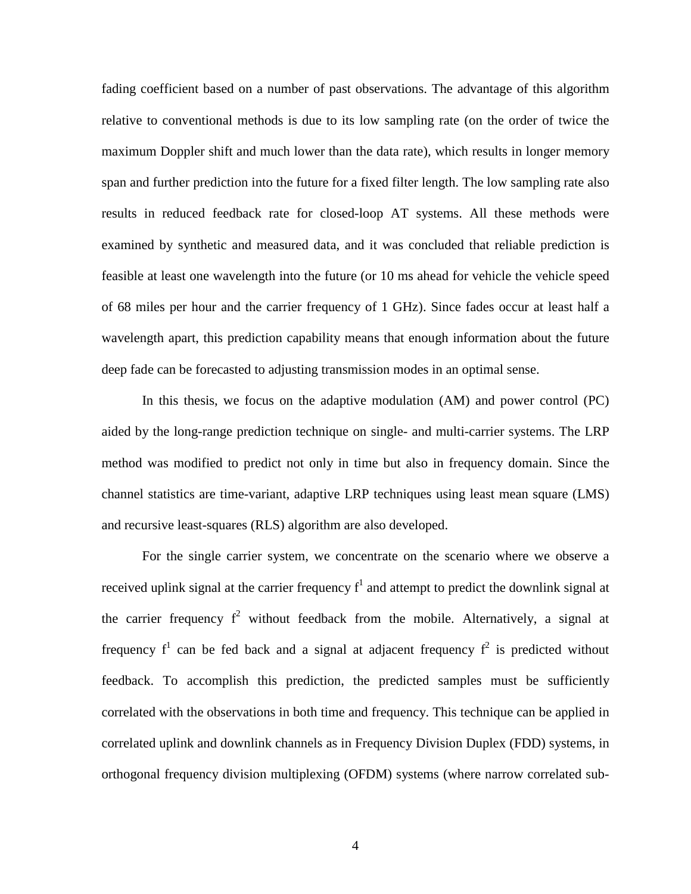fading coefficient based on a number of past observations. The advantage of this algorithm relative to conventional methods is due to its low sampling rate (on the order of twice the maximum Doppler shift and much lower than the data rate), which results in longer memory span and further prediction into the future for a fixed filter length. The low sampling rate also results in reduced feedback rate for closed-loop AT systems. All these methods were examined by synthetic and measured data, and it was concluded that reliable prediction is feasible at least one wavelength into the future (or 10 ms ahead for vehicle the vehicle speed of 68 miles per hour and the carrier frequency of 1 GHz). Since fades occur at least half a wavelength apart, this prediction capability means that enough information about the future deep fade can be forecasted to adjusting transmission modes in an optimal sense.

In this thesis, we focus on the adaptive modulation (AM) and power control (PC) aided by the long-range prediction technique on single- and multi-carrier systems. The LRP method was modified to predict not only in time but also in frequency domain. Since the channel statistics are time-variant, adaptive LRP techniques using least mean square (LMS) and recursive least-squares (RLS) algorithm are also developed.

For the single carrier system, we concentrate on the scenario where we observe a received uplink signal at the carrier frequency $f^1$ and attempt to predict the downlink signal at the carrier frequency $f^2$ without feedback from the mobile. Alternatively, a signal at frequency $f^1$ can be fed back and a signal at adjacent frequency $f^2$ is predicted without feedback. To accomplish this prediction, the predicted samples must be sufficiently correlated with the observations in both time and frequency. This technique can be applied in correlated uplink and downlink channels as in Frequency Division Duplex (FDD) systems, in orthogonal frequency division multiplexing (OFDM) systems (where narrow correlated sub-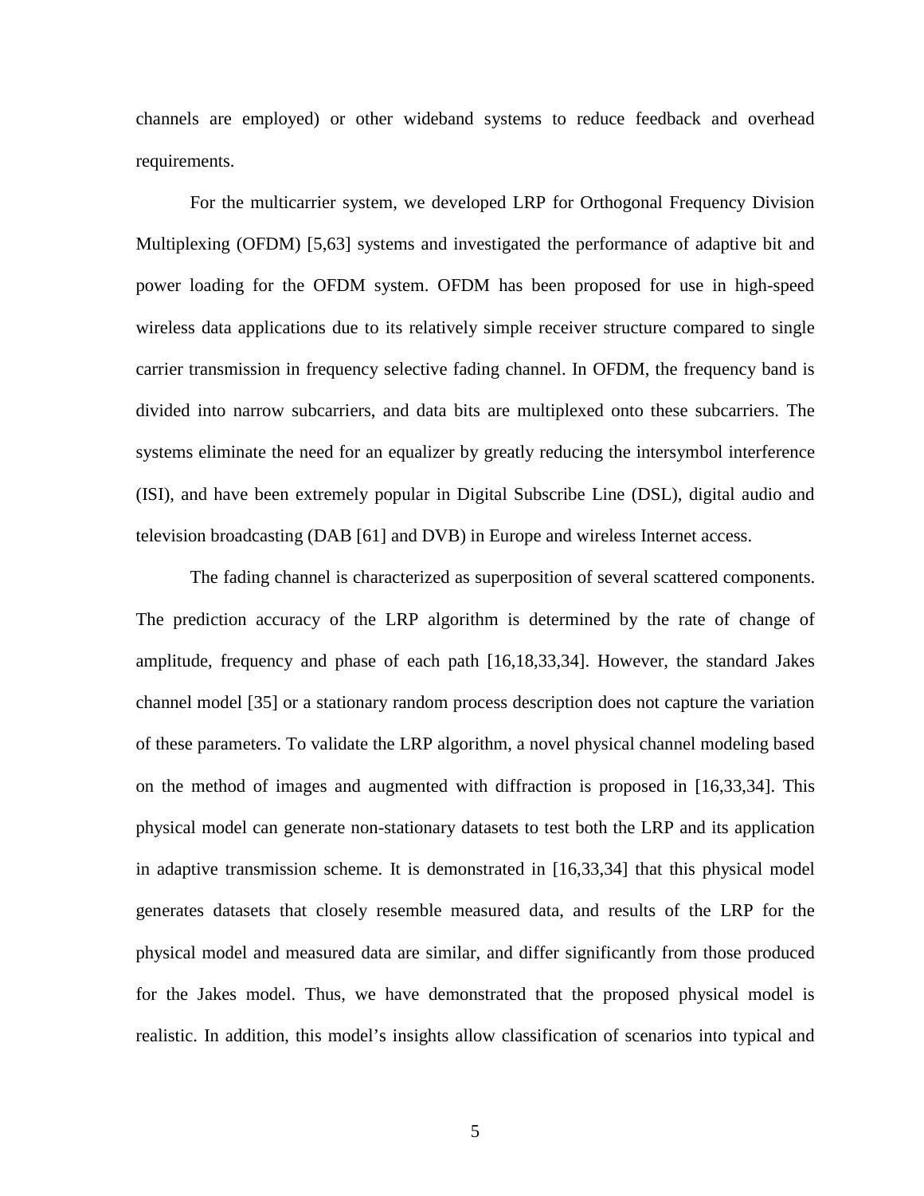channels are employed) or other wideband systems to reduce feedback and overhead requirements.

For the multicarrier system, we developed LRP for Orthogonal Frequency Division Multiplexing (OFDM) [5,63] systems and investigated the performance of adaptive bit and power loading for the OFDM system. OFDM has been proposed for use in high-speed wireless data applications due to its relatively simple receiver structure compared to single carrier transmission in frequency selective fading channel. In OFDM, the frequency band is divided into narrow subcarriers, and data bits are multiplexed onto these subcarriers. The systems eliminate the need for an equalizer by greatly reducing the intersymbol interference (ISI), and have been extremely popular in Digital Subscribe Line (DSL), digital audio and television broadcasting (DAB [61] and DVB) in Europe and wireless Internet access.

The fading channel is characterized as superposition of several scattered components. The prediction accuracy of the LRP algorithm is determined by the rate of change of amplitude, frequency and phase of each path [16,18,33,34]. However, the standard Jakes channel model [35] or a stationary random process description does not capture the variation of these parameters. To validate the LRP algorithm, a novel physical channel modeling based on the method of images and augmented with diffraction is proposed in [16,33,34]. This physical model can generate non-stationary datasets to test both the LRP and its application in adaptive transmission scheme. It is demonstrated in [16,33,34] that this physical model generates datasets that closely resemble measured data, and results of the LRP for the physical model and measured data are similar, and differ significantly from those produced for the Jakes model. Thus, we have demonstrated that the proposed physical model is realistic. In addition, this model's insights allow classification of scenarios into typical and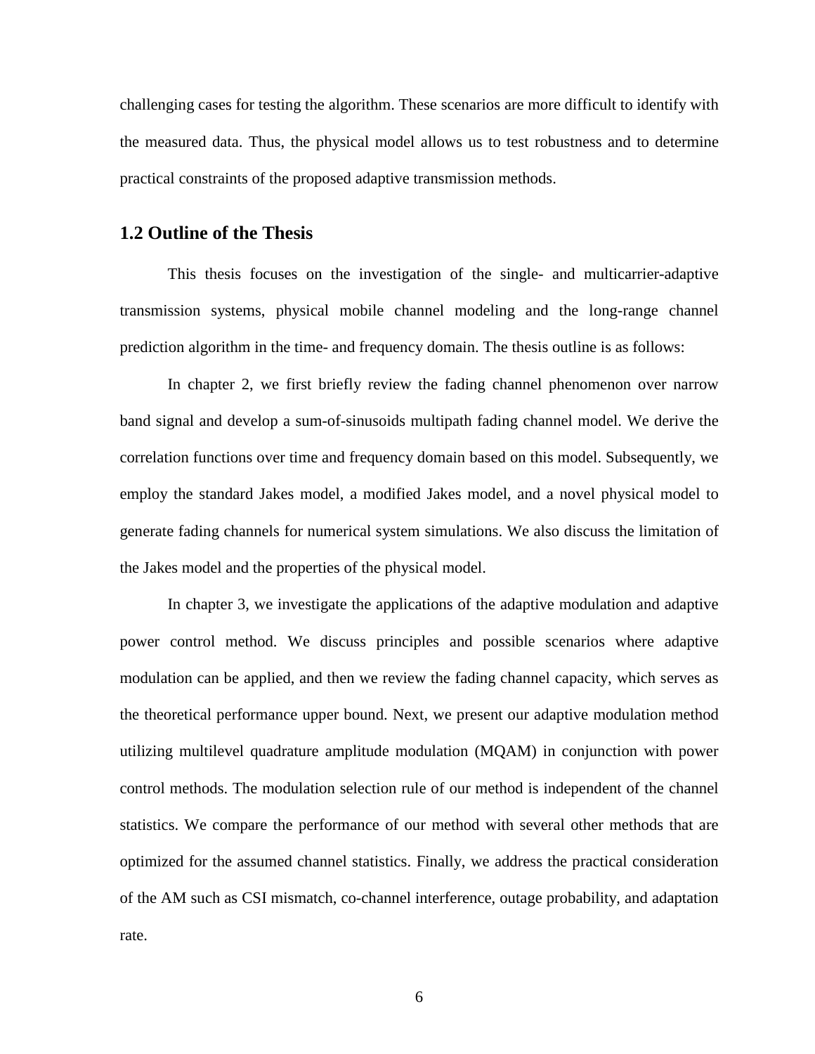challenging cases for testing the algorithm. These scenarios are more difficult to identify with the measured data. Thus, the physical model allows us to test robustness and to determine practical constraints of the proposed adaptive transmission methods.

## 1.2 Outline of the Thesis

This thesis focuses on the investigation of the single- and multicarrier-adaptive transmission systems, physical mobile channel modeling and the long-range channel prediction algorithm in the time- and frequency domain. The thesis outline is as follows:

In chapter 2, we first briefly review the fading channel phenomenon over narrow band signal and develop a sum-of-sinusoids multipath fading channel model. We derive the correlation functions over time and frequency domain based on this model. Subsequently, we employ the standard Jakes model, a modified Jakes model, and a novel physical model to generate fading channels for numerical system simulations. We also discuss the limitation of the Jakes model and the properties of the physical model.

In chapter 3, we investigate the applications of the adaptive modulation and adaptive power control method. We discuss principles and possible scenarios where adaptive modulation can be applied, and then we review the fading channel capacity, which serves as the theoretical performance upper bound. Next, we present our adaptive modulation method utilizing multilevel quadrature amplitude modulation (MQAM) in conjunction with power control methods. The modulation selection rule of our method is independent of the channel statistics. We compare the performance of our method with several other methods that are optimized for the assumed channel statistics. Finally, we address the practical consideration of the AM such as CSI mismatch, co-channel interference, outage probability, and adaptation rate.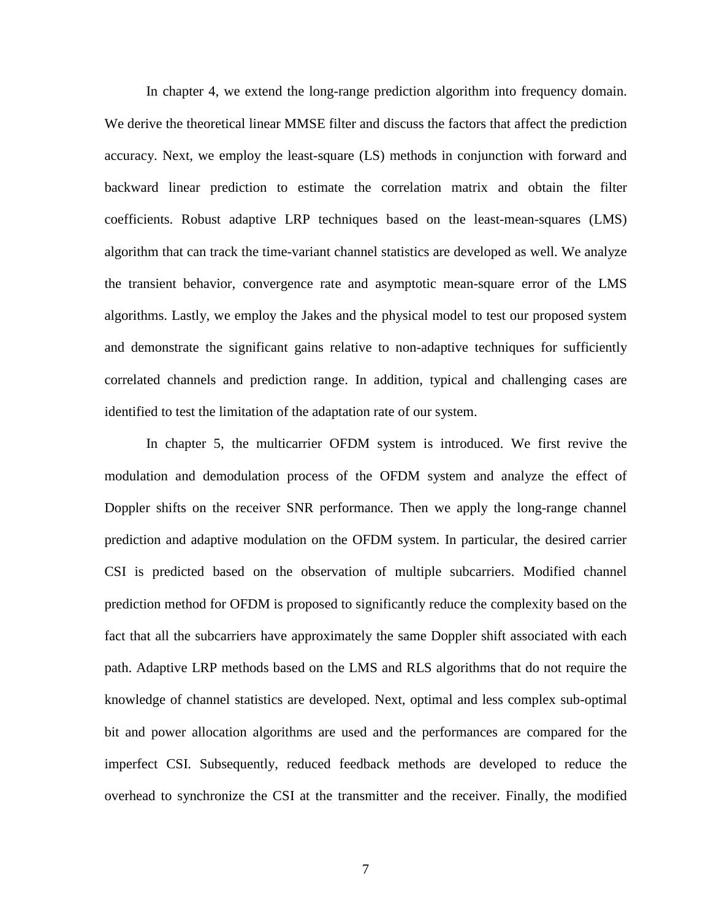In chapter 4, we extend the long-range prediction algorithm into frequency domain. We derive the theoretical linear MMSE filter and discuss the factors that affect the prediction accuracy. Next, we employ the least-square (LS) methods in conjunction with forward and backward linear prediction to estimate the correlation matrix and obtain the filter coefficients. Robust adaptive LRP techniques based on the least-mean-squares (LMS) algorithm that can track the time-variant channel statistics are developed as well. We analyze the transient behavior, convergence rate and asymptotic mean-square error of the LMS algorithms. Lastly, we employ the Jakes and the physical model to test our proposed system and demonstrate the significant gains relative to non-adaptive techniques for sufficiently correlated channels and prediction range. In addition, typical and challenging cases are identified to test the limitation of the adaptation rate of our system.

In chapter 5, the multicarrier OFDM system is introduced. We first revive the modulation and demodulation process of the OFDM system and analyze the effect of Doppler shifts on the receiver SNR performance. Then we apply the long-range channel prediction and adaptive modulation on the OFDM system. In particular, the desired carrier CSI is predicted based on the observation of multiple subcarriers. Modified channel prediction method for OFDM is proposed to significantly reduce the complexity based on the fact that all the subcarriers have approximately the same Doppler shift associated with each path. Adaptive LRP methods based on the LMS and RLS algorithms that do not require the knowledge of channel statistics are developed. Next, optimal and less complex sub-optimal bit and power allocation algorithms are used and the performances are compared for the imperfect CSI. Subsequently, reduced feedback methods are developed to reduce the overhead to synchronize the CSI at the transmitter and the receiver. Finally, the modified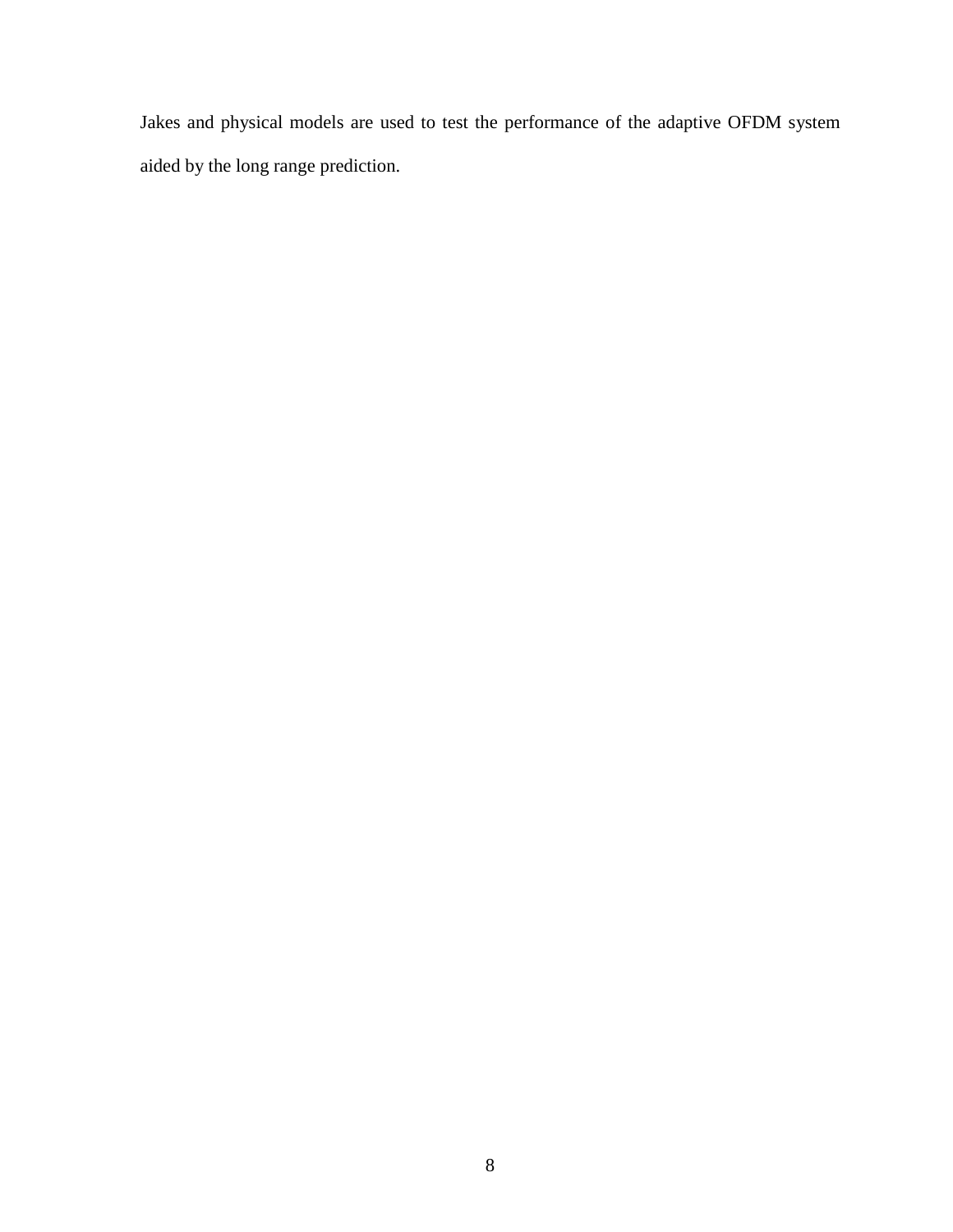Jakes and physical models are used to test the performance of the adaptive OFDM system aided by the long range prediction.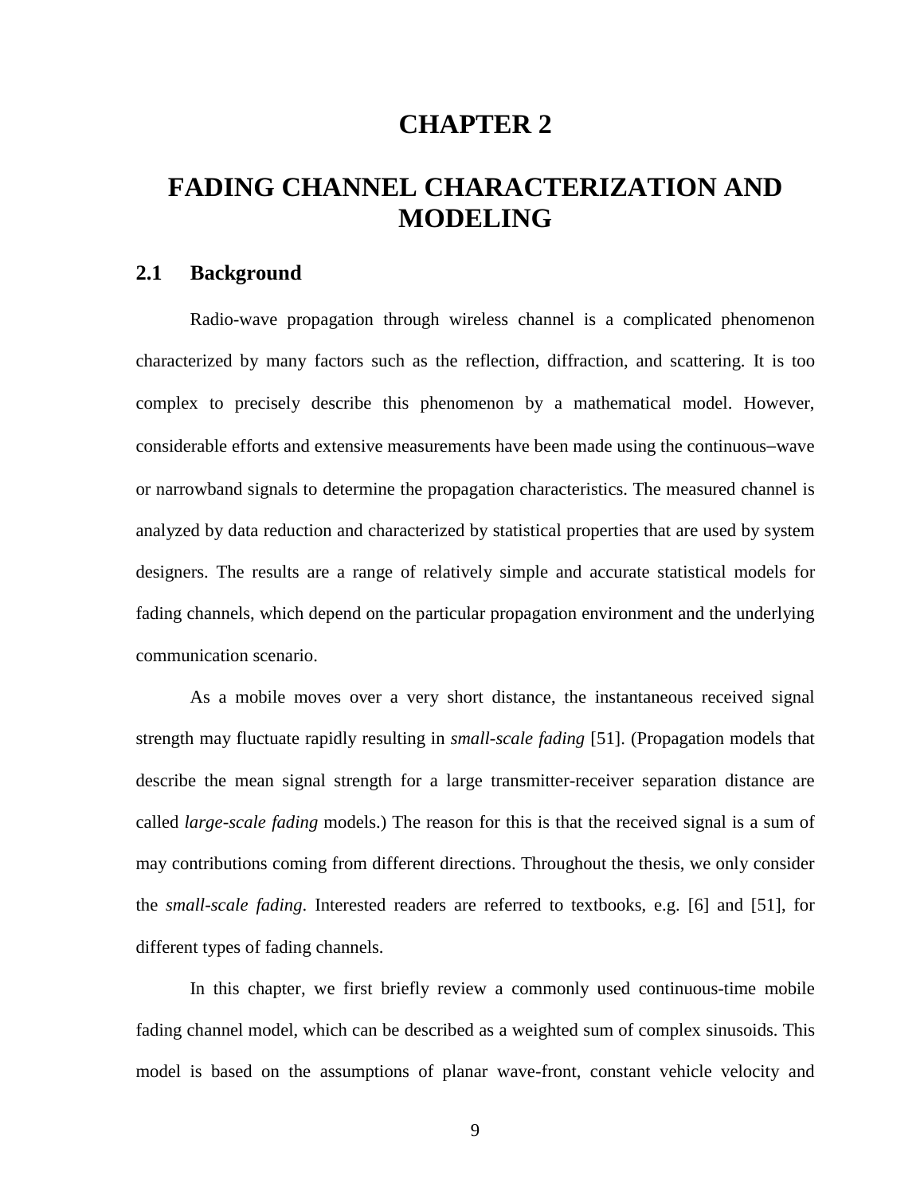# CHAPTER 2

# FADING CHANNEL CHARACTERIZATION AND MODELING

## 2.1 Background

Radio-wave propagation through wireless channel is a complicated phenomenon characterized by many factors such as the reflection, diffraction, and scattering. It is too complex to precisely describe this phenomenon by a mathematical model. However, considerable efforts and extensive measurements have been made using the continuous–wave or narrowband signals to determine the propagation characteristics. The measured channel is analyzed by data reduction and characterized by statistical properties that are used by system designers. The results are a range of relatively simple and accurate statistical models for fading channels, which depend on the particular propagation environment and the underlying communication scenario.

As a mobile moves over a very short distance, the instantaneous received signal strength may fluctuate rapidly resulting in *small-scale fading* [51]. (Propagation models that describe the mean signal strength for a large transmitter-receiver separation distance are called *large-scale fading* models.) The reason for this is that the received signal is a sum of may contributions coming from different directions. Throughout the thesis, we only consider the *small-scale fading*. Interested readers are referred to textbooks, e.g. [6] and [51], for different types of fading channels.

In this chapter, we first briefly review a commonly used continuous-time mobile fading channel model, which can be described as a weighted sum of complex sinusoids. This model is based on the assumptions of planar wave-front, constant vehicle velocity and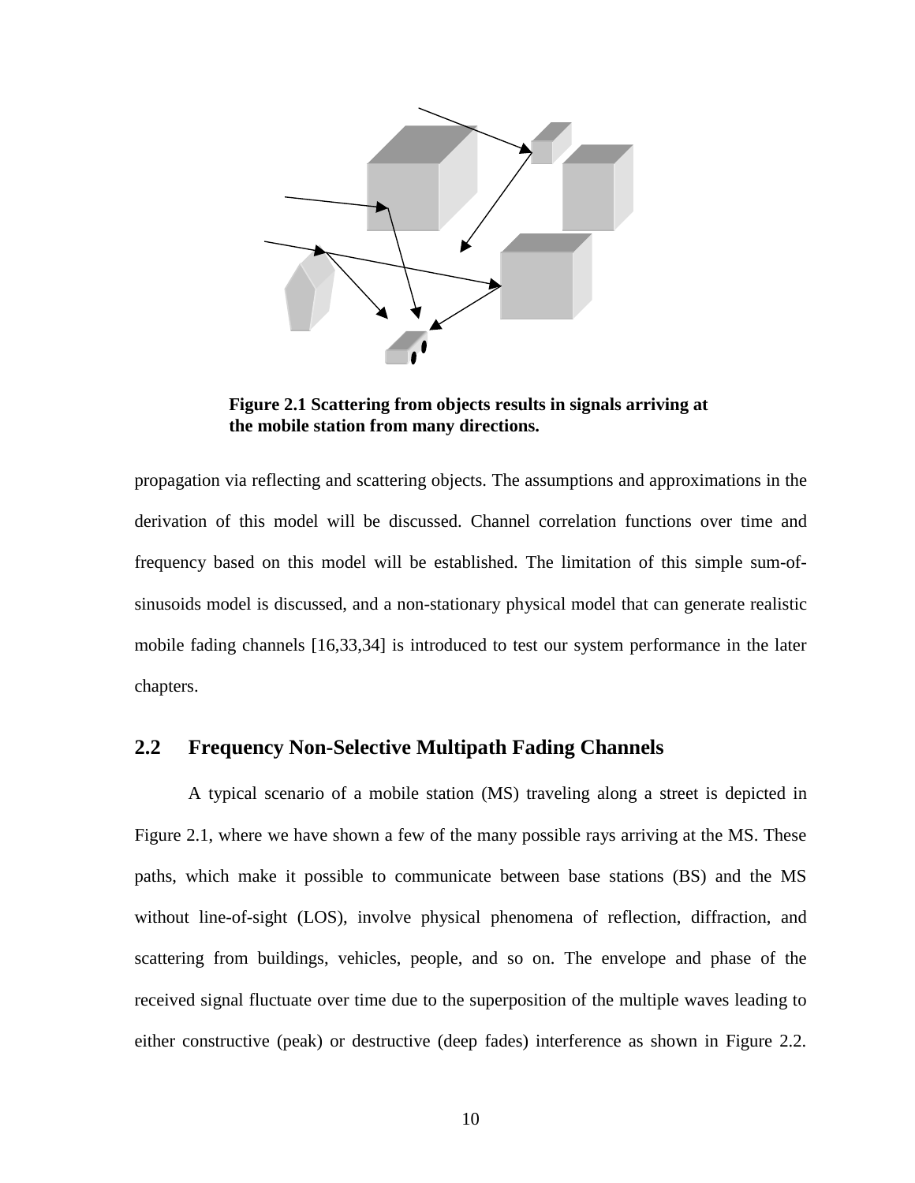**Figure 2.1 Scattering from objects results in signals arriving at the mobile station from many directions.**

propagation via reflecting and scattering objects. The assumptions and approximations in the derivation of this model will be discussed. Channel correlation functions over time and frequency based on this model will be established. The limitation of this simple sum-of-sinusoids model is discussed, and a non-stationary physical model that can generate realistic mobile fading channels [16,33,34] is introduced to test our system performance in the later chapters.

## 2.2 Frequency Non-Selective Multipath Fading Channels

A typical scenario of a mobile station (MS) traveling along a street is depicted in Figure 2.1, where we have shown a few of the many possible rays arriving at the MS. These paths, which make it possible to communicate between base stations (BS) and the MS without line-of-sight (LOS), involve physical phenomena of reflection, diffraction, and scattering from buildings, vehicles, people, and so on. The envelope and phase of the received signal fluctuate over time due to the superposition of the multiple waves leading to either constructive (peak) or destructive (deep fades) interference as shown in Figure 2.2.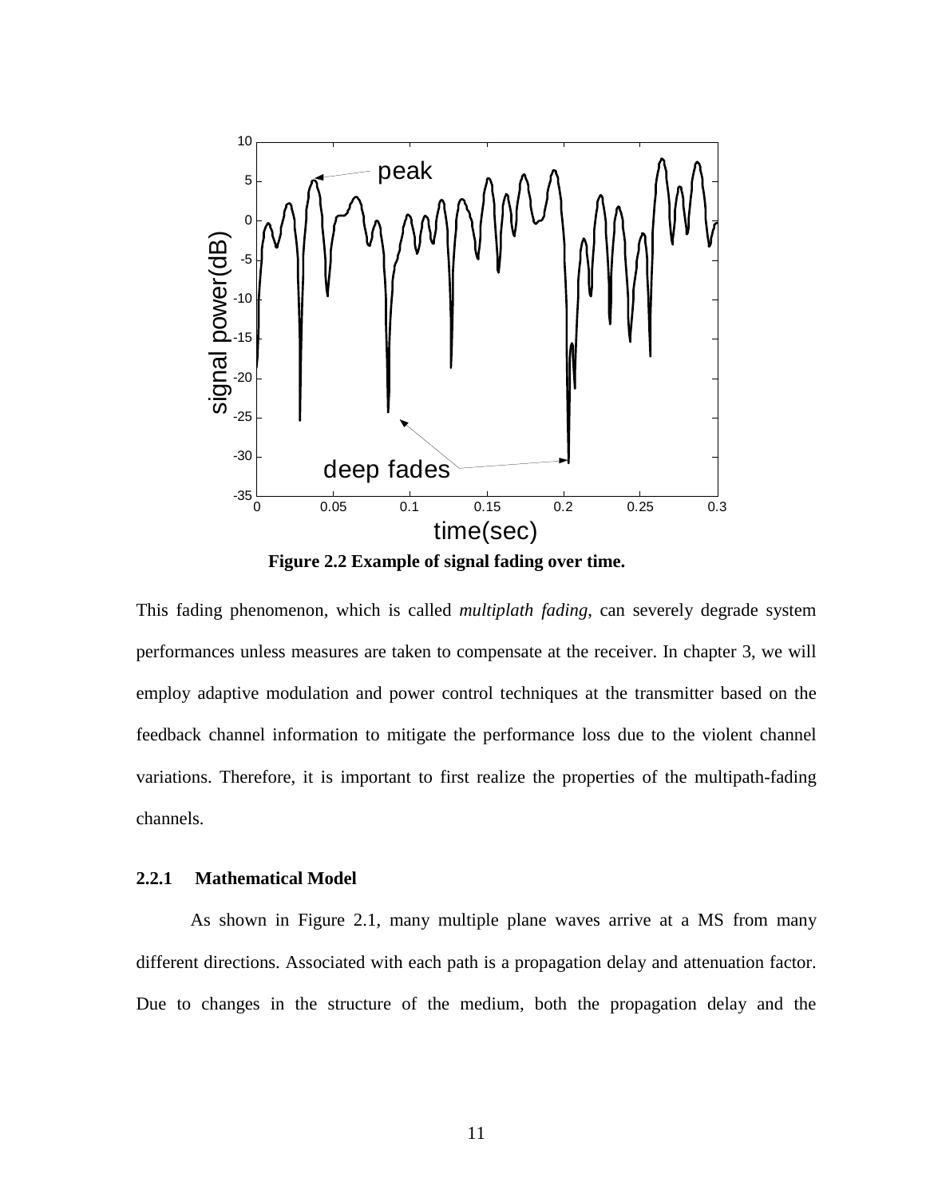Figure 2.2 Example of signal fading over time.

This fading phenomenon, which is called *multiplath fading*, can severely degrade system performances unless measures are taken to compensate at the receiver. In chapter 3, we will employ adaptive modulation and power control techniques at the transmitter based on the feedback channel information to mitigate the performance loss due to the violent channel variations. Therefore, it is important to first realize the properties of the multipath-fading channels.

### 2.2.1 Mathematical Model

As shown in Figure 2.1, many multiple plane waves arrive at a MS from many different directions. Associated with each path is a propagation delay and attenuation factor. Due to changes in the structure of the medium, both the propagation delay and the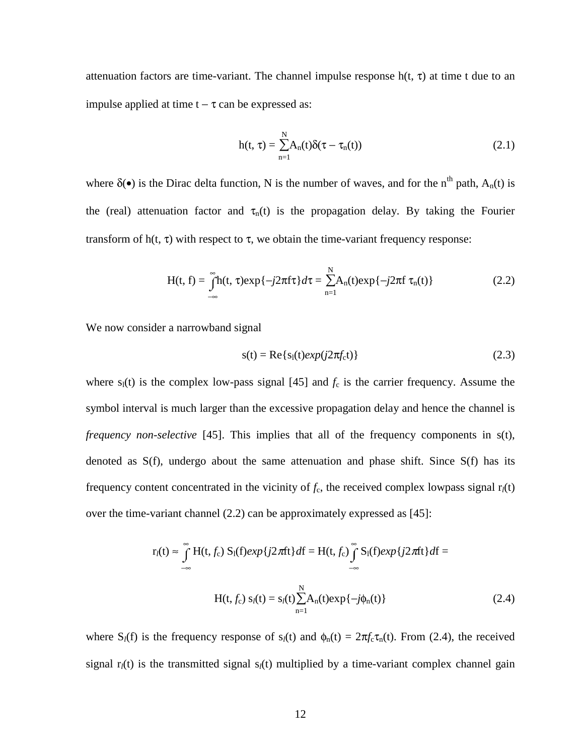attenuation factors are time-variant. The channel impulse response $h(t, \tau)$ at time t due to an impulse applied at time $t - \tau$ can be expressed as:

$$h(t, \tau) = \sum_{n=1}^{N} A_n(t)\delta(\tau - \tau_n(t)) \tag{2.1}$$

where $\delta(\bullet)$ is the Dirac delta function, N is the number of waves, and for the $n^{th}$ path, $A_n(t)$ is the (real) attenuation factor and $\tau_n(t)$ is the propagation delay. By taking the Fourier transform of $h(t, \tau)$ with respect to $\tau$, we obtain the time-variant frequency response:

$$H(t, f) = \int_{-\infty}^{\infty} h(t, \tau)\exp\{-j2\pi f\tau\}d\tau = \sum_{n=1}^{N} A_n(t)\exp\{-j2\pi f\,\tau_n(t)\} \tag{2.2}$$

We now consider a narrowband signal

$$s(t) = \text{Re}\{s_l(t)exp(j2\pi f_c t)\} \tag{2.3}$$

where $s_l(t)$ is the complex low-pass signal [45] and $f_c$ is the carrier frequency. Assume the symbol interval is much larger than the excessive propagation delay and hence the channel is *frequency non-selective* [45]. This implies that all of the frequency components in s(t), denoted as S(f), undergo about the same attenuation and phase shift. Since S(f) has its frequency content concentrated in the vicinity of $f_c$, the received complex lowpass signal $r_l(t)$ over the time-variant channel (2.2) can be approximately expressed as [45]:

$$r_l(t) \approx \int_{-\infty}^{\infty} H(t, f_c)\, S_l(f)exp\{j2\pi ft\}df = H(t, f_c)\int_{-\infty}^{\infty} S_l(f)exp\{j2\pi ft\}df =$$

$$H(t, f_c)\, s_l(t) = s_l(t)\sum_{n=1}^{N} A_n(t)\exp\{-j\phi_n(t)\} \tag{2.4}$$

where $S_l(f)$ is the frequency response of $s_l(t)$ and $\phi_n(t) = 2\pi f_c\tau_n(t)$. From (2.4), the received signal $r_l(t)$ is the transmitted signal $s_l(t)$ multiplied by a time-variant complex channel gain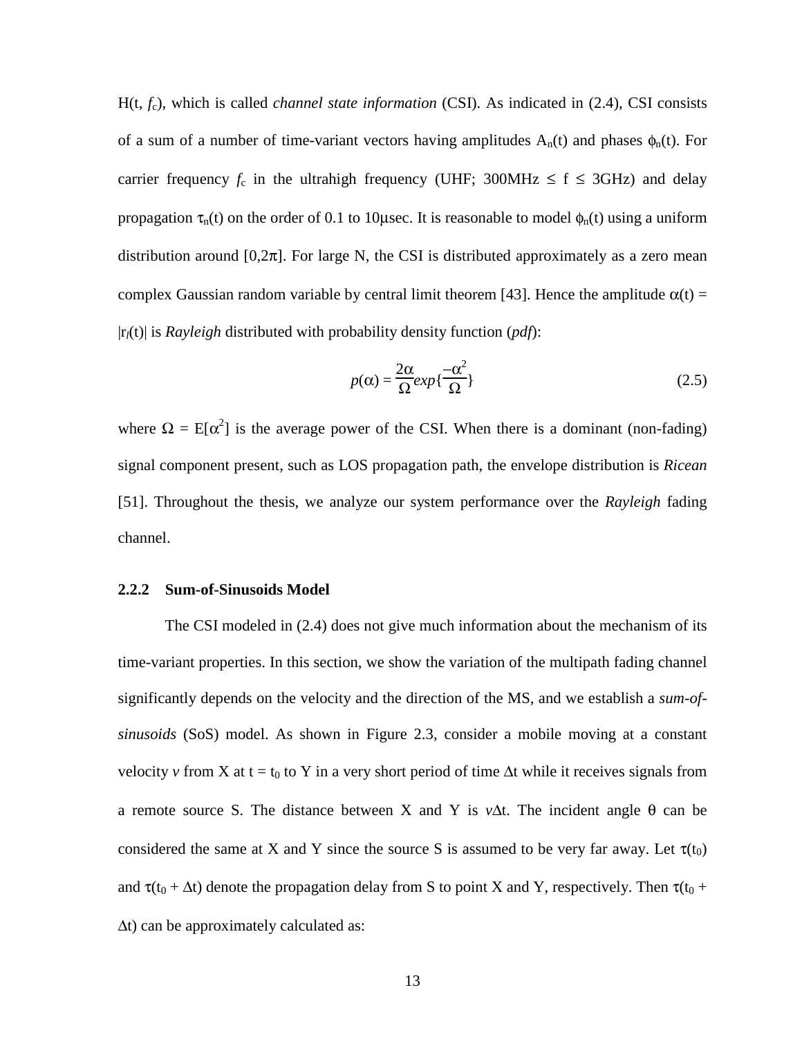$H(t, f_c)$, which is called *channel state information* (CSI). As indicated in (2.4), CSI consists of a sum of a number of time-variant vectors having amplitudes $A_n(t)$ and phases $\phi_n(t)$. For carrier frequency $f_c$ in the ultrahigh frequency (UHF; 300MHz $\leq$ f $\leq$ 3GHz) and delay propagation $\tau_n(t)$ on the order of 0.1 to 10μsec. It is reasonable to model $\phi_n(t)$ using a uniform distribution around $[0,2\pi]$. For large N, the CSI is distributed approximately as a zero mean complex Gaussian random variable by central limit theorem [43]. Hence the amplitude $\alpha(t) = |r_l(t)|$ is *Rayleigh* distributed with probability density function (*pdf*):

$$p(\alpha) = \frac{2\alpha}{\Omega} exp\{\frac{-\alpha^2}{\Omega}\} \tag{2.5}$$

where $\Omega = E[\alpha^2]$ is the average power of the CSI. When there is a dominant (non-fading) signal component present, such as LOS propagation path, the envelope distribution is *Ricean* [51]. Throughout the thesis, we analyze our system performance over the *Rayleigh* fading channel.

### 2.2.2 Sum-of-Sinusoids Model

The CSI modeled in (2.4) does not give much information about the mechanism of its time-variant properties. In this section, we show the variation of the multipath fading channel significantly depends on the velocity and the direction of the MS, and we establish a *sum-of-sinusoids* (SoS) model. As shown in Figure 2.3, consider a mobile moving at a constant velocity $v$ from X at $t = t_0$ to Y in a very short period of time $\Delta t$ while it receives signals from a remote source S. The distance between X and Y is $v\Delta t$. The incident angle $\theta$ can be considered the same at X and Y since the source S is assumed to be very far away. Let $\tau(t_0)$ and $\tau(t_0 + \Delta t)$ denote the propagation delay from S to point X and Y, respectively. Then $\tau(t_0 + \Delta t)$ can be approximately calculated as: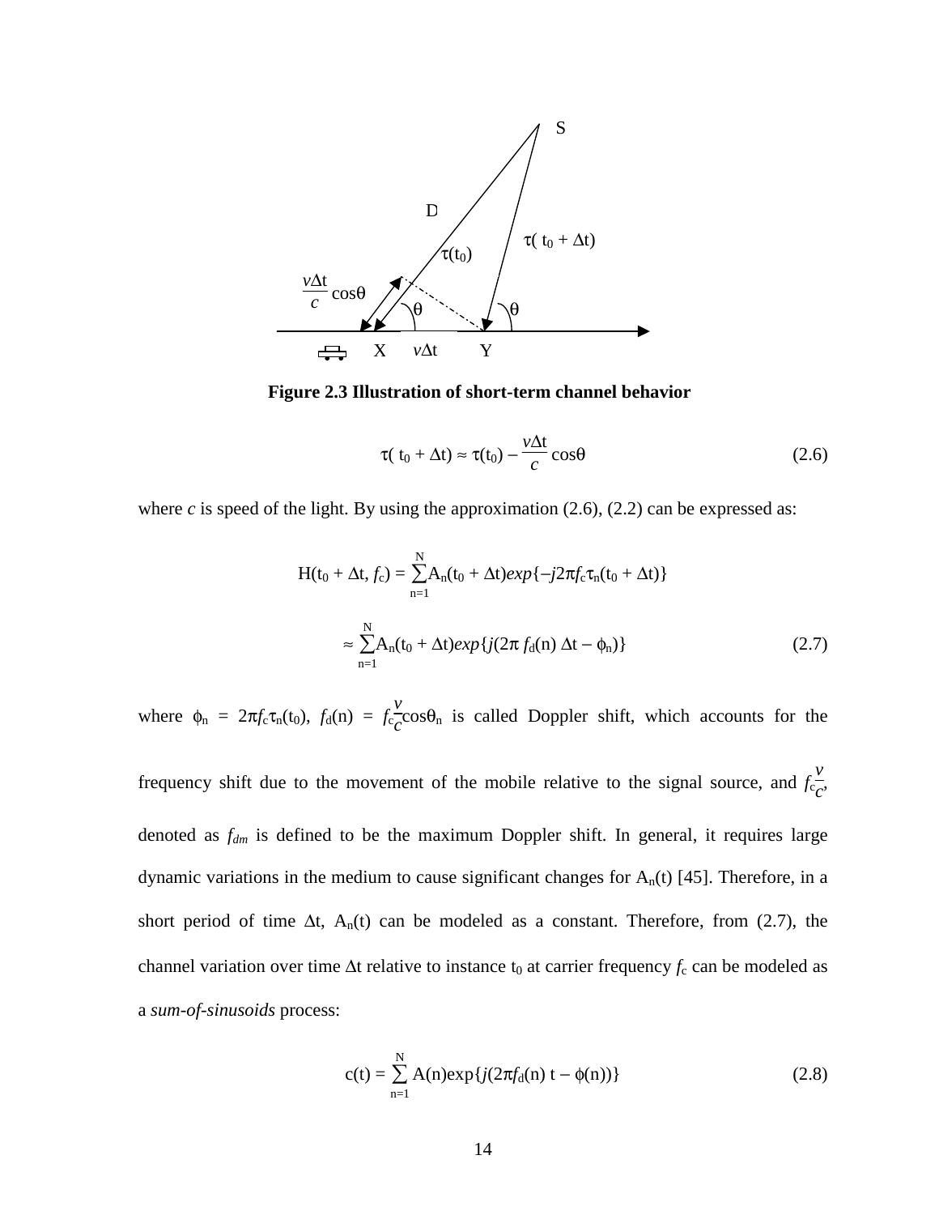**Figure 2.3 Illustration of short-term channel behavior**

$$\tau(t_0 + \Delta t) \approx \tau(t_0) - \frac{v\Delta t}{c}\cos\theta \tag{2.6}$$

where $c$ is speed of the light. By using the approximation (2.6), (2.2) can be expressed as:

$$H(t_0 + \Delta t, f_c) = \sum_{n=1}^{N} A_n(t_0 + \Delta t)exp\{-j2\pi f_c \tau_n(t_0 + \Delta t)\}$$

$$\approx \sum_{n=1}^{N} A_n(t_0 + \Delta t)exp\{j(2\pi\, f_d(n)\, \Delta t - \phi_n)\} \tag{2.7}$$

where $\phi_n = 2\pi f_c \tau_n(t_0)$, $f_d(n) = f_c\frac{v}{c}\cos\theta_n$ is called Doppler shift, which accounts for the frequency shift due to the movement of the mobile relative to the signal source, and $f_c\frac{v}{c}$, denoted as $f_{dm}$ is defined to be the maximum Doppler shift. In general, it requires large dynamic variations in the medium to cause significant changes for $A_n(t)$ [45]. Therefore, in a short period of time $\Delta t$, $A_n(t)$ can be modeled as a constant. Therefore, from (2.7), the channel variation over time $\Delta t$ relative to instance $t_0$ at carrier frequency $f_c$ can be modeled as a *sum-of-sinusoids* process:

$$c(t) = \sum_{n=1}^{N} A(n)\exp\{j(2\pi f_d(n)\, t - \phi(n))\} \tag{2.8}$$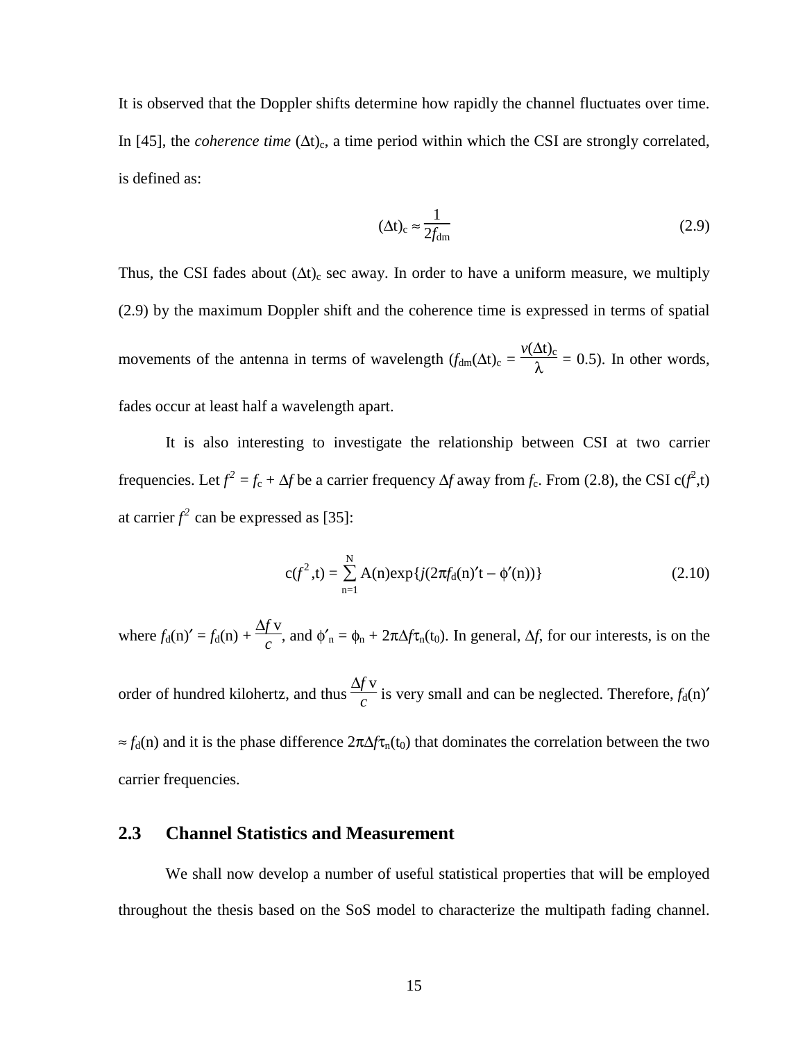It is observed that the Doppler shifts determine how rapidly the channel fluctuates over time. In [45], the *coherence time* $(\Delta t)_c$, a time period within which the CSI are strongly correlated, is defined as:

$$(\Delta t)_c \approx \frac{1}{2f_{dm}} \tag{2.9}$$

Thus, the CSI fades about $(\Delta t)_c$ sec away. In order to have a uniform measure, we multiply (2.9) by the maximum Doppler shift and the coherence time is expressed in terms of spatial movements of the antenna in terms of wavelength ($f_{dm}(\Delta t)_c = \frac{v(\Delta t)_c}{\lambda} = 0.5$). In other words, fades occur at least half a wavelength apart.

It is also interesting to investigate the relationship between CSI at two carrier frequencies. Let $f^2 = f_c + \Delta f$ be a carrier frequency $\Delta f$ away from $f_c$. From (2.8), the CSI $c(f^2,t)$ at carrier $f^2$ can be expressed as [35]:

$$c(f^2,t) = \sum_{n=1}^{N} A(n)\exp\{j(2\pi f_d(n)' t - \phi'(n))\} \tag{2.10}$$

where $f_d(n)' = f_d(n) + \frac{\Delta f\, v}{c}$, and $\phi'_n = \phi_n + 2\pi\Delta f \tau_n(t_0)$. In general, $\Delta f$, for our interests, is on the order of hundred kilohertz, and thus $\frac{\Delta f\, v}{c}$ is very small and can be neglected. Therefore, $f_d(n)' \approx f_d(n)$ and it is the phase difference $2\pi\Delta f \tau_n(t_0)$ that dominates the correlation between the two carrier frequencies.

## 2.3 Channel Statistics and Measurement

We shall now develop a number of useful statistical properties that will be employed throughout the thesis based on the SoS model to characterize the multipath fading channel.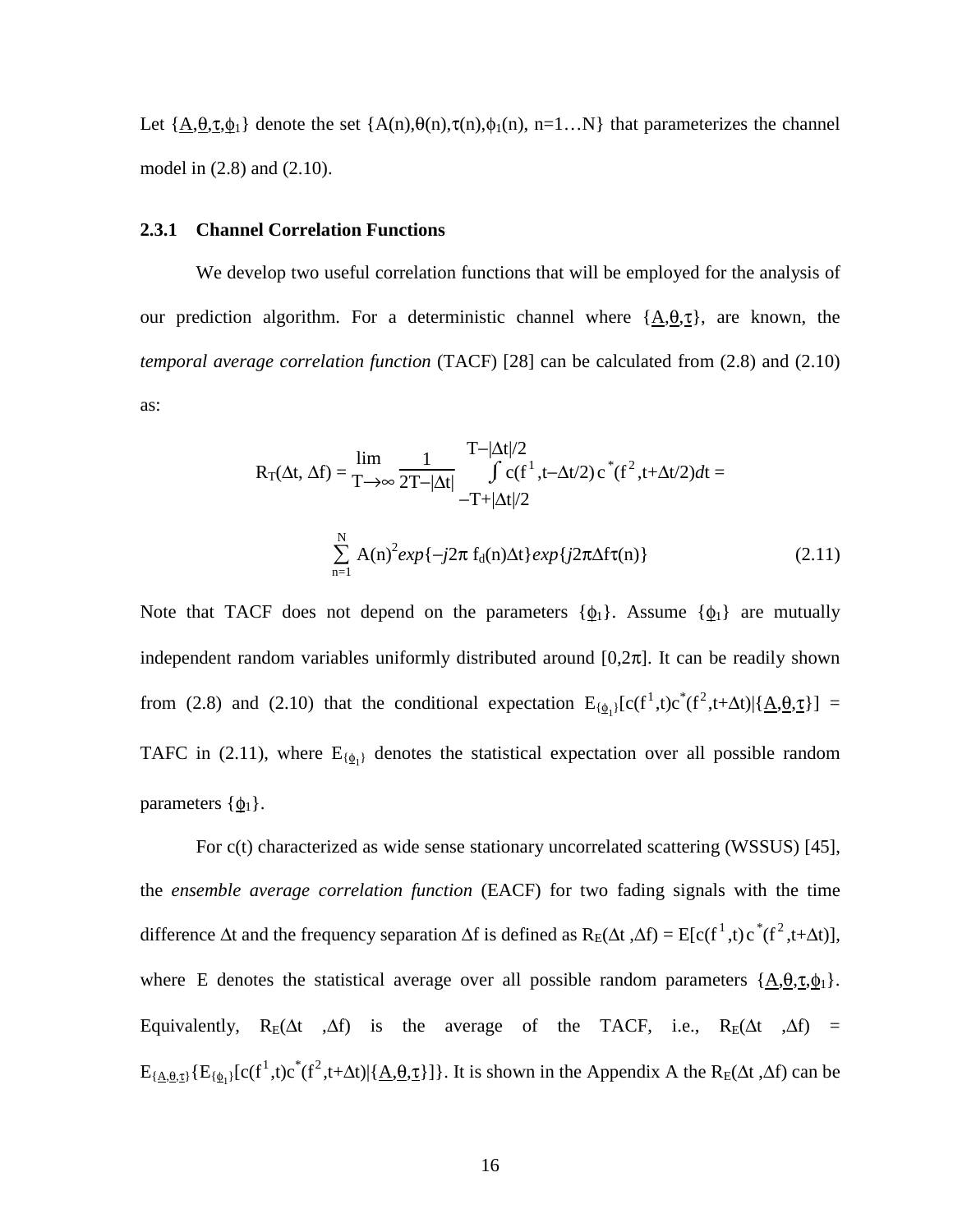Let $\{\underline{A},\underline{\theta},\underline{\tau},\underline{\phi}_1\}$ denote the set $\{A(n),\theta(n),\tau(n),\phi_1(n), n=1\ldots N\}$ that parameterizes the channel model in (2.8) and (2.10).

### 2.3.1 Channel Correlation Functions

We develop two useful correlation functions that will be employed for the analysis of our prediction algorithm. For a deterministic channel where $\{\underline{A},\underline{\theta},\underline{\tau}\}$, are known, the *temporal average correlation function* (TACF) [28] can be calculated from (2.8) and (2.10) as:

$$R_T(\Delta t, \Delta f) = \lim_{T\to\infty} \frac{1}{2T-|\Delta t|} \int_{-T+|\Delta t|/2}^{T-|\Delta t|/2} c(f^1, t-\Delta t/2)\, c^*(f^2, t+\Delta t/2)\, dt =$$

$$\sum_{n=1}^{N} A(n)^2 exp\{-j2\pi\, f_d(n)\Delta t\} exp\{j2\pi \Delta f \tau(n)\} \tag{2.11}$$

Note that TACF does not depend on the parameters $\{\underline{\phi}_1\}$. Assume $\{\underline{\phi}_1\}$ are mutually independent random variables uniformly distributed around $[0,2\pi]$. It can be readily shown from (2.8) and (2.10) that the conditional expectation $E_{\{\underline{\phi}_1\}}[c(f^1,t)c^*(f^2,t+\Delta t)|\{\underline{A},\underline{\theta},\underline{\tau}\}]$ = TAFC in (2.11), where $E_{\{\underline{\phi}_1\}}$ denotes the statistical expectation over all possible random parameters $\{\underline{\phi}_1\}$.

For c(t) characterized as wide sense stationary uncorrelated scattering (WSSUS) [45], the *ensemble average correlation function* (EACF) for two fading signals with the time difference $\Delta t$ and the frequency separation $\Delta f$ is defined as $R_E(\Delta t, \Delta f) = E[c(f^1,t)\, c^*(f^2,t+\Delta t)]$, where E denotes the statistical average over all possible random parameters $\{\underline{A},\underline{\theta},\underline{\tau},\underline{\phi}_1\}$. Equivalently, $R_E(\Delta t, \Delta f)$ is the average of the TACF, i.e., $R_E(\Delta t, \Delta f) = E_{\{\underline{A},\underline{\theta},\underline{\tau}\}}\{E_{\{\underline{\phi}_1\}}[c(f^1,t)c^*(f^2,t+\Delta t)|\{\underline{A},\underline{\theta},\underline{\tau}\}]\}$. It is shown in the Appendix A the $R_E(\Delta t, \Delta f)$ can be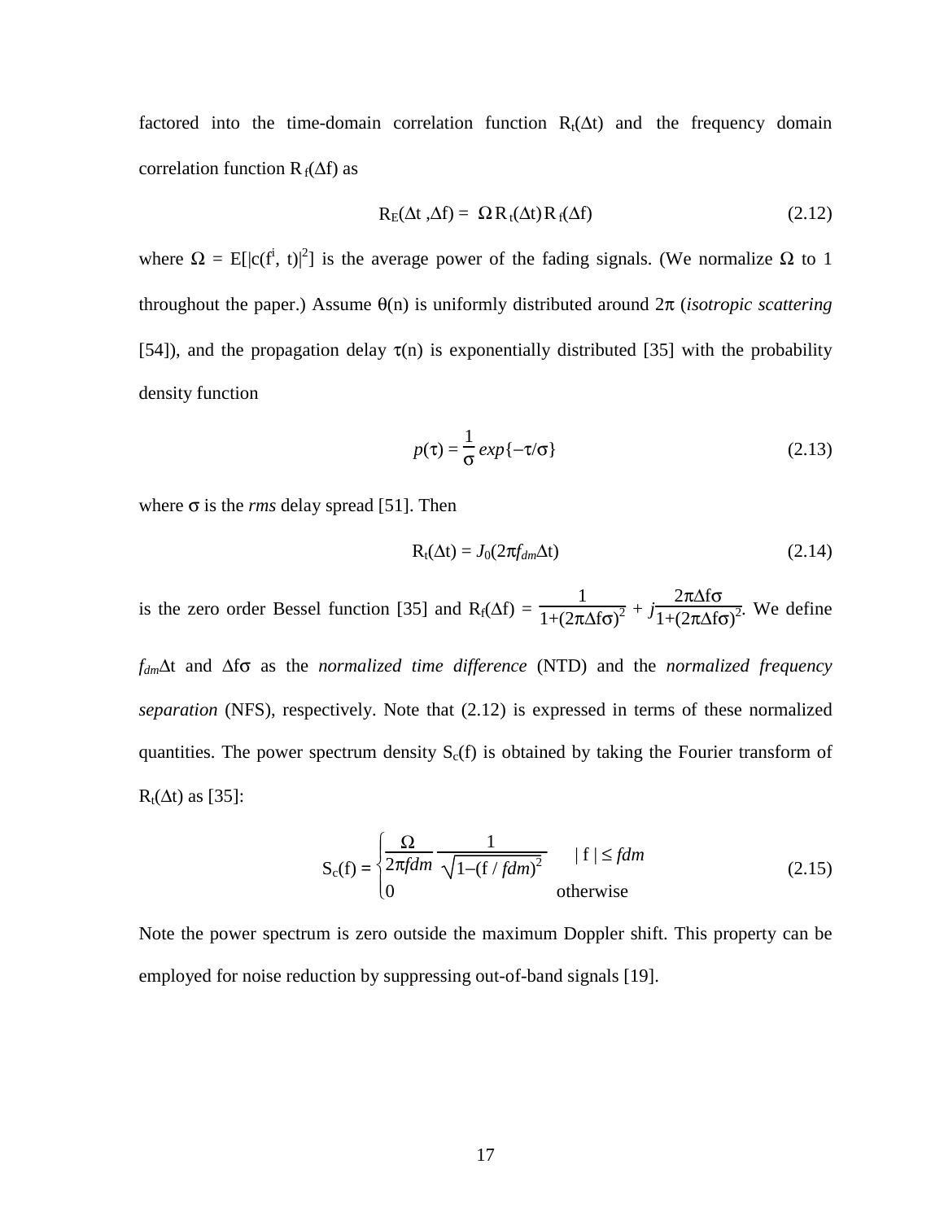factored into the time-domain correlation function $R_t(\Delta t)$ and the frequency domain correlation function $R_f(\Delta f)$ as

$$R_E(\Delta t, \Delta f) = \Omega R_t(\Delta t) R_f(\Delta f) \tag{2.12}$$

where $\Omega = E[|c(f^i, t)|^2]$ is the average power of the fading signals. (We normalize $\Omega$ to 1 throughout the paper.) Assume $\theta(n)$ is uniformly distributed around $2\pi$ (*isotropic scattering* [54]), and the propagation delay $\tau(n)$ is exponentially distributed [35] with the probability density function

$$p(\tau) = \frac{1}{\sigma} exp\{-\tau/\sigma\} \tag{2.13}$$

where $\sigma$ is the *rms* delay spread [51]. Then

$$R_t(\Delta t) = J_0(2\pi f_{dm} \Delta t) \tag{2.14}$$

is the zero order Bessel function [35] and $R_f(\Delta f) = \frac{1}{1+(2\pi\Delta f\sigma)^2} + j\frac{2\pi\Delta f\sigma}{1+(2\pi\Delta f\sigma)^2}$. We define $f_{dm}\Delta t$ and $\Delta f\sigma$ as the *normalized time difference* (NTD) and the *normalized frequency separation* (NFS), respectively. Note that (2.12) is expressed in terms of these normalized quantities. The power spectrum density $S_c(f)$ is obtained by taking the Fourier transform of $R_t(\Delta t)$ as [35]:

$$S_c(f) = \begin{cases} \frac{\Omega}{2\pi fdm} \frac{1}{\sqrt{1-(f/fdm)^2}} & |f| \le fdm \\ 0 & \text{otherwise} \end{cases} \tag{2.15}$$

Note the power spectrum is zero outside the maximum Doppler shift. This property can be employed for noise reduction by suppressing out-of-band signals [19].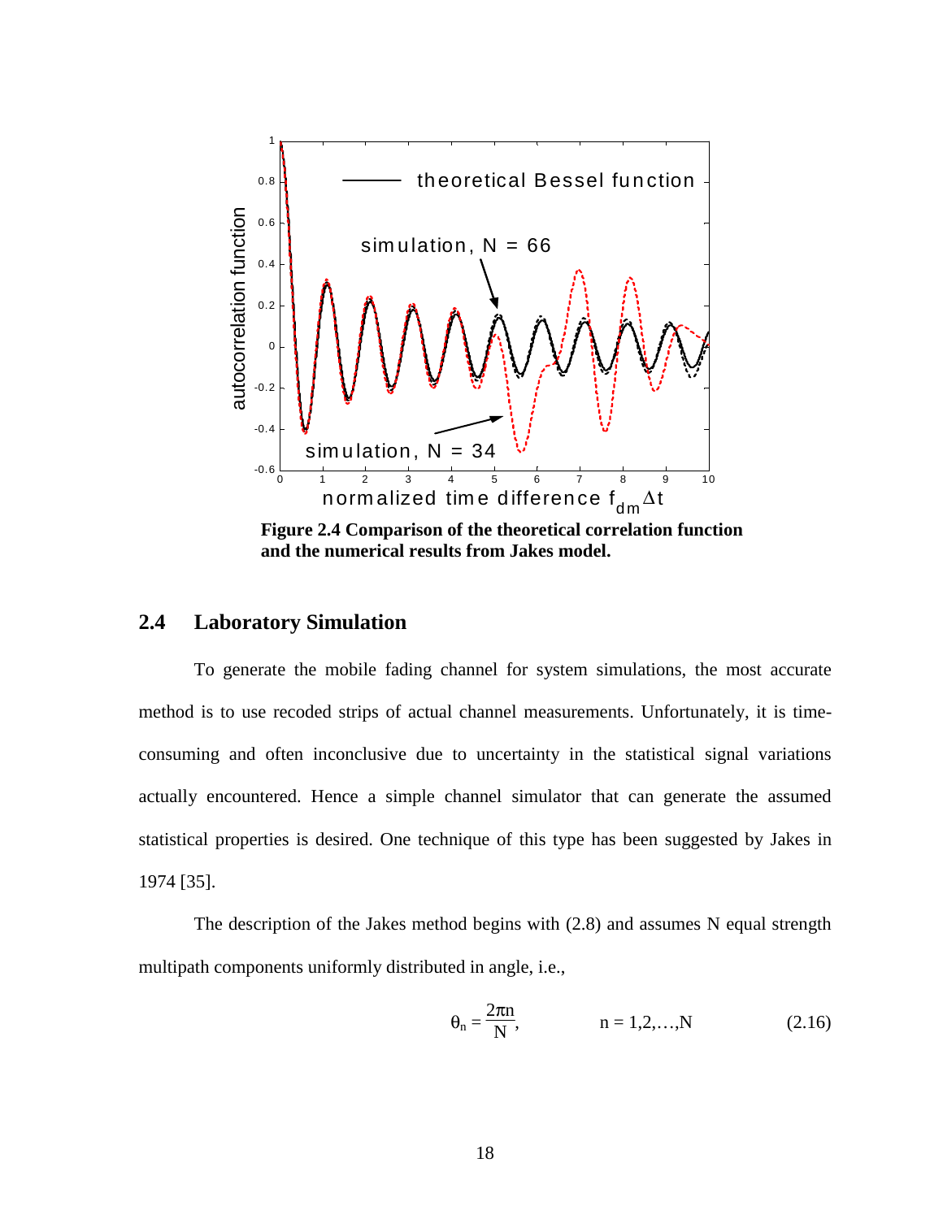**Figure 2.4 Comparison of the theoretical correlation function and the numerical results from Jakes model.**

## 2.4 Laboratory Simulation

To generate the mobile fading channel for system simulations, the most accurate method is to use recoded strips of actual channel measurements. Unfortunately, it is time-consuming and often inconclusive due to uncertainty in the statistical signal variations actually encountered. Hence a simple channel simulator that can generate the assumed statistical properties is desired. One technique of this type has been suggested by Jakes in 1974 [35].

The description of the Jakes method begins with (2.8) and assumes N equal strength multipath components uniformly distributed in angle, i.e.,

$$\theta_n = \frac{2\pi n}{N}, \qquad n = 1,2,\ldots,N \tag{2.16}$$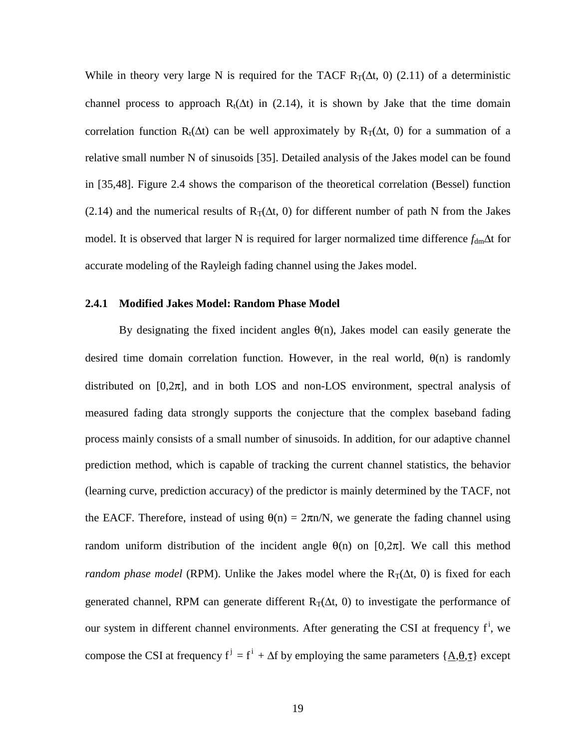While in theory very large N is required for the TACF $R_T(\Delta t, 0)$ (2.11) of a deterministic channel process to approach $R_t(\Delta t)$ in (2.14), it is shown by Jake that the time domain correlation function $R_t(\Delta t)$ can be well approximately by $R_T(\Delta t, 0)$ for a summation of a relative small number N of sinusoids [35]. Detailed analysis of the Jakes model can be found in [35,48]. Figure 2.4 shows the comparison of the theoretical correlation (Bessel) function (2.14) and the numerical results of $R_T(\Delta t, 0)$ for different number of path N from the Jakes model. It is observed that larger N is required for larger normalized time difference $f_{dm}\Delta t$ for accurate modeling of the Rayleigh fading channel using the Jakes model.

### 2.4.1 Modified Jakes Model: Random Phase Model

By designating the fixed incident angles $\theta(n)$, Jakes model can easily generate the desired time domain correlation function. However, in the real world, $\theta(n)$ is randomly distributed on $[0,2\pi]$, and in both LOS and non-LOS environment, spectral analysis of measured fading data strongly supports the conjecture that the complex baseband fading process mainly consists of a small number of sinusoids. In addition, for our adaptive channel prediction method, which is capable of tracking the current channel statistics, the behavior (learning curve, prediction accuracy) of the predictor is mainly determined by the TACF, not the EACF. Therefore, instead of using $\theta(n) = 2\pi n/N$, we generate the fading channel using random uniform distribution of the incident angle $\theta(n)$ on $[0,2\pi]$. We call this method *random phase model* (RPM). Unlike the Jakes model where the $R_T(\Delta t, 0)$ is fixed for each generated channel, RPM can generate different $R_T(\Delta t, 0)$ to investigate the performance of our system in different channel environments. After generating the CSI at frequency $f^i$, we compose the CSI at frequency $f^j = f^i + \Delta f$ by employing the same parameters $\{\underline{A},\underline{\theta},\underline{\tau}\}$ except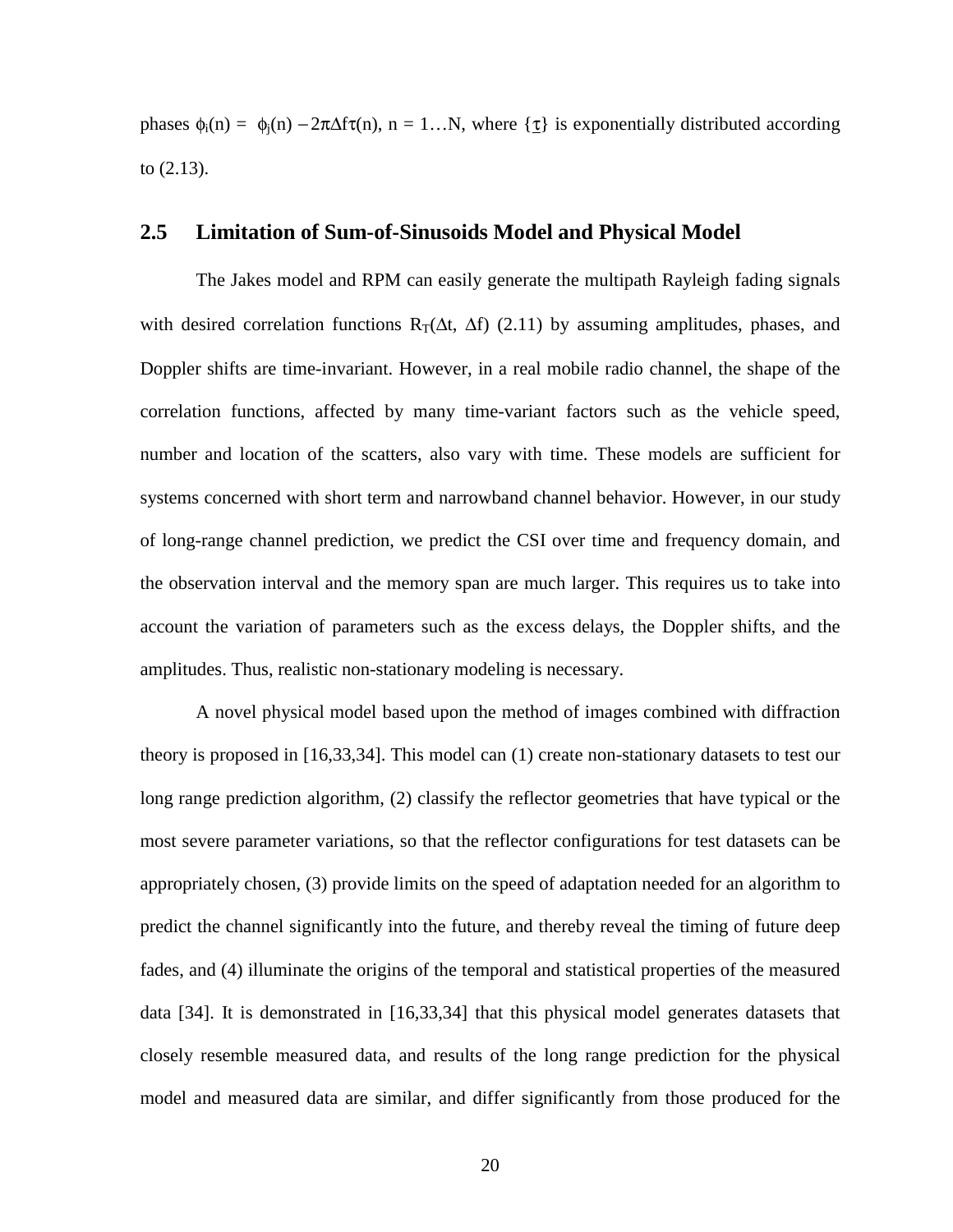phases $\phi_i(n) = \phi_j(n) - 2\pi\Delta f\tau(n)$, n = 1…N, where $\{\underline{\tau}\}$ is exponentially distributed according to (2.13).

## 2.5 Limitation of Sum-of-Sinusoids Model and Physical Model

The Jakes model and RPM can easily generate the multipath Rayleigh fading signals with desired correlation functions $R_T(\Delta t, \Delta f)$ (2.11) by assuming amplitudes, phases, and Doppler shifts are time-invariant. However, in a real mobile radio channel, the shape of the correlation functions, affected by many time-variant factors such as the vehicle speed, number and location of the scatters, also vary with time. These models are sufficient for systems concerned with short term and narrowband channel behavior. However, in our study of long-range channel prediction, we predict the CSI over time and frequency domain, and the observation interval and the memory span are much larger. This requires us to take into account the variation of parameters such as the excess delays, the Doppler shifts, and the amplitudes. Thus, realistic non-stationary modeling is necessary.

A novel physical model based upon the method of images combined with diffraction theory is proposed in [16,33,34]. This model can (1) create non-stationary datasets to test our long range prediction algorithm, (2) classify the reflector geometries that have typical or the most severe parameter variations, so that the reflector configurations for test datasets can be appropriately chosen, (3) provide limits on the speed of adaptation needed for an algorithm to predict the channel significantly into the future, and thereby reveal the timing of future deep fades, and (4) illuminate the origins of the temporal and statistical properties of the measured data [34]. It is demonstrated in [16,33,34] that this physical model generates datasets that closely resemble measured data, and results of the long range prediction for the physical model and measured data are similar, and differ significantly from those produced for the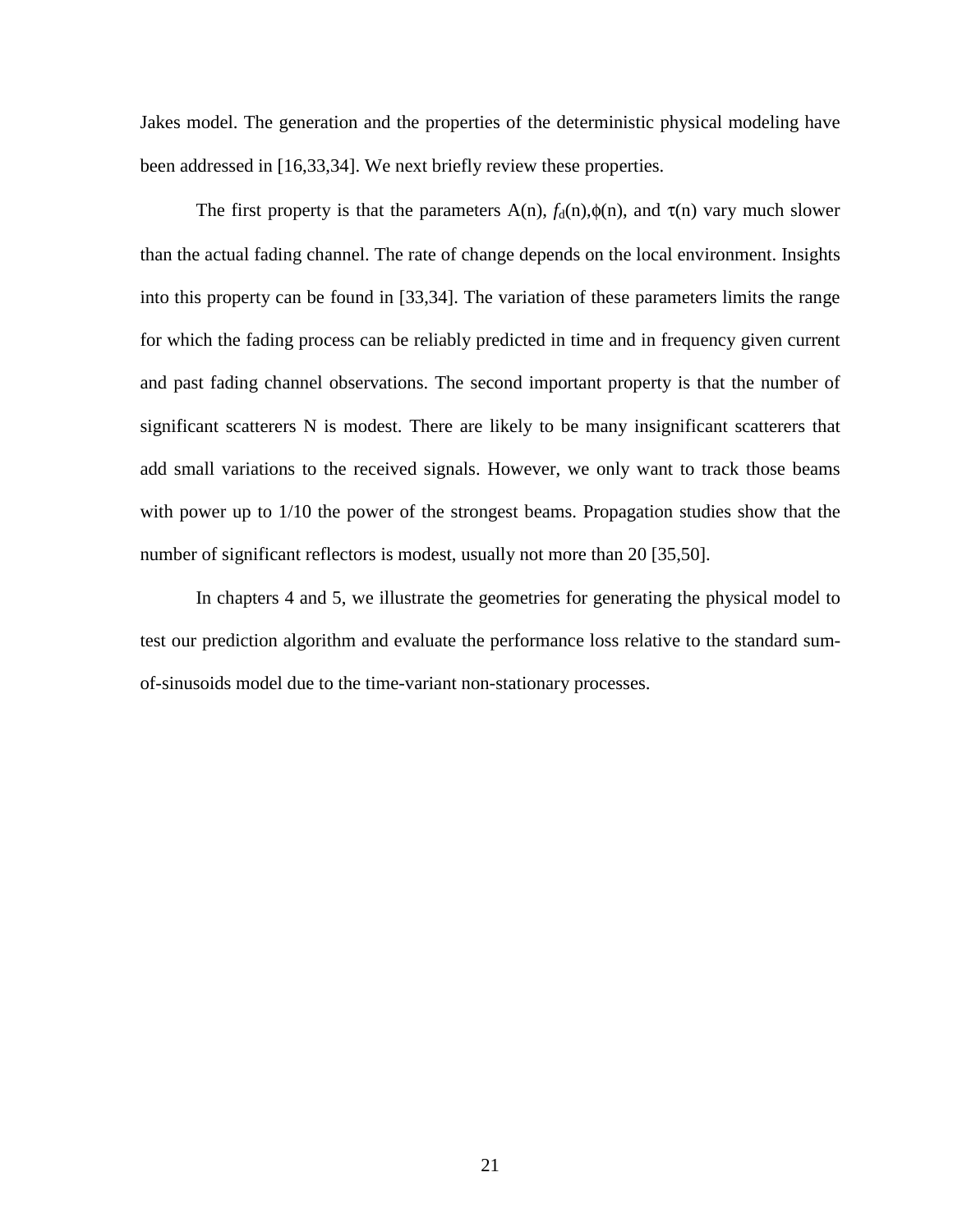Jakes model. The generation and the properties of the deterministic physical modeling have been addressed in [16,33,34]. We next briefly review these properties.

The first property is that the parameters A(n), $f_d(n)$, $\phi(n)$, and $\tau(n)$ vary much slower than the actual fading channel. The rate of change depends on the local environment. Insights into this property can be found in [33,34]. The variation of these parameters limits the range for which the fading process can be reliably predicted in time and in frequency given current and past fading channel observations. The second important property is that the number of significant scatterers N is modest. There are likely to be many insignificant scatterers that add small variations to the received signals. However, we only want to track those beams with power up to 1/10 the power of the strongest beams. Propagation studies show that the number of significant reflectors is modest, usually not more than 20 [35,50].

In chapters 4 and 5, we illustrate the geometries for generating the physical model to test our prediction algorithm and evaluate the performance loss relative to the standard sum-of-sinusoids model due to the time-variant non-stationary processes.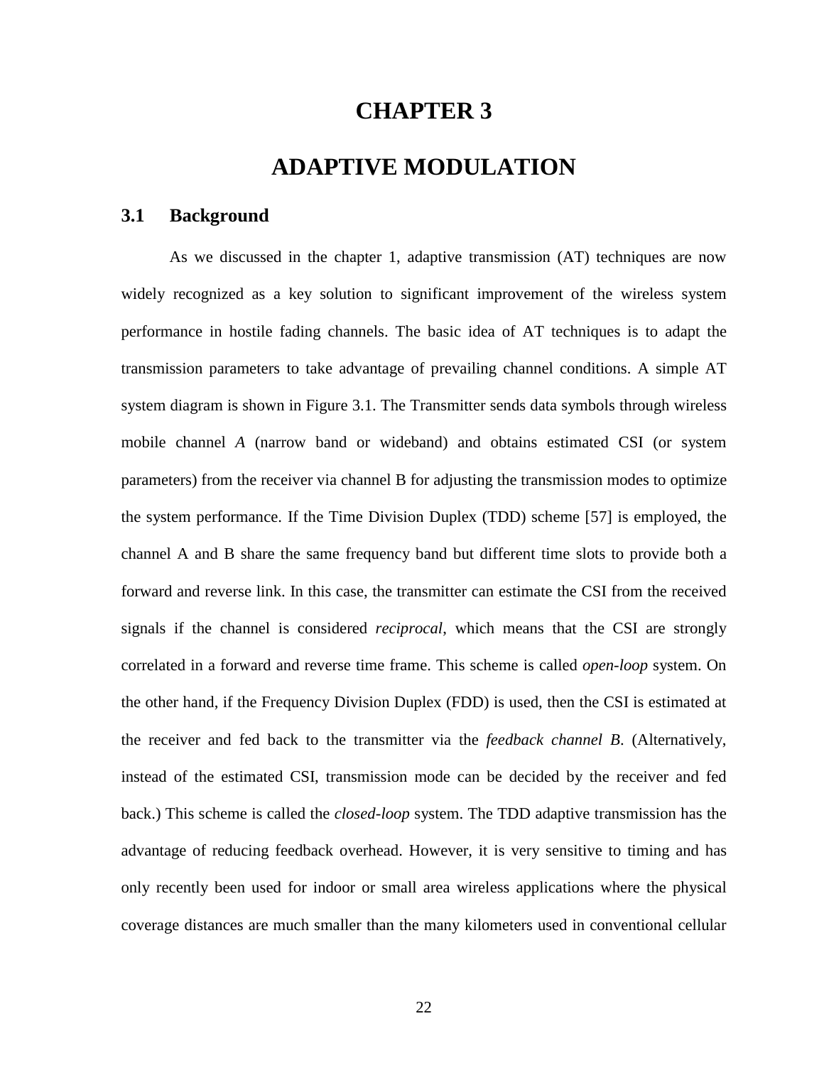# CHAPTER 3

# ADAPTIVE MODULATION

## 3.1 Background

As we discussed in the chapter 1, adaptive transmission (AT) techniques are now widely recognized as a key solution to significant improvement of the wireless system performance in hostile fading channels. The basic idea of AT techniques is to adapt the transmission parameters to take advantage of prevailing channel conditions. A simple AT system diagram is shown in Figure 3.1. The Transmitter sends data symbols through wireless mobile channel *A* (narrow band or wideband) and obtains estimated CSI (or system parameters) from the receiver via channel B for adjusting the transmission modes to optimize the system performance. If the Time Division Duplex (TDD) scheme [57] is employed, the channel A and B share the same frequency band but different time slots to provide both a forward and reverse link. In this case, the transmitter can estimate the CSI from the received signals if the channel is considered *reciprocal*, which means that the CSI are strongly correlated in a forward and reverse time frame. This scheme is called *open-loop* system. On the other hand, if the Frequency Division Duplex (FDD) is used, then the CSI is estimated at the receiver and fed back to the transmitter via the *feedback channel B*. (Alternatively, instead of the estimated CSI, transmission mode can be decided by the receiver and fed back.) This scheme is called the *closed-loop* system. The TDD adaptive transmission has the advantage of reducing feedback overhead. However, it is very sensitive to timing and has only recently been used for indoor or small area wireless applications where the physical coverage distances are much smaller than the many kilometers used in conventional cellular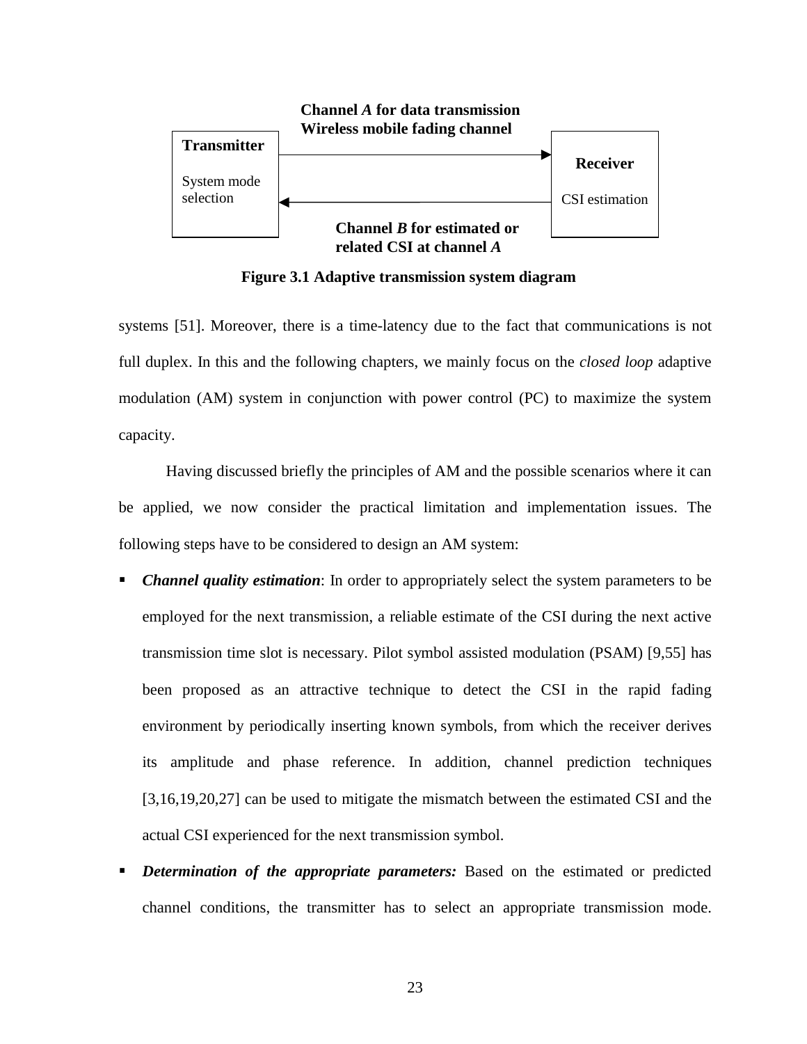Channel *A* for data transmission
Wireless mobile fading channel

**Transmitter**

System mode selection

**Receiver**

CSI estimation

**Channel *B* for estimated or related CSI at channel *A***

**Figure 3.1 Adaptive transmission system diagram**

systems [51]. Moreover, there is a time-latency due to the fact that communications is not full duplex. In this and the following chapters, we mainly focus on the *closed loop* adaptive modulation (AM) system in conjunction with power control (PC) to maximize the system capacity.

Having discussed briefly the principles of AM and the possible scenarios where it can be applied, we now consider the practical limitation and implementation issues. The following steps have to be considered to design an AM system:

- ***Channel quality estimation***: In order to appropriately select the system parameters to be employed for the next transmission, a reliable estimate of the CSI during the next active transmission time slot is necessary. Pilot symbol assisted modulation (PSAM) [9,55] has been proposed as an attractive technique to detect the CSI in the rapid fading environment by periodically inserting known symbols, from which the receiver derives its amplitude and phase reference. In addition, channel prediction techniques [3,16,19,20,27] can be used to mitigate the mismatch between the estimated CSI and the actual CSI experienced for the next transmission symbol.
- ***Determination of the appropriate parameters:*** Based on the estimated or predicted channel conditions, the transmitter has to select an appropriate transmission mode.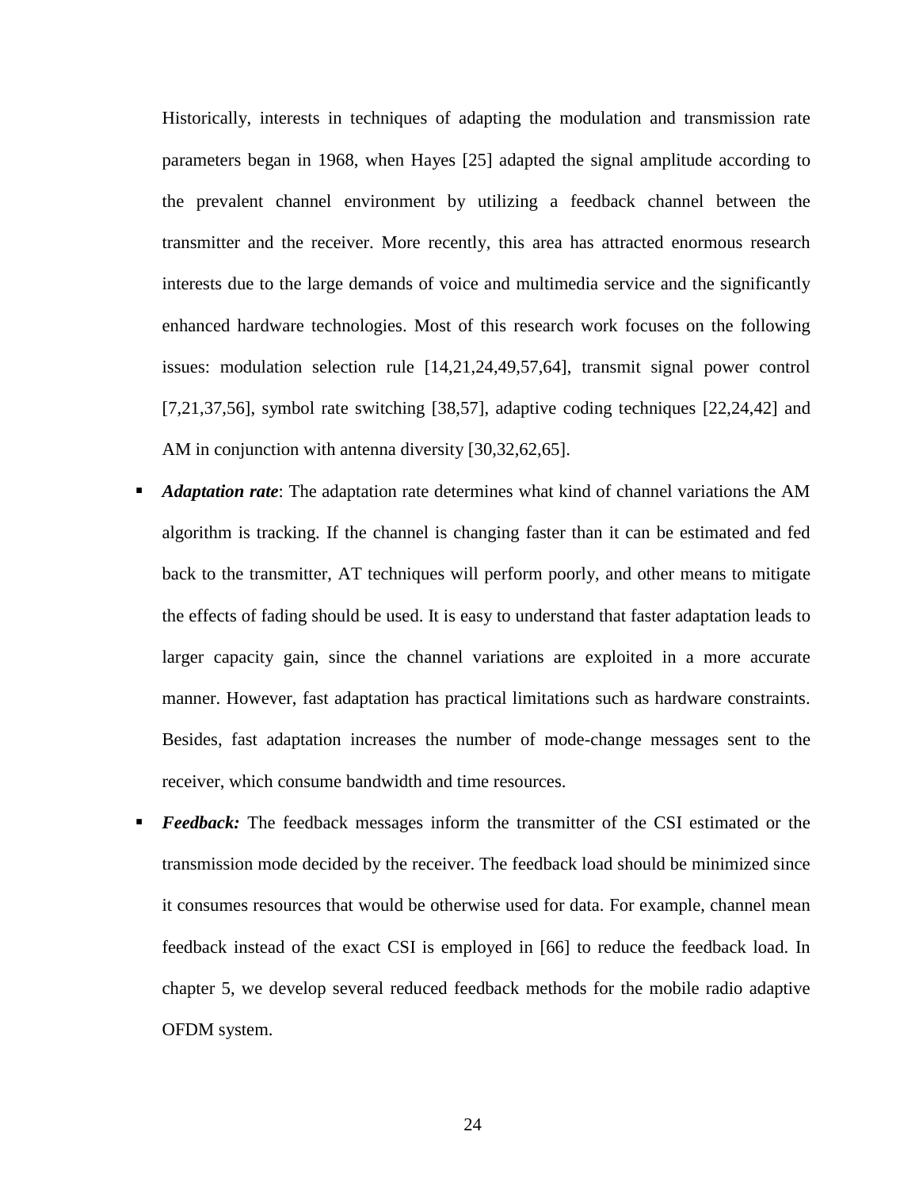Historically, interests in techniques of adapting the modulation and transmission rate parameters began in 1968, when Hayes [25] adapted the signal amplitude according to the prevalent channel environment by utilizing a feedback channel between the transmitter and the receiver. More recently, this area has attracted enormous research interests due to the large demands of voice and multimedia service and the significantly enhanced hardware technologies. Most of this research work focuses on the following issues: modulation selection rule [14,21,24,49,57,64], transmit signal power control [7,21,37,56], symbol rate switching [38,57], adaptive coding techniques [22,24,42] and AM in conjunction with antenna diversity [30,32,62,65].

- ***Adaptation rate***: The adaptation rate determines what kind of channel variations the AM algorithm is tracking. If the channel is changing faster than it can be estimated and fed back to the transmitter, AT techniques will perform poorly, and other means to mitigate the effects of fading should be used. It is easy to understand that faster adaptation leads to larger capacity gain, since the channel variations are exploited in a more accurate manner. However, fast adaptation has practical limitations such as hardware constraints. Besides, fast adaptation increases the number of mode-change messages sent to the receiver, which consume bandwidth and time resources.
- ***Feedback:*** The feedback messages inform the transmitter of the CSI estimated or the transmission mode decided by the receiver. The feedback load should be minimized since it consumes resources that would be otherwise used for data. For example, channel mean feedback instead of the exact CSI is employed in [66] to reduce the feedback load. In chapter 5, we develop several reduced feedback methods for the mobile radio adaptive OFDM system.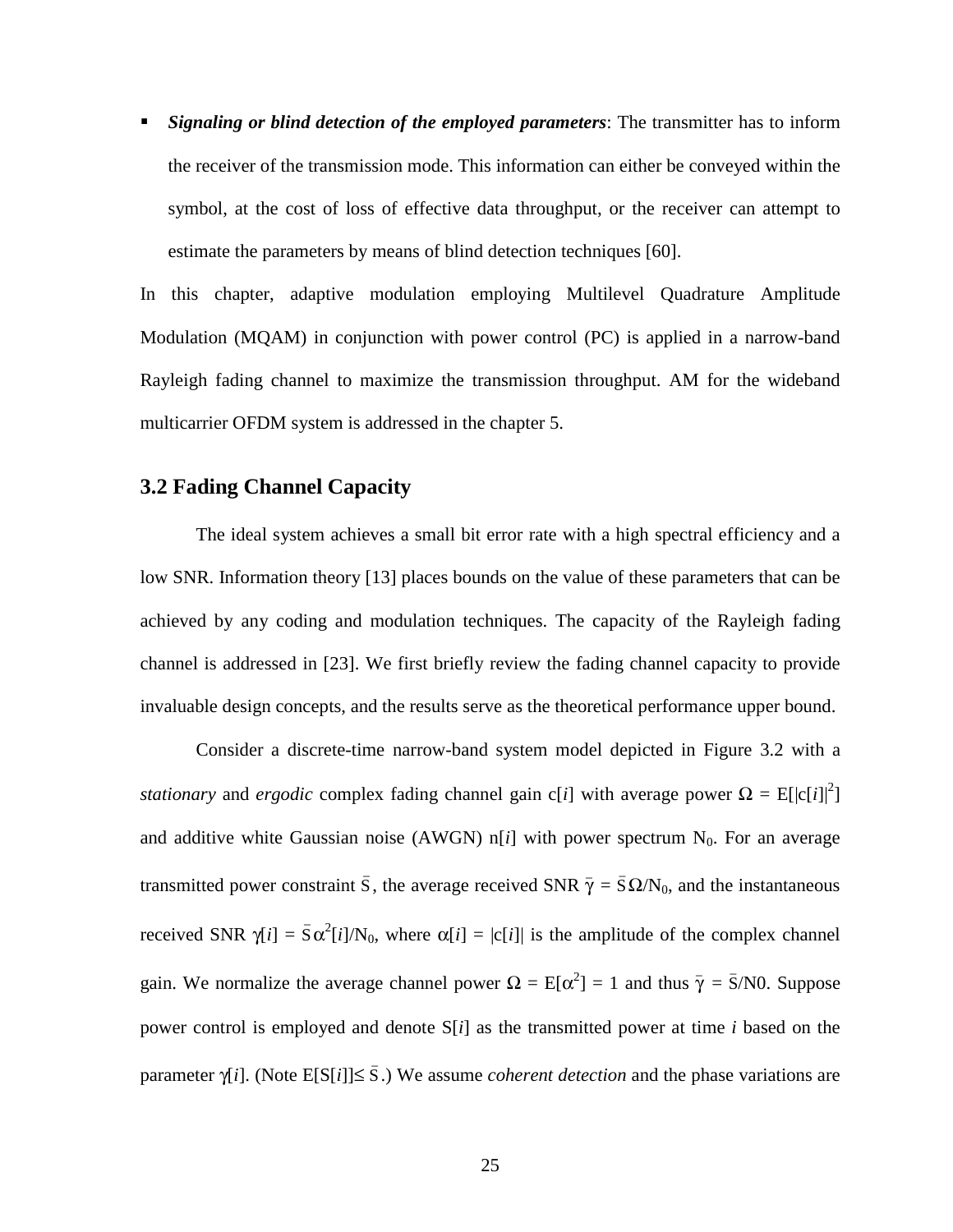- ***Signaling or blind detection of the employed parameters***: The transmitter has to inform the receiver of the transmission mode. This information can either be conveyed within the symbol, at the cost of loss of effective data throughput, or the receiver can attempt to estimate the parameters by means of blind detection techniques [60].

In this chapter, adaptive modulation employing Multilevel Quadrature Amplitude Modulation (MQAM) in conjunction with power control (PC) is applied in a narrow-band Rayleigh fading channel to maximize the transmission throughput. AM for the wideband multicarrier OFDM system is addressed in the chapter 5.

## 3.2 Fading Channel Capacity

The ideal system achieves a small bit error rate with a high spectral efficiency and a low SNR. Information theory [13] places bounds on the value of these parameters that can be achieved by any coding and modulation techniques. The capacity of the Rayleigh fading channel is addressed in [23]. We first briefly review the fading channel capacity to provide invaluable design concepts, and the results serve as the theoretical performance upper bound.

Consider a discrete-time narrow-band system model depicted in Figure 3.2 with a *stationary* and *ergodic* complex fading channel gain c[*i*] with average power $\Omega = E[|c[i]|^2]$ and additive white Gaussian noise (AWGN) n[*i*] with power spectrum $N_0$. For an average transmitted power constraint $\bar{S}$, the average received SNR $\bar{\gamma} = \bar{S}\Omega/N_0$, and the instantaneous received SNR $\gamma[i] = \bar{S}\alpha^2[i]/N_0$, where $\alpha[i] = |c[i]|$ is the amplitude of the complex channel gain. We normalize the average channel power $\Omega = E[\alpha^2] = 1$ and thus $\bar{\gamma} = \bar{S}/N0$. Suppose power control is employed and denote S[*i*] as the transmitted power at time *i* based on the parameter $\gamma[i]$. (Note $E[S[i]] \leq \bar{S}$.) We assume *coherent detection* and the phase variations are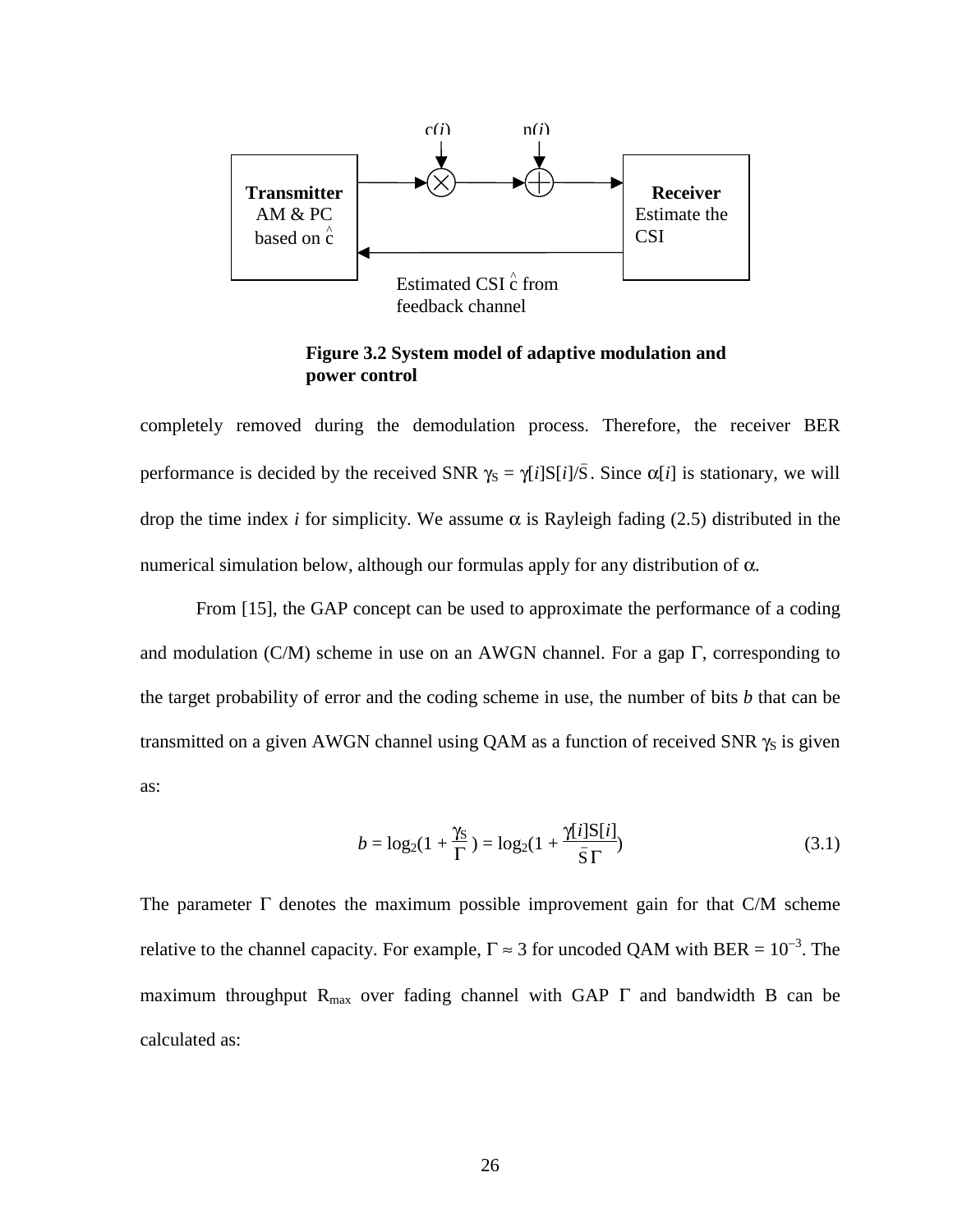Figure 3.2 System model of adaptive modulation and power control

completely removed during the demodulation process. Therefore, the receiver BER performance is decided by the received SNR $\gamma_S = \gamma[i]S[i]/\bar{S}$. Since $\alpha[i]$ is stationary, we will drop the time index *i* for simplicity. We assume $\alpha$ is Rayleigh fading (2.5) distributed in the numerical simulation below, although our formulas apply for any distribution of $\alpha$.

From [15], the GAP concept can be used to approximate the performance of a coding and modulation (C/M) scheme in use on an AWGN channel. For a gap $\Gamma$, corresponding to the target probability of error and the coding scheme in use, the number of bits *b* that can be transmitted on a given AWGN channel using QAM as a function of received SNR $\gamma_S$ is given as:

$$b = \log_2\left(1 + \frac{\gamma_S}{\Gamma}\right) = \log_2\left(1 + \frac{\gamma[i]S[i]}{\bar{S}\,\Gamma}\right) \tag{3.1}$$

The parameter $\Gamma$ denotes the maximum possible improvement gain for that C/M scheme relative to the channel capacity. For example, $\Gamma \approx 3$ for uncoded QAM with BER = $10^{-3}$. The maximum throughput $R_{max}$ over fading channel with GAP $\Gamma$ and bandwidth B can be calculated as: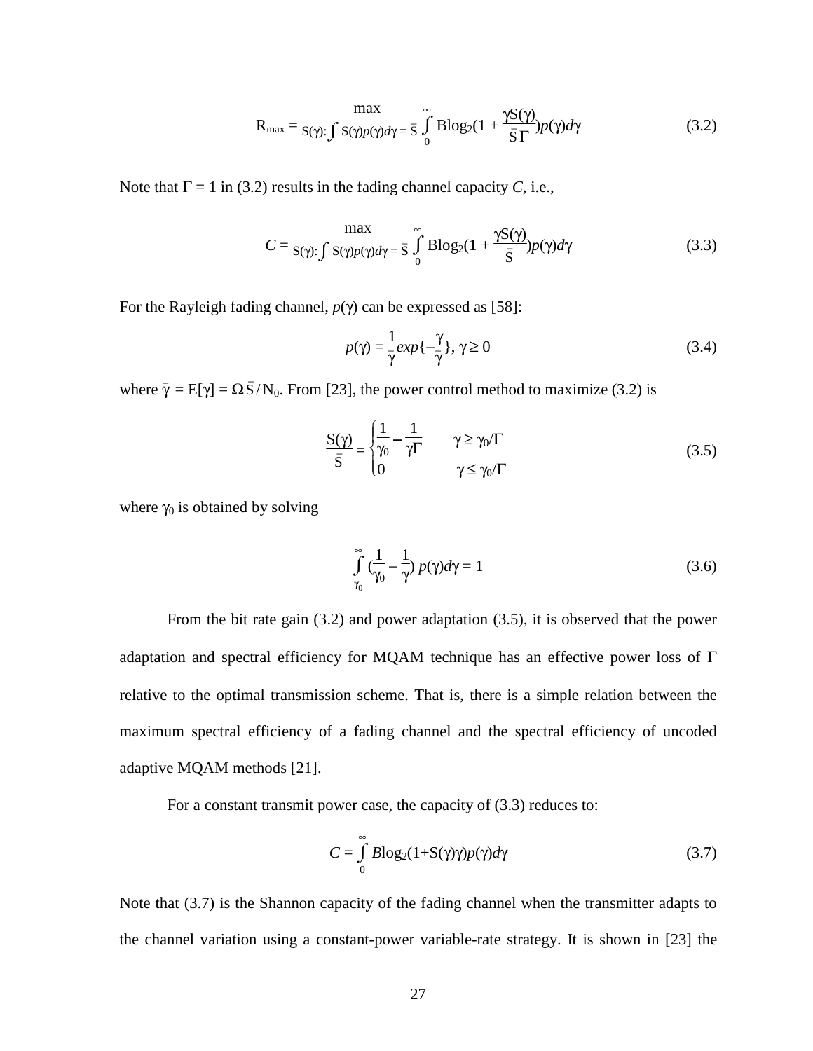$$R_{max} = \max_{S(\gamma): \int S(\gamma)p(\gamma)d\gamma = \bar{S}} \int_0^\infty B\log_2\left(1 + \frac{\gamma S(\gamma)}{\bar{S}\,\Gamma}\right)p(\gamma)d\gamma \tag{3.2}$$

Note that $\Gamma = 1$ in (3.2) results in the fading channel capacity $C$, i.e.,

$$C = \max_{S(\gamma): \int S(\gamma)p(\gamma)d\gamma = \bar{S}} \int_0^\infty B\log_2\left(1 + \frac{\gamma S(\gamma)}{\bar{S}}\right)p(\gamma)d\gamma \tag{3.3}$$

For the Rayleigh fading channel, $p(\gamma)$ can be expressed as [58]:

$$p(\gamma) = \frac{1}{\bar{\gamma}}exp\{-\frac{\gamma}{\bar{\gamma}}\},\ \gamma \geq 0 \tag{3.4}$$

where $\bar{\gamma} = E[\gamma] = \Omega\,\bar{S}\,/\,N_0$. From [23], the power control method to maximize (3.2) is

$$\frac{S(\gamma)}{\bar{S}} = \begin{cases} \dfrac{1}{\gamma_0} - \dfrac{1}{\gamma\Gamma} & \gamma \geq \gamma_0/\Gamma \\ 0 & \gamma \leq \gamma_0/\Gamma \end{cases} \tag{3.5}$$

where $\gamma_0$ is obtained by solving

$$\int_{\gamma_0}^{\infty} \left(\frac{1}{\gamma_0} - \frac{1}{\gamma}\right) p(\gamma)d\gamma = 1 \tag{3.6}$$

From the bit rate gain (3.2) and power adaptation (3.5), it is observed that the power adaptation and spectral efficiency for MQAM technique has an effective power loss of $\Gamma$ relative to the optimal transmission scheme. That is, there is a simple relation between the maximum spectral efficiency of a fading channel and the spectral efficiency of uncoded adaptive MQAM methods [21].

For a constant transmit power case, the capacity of (3.3) reduces to:

$$C = \int_0^\infty B\log_2(1+S(\gamma)\gamma)p(\gamma)d\gamma \tag{3.7}$$

Note that (3.7) is the Shannon capacity of the fading channel when the transmitter adapts to the channel variation using a constant-power variable-rate strategy. It is shown in [23] the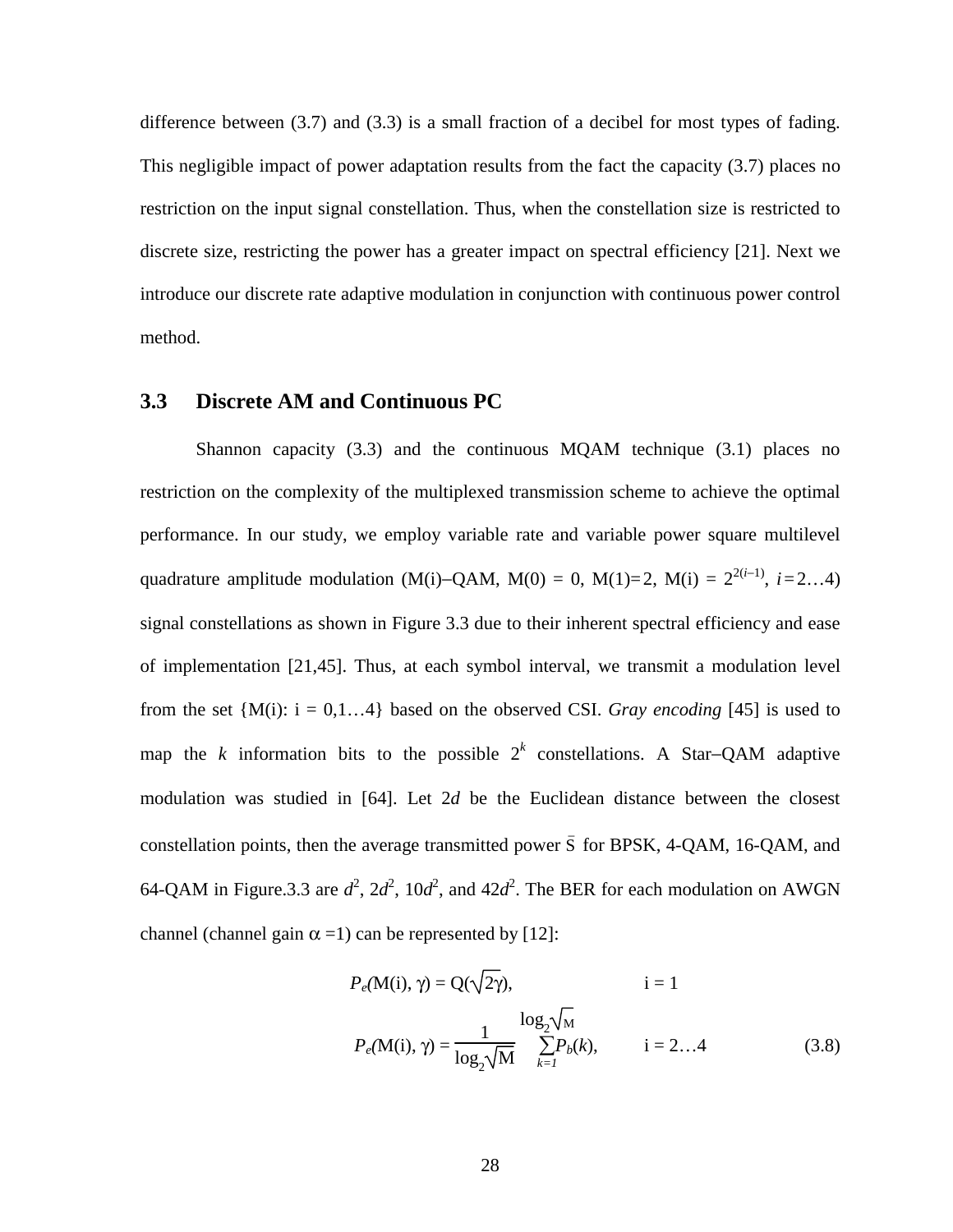difference between (3.7) and (3.3) is a small fraction of a decibel for most types of fading. This negligible impact of power adaptation results from the fact the capacity (3.7) places no restriction on the input signal constellation. Thus, when the constellation size is restricted to discrete size, restricting the power has a greater impact on spectral efficiency [21]. Next we introduce our discrete rate adaptive modulation in conjunction with continuous power control method.

### 3.3 Discrete AM and Continuous PC

Shannon capacity (3.3) and the continuous MQAM technique (3.1) places no restriction on the complexity of the multiplexed transmission scheme to achieve the optimal performance. In our study, we employ variable rate and variable power square multilevel quadrature amplitude modulation (M(i)–QAM, M(0) = 0, M(1)=2, M(i) = $2^{2(i-1)}$, $i = 2\ldots4$) signal constellations as shown in Figure 3.3 due to their inherent spectral efficiency and ease of implementation [21,45]. Thus, at each symbol interval, we transmit a modulation level from the set {M(i): i = 0,1…4} based on the observed CSI. *Gray encoding* [45] is used to map the $k$ information bits to the possible $2^k$ constellations. A Star–QAM adaptive modulation was studied in [64]. Let $2d$ be the Euclidean distance between the closest constellation points, then the average transmitted power $\bar{S}$ for BPSK, 4-QAM, 16-QAM, and 64-QAM in Figure.3.3 are $d^2$, $2d^2$, $10d^2$, and $42d^2$. The BER for each modulation on AWGN channel (channel gain $\alpha = 1$) can be represented by [12]:

$$P_e(\mathrm{M(i)}, \gamma) = Q(\sqrt{2\gamma}), \qquad \mathrm{i} = 1$$

$$P_e(\mathrm{M(i)}, \gamma) = \frac{1}{\log_2\sqrt{\mathrm{M}}} \sum_{k=1}^{\log_2\sqrt{\mathrm{M}}} P_b(k), \qquad \mathrm{i} = 2\ldots4 \tag{3.8}$$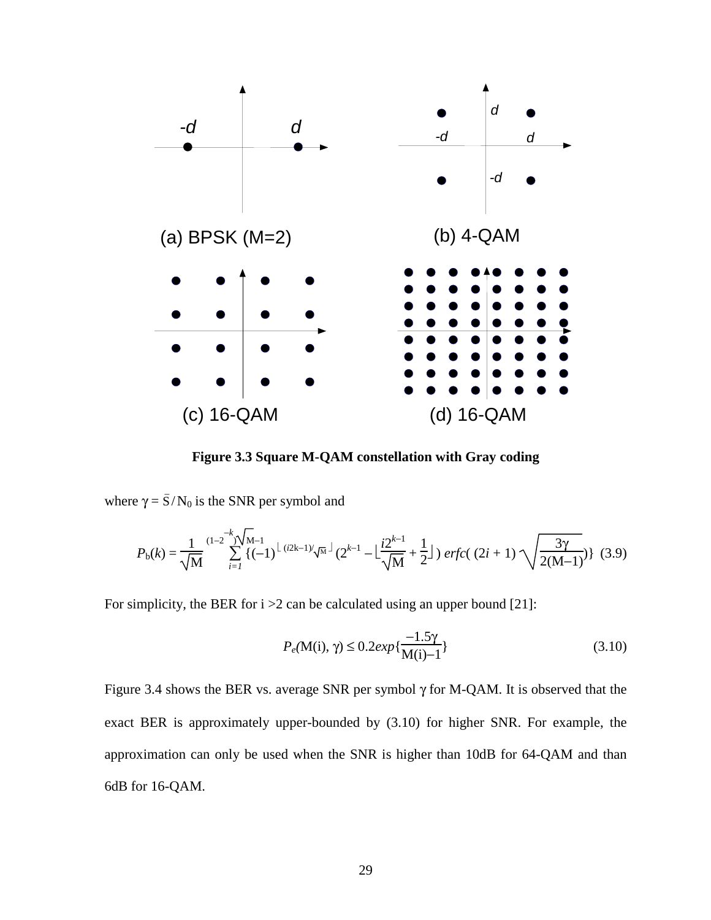(a) BPSK (M=2)

(b) 4-QAM

(c) 16-QAM

(d) 16-QAM

**Figure 3.3 Square M-QAM constellation with Gray coding**

where $\gamma = \bar{S}/N_0$ is the SNR per symbol and

$$P_b(k) = \frac{1}{\sqrt{M}} \sum_{i=1}^{(1-2^{-k})\sqrt{M}-1} \{(-1)^{\lfloor (i2^{k-1})/\sqrt{M} \rfloor} (2^{k-1} - \lfloor \frac{i2^{k-1}}{\sqrt{M}} + \frac{1}{2} \rfloor)\, erfc(\,(2i+1)\sqrt{\frac{3\gamma}{2(M-1)}})\} \quad (3.9)$$

For simplicity, the BER for i >2 can be calculated using an upper bound [21]:

$$P_e(M(i), \gamma) \leq 0.2exp\{\frac{-1.5\gamma}{M(i)-1}\} \quad (3.10)$$

Figure 3.4 shows the BER vs. average SNR per symbol $\gamma$ for M-QAM. It is observed that the exact BER is approximately upper-bounded by (3.10) for higher SNR. For example, the approximation can only be used when the SNR is higher than 10dB for 64-QAM and than 6dB for 16-QAM.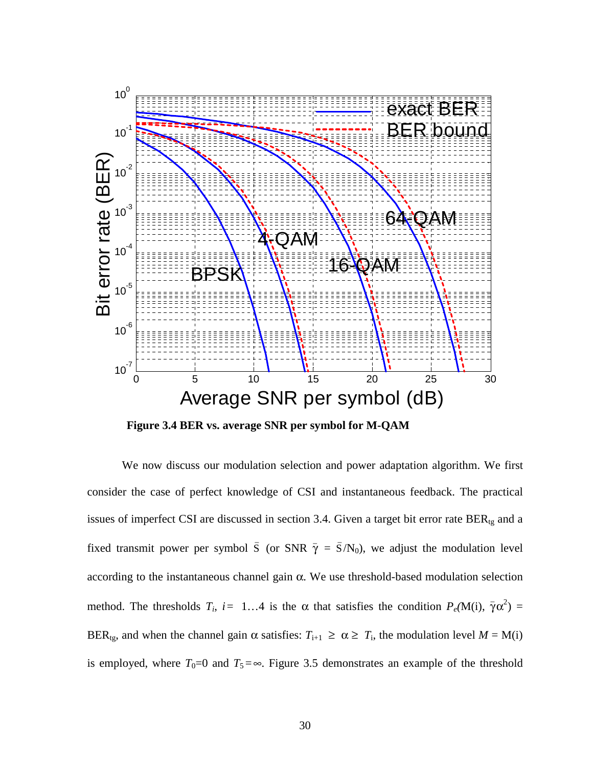Figure 3.4 BER vs. average SNR per symbol for M-QAM

We now discuss our modulation selection and power adaptation algorithm. We first consider the case of perfect knowledge of CSI and instantaneous feedback. The practical issues of imperfect CSI are discussed in section 3.4. Given a target bit error rate $\mathrm{BER}_{tg}$ and a fixed transmit power per symbol $\bar{S}$ (or SNR $\bar{\gamma} = \bar{S}/N_0$), we adjust the modulation level according to the instantaneous channel gain $\alpha$. We use threshold-based modulation selection method. The thresholds $T_i$, $i = 1\ldots4$ is the $\alpha$ that satisfies the condition $P_e(\mathrm{M(i)}, \bar{\gamma}\alpha^2) = \mathrm{BER}_{tg}$, and when the channel gain $\alpha$ satisfies: $T_{i+1} \geq \alpha \geq T_i$, the modulation level $M = \mathrm{M(i)}$ is employed, where $T_0=0$ and $T_5=\infty$. Figure 3.5 demonstrates an example of the threshold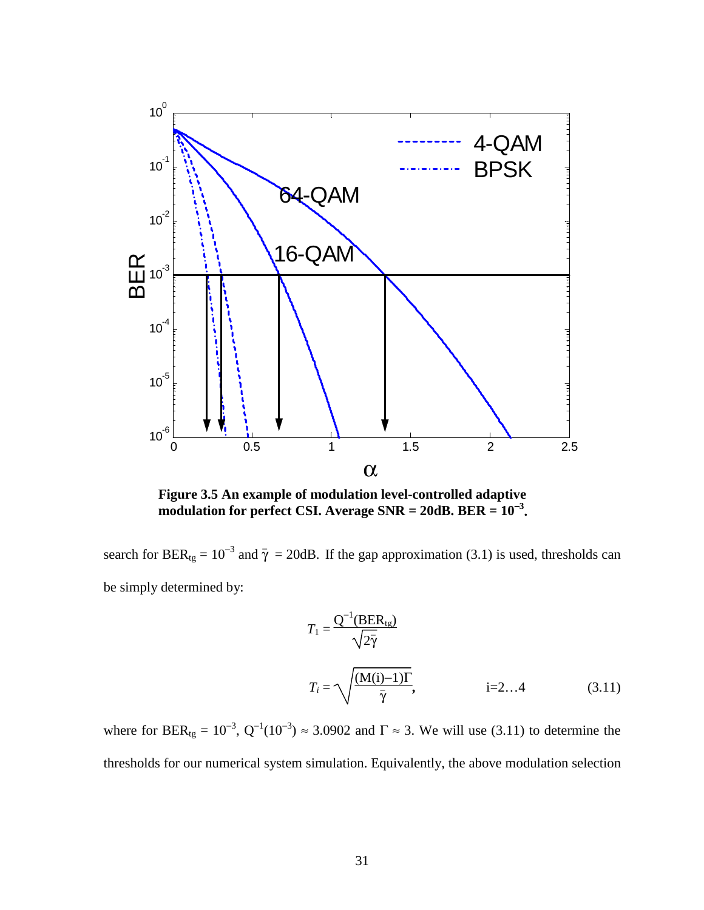**Figure 3.5 An example of modulation level-controlled adaptive modulation for perfect CSI. Average SNR = 20dB. BER = $10^{-3}$.**

search for $\mathrm{BER}_{tg} = 10^{-3}$ and $\bar{\gamma}$ = 20dB. If the gap approximation (3.1) is used, thresholds can be simply determined by:

$$T_1 = \frac{Q^{-1}(\mathrm{BER}_{tg})}{\sqrt{2\bar{\gamma}}}$$

$$T_i = \sqrt{\frac{(M(i)-1)\Gamma}{\bar{\gamma}}}, \qquad i=2\ldots4 \qquad (3.11)$$

where for $\mathrm{BER}_{tg} = 10^{-3}$, $Q^{-1}(10^{-3}) \approx 3.0902$ and $\Gamma \approx 3$. We will use (3.11) to determine the thresholds for our numerical system simulation. Equivalently, the above modulation selection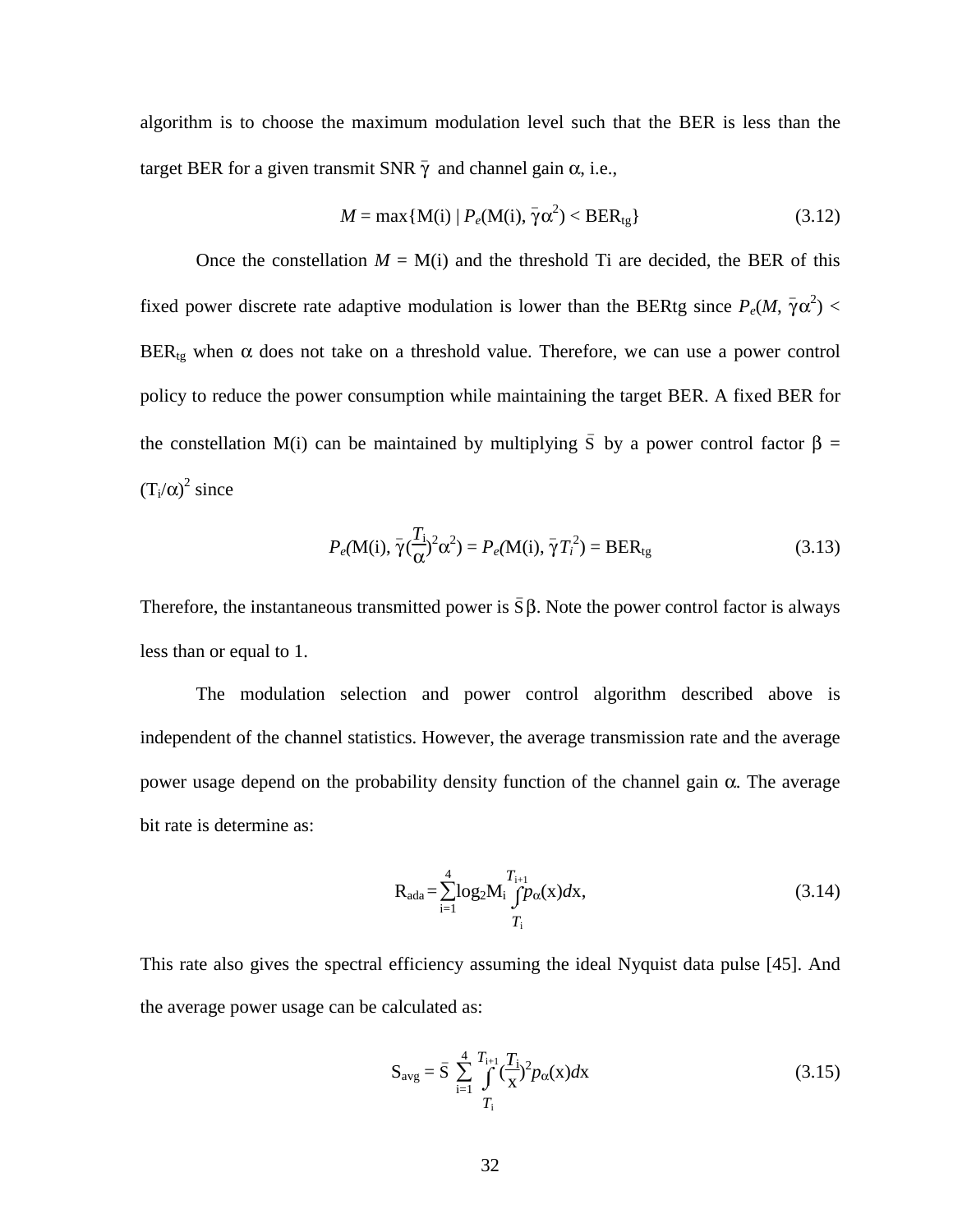algorithm is to choose the maximum modulation level such that the BER is less than the target BER for a given transmit SNR $\bar{\gamma}$ and channel gain $\alpha$, i.e.,

$$M = \max\{M(i) \mid P_e(M(i), \bar{\gamma}\alpha^2) < \text{BER}_{tg}\} \tag{3.12}$$

Once the constellation $M$ = M(i) and the threshold Ti are decided, the BER of this fixed power discrete rate adaptive modulation is lower than the BERtg since $P_e(M, \bar{\gamma}\alpha^2) < \text{BER}_{tg}$ when $\alpha$ does not take on a threshold value. Therefore, we can use a power control policy to reduce the power consumption while maintaining the target BER. A fixed BER for the constellation M(i) can be maintained by multiplying $\bar{S}$ by a power control factor $\beta = (T_i/\alpha)^2$ since

$$P_e(M(i), \bar{\gamma}(\frac{T_i}{\alpha})^2\alpha^2) = P_e(M(i), \bar{\gamma}T_i^2) = \text{BER}_{tg} \tag{3.13}$$

Therefore, the instantaneous transmitted power is $\bar{S}\beta$. Note the power control factor is always less than or equal to 1.

The modulation selection and power control algorithm described above is independent of the channel statistics. However, the average transmission rate and the average power usage depend on the probability density function of the channel gain $\alpha$. The average bit rate is determine as:

$$R_{ada} = \sum_{i=1}^{4} \log_2 M_i \int_{T_i}^{T_{i+1}} p_\alpha(x)dx, \tag{3.14}$$

This rate also gives the spectral efficiency assuming the ideal Nyquist data pulse [45]. And the average power usage can be calculated as:

$$S_{avg} = \bar{S} \sum_{i=1}^{4} \int_{T_i}^{T_{i+1}} (\frac{T_i}{x})^2 p_\alpha(x)dx \tag{3.15}$$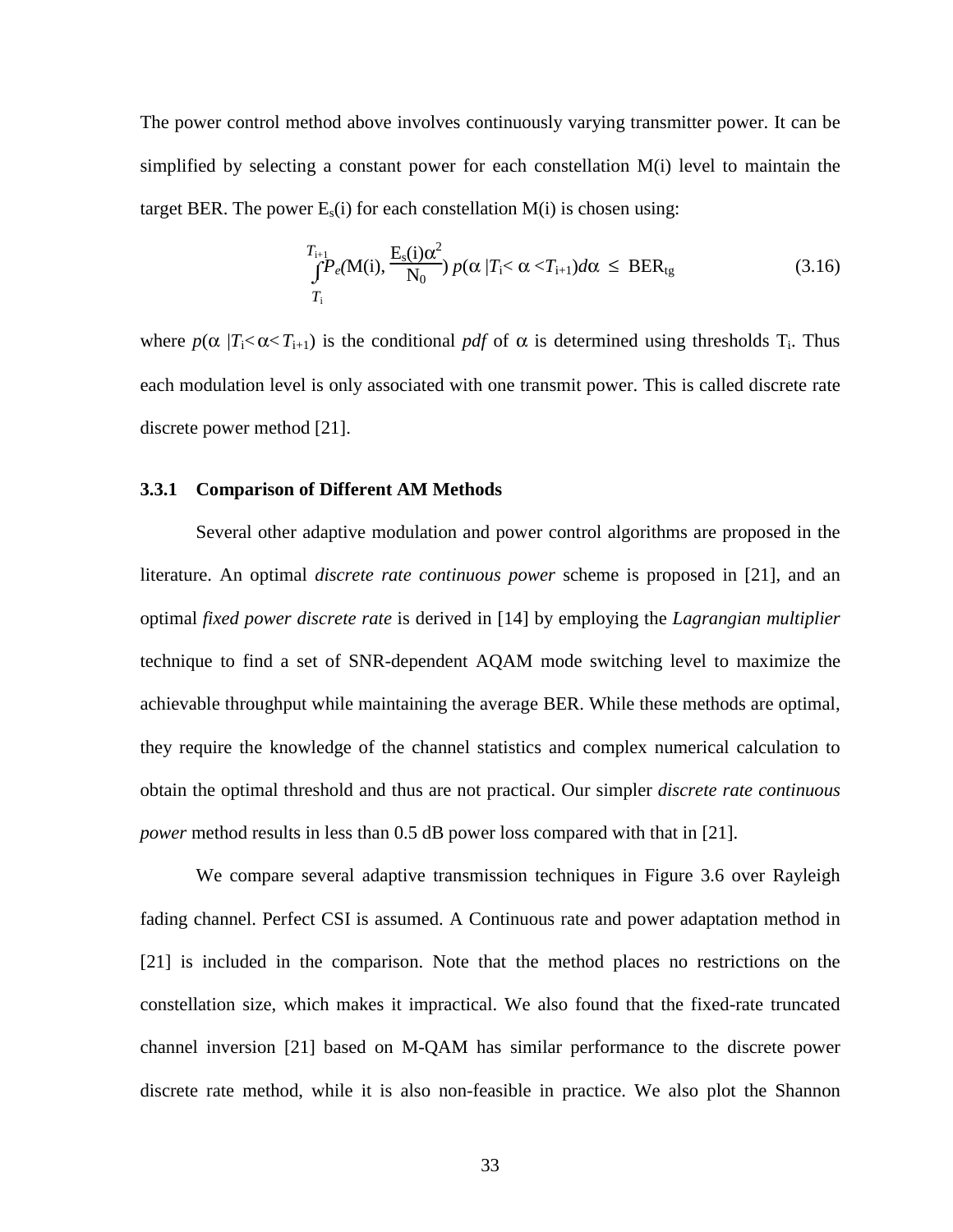The power control method above involves continuously varying transmitter power. It can be simplified by selecting a constant power for each constellation M(i) level to maintain the target BER. The power $E_s(i)$ for each constellation M(i) is chosen using:

$$\int_{T_i}^{T_{i+1}} P_e\left(M(i), \frac{E_s(i)\alpha^2}{N_0}\right) p(\alpha \mid T_i < \alpha < T_{i+1}) d\alpha \leq BER_{tg} \tag{3.16}$$

where $p(\alpha \mid T_i < \alpha < T_{i+1})$ is the conditional *pdf* of $\alpha$ is determined using thresholds $T_i$. Thus each modulation level is only associated with one transmit power. This is called discrete rate discrete power method [21].

### 3.3.1 Comparison of Different AM Methods

Several other adaptive modulation and power control algorithms are proposed in the literature. An optimal *discrete rate continuous power* scheme is proposed in [21], and an optimal *fixed power discrete rate* is derived in [14] by employing the *Lagrangian multiplier* technique to find a set of SNR-dependent AQAM mode switching level to maximize the achievable throughput while maintaining the average BER. While these methods are optimal, they require the knowledge of the channel statistics and complex numerical calculation to obtain the optimal threshold and thus are not practical. Our simpler *discrete rate continuous power* method results in less than 0.5 dB power loss compared with that in [21].

We compare several adaptive transmission techniques in Figure 3.6 over Rayleigh fading channel. Perfect CSI is assumed. A Continuous rate and power adaptation method in [21] is included in the comparison. Note that the method places no restrictions on the constellation size, which makes it impractical. We also found that the fixed-rate truncated channel inversion [21] based on M-QAM has similar performance to the discrete power discrete rate method, while it is also non-feasible in practice. We also plot the Shannon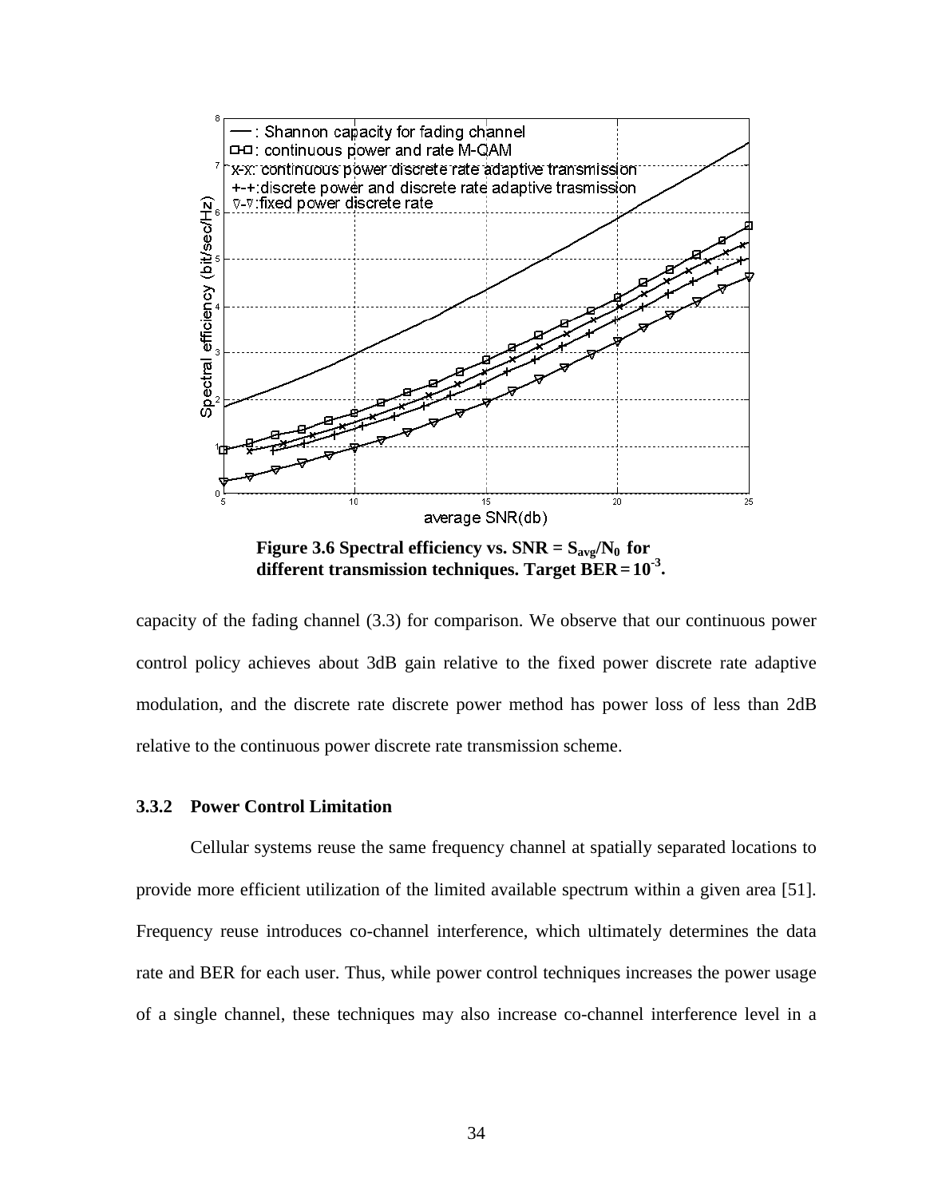Figure 3.6 Spectral efficiency vs. SNR = $S_{avg}/N_0$ for different transmission techniques. Target BER = $10^{-3}$.

capacity of the fading channel (3.3) for comparison. We observe that our continuous power control policy achieves about 3dB gain relative to the fixed power discrete rate adaptive modulation, and the discrete rate discrete power method has power loss of less than 2dB relative to the continuous power discrete rate transmission scheme.

### 3.3.2 Power Control Limitation

Cellular systems reuse the same frequency channel at spatially separated locations to provide more efficient utilization of the limited available spectrum within a given area [51]. Frequency reuse introduces co-channel interference, which ultimately determines the data rate and BER for each user. Thus, while power control techniques increases the power usage of a single channel, these techniques may also increase co-channel interference level in a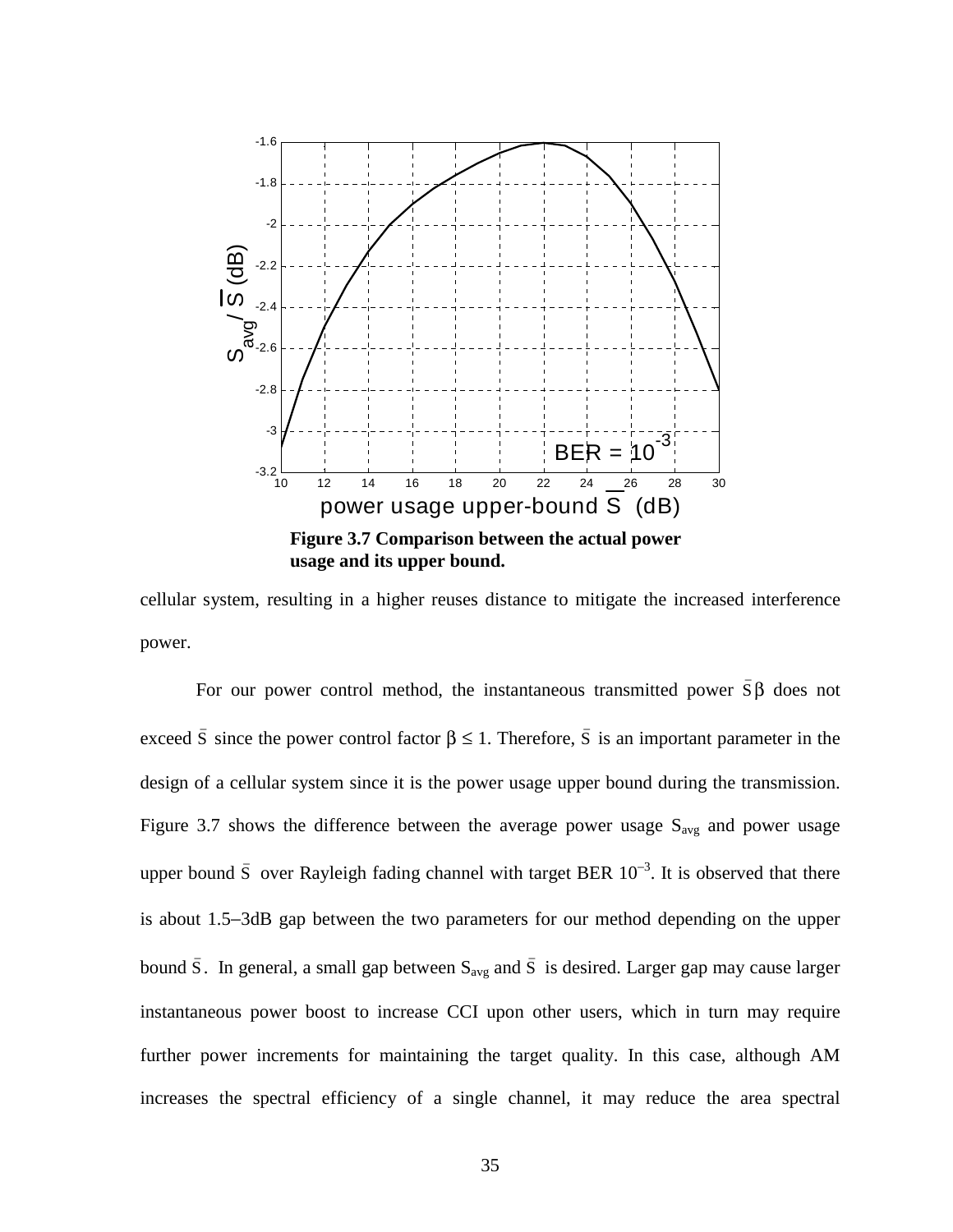Figure 3.7 Comparison between the actual power usage and its upper bound.

cellular system, resulting in a higher reuses distance to mitigate the increased interference power.

For our power control method, the instantaneous transmitted power $\bar{S}\beta$ does not exceed $\bar{S}$ since the power control factor $\beta \le 1$. Therefore, $\bar{S}$ is an important parameter in the design of a cellular system since it is the power usage upper bound during the transmission. Figure 3.7 shows the difference between the average power usage $S_{avg}$ and power usage upper bound $\bar{S}$ over Rayleigh fading channel with target BER $10^{-3}$. It is observed that there is about 1.5–3dB gap between the two parameters for our method depending on the upper bound $\bar{S}$. In general, a small gap between $S_{avg}$ and $\bar{S}$ is desired. Larger gap may cause larger instantaneous power boost to increase CCI upon other users, which in turn may require further power increments for maintaining the target quality. In this case, although AM increases the spectral efficiency of a single channel, it may reduce the area spectral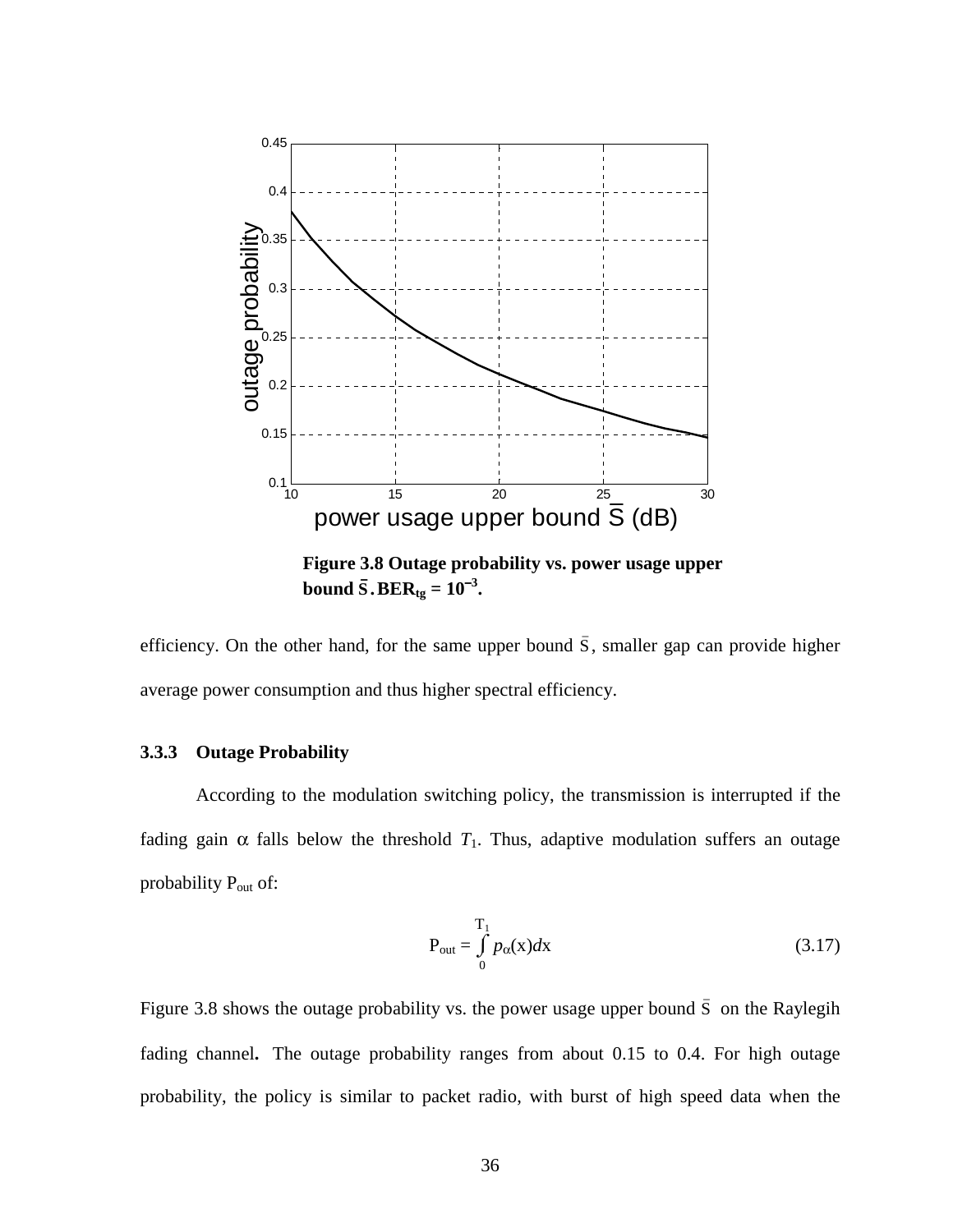**Figure 3.8 Outage probability vs. power usage upper bound $\bar{S}$. $BER_{tg} = 10^{-3}$.**

efficiency. On the other hand, for the same upper bound $\bar{S}$, smaller gap can provide higher average power consumption and thus higher spectral efficiency.

### 3.3.3 Outage Probability

According to the modulation switching policy, the transmission is interrupted if the fading gain $\alpha$ falls below the threshold $T_1$. Thus, adaptive modulation suffers an outage probability $P_{out}$ of:

$$P_{out} = \int_0^{T_1} p_\alpha(x)dx \tag{3.17}$$

Figure 3.8 shows the outage probability vs. the power usage upper bound $\bar{S}$ on the Raylegih fading channel**.** The outage probability ranges from about 0.15 to 0.4. For high outage probability, the policy is similar to packet radio, with burst of high speed data when the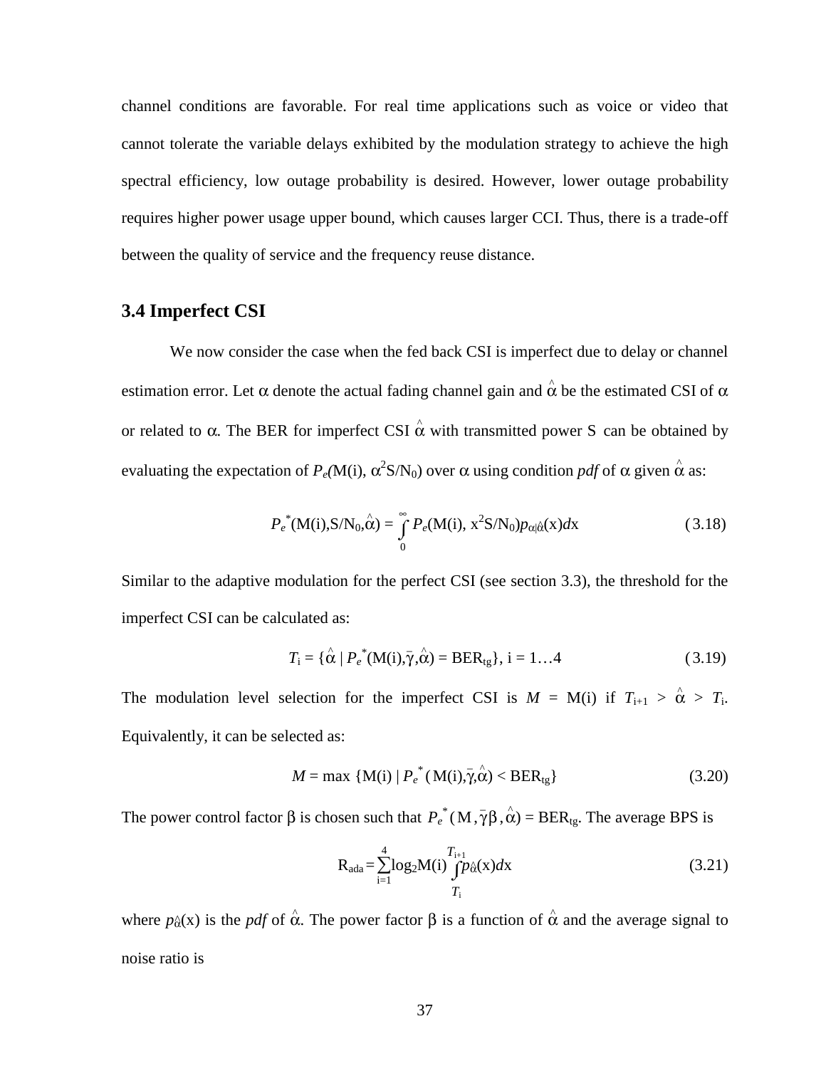channel conditions are favorable. For real time applications such as voice or video that cannot tolerate the variable delays exhibited by the modulation strategy to achieve the high spectral efficiency, low outage probability is desired. However, lower outage probability requires higher power usage upper bound, which causes larger CCI. Thus, there is a trade-off between the quality of service and the frequency reuse distance.

## 3.4 Imperfect CSI

We now consider the case when the fed back CSI is imperfect due to delay or channel estimation error. Let $\alpha$ denote the actual fading channel gain and $\hat{\alpha}$ be the estimated CSI of $\alpha$ or related to $\alpha$. The BER for imperfect CSI $\hat{\alpha}$ with transmitted power S can be obtained by evaluating the expectation of $P_e(\mathrm{M(i)}, \alpha^2 \mathrm{S/N_0})$ over $\alpha$ using condition *pdf* of $\alpha$ given $\hat{\alpha}$ as:

$$P_e^*(\mathrm{M(i)}, \mathrm{S/N_0}, \hat{\alpha}) = \int_0^\infty P_e(\mathrm{M(i)}, \mathrm{x}^2\mathrm{S/N_0}) p_{\alpha|\hat{\alpha}}(\mathrm{x}) d\mathrm{x} \tag{3.18}$$

Similar to the adaptive modulation for the perfect CSI (see section 3.3), the threshold for the imperfect CSI can be calculated as:

$$T_\mathrm{i} = \{\hat{\alpha} \mid P_e^*(\mathrm{M(i)}, \bar{\gamma}, \hat{\alpha}) = \mathrm{BER_{tg}}\},\ \mathrm{i} = 1 \ldots 4 \tag{3.19}$$

The modulation level selection for the imperfect CSI is $M = \mathrm{M(i)}$ if $T_{\mathrm{i}+1} > \hat{\alpha} > T_\mathrm{i}$. Equivalently, it can be selected as:

$$M = \max\ \{\mathrm{M(i)} \mid P_e^*(\mathrm{M(i)}, \bar{\gamma}, \hat{\alpha}) < \mathrm{BER_{tg}}\} \tag{3.20}$$

The power control factor $\beta$ is chosen such that $P_e^*(\mathrm{M}, \bar{\gamma}\beta, \hat{\alpha}) = \mathrm{BER_{tg}}$. The average BPS is

$$\mathrm{R_{ada}} = \sum_{\mathrm{i}=1}^{4} \log_2 \mathrm{M(i)} \int_{T_\mathrm{i}}^{T_{\mathrm{i}+1}} p_{\hat{\alpha}}(\mathrm{x}) d\mathrm{x} \tag{3.21}$$

where $p_{\hat{\alpha}}(\mathrm{x})$ is the *pdf* of $\hat{\alpha}$. The power factor $\beta$ is a function of $\hat{\alpha}$ and the average signal to noise ratio is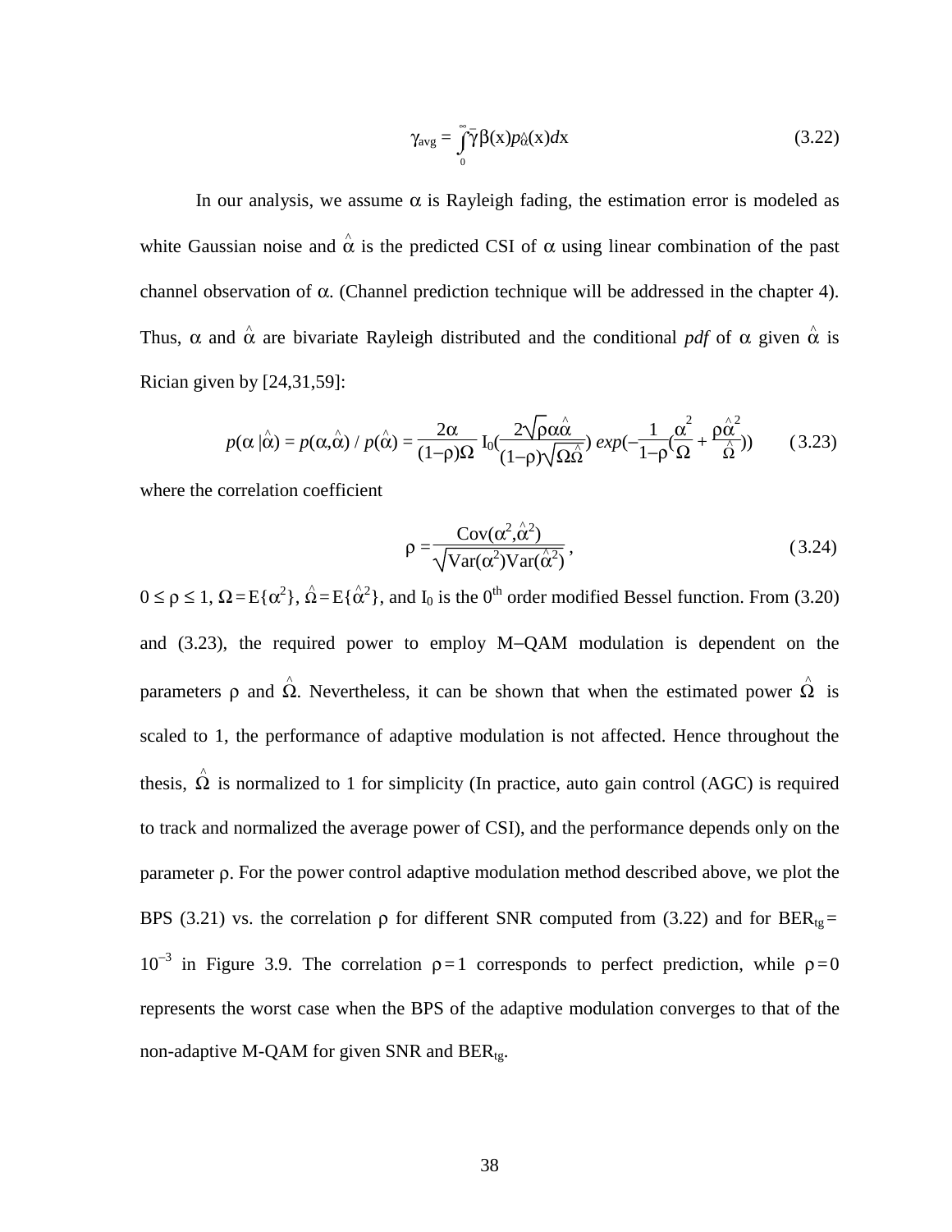$$\gamma_{avg} = \int_0^\infty \bar{\gamma}\beta(x)p_{\hat{\alpha}}(x)dx \tag{3.22}$$

In our analysis, we assume $\alpha$ is Rayleigh fading, the estimation error is modeled as white Gaussian noise and $\hat{\alpha}$ is the predicted CSI of $\alpha$ using linear combination of the past channel observation of $\alpha$. (Channel prediction technique will be addressed in the chapter 4). Thus, $\alpha$ and $\hat{\alpha}$ are bivariate Rayleigh distributed and the conditional *pdf* of $\alpha$ given $\hat{\alpha}$ is Rician given by [24,31,59]:

$$p(\alpha\,|\hat{\alpha}) = p(\alpha,\hat{\alpha})\,/\,p(\hat{\alpha}) = \frac{2\alpha}{(1-\rho)\Omega}\,I_0\!\left(\frac{2\sqrt{\rho}\alpha\hat{\alpha}}{(1-\rho)\sqrt{\Omega\hat{\Omega}}}\right) exp\!\left(-\frac{1}{1-\rho}\left(\frac{\alpha^2}{\Omega}+\frac{\rho\hat{\alpha}^2}{\hat{\Omega}}\right)\right) \tag{3.23}$$

where the correlation coefficient

$$\rho = \frac{\mathrm{Cov}(\alpha^2,\hat{\alpha}^2)}{\sqrt{\mathrm{Var}(\alpha^2)\mathrm{Var}(\hat{\alpha}^2)}}, \tag{3.24}$$

$0 \le \rho \le 1$, $\Omega = E\{\alpha^2\}$, $\hat{\Omega} = E\{\hat{\alpha}^2\}$, and $I_0$ is the $0^{th}$ order modified Bessel function. From (3.20) and (3.23), the required power to employ M−QAM modulation is dependent on the parameters $\rho$ and $\hat{\Omega}$. Nevertheless, it can be shown that when the estimated power $\hat{\Omega}$ is scaled to 1, the performance of adaptive modulation is not affected. Hence throughout the thesis, $\hat{\Omega}$ is normalized to 1 for simplicity (In practice, auto gain control (AGC) is required to track and normalized the average power of CSI), and the performance depends only on the parameter $\rho$. For the power control adaptive modulation method described above, we plot the BPS (3.21) vs. the correlation $\rho$ for different SNR computed from (3.22) and for $BER_{tg} = 10^{-3}$ in Figure 3.9. The correlation $\rho = 1$ corresponds to perfect prediction, while $\rho = 0$ represents the worst case when the BPS of the adaptive modulation converges to that of the non-adaptive M-QAM for given SNR and $BER_{tg}$.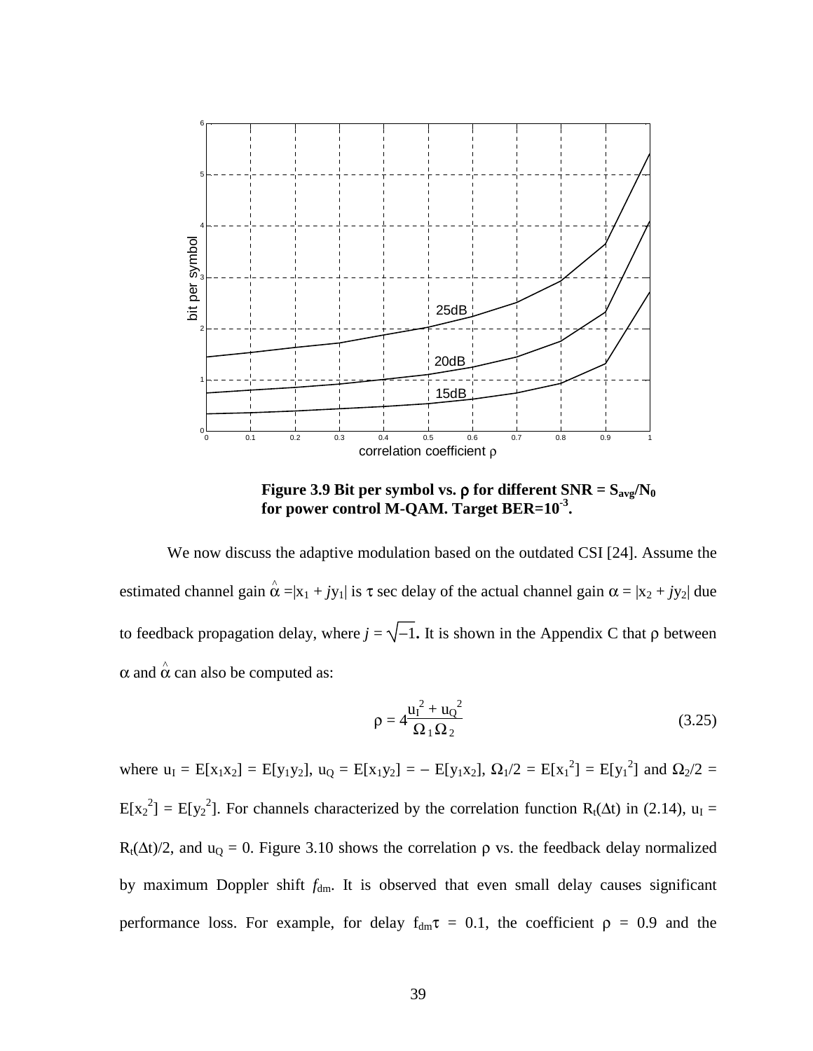**Figure 3.9 Bit per symbol vs. ρ for different SNR = $S_{avg}/N_0$ for power control M-QAM. Target BER=$10^{-3}$.**

We now discuss the adaptive modulation based on the outdated CSI [24]. Assume the estimated channel gain $\hat{\alpha} = |x_1 + jy_1|$ is $\tau$ sec delay of the actual channel gain $\alpha = |x_2 + jy_2|$ due to feedback propagation delay, where $j = \sqrt{-1}$. It is shown in the Appendix C that $\rho$ between $\alpha$ and $\hat{\alpha}$ can also be computed as:

$$\rho = 4\frac{u_I^2 + u_Q^2}{\Omega_1 \Omega_2} \tag{3.25}$$

where $u_I = E[x_1x_2] = E[y_1y_2]$, $u_Q = E[x_1y_2] = -E[y_1x_2]$, $\Omega_1/2 = E[x_1^2] = E[y_1^2]$ and $\Omega_2/2 = E[x_2^2] = E[y_2^2]$. For channels characterized by the correlation function $R_t(\Delta t)$ in (2.14), $u_I = R_t(\Delta t)/2$, and $u_Q = 0$. Figure 3.10 shows the correlation $\rho$ vs. the feedback delay normalized by maximum Doppler shift $f_{dm}$. It is observed that even small delay causes significant performance loss. For example, for delay $f_{dm}\tau = 0.1$, the coefficient $\rho = 0.9$ and the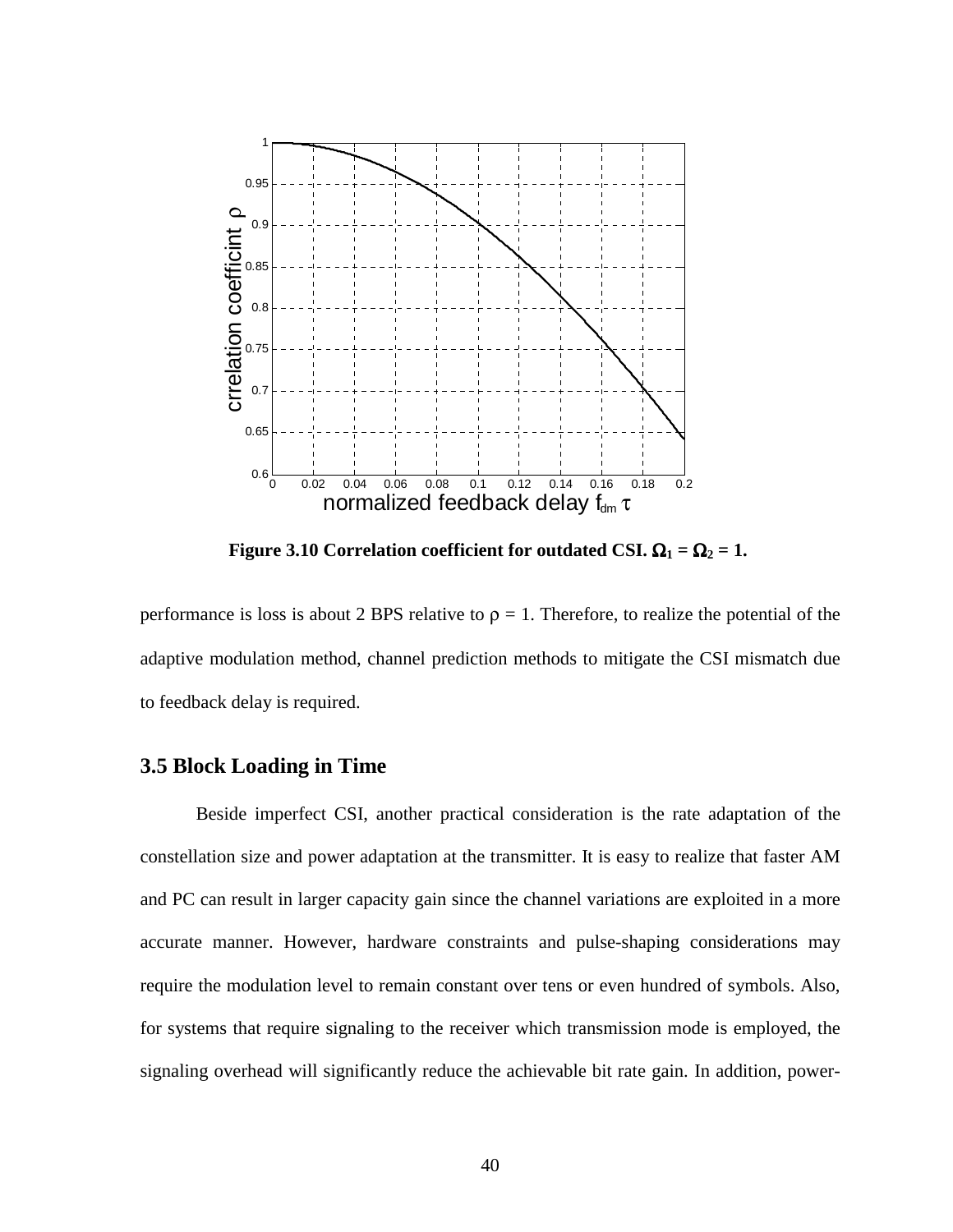Figure 3.10 Correlation coefficient for outdated CSI. $\Omega_1 = \Omega_2 = 1$.

performance is loss is about 2 BPS relative to $\rho = 1$. Therefore, to realize the potential of the adaptive modulation method, channel prediction methods to mitigate the CSI mismatch due to feedback delay is required.

## 3.5 Block Loading in Time

Beside imperfect CSI, another practical consideration is the rate adaptation of the constellation size and power adaptation at the transmitter. It is easy to realize that faster AM and PC can result in larger capacity gain since the channel variations are exploited in a more accurate manner. However, hardware constraints and pulse-shaping considerations may require the modulation level to remain constant over tens or even hundred of symbols. Also, for systems that require signaling to the receiver which transmission mode is employed, the signaling overhead will significantly reduce the achievable bit rate gain. In addition, power-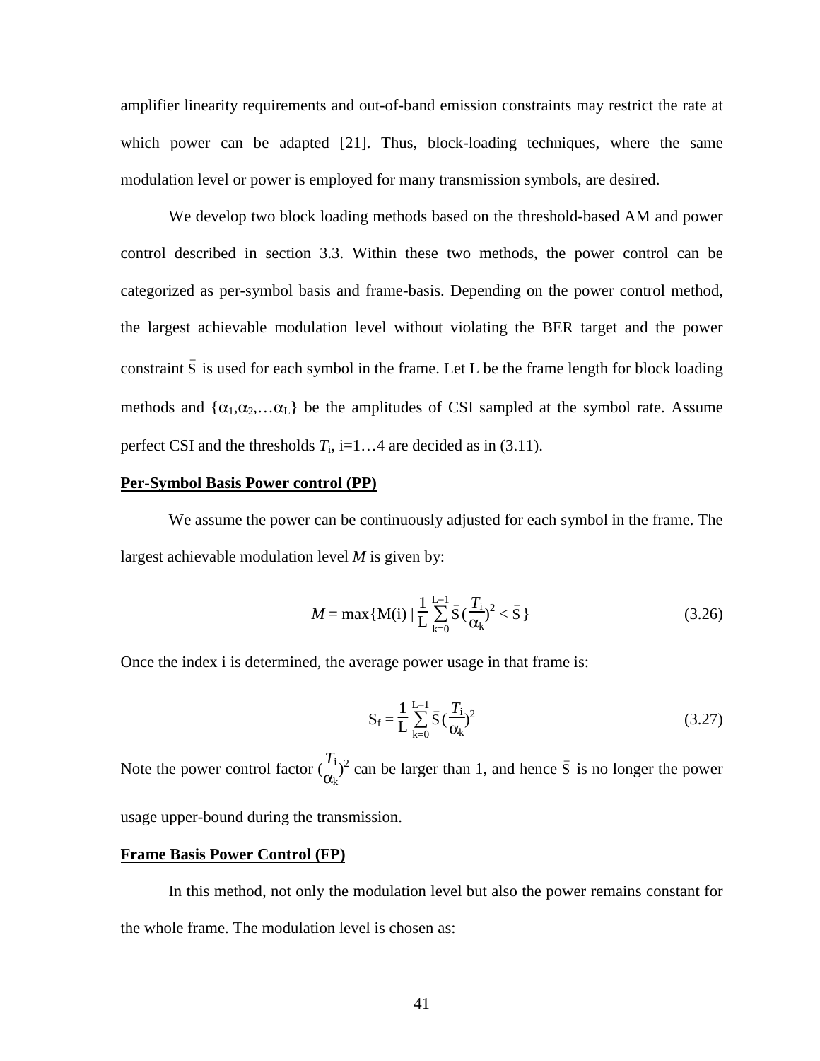amplifier linearity requirements and out-of-band emission constraints may restrict the rate at which power can be adapted [21]. Thus, block-loading techniques, where the same modulation level or power is employed for many transmission symbols, are desired.

We develop two block loading methods based on the threshold-based AM and power control described in section 3.3. Within these two methods, the power control can be categorized as per-symbol basis and frame-basis. Depending on the power control method, the largest achievable modulation level without violating the BER target and the power constraint $\bar{S}$ is used for each symbol in the frame. Let L be the frame length for block loading methods and $\{\alpha_1, \alpha_2, \ldots \alpha_L\}$ be the amplitudes of CSI sampled at the symbol rate. Assume perfect CSI and the thresholds $T_i$, i=1…4 are decided as in (3.11).

**Per-Symbol Basis Power control (PP)**

We assume the power can be continuously adjusted for each symbol in the frame. The largest achievable modulation level $M$ is given by:

$$M = \max\{M(i) \mid \frac{1}{L}\sum_{k=0}^{L-1} \bar{S}\,(\frac{T_i}{\alpha_k})^2 < \bar{S}\} \tag{3.26}$$

Once the index i is determined, the average power usage in that frame is:

$$S_f = \frac{1}{L}\sum_{k=0}^{L-1} \bar{S}\,(\frac{T_i}{\alpha_k})^2 \tag{3.27}$$

Note the power control factor $(\frac{T_i}{\alpha_k})^2$ can be larger than 1, and hence $\bar{S}$ is no longer the power usage upper-bound during the transmission.

**Frame Basis Power Control (FP)**

In this method, not only the modulation level but also the power remains constant for the whole frame. The modulation level is chosen as: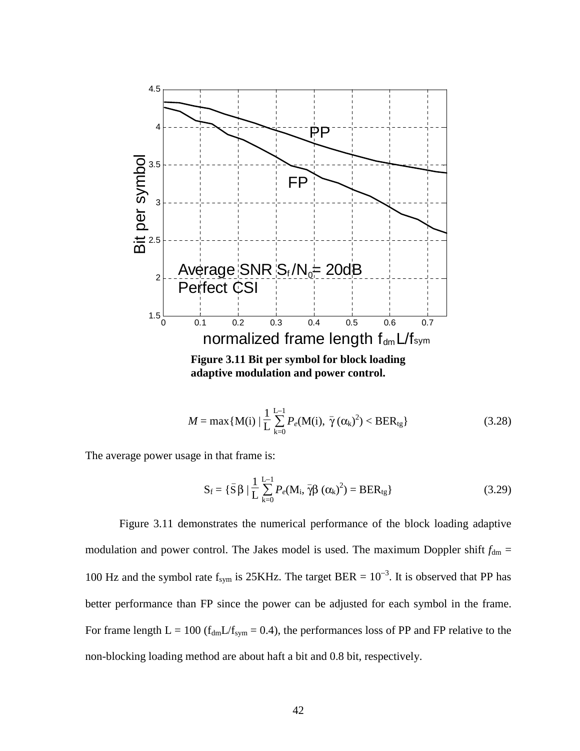Figure 3.11 Bit per symbol for block loading adaptive modulation and power control.

$$M = \max\{M(i) \mid \frac{1}{L}\sum_{k=0}^{L-1} P_e(M(i),\ \bar{\gamma}\,(\alpha_k)^2) < BER_{tg}\} \tag{3.28}$$

The average power usage in that frame is:

$$S_f = \{\bar{S}\,\beta \mid \frac{1}{L}\sum_{k=0}^{L-1} P_e(M_i,\ \bar{\gamma}\beta\,(\alpha_k)^2) = BER_{tg}\} \tag{3.29}$$

Figure 3.11 demonstrates the numerical performance of the block loading adaptive modulation and power control. The Jakes model is used. The maximum Doppler shift $f_{dm}$ = 100 Hz and the symbol rate $f_{sym}$ is 25KHz. The target BER = $10^{-3}$. It is observed that PP has better performance than FP since the power can be adjusted for each symbol in the frame. For frame length L = 100 ($f_{dm}L/f_{sym}$ = 0.4), the performances loss of PP and FP relative to the non-blocking loading method are about haft a bit and 0.8 bit, respectively.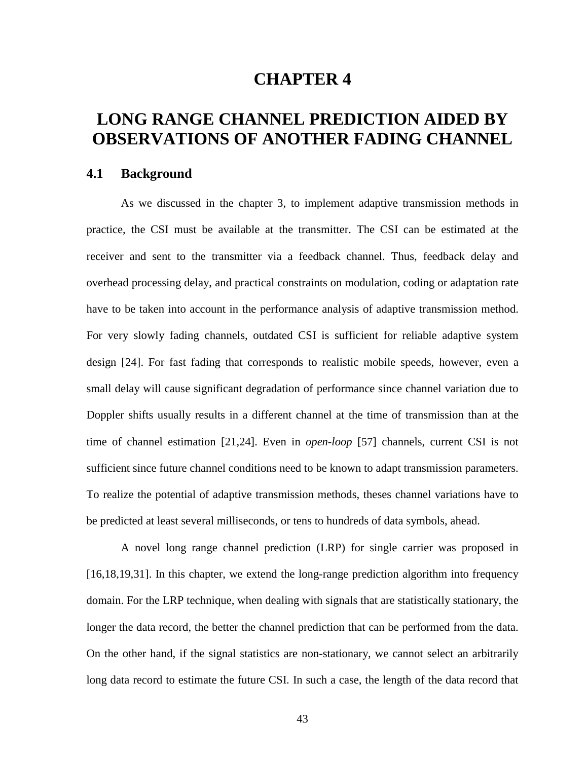# CHAPTER 4

# LONG RANGE CHANNEL PREDICTION AIDED BY OBSERVATIONS OF ANOTHER FADING CHANNEL

## 4.1 Background

As we discussed in the chapter 3, to implement adaptive transmission methods in practice, the CSI must be available at the transmitter. The CSI can be estimated at the receiver and sent to the transmitter via a feedback channel. Thus, feedback delay and overhead processing delay, and practical constraints on modulation, coding or adaptation rate have to be taken into account in the performance analysis of adaptive transmission method. For very slowly fading channels, outdated CSI is sufficient for reliable adaptive system design [24]. For fast fading that corresponds to realistic mobile speeds, however, even a small delay will cause significant degradation of performance since channel variation due to Doppler shifts usually results in a different channel at the time of transmission than at the time of channel estimation [21,24]. Even in *open-loop* [57] channels, current CSI is not sufficient since future channel conditions need to be known to adapt transmission parameters. To realize the potential of adaptive transmission methods, theses channel variations have to be predicted at least several milliseconds, or tens to hundreds of data symbols, ahead.

A novel long range channel prediction (LRP) for single carrier was proposed in [16,18,19,31]. In this chapter, we extend the long-range prediction algorithm into frequency domain. For the LRP technique, when dealing with signals that are statistically stationary, the longer the data record, the better the channel prediction that can be performed from the data. On the other hand, if the signal statistics are non-stationary, we cannot select an arbitrarily long data record to estimate the future CSI. In such a case, the length of the data record that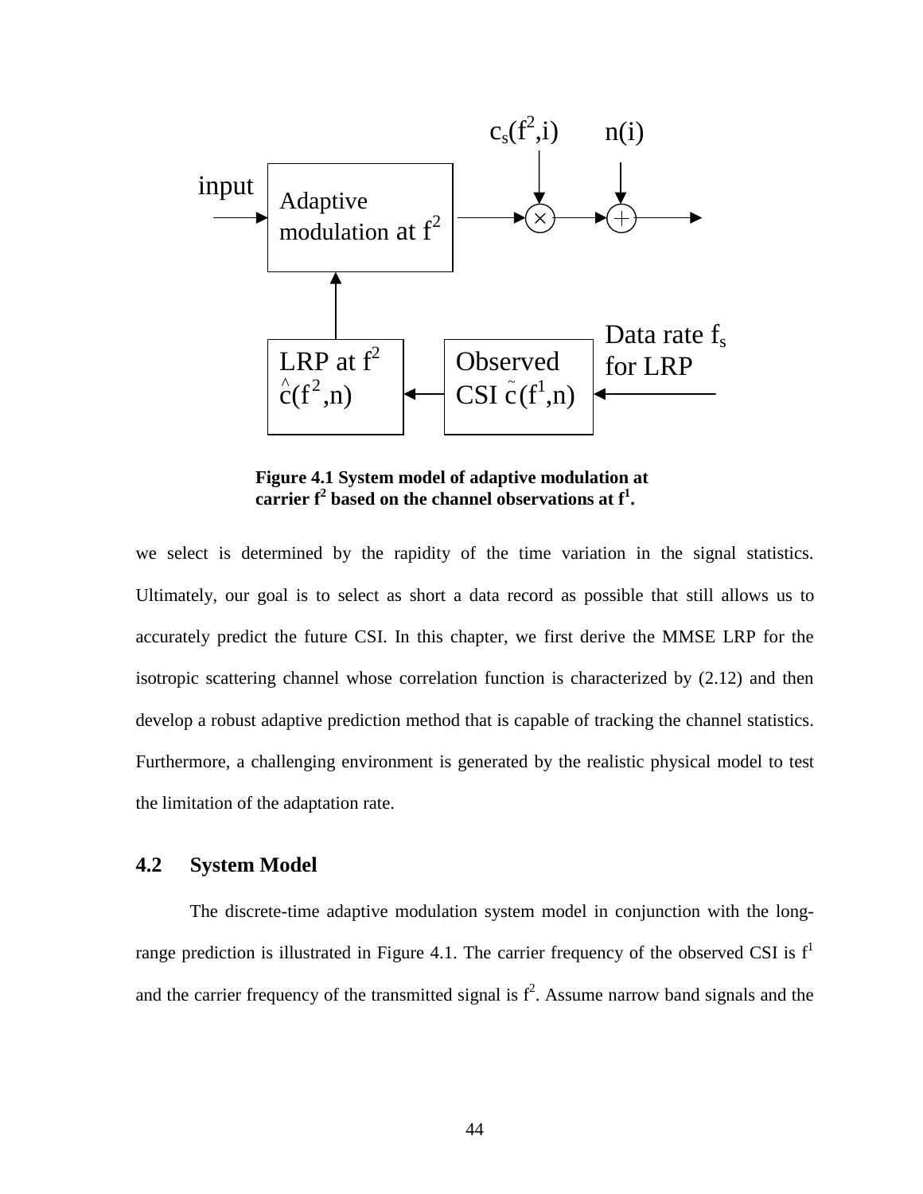Figure 4.1 System model of adaptive modulation at carrier $f^2$ based on the channel observations at $f^1$.

we select is determined by the rapidity of the time variation in the signal statistics. Ultimately, our goal is to select as short a data record as possible that still allows us to accurately predict the future CSI. In this chapter, we first derive the MMSE LRP for the isotropic scattering channel whose correlation function is characterized by (2.12) and then develop a robust adaptive prediction method that is capable of tracking the channel statistics. Furthermore, a challenging environment is generated by the realistic physical model to test the limitation of the adaptation rate.

## 4.2 System Model

The discrete-time adaptive modulation system model in conjunction with the long-range prediction is illustrated in Figure 4.1. The carrier frequency of the observed CSI is $f^1$ and the carrier frequency of the transmitted signal is $f^2$. Assume narrow band signals and the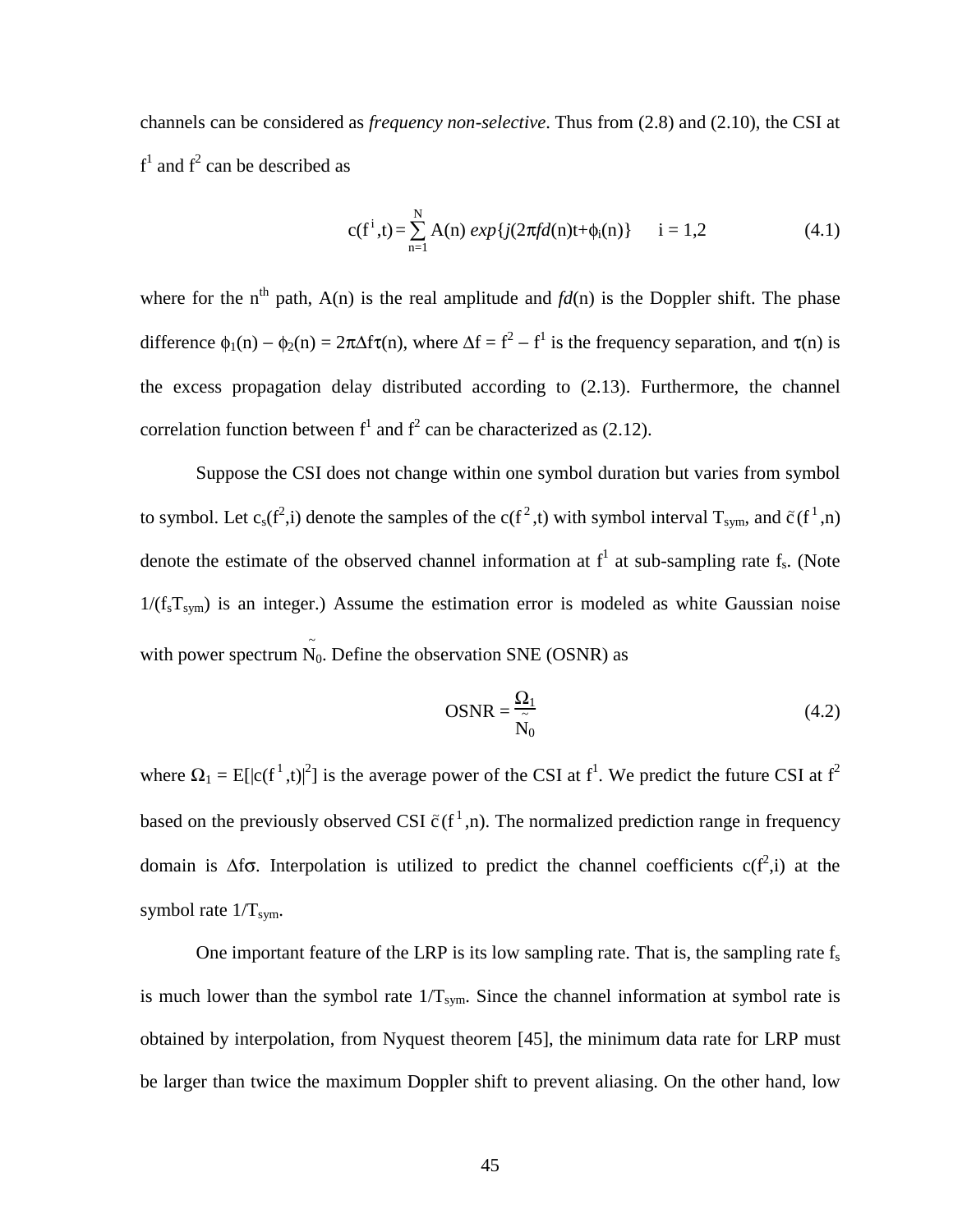channels can be considered as *frequency non-selective*. Thus from (2.8) and (2.10), the CSI at $f^1$ and $f^2$ can be described as

$$c(f^i,t) = \sum_{n=1}^{N} A(n)\, exp\{j(2\pi fd(n)t+\phi_i(n)\} \qquad i = 1,2 \tag{4.1}$$

where for the $n^{th}$ path, $A(n)$ is the real amplitude and $fd(n)$ is the Doppler shift. The phase difference $\phi_1(n) - \phi_2(n) = 2\pi\Delta f\tau(n)$, where $\Delta f = f^2 - f^1$ is the frequency separation, and $\tau(n)$ is the excess propagation delay distributed according to (2.13). Furthermore, the channel correlation function between $f^1$ and $f^2$ can be characterized as (2.12).

Suppose the CSI does not change within one symbol duration but varies from symbol to symbol. Let $c_s(f^2,i)$ denote the samples of the $c(f^2,t)$ with symbol interval $T_{sym}$, and $\tilde{c}(f^1,n)$ denote the estimate of the observed channel information at $f^1$ at sub-sampling rate $f_s$. (Note $1/(f_sT_{sym})$ is an integer.) Assume the estimation error is modeled as white Gaussian noise with power spectrum $\tilde{N}_0$. Define the observation SNE (OSNR) as

$$\text{OSNR} = \frac{\Omega_1}{\tilde{N}_0} \tag{4.2}$$

where $\Omega_1 = E[|c(f^1,t)|^2]$ is the average power of the CSI at $f^1$. We predict the future CSI at $f^2$ based on the previously observed CSI $\tilde{c}(f^1,n)$. The normalized prediction range in frequency domain is $\Delta f\sigma$. Interpolation is utilized to predict the channel coefficients $c(f^2,i)$ at the symbol rate $1/T_{sym}$.

One important feature of the LRP is its low sampling rate. That is, the sampling rate $f_s$ is much lower than the symbol rate $1/T_{sym}$. Since the channel information at symbol rate is obtained by interpolation, from Nyquest theorem [45], the minimum data rate for LRP must be larger than twice the maximum Doppler shift to prevent aliasing. On the other hand, low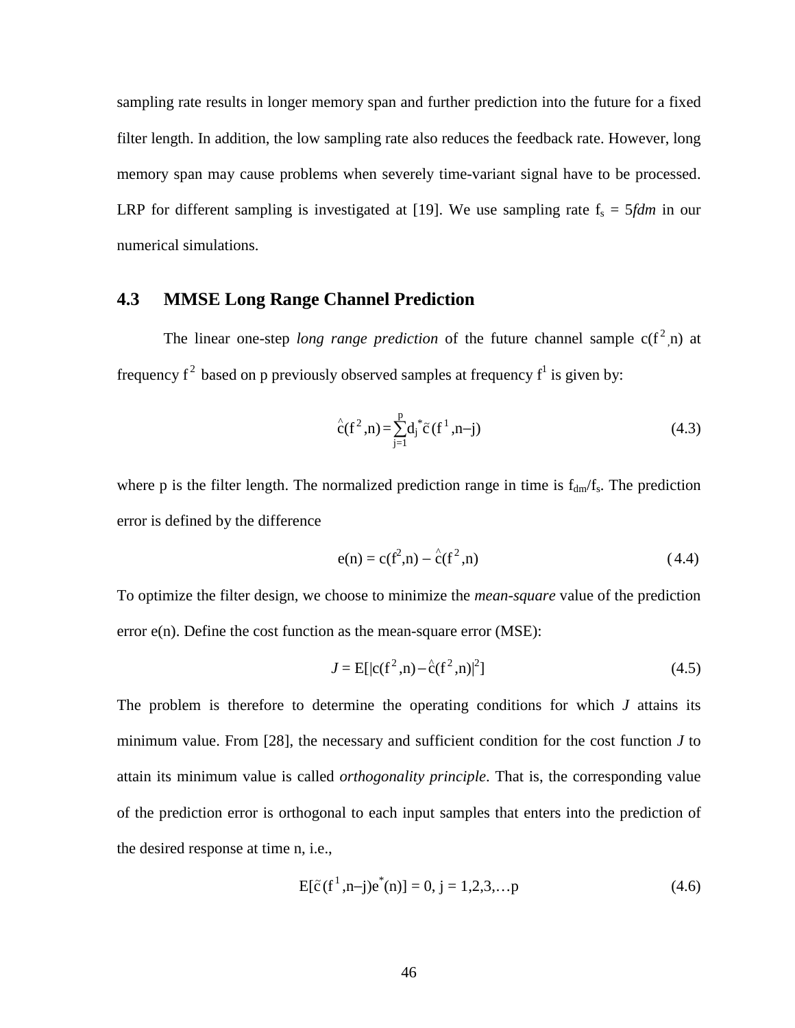sampling rate results in longer memory span and further prediction into the future for a fixed filter length. In addition, the low sampling rate also reduces the feedback rate. However, long memory span may cause problems when severely time-variant signal have to be processed. LRP for different sampling is investigated at [19]. We use sampling rate $f_s = 5fdm$ in our numerical simulations.

## 4.3 MMSE Long Range Channel Prediction

The linear one-step *long range prediction* of the future channel sample $c(f^2,n)$ at frequency $f^2$ based on p previously observed samples at frequency $f^1$ is given by:

$$\hat{c}(f^2,n) = \sum_{j=1}^{p} d_j^* \tilde{c}(f^1,n-j) \tag{4.3}$$

where p is the filter length. The normalized prediction range in time is $f_{dm}/f_s$. The prediction error is defined by the difference

$$e(n) = c(f^2,n) - \hat{c}(f^2,n) \tag{4.4}$$

To optimize the filter design, we choose to minimize the *mean-square* value of the prediction error e(n). Define the cost function as the mean-square error (MSE):

$$J = E[|c(f^2,n) - \hat{c}(f^2,n)|^2] \tag{4.5}$$

The problem is therefore to determine the operating conditions for which $J$ attains its minimum value. From [28], the necessary and sufficient condition for the cost function $J$ to attain its minimum value is called *orthogonality principle*. That is, the corresponding value of the prediction error is orthogonal to each input samples that enters into the prediction of the desired response at time n, i.e.,

$$E[\tilde{c}(f^1,n-j)e^*(n)] = 0, \ j = 1,2,3,\ldots p \tag{4.6}$$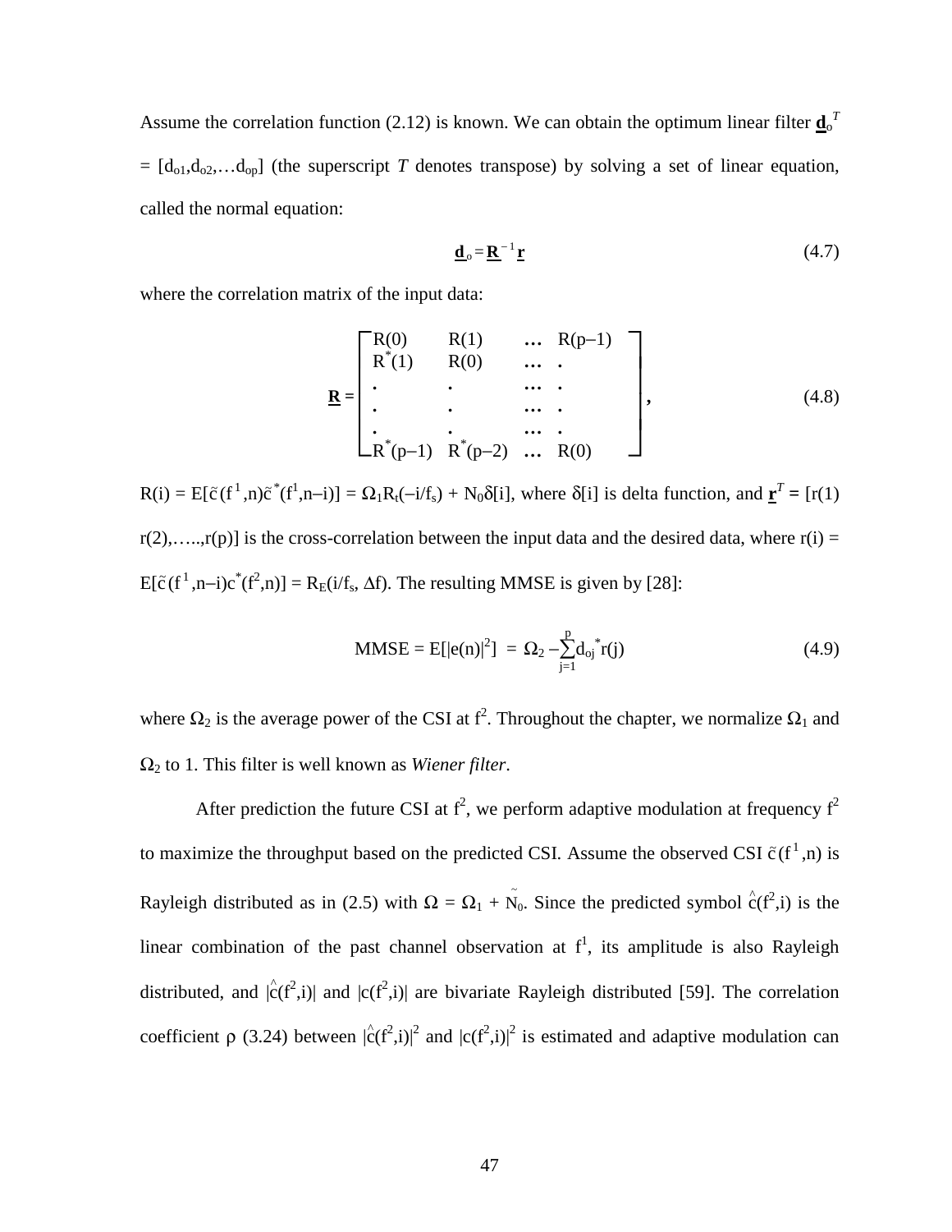Assume the correlation function (2.12) is known. We can obtain the optimum linear filter $\underline{\mathbf{d}}_o^T = [d_{o1}, d_{o2}, \ldots d_{op}]$ (the superscript $T$ denotes transpose) by solving a set of linear equation, called the normal equation:

$$\underline{\mathbf{d}}_o = \underline{\mathbf{R}}^{-1}\underline{\mathbf{r}} \tag{4.7}$$

where the correlation matrix of the input data:

$$\underline{\mathbf{R}} = \begin{bmatrix} R(0) & R(1) & \ldots & R(p-1) \\ R^*(1) & R(0) & \ldots & . \\ . & . & \ldots & . \\ . & . & \ldots & . \\ . & . & \ldots & . \\ R^*(p-1) & R^*(p-2) & \ldots & R(0) \end{bmatrix}, \tag{4.8}$$

$R(i) = E[\tilde{c}(f^1,n)\tilde{c}^*(f^1,n-i)] = \Omega_1 R_t(-i/f_s) + N_0\delta[i]$, where $\delta[i]$ is delta function, and $\underline{\mathbf{r}}^T = [r(1)\ r(2),\ldots,r(p)]$ is the cross-correlation between the input data and the desired data, where $r(i) = E[\tilde{c}(f^1,n-i)c^*(f^2,n)] = R_E(i/f_s, \Delta f)$. The resulting MMSE is given by [28]:

$$\text{MMSE} = E[|e(n)|^2] = \Omega_2 - \sum_{j=1}^{p} d_{oj}^* r(j) \tag{4.9}$$

where $\Omega_2$ is the average power of the CSI at $f^2$. Throughout the chapter, we normalize $\Omega_1$ and $\Omega_2$ to 1. This filter is well known as *Wiener filter*.

After prediction the future CSI at $f^2$, we perform adaptive modulation at frequency $f^2$ to maximize the throughput based on the predicted CSI. Assume the observed CSI $\tilde{c}(f^1,n)$ is Rayleigh distributed as in (2.5) with $\Omega = \Omega_1 + \tilde{N}_0$. Since the predicted symbol $\hat{c}(f^2,i)$ is the linear combination of the past channel observation at $f^1$, its amplitude is also Rayleigh distributed, and $|\hat{c}(f^2,i)|$ and $|c(f^2,i)|$ are bivariate Rayleigh distributed [59]. The correlation coefficient $\rho$ (3.24) between $|\hat{c}(f^2,i)|^2$ and $|c(f^2,i)|^2$ is estimated and adaptive modulation can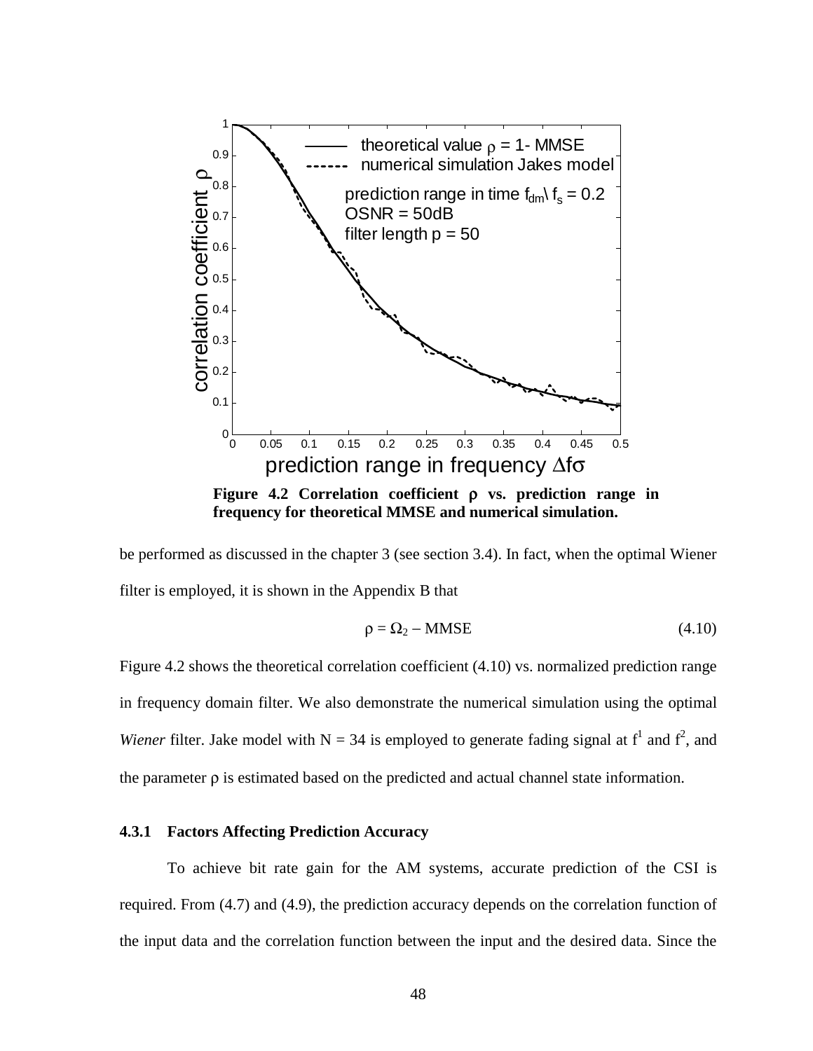**Figure 4.2 Correlation coefficient $\rho$ vs. prediction range in frequency for theoretical MMSE and numerical simulation.**

be performed as discussed in the chapter 3 (see section 3.4). In fact, when the optimal Wiener filter is employed, it is shown in the Appendix B that

$$\rho = \Omega_2 - \text{MMSE} \tag{4.10}$$

Figure 4.2 shows the theoretical correlation coefficient (4.10) vs. normalized prediction range in frequency domain filter. We also demonstrate the numerical simulation using the optimal *Wiener* filter. Jake model with $N = 34$ is employed to generate fading signal at $f^1$ and $f^2$, and the parameter $\rho$ is estimated based on the predicted and actual channel state information.

### 4.3.1 Factors Affecting Prediction Accuracy

To achieve bit rate gain for the AM systems, accurate prediction of the CSI is required. From (4.7) and (4.9), the prediction accuracy depends on the correlation function of the input data and the correlation function between the input and the desired data. Since the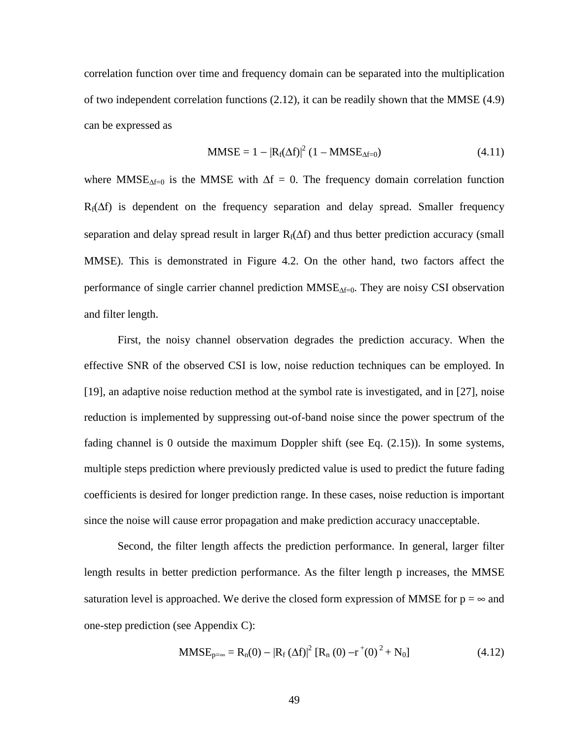correlation function over time and frequency domain can be separated into the multiplication of two independent correlation functions (2.12), it can be readily shown that the MMSE (4.9) can be expressed as

$$\text{MMSE} = 1 - |R_f(\Delta f)|^2 \,(1 - \text{MMSE}_{\Delta f=0}) \tag{4.11}$$

where $\text{MMSE}_{\Delta f=0}$ is the MMSE with $\Delta f = 0$. The frequency domain correlation function $R_f(\Delta f)$ is dependent on the frequency separation and delay spread. Smaller frequency separation and delay spread result in larger $R_f(\Delta f)$ and thus better prediction accuracy (small MMSE). This is demonstrated in Figure 4.2. On the other hand, two factors affect the performance of single carrier channel prediction $\text{MMSE}_{\Delta f=0}$. They are noisy CSI observation and filter length.

First, the noisy channel observation degrades the prediction accuracy. When the effective SNR of the observed CSI is low, noise reduction techniques can be employed. In [19], an adaptive noise reduction method at the symbol rate is investigated, and in [27], noise reduction is implemented by suppressing out-of-band noise since the power spectrum of the fading channel is 0 outside the maximum Doppler shift (see Eq. (2.15)). In some systems, multiple steps prediction where previously predicted value is used to predict the future fading coefficients is desired for longer prediction range. In these cases, noise reduction is important since the noise will cause error propagation and make prediction accuracy unacceptable.

Second, the filter length affects the prediction performance. In general, larger filter length results in better prediction performance. As the filter length p increases, the MMSE saturation level is approached. We derive the closed form expression of MMSE for $p = \infty$ and one-step prediction (see Appendix C):

$$\text{MMSE}_{p=\infty} = R_n(0) - |R_f(\Delta f)|^2 \,[R_n(0) - r^+(0)^2 + N_0] \tag{4.12}$$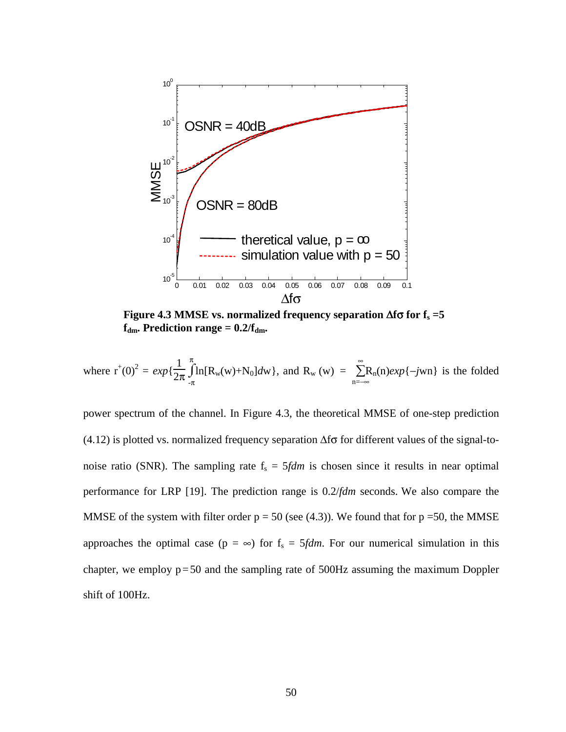Figure 4.3 MMSE vs. normalized frequency separation $\Delta f\sigma$ for $f_s = 5 f_{dm}$. Prediction range $= 0.2/f_{dm}$.

where $r^+(0)^2 = exp\{\frac{1}{2\pi}\int_{-\pi}^{\pi}\ln[R_w(w)+N_0]dw\}$, and $R_w(w) = \sum_{n=-\infty}^{\infty}R_n(n)exp\{-jwn\}$ is the folded power spectrum of the channel. In Figure 4.3, the theoretical MMSE of one-step prediction (4.12) is plotted vs. normalized frequency separation $\Delta f\sigma$ for different values of the signal-to-noise ratio (SNR). The sampling rate $f_s = 5fdm$ is chosen since it results in near optimal performance for LRP [19]. The prediction range is $0.2/fdm$ seconds. We also compare the MMSE of the system with filter order $p = 50$ (see (4.3)). We found that for $p = 50$, the MMSE approaches the optimal case ($p = \infty$) for $f_s = 5fdm$. For our numerical simulation in this chapter, we employ $p = 50$ and the sampling rate of 500Hz assuming the maximum Doppler shift of 100Hz.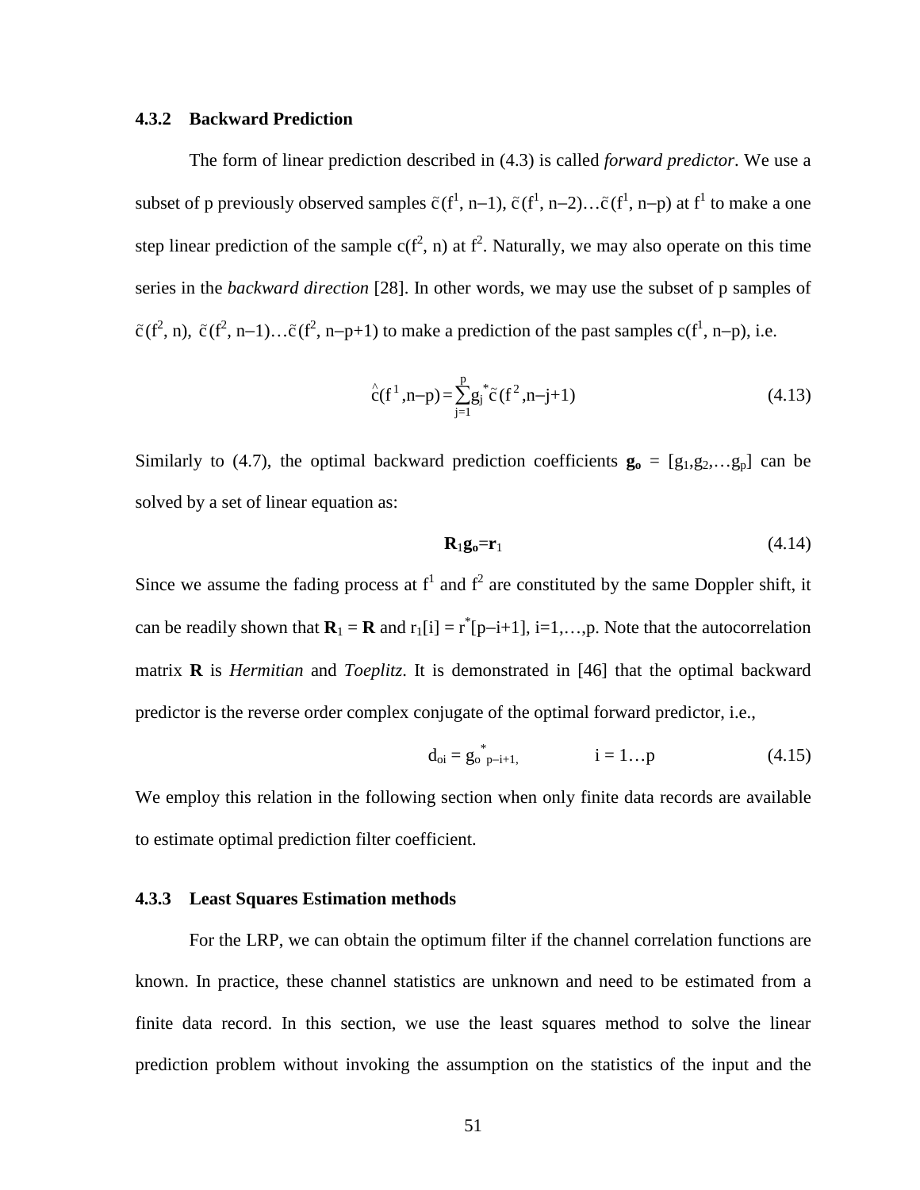### 4.3.2 Backward Prediction

The form of linear prediction described in (4.3) is called *forward predictor*. We use a subset of p previously observed samples $\tilde{c}(f^1, n-1), \tilde{c}(f^1, n-2)\ldots\tilde{c}(f^1, n-p)$ at $f^1$ to make a one step linear prediction of the sample $c(f^2, n)$ at $f^2$. Naturally, we may also operate on this time series in the *backward direction* [28]. In other words, we may use the subset of p samples of $\tilde{c}(f^2, n), \tilde{c}(f^2, n-1)\ldots\tilde{c}(f^2, n-p+1)$ to make a prediction of the past samples $c(f^1, n-p)$, i.e.

$$\hat{c}(f^1, n-p) = \sum_{j=1}^{p} g_j^* \tilde{c}(f^2, n-j+1) \tag{4.13}$$

Similarly to (4.7), the optimal backward prediction coefficients $\mathbf{g_o} = [g_1, g_2, \ldots g_p]$ can be solved by a set of linear equation as:

$$\mathbf{R}_1 \mathbf{g_o} = \mathbf{r}_1 \tag{4.14}$$

Since we assume the fading process at $f^1$ and $f^2$ are constituted by the same Doppler shift, it can be readily shown that $\mathbf{R}_1 = \mathbf{R}$ and $r_1[i] = r^*[p-i+1]$, $i=1,\ldots,p$. Note that the autocorrelation matrix $\mathbf{R}$ is *Hermitian* and *Toeplitz*. It is demonstrated in [46] that the optimal backward predictor is the reverse order complex conjugate of the optimal forward predictor, i.e.,

$$d_{oi} = g_{o\ p-i+1}^*, \qquad i = 1\ldots p \tag{4.15}$$

We employ this relation in the following section when only finite data records are available to estimate optimal prediction filter coefficient.

### 4.3.3 Least Squares Estimation methods

For the LRP, we can obtain the optimum filter if the channel correlation functions are known. In practice, these channel statistics are unknown and need to be estimated from a finite data record. In this section, we use the least squares method to solve the linear prediction problem without invoking the assumption on the statistics of the input and the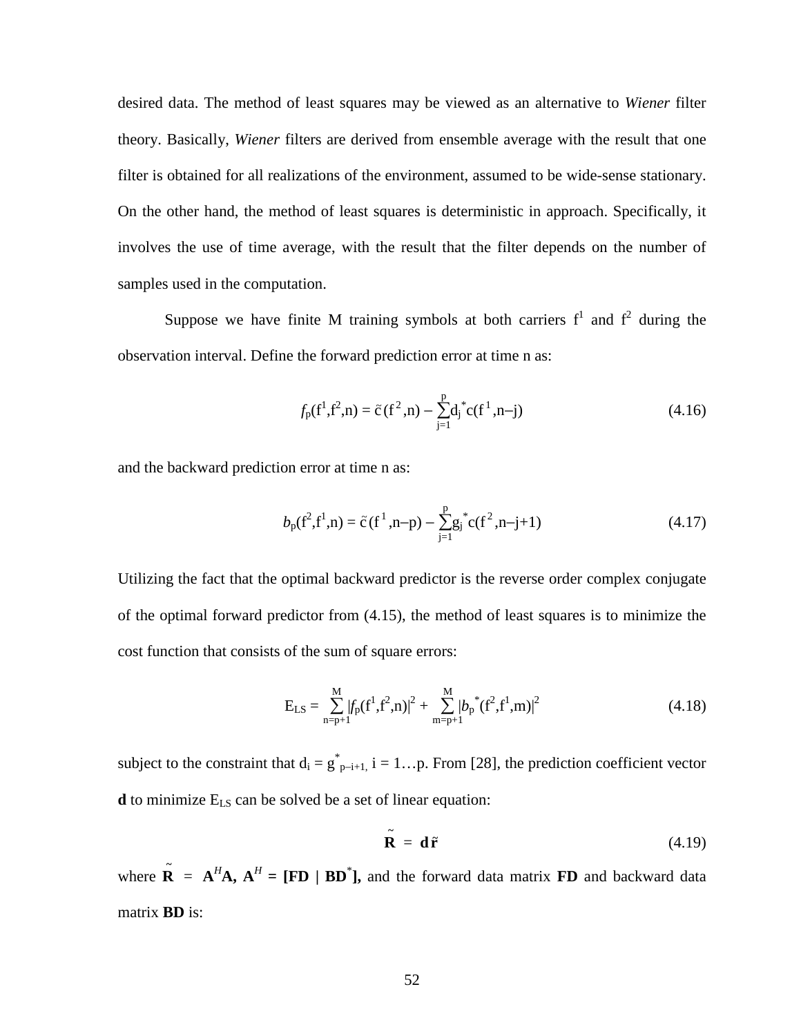desired data. The method of least squares may be viewed as an alternative to *Wiener* filter theory. Basically, *Wiener* filters are derived from ensemble average with the result that one filter is obtained for all realizations of the environment, assumed to be wide-sense stationary. On the other hand, the method of least squares is deterministic in approach. Specifically, it involves the use of time average, with the result that the filter depends on the number of samples used in the computation.

Suppose we have finite M training symbols at both carriers $f^1$ and $f^2$ during the observation interval. Define the forward prediction error at time n as:

$$f_p(f^1,f^2,n) = \tilde{c}(f^2,n) - \sum_{j=1}^{p} d_j^* c(f^1,n-j) \tag{4.16}$$

and the backward prediction error at time n as:

$$b_p(f^2,f^1,n) = \tilde{c}(f^1,n-p) - \sum_{j=1}^{p} g_j^* c(f^2,n-j+1) \tag{4.17}$$

Utilizing the fact that the optimal backward predictor is the reverse order complex conjugate of the optimal forward predictor from (4.15), the method of least squares is to minimize the cost function that consists of the sum of square errors:

$$E_{LS} = \sum_{n=p+1}^{M} |f_p(f^1,f^2,n)|^2 + \sum_{m=p+1}^{M} |b_p^*(f^2,f^1,m)|^2 \tag{4.18}$$

subject to the constraint that $d_i = g^*_{p-i+1}$, $i = 1 \ldots p$. From [28], the prediction coefficient vector **d** to minimize $E_{LS}$ can be solved be a set of linear equation:

$$\tilde{\mathbf{R}} = \mathbf{d}\,\tilde{\mathbf{r}} \tag{4.19}$$

where $\tilde{\mathbf{R}} = \mathbf{A}^H\mathbf{A}$, $\mathbf{A}^H = [\mathbf{FD} \mid \mathbf{BD}^*]$, and the forward data matrix **FD** and backward data matrix **BD** is: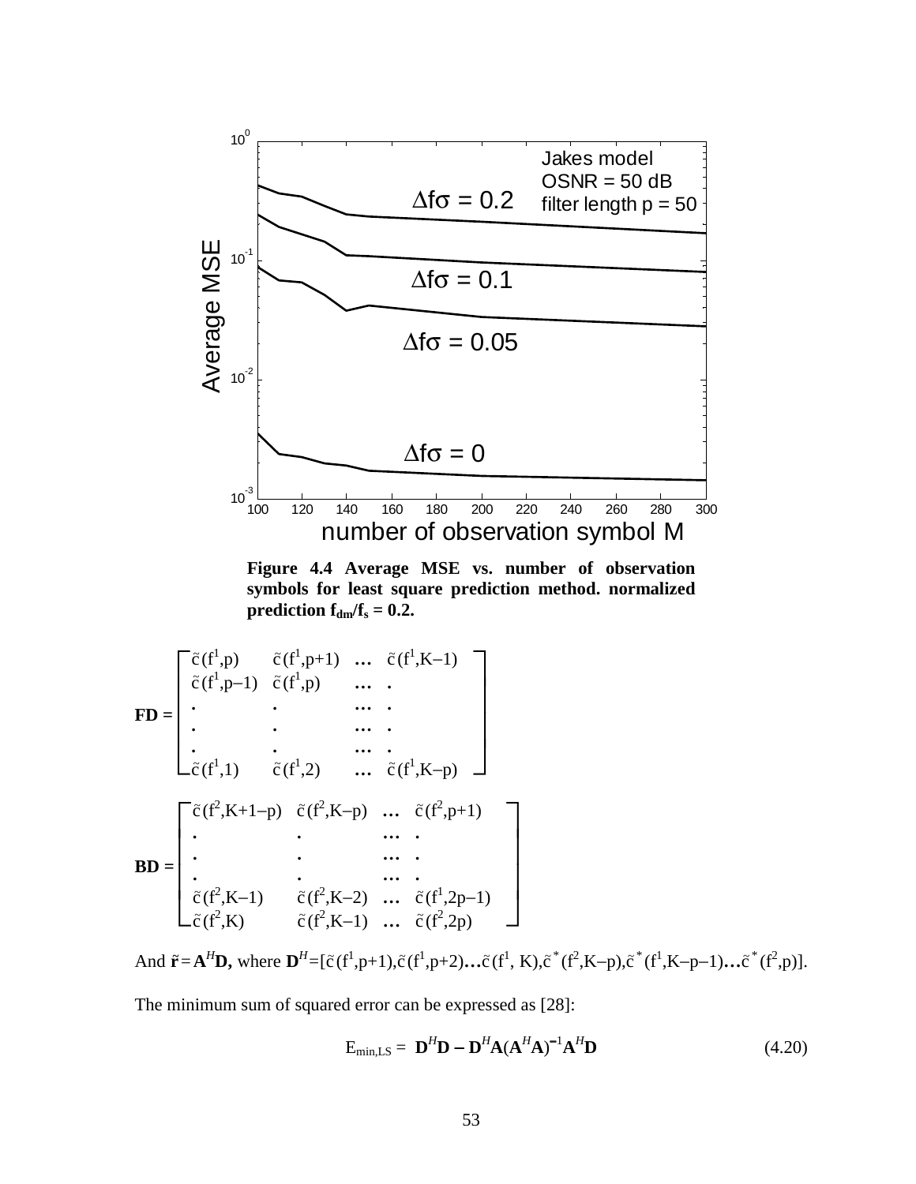Figure 4.4 Average MSE vs. number of observation symbols for least square prediction method. normalized prediction $f_{dm}/f_s = 0.2$.

$$
\mathbf{FD} = \begin{bmatrix}
\tilde{c}(f^1,p) & \tilde{c}(f^1,p+1) & \ldots & \tilde{c}(f^1,K-1) \\
\tilde{c}(f^1,p-1) & \tilde{c}(f^1,p) & \ldots & . \\
. & . & \ldots & . \\
. & . & \ldots & . \\
. & . & \ldots & . \\
\tilde{c}(f^1,1) & \tilde{c}(f^1,2) & \ldots & \tilde{c}(f^1,K-p)
\end{bmatrix}
$$

$$
\mathbf{BD} = \begin{bmatrix}
\tilde{c}(f^2,K+1-p) & \tilde{c}(f^2,K-p) & \ldots & \tilde{c}(f^2,p+1) \\
. & . & \ldots & . \\
. & . & \ldots & . \\
. & . & \ldots & . \\
\tilde{c}(f^2,K-1) & \tilde{c}(f^2,K-2) & \ldots & \tilde{c}(f^1,2p-1) \\
\tilde{c}(f^2,K) & \tilde{c}(f^2,K-1) & \ldots & \tilde{c}(f^2,2p)
\end{bmatrix}
$$

And $\tilde{\mathbf{r}} = \mathbf{A}^H\mathbf{D}$, where $\mathbf{D}^H = [\tilde{c}(f^1,p+1), \tilde{c}(f^1,p+2) \ldots \tilde{c}(f^1, K), \tilde{c}^*(f^2,K-p), \tilde{c}^*(f^1,K-p-1) \ldots \tilde{c}^*(f^2,p)]$.

The minimum sum of squared error can be expressed as [28]:

$$
E_{min,LS} = \mathbf{D}^H\mathbf{D} - \mathbf{D}^H\mathbf{A}(\mathbf{A}^H\mathbf{A})^{-1}\mathbf{A}^H\mathbf{D} \tag{4.20}
$$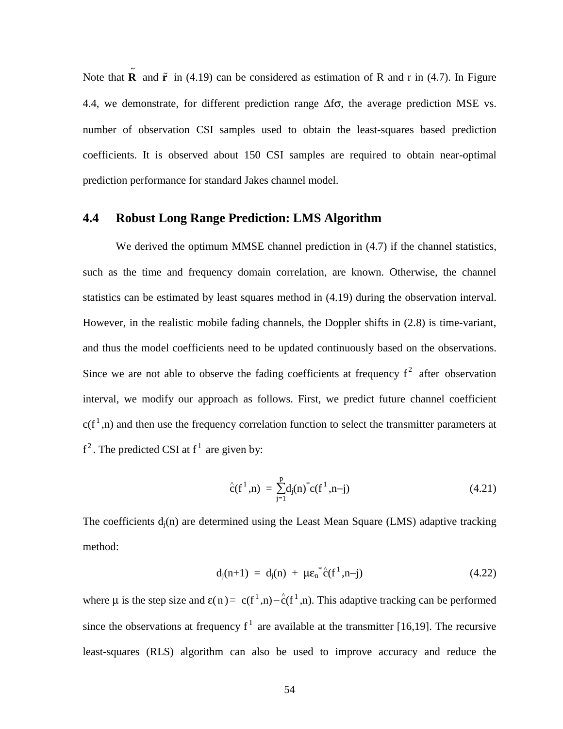Note that $\tilde{\mathbf{R}}$ and $\tilde{\mathbf{r}}$ in (4.19) can be considered as estimation of R and r in (4.7). In Figure 4.4, we demonstrate, for different prediction range $\Delta f\sigma$, the average prediction MSE vs. number of observation CSI samples used to obtain the least-squares based prediction coefficients. It is observed about 150 CSI samples are required to obtain near-optimal prediction performance for standard Jakes channel model.

## 4.4 Robust Long Range Prediction: LMS Algorithm

We derived the optimum MMSE channel prediction in (4.7) if the channel statistics, such as the time and frequency domain correlation, are known. Otherwise, the channel statistics can be estimated by least squares method in (4.19) during the observation interval. However, in the realistic mobile fading channels, the Doppler shifts in (2.8) is time-variant, and thus the model coefficients need to be updated continuously based on the observations. Since we are not able to observe the fading coefficients at frequency $f^2$ after observation interval, we modify our approach as follows. First, we predict future channel coefficient $c(f^1,n)$ and then use the frequency correlation function to select the transmitter parameters at $f^2$. The predicted CSI at $f^1$ are given by:

$$\hat{c}(f^1,n) = \sum_{j=1}^{p} d_j(n)^* c(f^1,n-j) \tag{4.21}$$

The coefficients $d_j(n)$ are determined using the Least Mean Square (LMS) adaptive tracking method:

$$d_j(n+1) = d_j(n) + \mu\varepsilon_n^* \hat{c}(f^1,n-j) \tag{4.22}$$

where $\mu$ is the step size and $\varepsilon(n) = c(f^1,n) - \hat{c}(f^1,n)$. This adaptive tracking can be performed since the observations at frequency $f^1$ are available at the transmitter [16,19]. The recursive least-squares (RLS) algorithm can also be used to improve accuracy and reduce the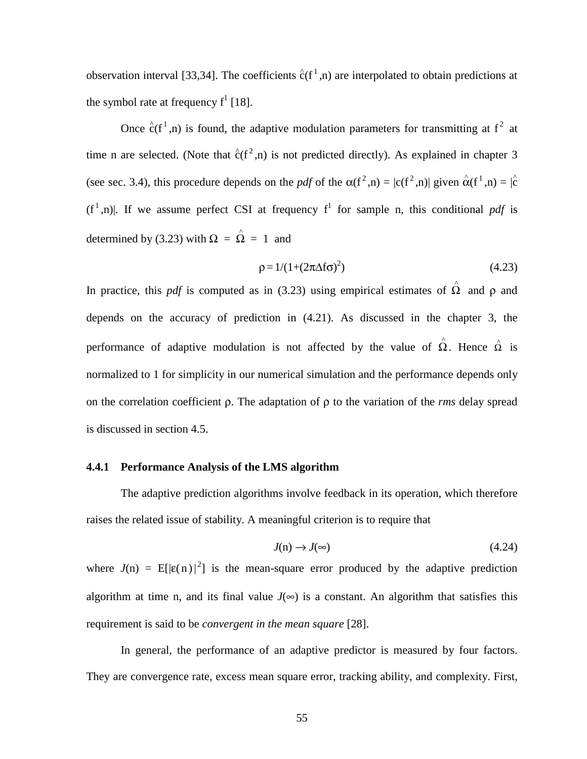observation interval [33,34]. The coefficients $\hat{c}(f^1,n)$ are interpolated to obtain predictions at the symbol rate at frequency $f^1$ [18].

Once $\hat{c}(f^1,n)$ is found, the adaptive modulation parameters for transmitting at $f^2$ at time n are selected. (Note that $\hat{c}(f^2,n)$ is not predicted directly). As explained in chapter 3 (see sec. 3.4), this procedure depends on the *pdf* of the $\alpha(f^2,n) = |c(f^2,n)|$ given $\hat{\alpha}(f^1,n) = |\hat{c}(f^1,n)|$. If we assume perfect CSI at frequency $f^1$ for sample n, this conditional *pdf* is determined by (3.23) with $\Omega = \hat{\Omega} = 1$ and

$$\rho = 1/(1+(2\pi\Delta f\sigma)^2) \tag{4.23}$$

In practice, this *pdf* is computed as in (3.23) using empirical estimates of $\hat{\Omega}$ and $\rho$ and depends on the accuracy of prediction in (4.21). As discussed in the chapter 3, the performance of adaptive modulation is not affected by the value of $\hat{\Omega}$. Hence $\hat{\Omega}$ is normalized to 1 for simplicity in our numerical simulation and the performance depends only on the correlation coefficient $\rho$. The adaptation of $\rho$ to the variation of the *rms* delay spread is discussed in section 4.5.

### 4.4.1 Performance Analysis of the LMS algorithm

The adaptive prediction algorithms involve feedback in its operation, which therefore raises the related issue of stability. A meaningful criterion is to require that

$$J(n) \rightarrow J(\infty) \tag{4.24}$$

where $J(n) = E[|\varepsilon(n)|^2]$ is the mean-square error produced by the adaptive prediction algorithm at time n, and its final value $J(\infty)$ is a constant. An algorithm that satisfies this requirement is said to be *convergent in the mean square* [28].

In general, the performance of an adaptive predictor is measured by four factors. They are convergence rate, excess mean square error, tracking ability, and complexity. First,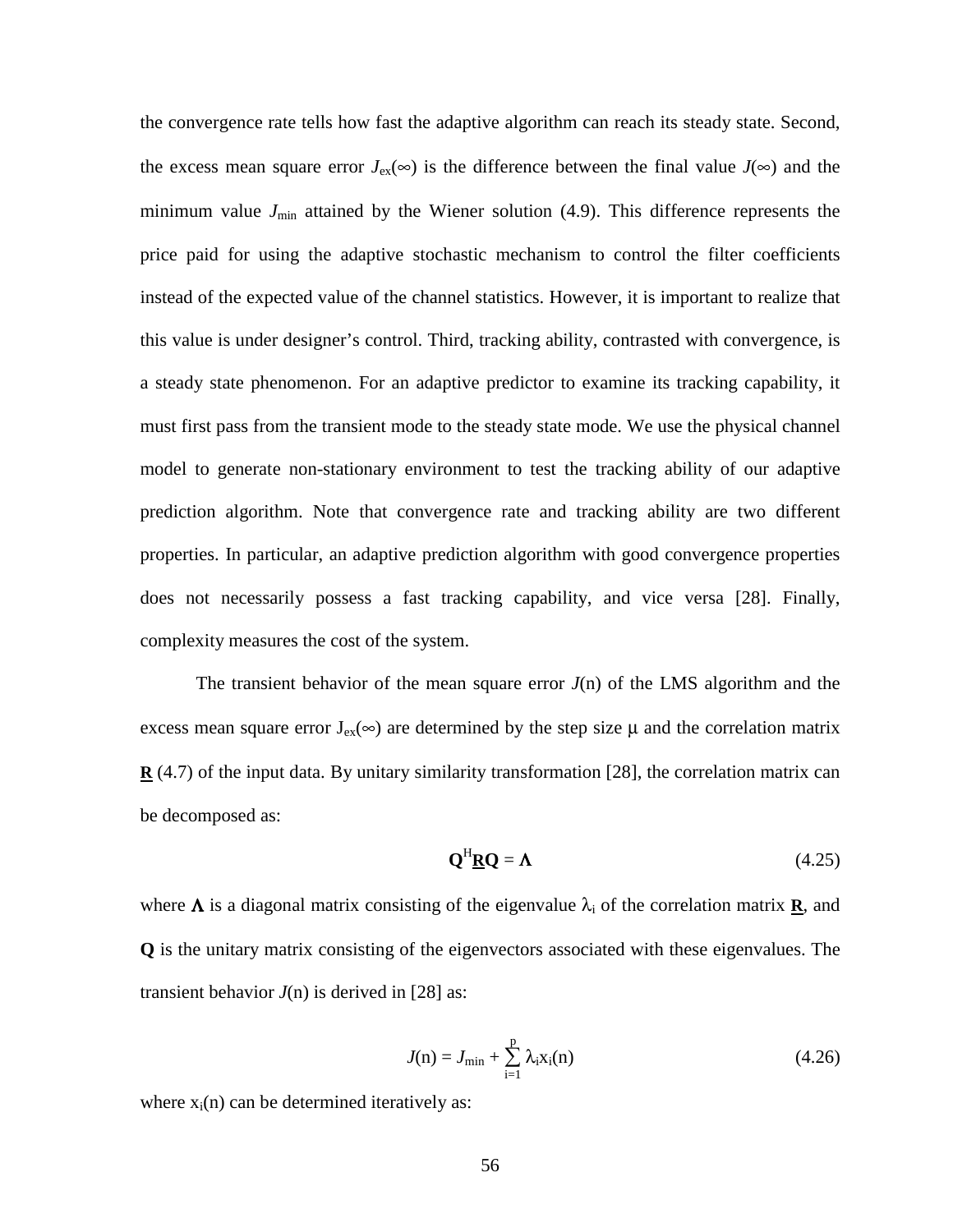the convergence rate tells how fast the adaptive algorithm can reach its steady state. Second, the excess mean square error $J_{ex}(\infty)$ is the difference between the final value $J(\infty)$ and the minimum value $J_{min}$ attained by the Wiener solution (4.9). This difference represents the price paid for using the adaptive stochastic mechanism to control the filter coefficients instead of the expected value of the channel statistics. However, it is important to realize that this value is under designer's control. Third, tracking ability, contrasted with convergence, is a steady state phenomenon. For an adaptive predictor to examine its tracking capability, it must first pass from the transient mode to the steady state mode. We use the physical channel model to generate non-stationary environment to test the tracking ability of our adaptive prediction algorithm. Note that convergence rate and tracking ability are two different properties. In particular, an adaptive prediction algorithm with good convergence properties does not necessarily possess a fast tracking capability, and vice versa [28]. Finally, complexity measures the cost of the system.

The transient behavior of the mean square error $J(n)$ of the LMS algorithm and the excess mean square error $J_{ex}(\infty)$ are determined by the step size $\mu$ and the correlation matrix $\underline{\mathbf{R}}$ (4.7) of the input data. By unitary similarity transformation [28], the correlation matrix can be decomposed as:

$$\mathbf{Q}^H \underline{\mathbf{R}} \mathbf{Q} = \mathbf{\Lambda} \tag{4.25}$$

where $\mathbf{\Lambda}$ is a diagonal matrix consisting of the eigenvalue $\lambda_i$ of the correlation matrix $\underline{\mathbf{R}}$, and $\mathbf{Q}$ is the unitary matrix consisting of the eigenvectors associated with these eigenvalues. The transient behavior $J(n)$ is derived in [28] as:

$$J(n) = J_{min} + \sum_{i=1}^{p} \lambda_i x_i(n) \tag{4.26}$$

where $x_i(n)$ can be determined iteratively as: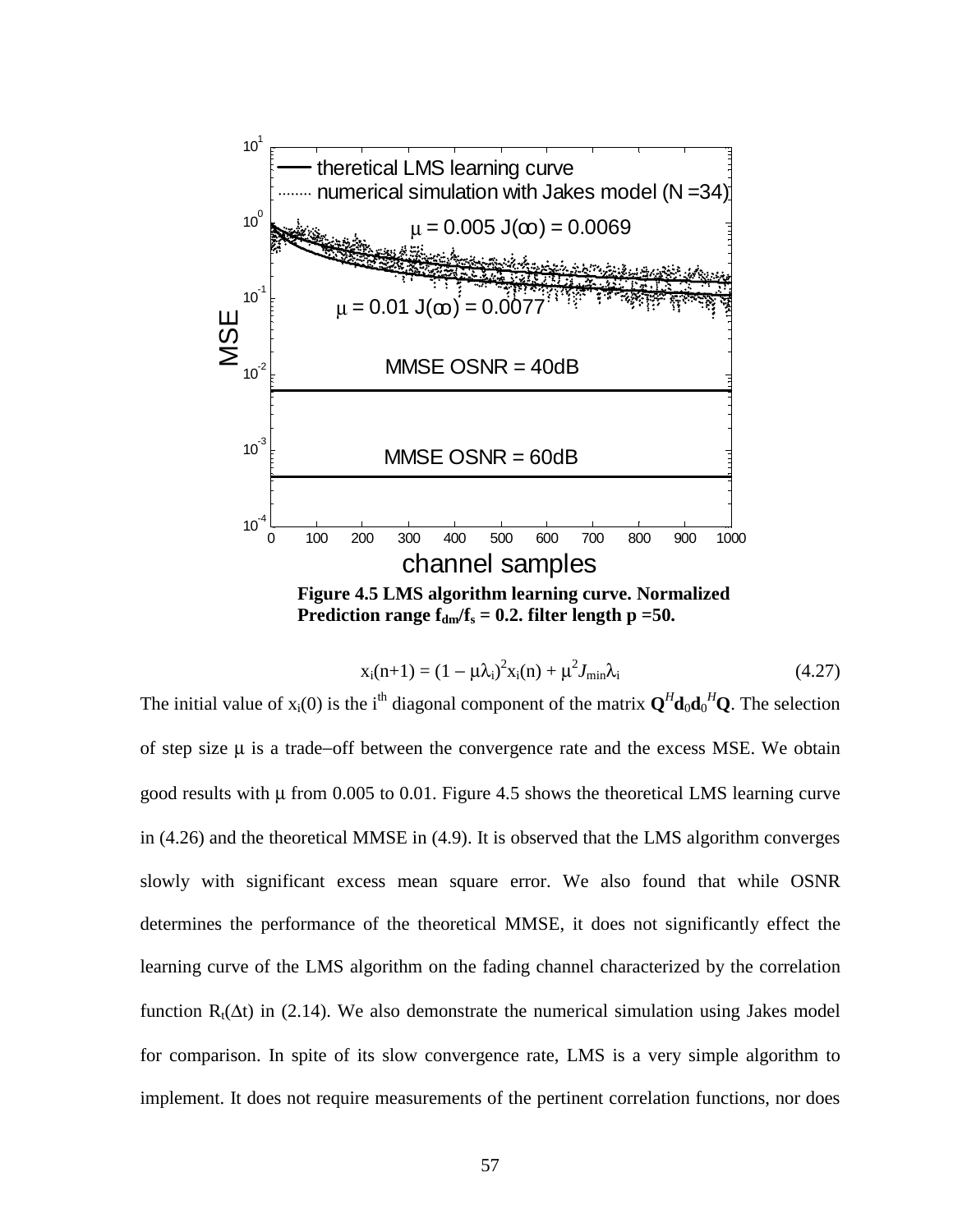**Figure 4.5 LMS algorithm learning curve. Normalized Prediction range $f_{dm}/f_s = 0.2$. filter length p =50.**

$$x_i(n+1) = (1 - \mu\lambda_i)^2 x_i(n) + \mu^2 J_{min}\lambda_i \tag{4.27}$$

The initial value of $x_i(0)$ is the $i^{th}$ diagonal component of the matrix $\mathbf{Q}^H\mathbf{d}_0\mathbf{d}_0^H\mathbf{Q}$. The selection of step size $\mu$ is a trade−off between the convergence rate and the excess MSE. We obtain good results with $\mu$ from 0.005 to 0.01. Figure 4.5 shows the theoretical LMS learning curve in (4.26) and the theoretical MMSE in (4.9). It is observed that the LMS algorithm converges slowly with significant excess mean square error. We also found that while OSNR determines the performance of the theoretical MMSE, it does not significantly effect the learning curve of the LMS algorithm on the fading channel characterized by the correlation function $R_t(\Delta t)$ in (2.14). We also demonstrate the numerical simulation using Jakes model for comparison. In spite of its slow convergence rate, LMS is a very simple algorithm to implement. It does not require measurements of the pertinent correlation functions, nor does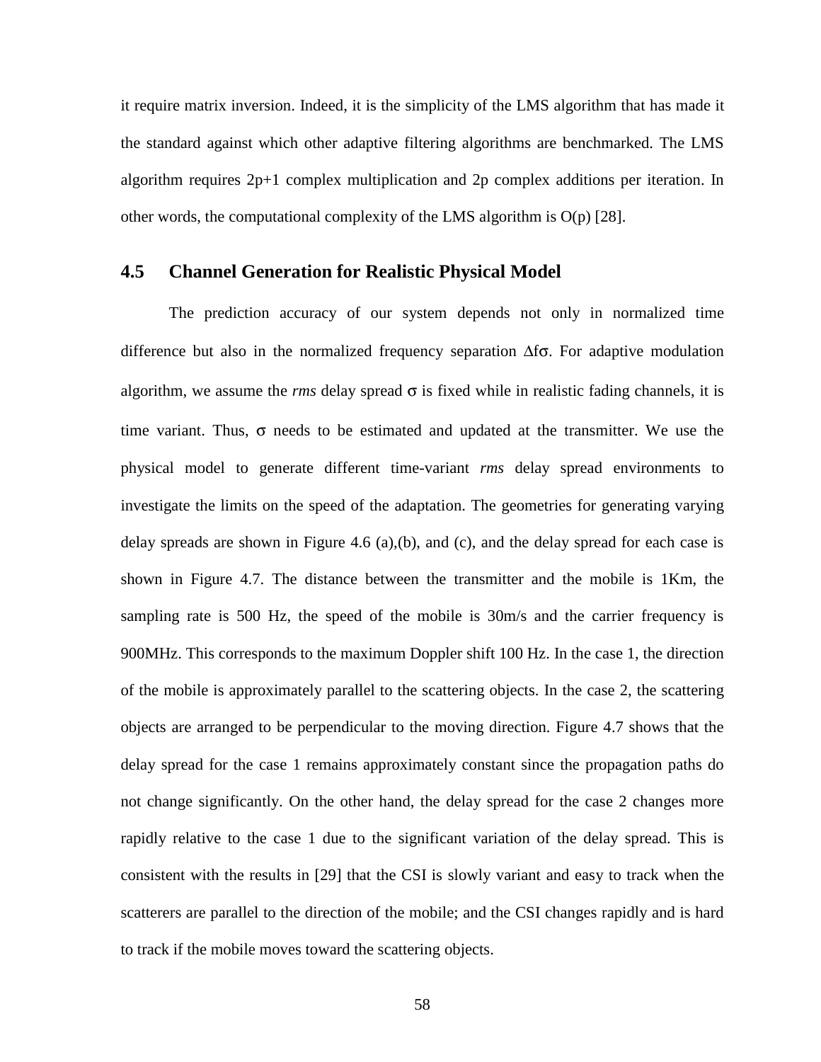it require matrix inversion. Indeed, it is the simplicity of the LMS algorithm that has made it the standard against which other adaptive filtering algorithms are benchmarked. The LMS algorithm requires 2p+1 complex multiplication and 2p complex additions per iteration. In other words, the computational complexity of the LMS algorithm is O(p) [28].

## 4.5 Channel Generation for Realistic Physical Model

The prediction accuracy of our system depends not only in normalized time difference but also in the normalized frequency separation $\Delta f\sigma$. For adaptive modulation algorithm, we assume the *rms* delay spread $\sigma$ is fixed while in realistic fading channels, it is time variant. Thus, $\sigma$ needs to be estimated and updated at the transmitter. We use the physical model to generate different time-variant *rms* delay spread environments to investigate the limits on the speed of the adaptation. The geometries for generating varying delay spreads are shown in Figure 4.6 (a),(b), and (c), and the delay spread for each case is shown in Figure 4.7. The distance between the transmitter and the mobile is 1Km, the sampling rate is 500 Hz, the speed of the mobile is 30m/s and the carrier frequency is 900MHz. This corresponds to the maximum Doppler shift 100 Hz. In the case 1, the direction of the mobile is approximately parallel to the scattering objects. In the case 2, the scattering objects are arranged to be perpendicular to the moving direction. Figure 4.7 shows that the delay spread for the case 1 remains approximately constant since the propagation paths do not change significantly. On the other hand, the delay spread for the case 2 changes more rapidly relative to the case 1 due to the significant variation of the delay spread. This is consistent with the results in [29] that the CSI is slowly variant and easy to track when the scatterers are parallel to the direction of the mobile; and the CSI changes rapidly and is hard to track if the mobile moves toward the scattering objects.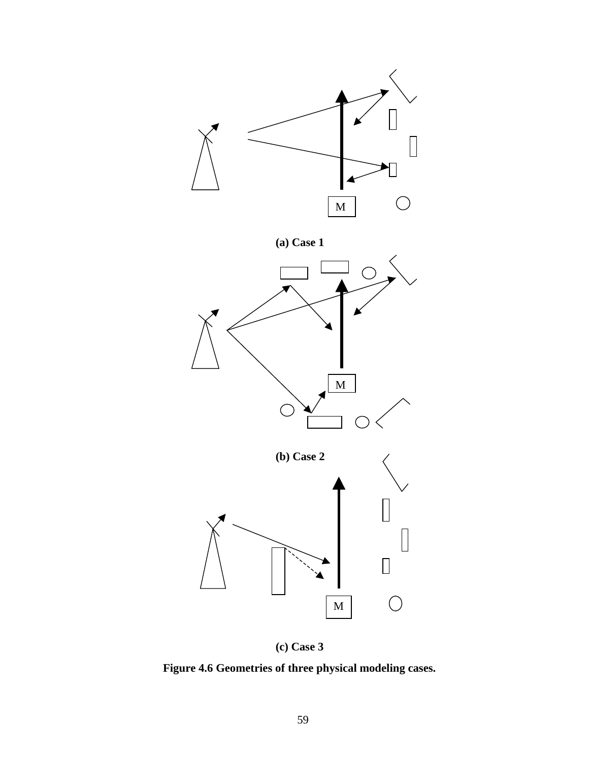M

**(a) Case 1**

M

**(b) Case 2**

M

**(c) Case 3**

**Figure 4.6 Geometries of three physical modeling cases.**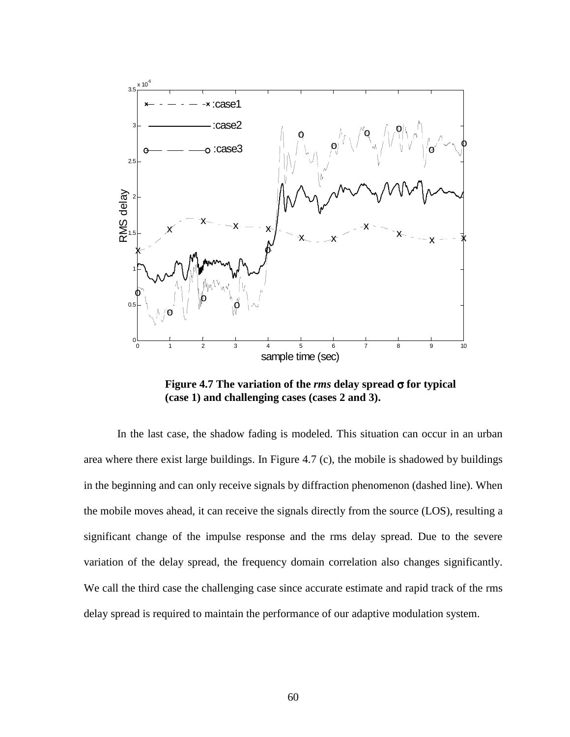**Figure 4.7 The variation of the *rms* delay spread $\sigma$ for typical (case 1) and challenging cases (cases 2 and 3).**

In the last case, the shadow fading is modeled. This situation can occur in an urban area where there exist large buildings. In Figure 4.7 (c), the mobile is shadowed by buildings in the beginning and can only receive signals by diffraction phenomenon (dashed line). When the mobile moves ahead, it can receive the signals directly from the source (LOS), resulting a significant change of the impulse response and the rms delay spread. Due to the severe variation of the delay spread, the frequency domain correlation also changes significantly. We call the third case the challenging case since accurate estimate and rapid track of the rms delay spread is required to maintain the performance of our adaptive modulation system.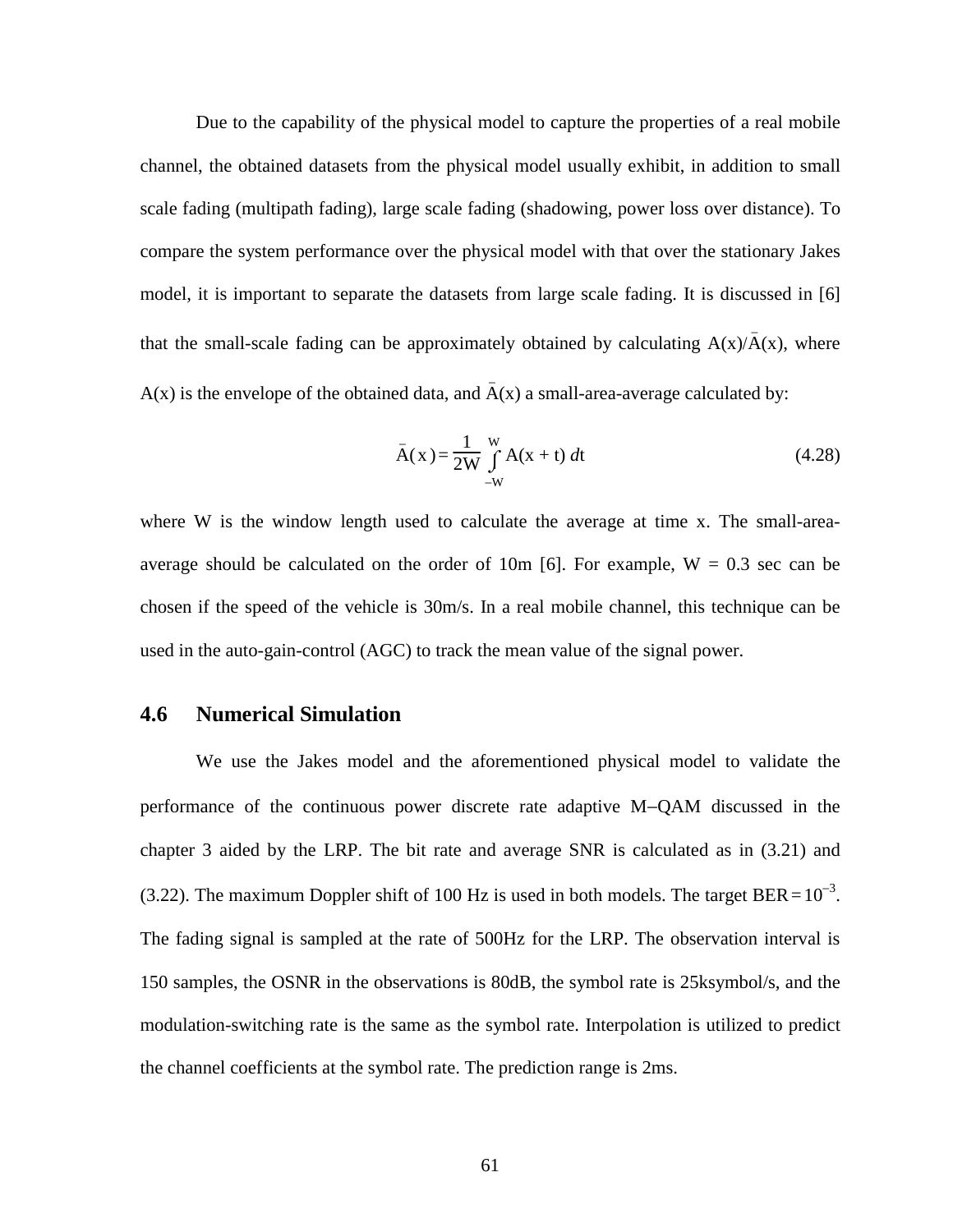Due to the capability of the physical model to capture the properties of a real mobile channel, the obtained datasets from the physical model usually exhibit, in addition to small scale fading (multipath fading), large scale fading (shadowing, power loss over distance). To compare the system performance over the physical model with that over the stationary Jakes model, it is important to separate the datasets from large scale fading. It is discussed in [6] that the small-scale fading can be approximately obtained by calculating $A(x)/\bar{A}(x)$, where $A(x)$ is the envelope of the obtained data, and $\bar{A}(x)$ a small-area-average calculated by:

$$\bar{A}(x) = \frac{1}{2W} \int_{-W}^{W} A(x + t)\, dt \tag{4.28}$$

where W is the window length used to calculate the average at time x. The small-area-average should be calculated on the order of 10m [6]. For example, W = 0.3 sec can be chosen if the speed of the vehicle is 30m/s. In a real mobile channel, this technique can be used in the auto-gain-control (AGC) to track the mean value of the signal power.

## 4.6 Numerical Simulation

We use the Jakes model and the aforementioned physical model to validate the performance of the continuous power discrete rate adaptive M–QAM discussed in the chapter 3 aided by the LRP. The bit rate and average SNR is calculated as in (3.21) and (3.22). The maximum Doppler shift of 100 Hz is used in both models. The target $\text{BER} = 10^{-3}$. The fading signal is sampled at the rate of 500Hz for the LRP. The observation interval is 150 samples, the OSNR in the observations is 80dB, the symbol rate is 25ksymbol/s, and the modulation-switching rate is the same as the symbol rate. Interpolation is utilized to predict the channel coefficients at the symbol rate. The prediction range is 2ms.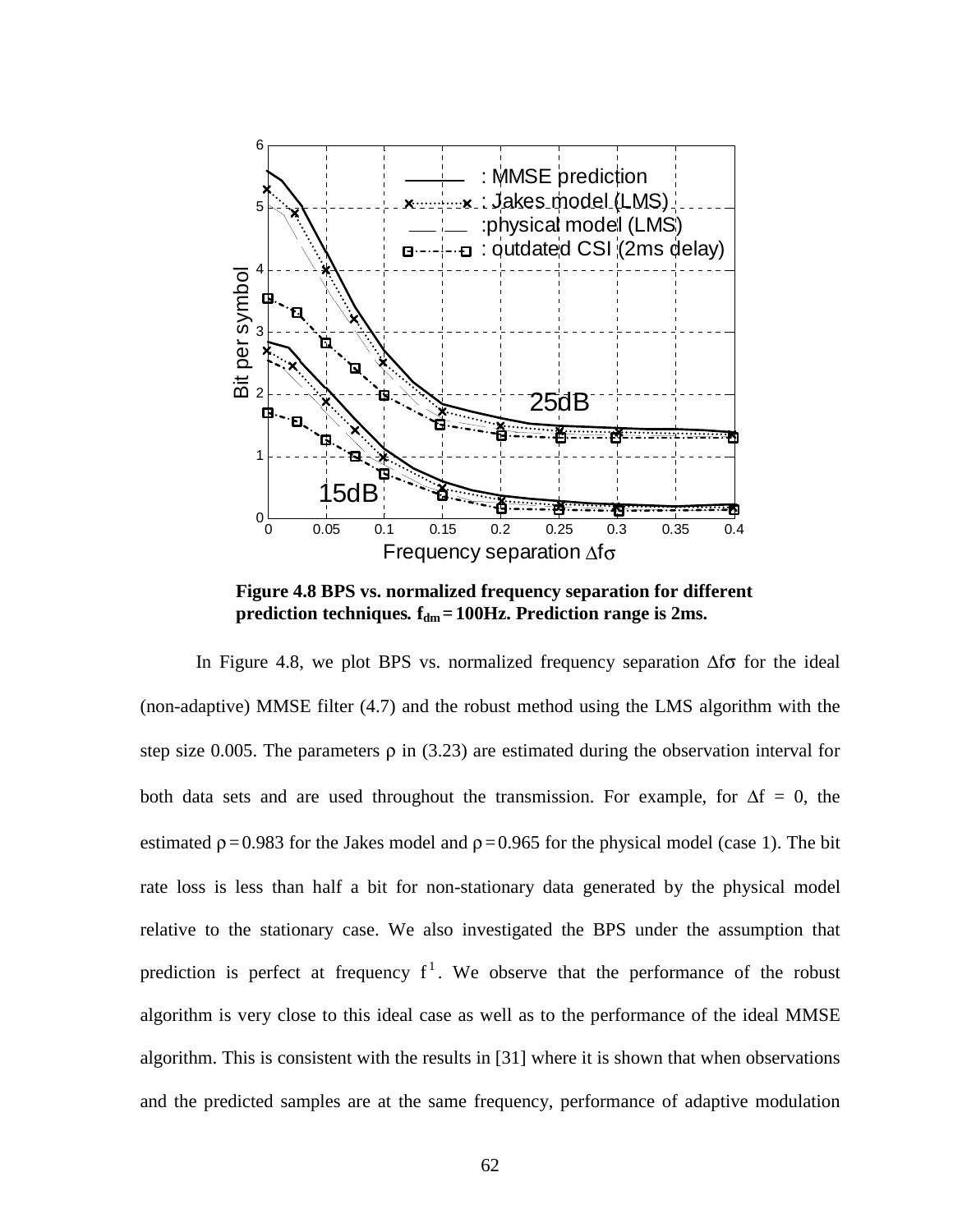**Figure 4.8 BPS vs. normalized frequency separation for different prediction techniques. $f_{dm} = 100$Hz. Prediction range is 2ms.**

In Figure 4.8, we plot BPS vs. normalized frequency separation $\Delta f\sigma$ for the ideal (non-adaptive) MMSE filter (4.7) and the robust method using the LMS algorithm with the step size 0.005. The parameters $\rho$ in (3.23) are estimated during the observation interval for both data sets and are used throughout the transmission. For example, for $\Delta f = 0$, the estimated $\rho = 0.983$ for the Jakes model and $\rho = 0.965$ for the physical model (case 1). The bit rate loss is less than half a bit for non-stationary data generated by the physical model relative to the stationary case. We also investigated the BPS under the assumption that prediction is perfect at frequency $f^1$. We observe that the performance of the robust algorithm is very close to this ideal case as well as to the performance of the ideal MMSE algorithm. This is consistent with the results in [31] where it is shown that when observations and the predicted samples are at the same frequency, performance of adaptive modulation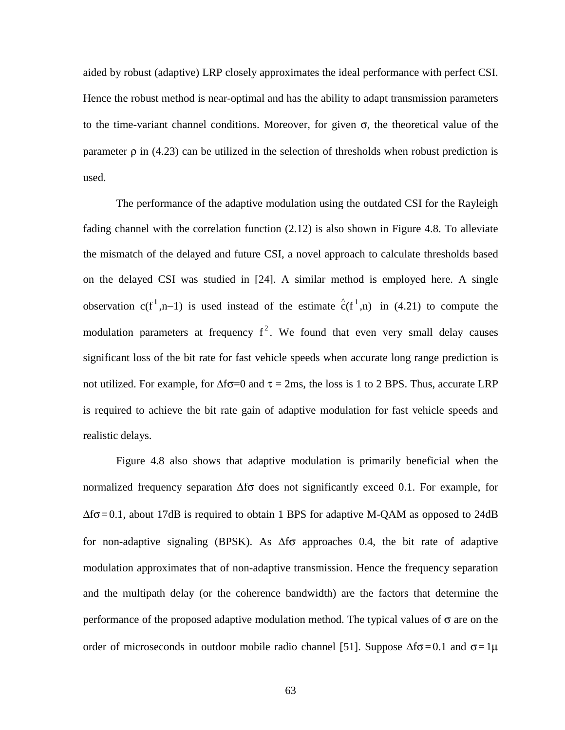aided by robust (adaptive) LRP closely approximates the ideal performance with perfect CSI. Hence the robust method is near-optimal and has the ability to adapt transmission parameters to the time-variant channel conditions. Moreover, for given $\sigma$, the theoretical value of the parameter $\rho$ in (4.23) can be utilized in the selection of thresholds when robust prediction is used.

The performance of the adaptive modulation using the outdated CSI for the Rayleigh fading channel with the correlation function (2.12) is also shown in Figure 4.8. To alleviate the mismatch of the delayed and future CSI, a novel approach to calculate thresholds based on the delayed CSI was studied in [24]. A similar method is employed here. A single observation $c(f^1, n-1)$ is used instead of the estimate $\hat{c}(f^1, n)$ in (4.21) to compute the modulation parameters at frequency $f^2$. We found that even very small delay causes significant loss of the bit rate for fast vehicle speeds when accurate long range prediction is not utilized. For example, for $\Delta f\sigma=0$ and $\tau = 2$ms, the loss is 1 to 2 BPS. Thus, accurate LRP is required to achieve the bit rate gain of adaptive modulation for fast vehicle speeds and realistic delays.

Figure 4.8 also shows that adaptive modulation is primarily beneficial when the normalized frequency separation $\Delta f\sigma$ does not significantly exceed 0.1. For example, for $\Delta f\sigma = 0.1$, about 17dB is required to obtain 1 BPS for adaptive M-QAM as opposed to 24dB for non-adaptive signaling (BPSK). As $\Delta f\sigma$ approaches 0.4, the bit rate of adaptive modulation approximates that of non-adaptive transmission. Hence the frequency separation and the multipath delay (or the coherence bandwidth) are the factors that determine the performance of the proposed adaptive modulation method. The typical values of $\sigma$ are on the order of microseconds in outdoor mobile radio channel [51]. Suppose $\Delta f\sigma = 0.1$ and $\sigma = 1\mu$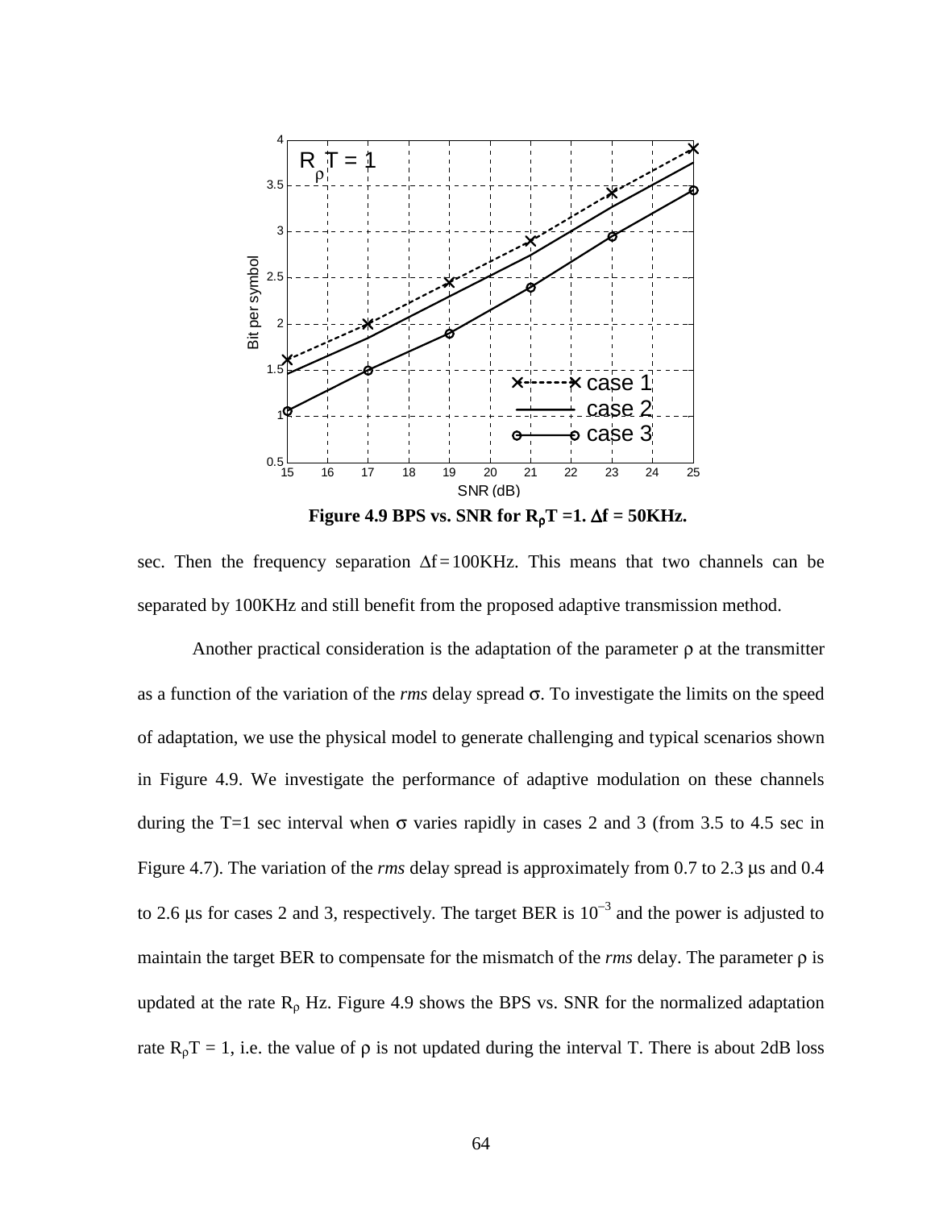**Figure 4.9 BPS vs. SNR for $R_\rho T = 1$. $\Delta f$ = 50KHz.**

sec. Then the frequency separation $\Delta f = 100$KHz. This means that two channels can be separated by 100KHz and still benefit from the proposed adaptive transmission method.

Another practical consideration is the adaptation of the parameter $\rho$ at the transmitter as a function of the variation of the *rms* delay spread $\sigma$. To investigate the limits on the speed of adaptation, we use the physical model to generate challenging and typical scenarios shown in Figure 4.9. We investigate the performance of adaptive modulation on these channels during the T=1 sec interval when $\sigma$ varies rapidly in cases 2 and 3 (from 3.5 to 4.5 sec in Figure 4.7). The variation of the *rms* delay spread is approximately from 0.7 to 2.3 μs and 0.4 to 2.6 μs for cases 2 and 3, respectively. The target BER is $10^{-3}$ and the power is adjusted to maintain the target BER to compensate for the mismatch of the *rms* delay. The parameter $\rho$ is updated at the rate $R_\rho$ Hz. Figure 4.9 shows the BPS vs. SNR for the normalized adaptation rate $R_\rho T = 1$, i.e. the value of $\rho$ is not updated during the interval T. There is about 2dB loss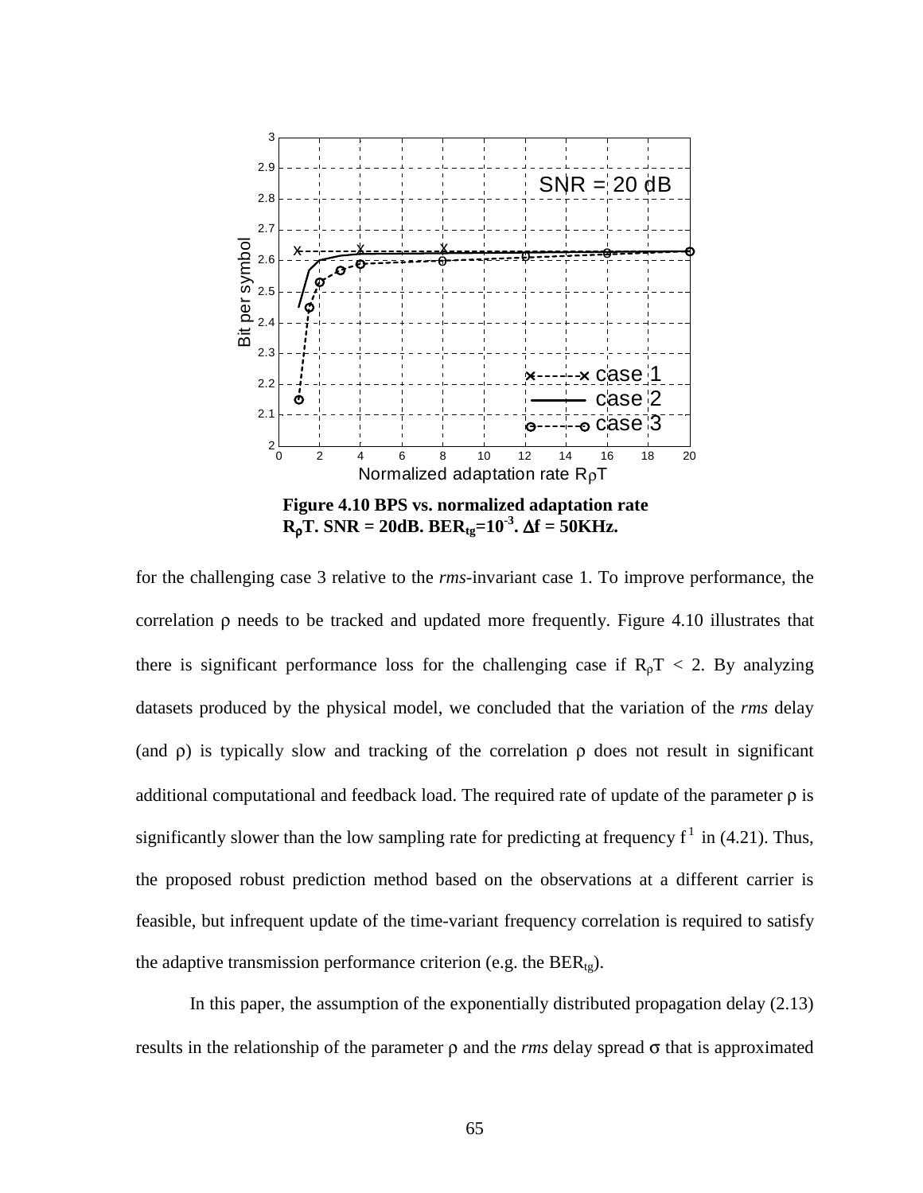**Figure 4.10 BPS vs. normalized adaptation rate $R_\rho T$. SNR = 20dB. $BER_{tg}=10^{-3}$. $\Delta f$ = 50KHz.**

for the challenging case 3 relative to the *rms*-invariant case 1. To improve performance, the correlation $\rho$ needs to be tracked and updated more frequently. Figure 4.10 illustrates that there is significant performance loss for the challenging case if $R_\rho T < 2$. By analyzing datasets produced by the physical model, we concluded that the variation of the *rms* delay (and $\rho$) is typically slow and tracking of the correlation $\rho$ does not result in significant additional computational and feedback load. The required rate of update of the parameter $\rho$ is significantly slower than the low sampling rate for predicting at frequency $f^1$ in (4.21). Thus, the proposed robust prediction method based on the observations at a different carrier is feasible, but infrequent update of the time-variant frequency correlation is required to satisfy the adaptive transmission performance criterion (e.g. the $BER_{tg}$).

In this paper, the assumption of the exponentially distributed propagation delay (2.13) results in the relationship of the parameter $\rho$ and the *rms* delay spread $\sigma$ that is approximated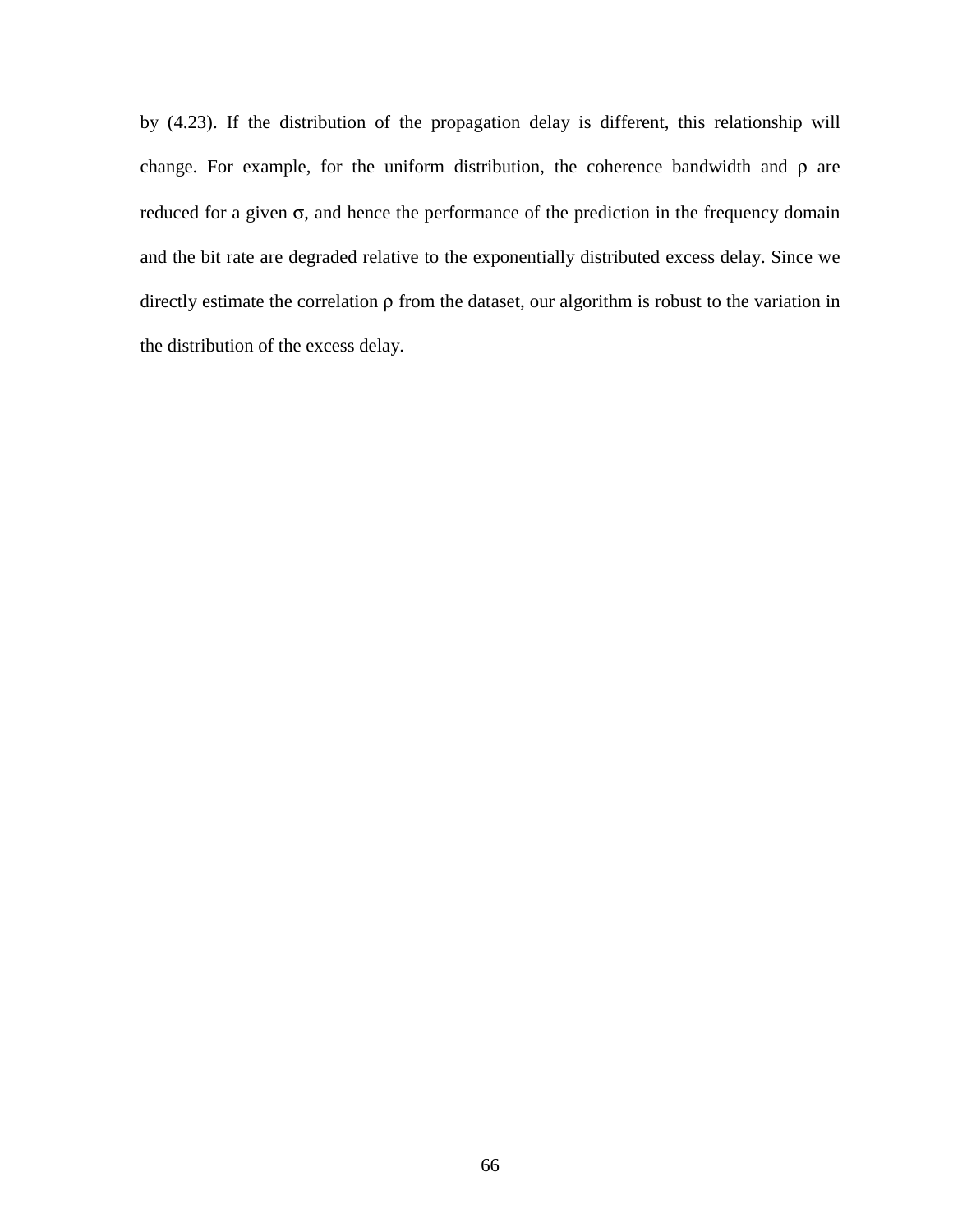by (4.23). If the distribution of the propagation delay is different, this relationship will change. For example, for the uniform distribution, the coherence bandwidth and $\rho$ are reduced for a given $\sigma$, and hence the performance of the prediction in the frequency domain and the bit rate are degraded relative to the exponentially distributed excess delay. Since we directly estimate the correlation $\rho$ from the dataset, our algorithm is robust to the variation in the distribution of the excess delay.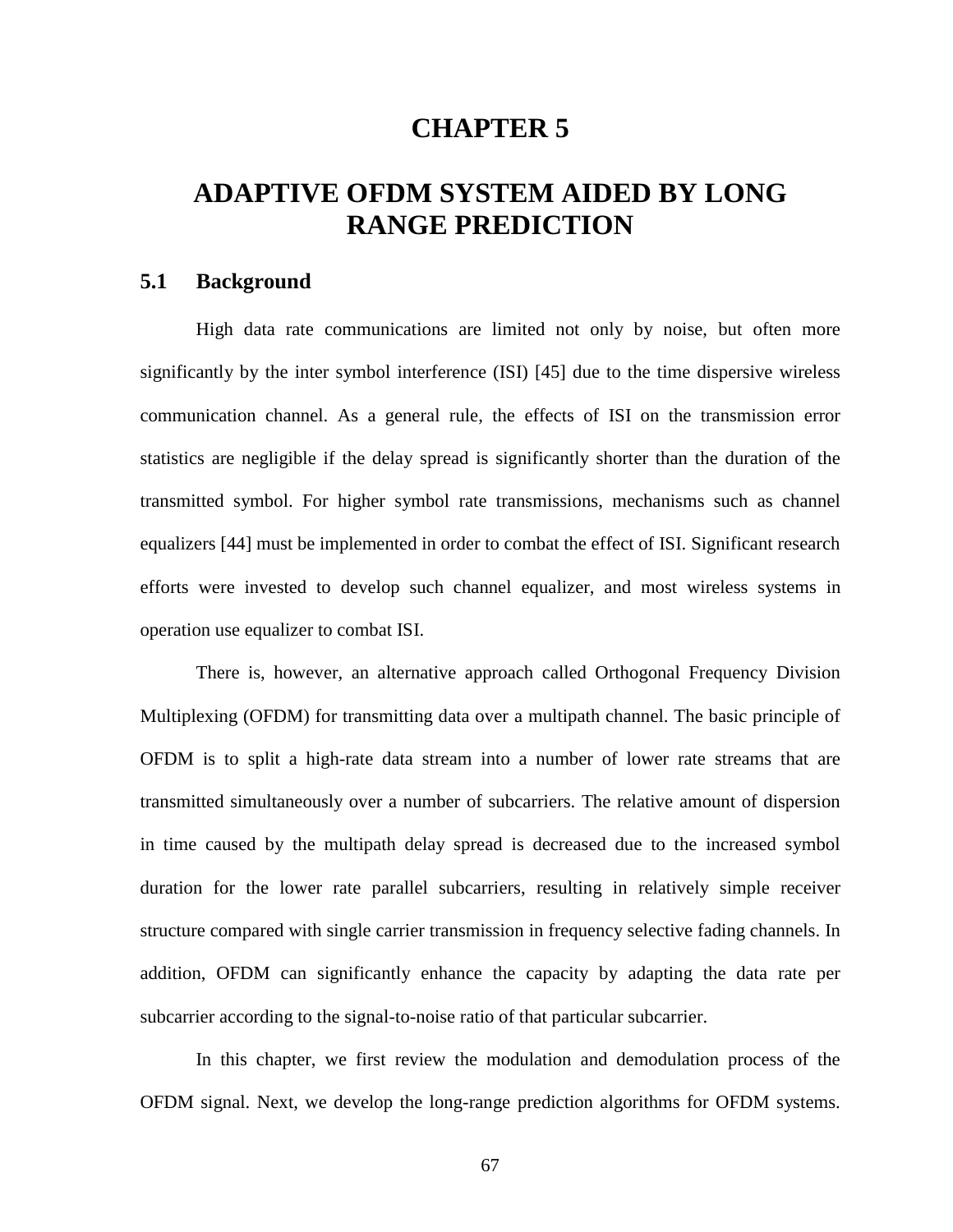# CHAPTER 5

# ADAPTIVE OFDM SYSTEM AIDED BY LONG RANGE PREDICTION

## 5.1 Background

High data rate communications are limited not only by noise, but often more significantly by the inter symbol interference (ISI) [45] due to the time dispersive wireless communication channel. As a general rule, the effects of ISI on the transmission error statistics are negligible if the delay spread is significantly shorter than the duration of the transmitted symbol. For higher symbol rate transmissions, mechanisms such as channel equalizers [44] must be implemented in order to combat the effect of ISI. Significant research efforts were invested to develop such channel equalizer, and most wireless systems in operation use equalizer to combat ISI.

There is, however, an alternative approach called Orthogonal Frequency Division Multiplexing (OFDM) for transmitting data over a multipath channel. The basic principle of OFDM is to split a high-rate data stream into a number of lower rate streams that are transmitted simultaneously over a number of subcarriers. The relative amount of dispersion in time caused by the multipath delay spread is decreased due to the increased symbol duration for the lower rate parallel subcarriers, resulting in relatively simple receiver structure compared with single carrier transmission in frequency selective fading channels. In addition, OFDM can significantly enhance the capacity by adapting the data rate per subcarrier according to the signal-to-noise ratio of that particular subcarrier.

In this chapter, we first review the modulation and demodulation process of the OFDM signal. Next, we develop the long-range prediction algorithms for OFDM systems.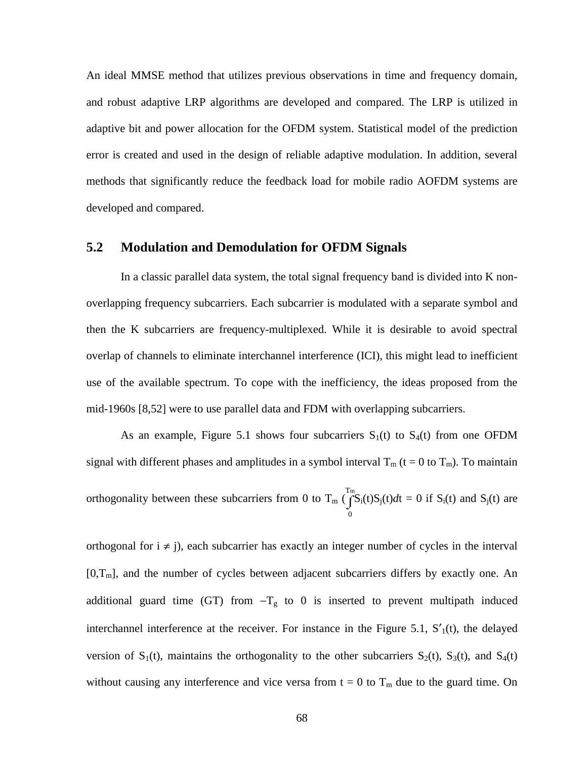An ideal MMSE method that utilizes previous observations in time and frequency domain, and robust adaptive LRP algorithms are developed and compared. The LRP is utilized in adaptive bit and power allocation for the OFDM system. Statistical model of the prediction error is created and used in the design of reliable adaptive modulation. In addition, several methods that significantly reduce the feedback load for mobile radio AOFDM systems are developed and compared.

## 5.2 Modulation and Demodulation for OFDM Signals

In a classic parallel data system, the total signal frequency band is divided into K non-overlapping frequency subcarriers. Each subcarrier is modulated with a separate symbol and then the K subcarriers are frequency-multiplexed. While it is desirable to avoid spectral overlap of channels to eliminate interchannel interference (ICI), this might lead to inefficient use of the available spectrum. To cope with the inefficiency, the ideas proposed from the mid-1960s [8,52] were to use parallel data and FDM with overlapping subcarriers.

As an example, Figure 5.1 shows four subcarriers $S_1(t)$ to $S_4(t)$ from one OFDM signal with different phases and amplitudes in a symbol interval $T_m$ ($t = 0$ to $T_m$). To maintain orthogonality between these subcarriers from 0 to $T_m$ ($\int_0^{T_m} S_i(t)S_j(t)dt = 0$ if $S_i(t)$ and $S_j(t)$ are orthogonal for $i \neq j$), each subcarrier has exactly an integer number of cycles in the interval $[0,T_m]$, and the number of cycles between adjacent subcarriers differs by exactly one. An additional guard time (GT) from $-T_g$ to 0 is inserted to prevent multipath induced interchannel interference at the receiver. For instance in the Figure 5.1, $S'_1(t)$, the delayed version of $S_1(t)$, maintains the orthogonality to the other subcarriers $S_2(t)$, $S_3(t)$, and $S_4(t)$ without causing any interference and vice versa from $t = 0$ to $T_m$ due to the guard time. On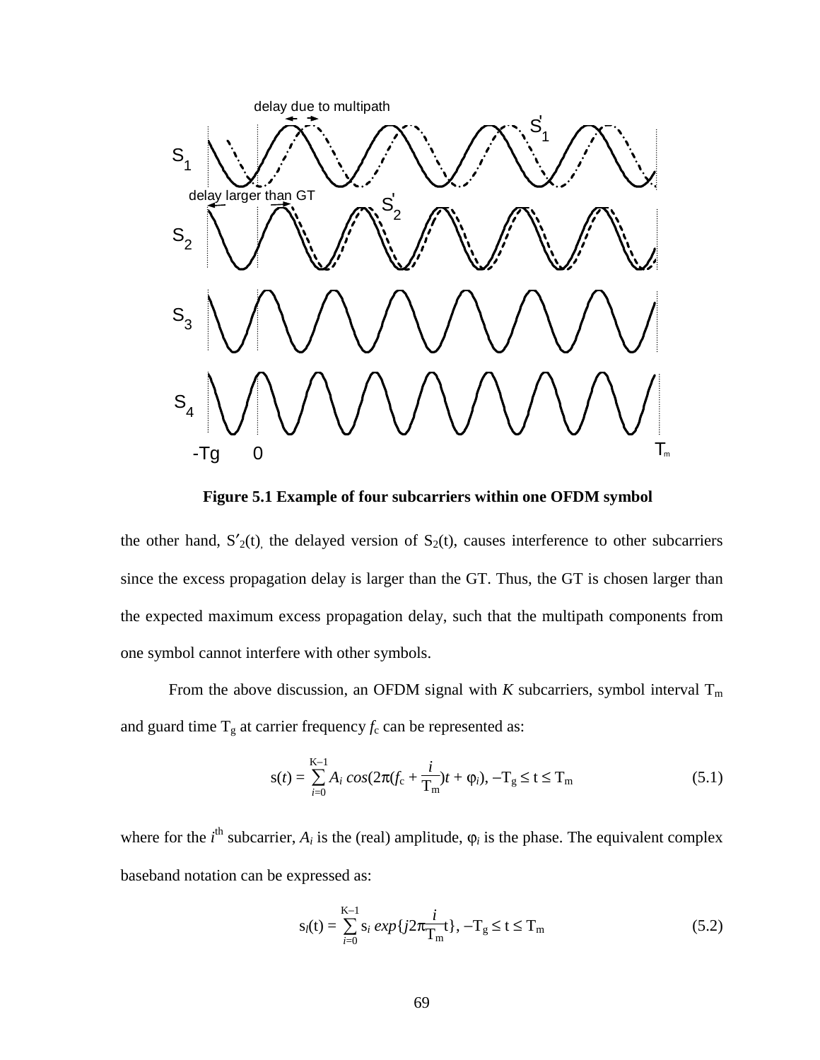**Figure 5.1 Example of four subcarriers within one OFDM symbol**

the other hand, $S'_2(t)$, the delayed version of $S_2(t)$, causes interference to other subcarriers since the excess propagation delay is larger than the GT. Thus, the GT is chosen larger than the expected maximum excess propagation delay, such that the multipath components from one symbol cannot interfere with other symbols.

From the above discussion, an OFDM signal with $K$ subcarriers, symbol interval $T_m$ and guard time $T_g$ at carrier frequency $f_c$ can be represented as:

$$s(t) = \sum_{i=0}^{K-1} A_i \cos(2\pi(f_c + \frac{i}{T_m})t + \varphi_i), \; -T_g \leq t \leq T_m \tag{5.1}$$

where for the $i^{th}$ subcarrier, $A_i$ is the (real) amplitude, $\varphi_i$ is the phase. The equivalent complex baseband notation can be expressed as:

$$s_l(t) = \sum_{i=0}^{K-1} s_i \, exp\{j2\pi\frac{i}{T_m}t\}, \; -T_g \leq t \leq T_m \tag{5.2}$$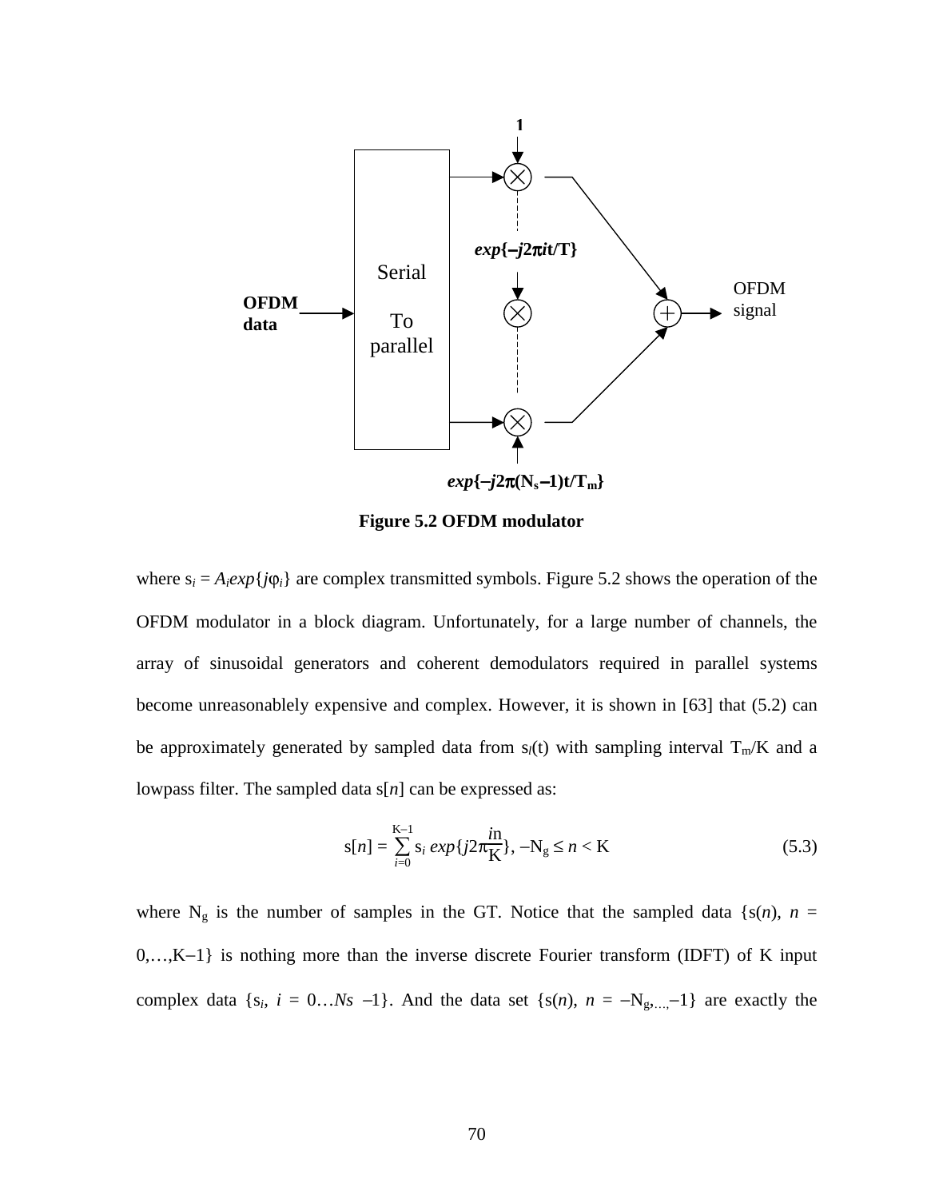Figure 5.2 OFDM modulator

where $s_i = A_i exp\{j\varphi_i\}$ are complex transmitted symbols. Figure 5.2 shows the operation of the OFDM modulator in a block diagram. Unfortunately, for a large number of channels, the array of sinusoidal generators and coherent demodulators required in parallel systems become unreasonablely expensive and complex. However, it is shown in [63] that (5.2) can be approximately generated by sampled data from $s_l(t)$ with sampling interval $T_m/K$ and a lowpass filter. The sampled data $s[n]$ can be expressed as:

$$s[n] = \sum_{i=0}^{K-1} s_i \, exp\{j2\pi\frac{in}{K}\}, \; -N_g \le n < K \tag{5.3}$$

where $N_g$ is the number of samples in the GT. Notice that the sampled data $\{s(n), n = 0,\ldots,K-1\}$ is nothing more than the inverse discrete Fourier transform (IDFT) of K input complex data $\{s_i, i = 0\ldots Ns -1\}$. And the data set $\{s(n), n = -N_{g,\ldots,}-1\}$ are exactly the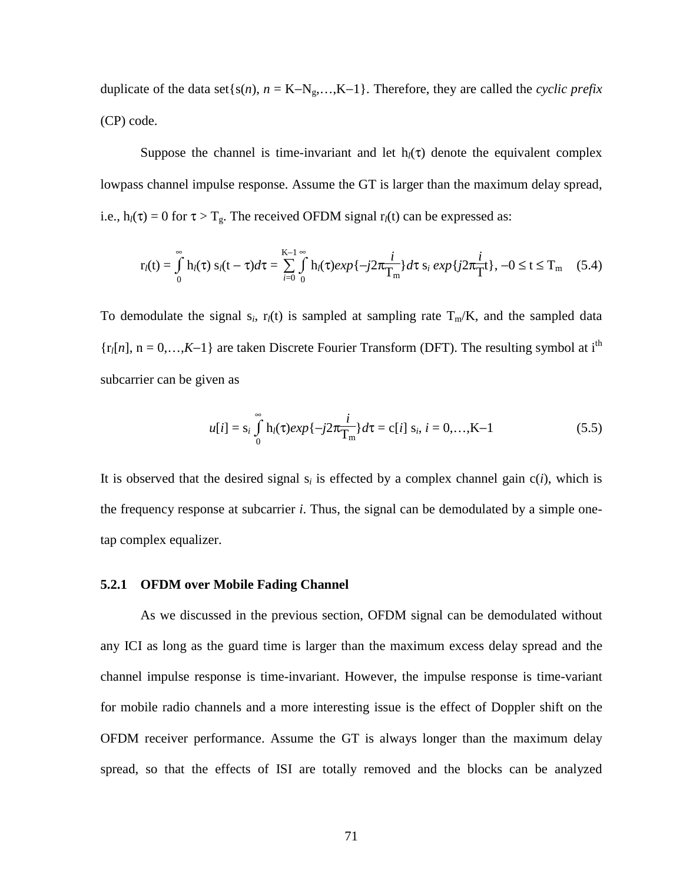duplicate of the data set$\{s(n),\ n = K-N_g,\ldots,K-1\}$. Therefore, they are called the *cyclic prefix* (CP) code.

Suppose the channel is time-invariant and let $h_l(\tau)$ denote the equivalent complex lowpass channel impulse response. Assume the GT is larger than the maximum delay spread, i.e., $h_l(\tau) = 0$ for $\tau > T_g$. The received OFDM signal $r_l(t)$ can be expressed as:

$$r_l(t) = \int_0^\infty h_l(\tau)\, s_l(t-\tau)d\tau = \sum_{i=0}^{K-1}\int_0^\infty h_l(\tau) exp\{-j2\pi\frac{i}{T_m}\}d\tau\ s_i\ exp\{j2\pi\frac{i}{T}t\},\ -0 \le t \le T_m \quad (5.4)$$

To demodulate the signal $s_i$, $r_l(t)$ is sampled at sampling rate $T_m/K$, and the sampled data $\{r_l[n],\ n = 0,\ldots,K-1\}$ are taken Discrete Fourier Transform (DFT). The resulting symbol at i[th] subcarrier can be given as

$$u[i] = s_i\int_0^\infty h_l(\tau) exp\{-j2\pi\frac{i}{T_m}\}d\tau = c[i]\ s_i,\ i = 0,\ldots,K-1 \quad (5.5)$$

It is observed that the desired signal $s_i$ is effected by a complex channel gain $c(i)$, which is the frequency response at subcarrier $i$. Thus, the signal can be demodulated by a simple one-tap complex equalizer.

### 5.2.1 OFDM over Mobile Fading Channel

As we discussed in the previous section, OFDM signal can be demodulated without any ICI as long as the guard time is larger than the maximum excess delay spread and the channel impulse response is time-invariant. However, the impulse response is time-variant for mobile radio channels and a more interesting issue is the effect of Doppler shift on the OFDM receiver performance. Assume the GT is always longer than the maximum delay spread, so that the effects of ISI are totally removed and the blocks can be analyzed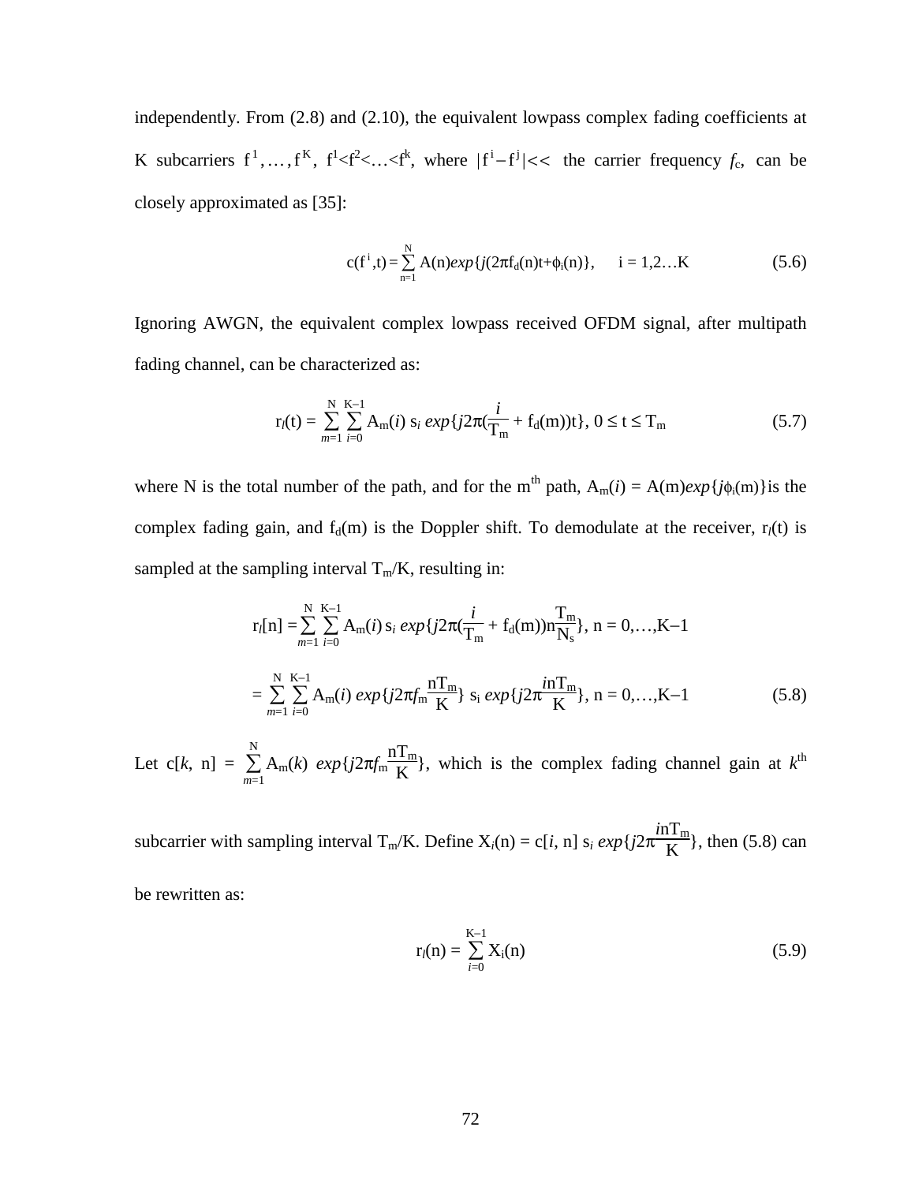independently. From (2.8) and (2.10), the equivalent lowpass complex fading coefficients at K subcarriers $f^1,\ldots,f^K$, $f^1<f^2<\ldots<f^k$, where $|f^i - f^j| <<$ the carrier frequency $f_c$, can be closely approximated as [35]:

$$c(f^i,t) = \sum_{n=1}^{N} A(n)exp\{j(2\pi f_d(n)t+\phi_i(n)\}, \quad i = 1,2\ldots K \tag{5.6}$$

Ignoring AWGN, the equivalent complex lowpass received OFDM signal, after multipath fading channel, can be characterized as:

$$r_l(t) = \sum_{m=1}^{N}\sum_{i=0}^{K-1} A_m(i)\, s_i\, exp\{j2\pi(\frac{i}{T_m} + f_d(m))t\},\ 0 \le t \le T_m \tag{5.7}$$

where N is the total number of the path, and for the m^th^ path, $A_m(i) = A(m)exp\{j\phi_i(m)\}$is the complex fading gain, and $f_d(m)$ is the Doppler shift. To demodulate at the receiver, $r_l(t)$ is sampled at the sampling interval $T_m/K$, resulting in:

$$\begin{aligned} r_l[n] &= \sum_{m=1}^{N}\sum_{i=0}^{K-1} A_m(i)\, s_i\, exp\{j2\pi(\frac{i}{T_m} + f_d(m))n\frac{T_m}{N_s}\},\ n = 0,\ldots,K-1 \\ &= \sum_{m=1}^{N}\sum_{i=0}^{K-1} A_m(i)\, exp\{j2\pi f_m\frac{nT_m}{K}\}\, s_i\, exp\{j2\pi\frac{inT_m}{K}\},\ n = 0,\ldots,K-1 \end{aligned} \tag{5.8}$$

Let $c[k,n] = \sum_{m=1}^{N} A_m(k)\ exp\{j2\pi f_m\frac{nT_m}{K}\}$, which is the complex fading channel gain at $k^{th}$ subcarrier with sampling interval $T_m/K$. Define $X_i(n) = c[i,n]\, s_i\, exp\{j2\pi\frac{inT_m}{K}\}$, then (5.8) can be rewritten as:

$$r_l(n) = \sum_{i=0}^{K-1} X_i(n) \tag{5.9}$$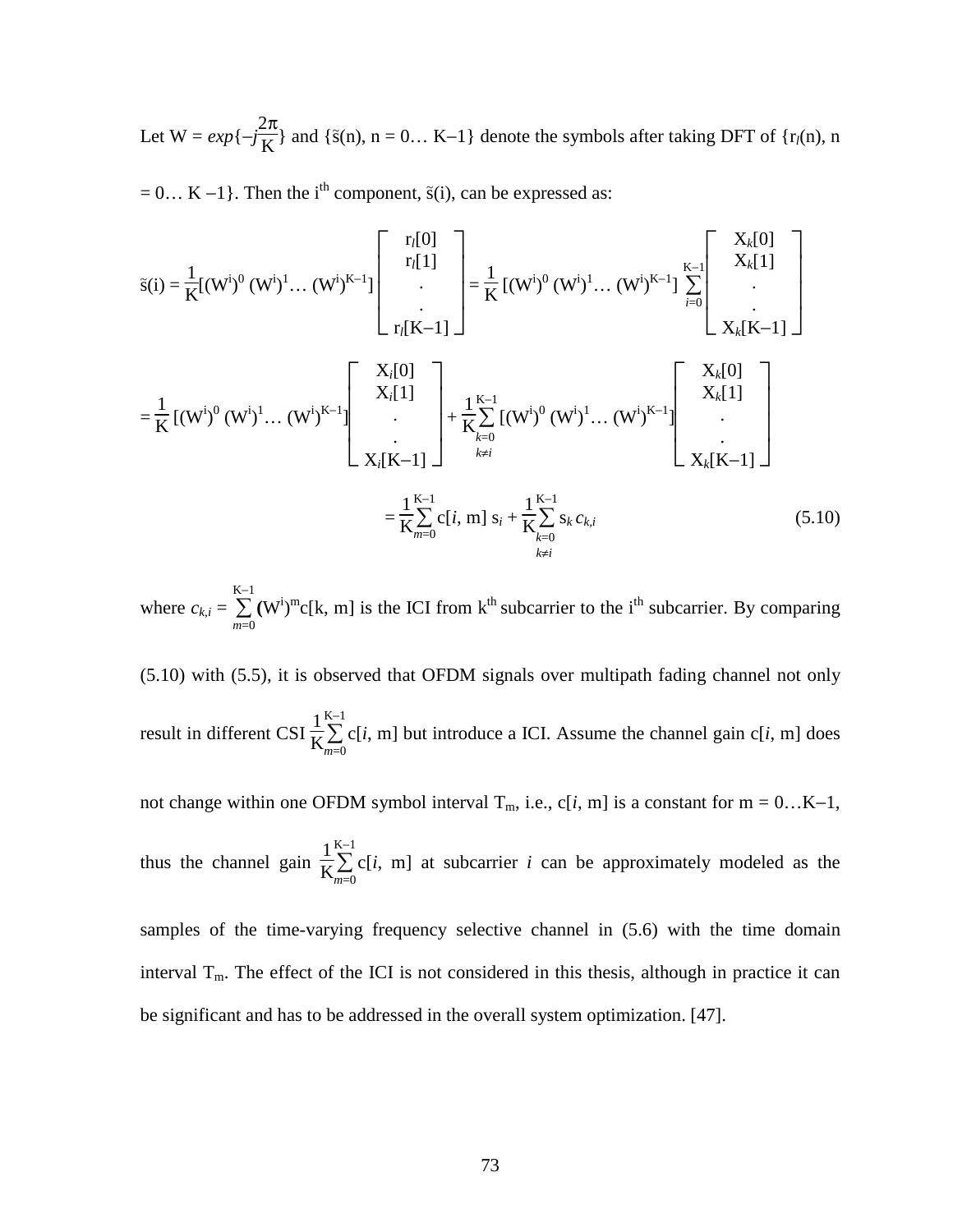Let $W = exp\{-j\frac{2\pi}{K}\}$ and $\{\tilde{s}(n), n = 0\ldots K-1\}$ denote the symbols after taking DFT of $\{r_l(n), n = 0\ldots K-1\}$. Then the $i^{th}$ component, $\tilde{s}(i)$, can be expressed as:

$$\tilde{s}(i) = \frac{1}{K}[(W^i)^0\,(W^i)^1\ldots(W^i)^{K-1}]\begin{bmatrix} r_l[0] \\ r_l[1] \\ . \\ . \\ r_l[K-1] \end{bmatrix} = \frac{1}{K}[(W^i)^0\,(W^i)^1\ldots(W^i)^{K-1}]\sum_{i=0}^{K-1}\begin{bmatrix} X_k[0] \\ X_k[1] \\ . \\ . \\ X_k[K-1] \end{bmatrix}$$

$$= \frac{1}{K}[(W^i)^0\,(W^i)^1\ldots(W^i)^{K-1}]\begin{bmatrix} X_i[0] \\ X_i[1] \\ . \\ . \\ X_i[K-1] \end{bmatrix} + \frac{1}{K}\sum_{\substack{k=0 \\ k\neq i}}^{K-1}[(W^i)^0\,(W^i)^1\ldots(W^i)^{K-1}]\begin{bmatrix} X_k[0] \\ X_k[1] \\ . \\ . \\ X_k[K-1] \end{bmatrix}$$

$$= \frac{1}{K}\sum_{m=0}^{K-1} c[i,\, m]\, s_i + \frac{1}{K}\sum_{\substack{k=0 \\ k\neq i}}^{K-1} s_k\, c_{k,i} \tag{5.10}$$

where $c_{k,i} = \sum_{m=0}^{K-1}(W^i)^m c[k,\, m]$ is the ICI from $k^{th}$ subcarrier to the $i^{th}$ subcarrier. By comparing (5.10) with (5.5), it is observed that OFDM signals over multipath fading channel not only result in different CSI $\frac{1}{K}\sum_{m=0}^{K-1} c[i,\, m]$ but introduce a ICI. Assume the channel gain $c[i,\, m]$ does not change within one OFDM symbol interval $T_m$, i.e., $c[i,\, m]$ is a constant for $m = 0\ldots K-1$, thus the channel gain $\frac{1}{K}\sum_{m=0}^{K-1} c[i,\, m]$ at subcarrier $i$ can be approximately modeled as the samples of the time-varying frequency selective channel in (5.6) with the time domain interval $T_m$. The effect of the ICI is not considered in this thesis, although in practice it can be significant and has to be addressed in the overall system optimization. [47].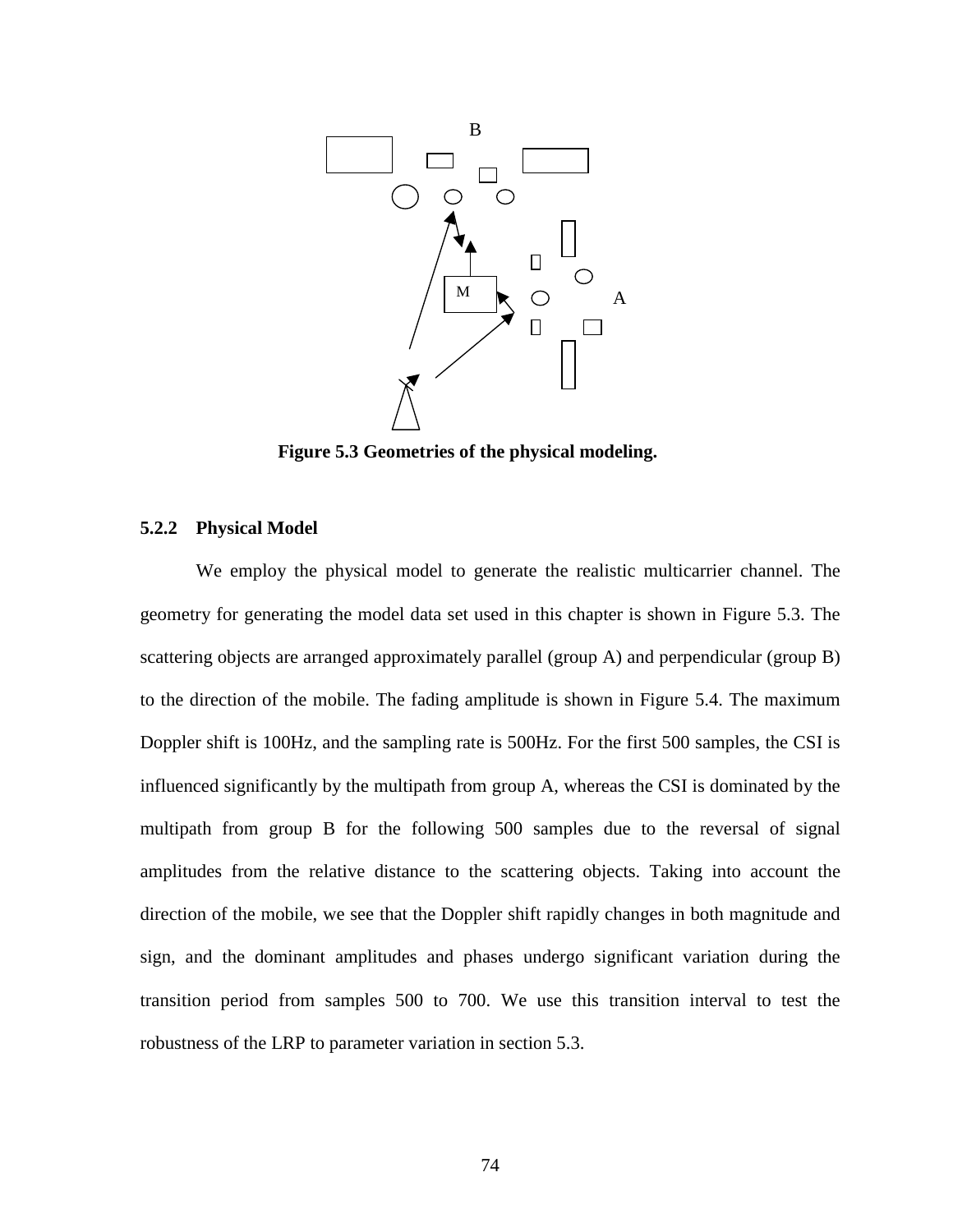Figure 5.3 Geometries of the physical modeling.

### 5.2.2 Physical Model

We employ the physical model to generate the realistic multicarrier channel. The geometry for generating the model data set used in this chapter is shown in Figure 5.3. The scattering objects are arranged approximately parallel (group A) and perpendicular (group B) to the direction of the mobile. The fading amplitude is shown in Figure 5.4. The maximum Doppler shift is 100Hz, and the sampling rate is 500Hz. For the first 500 samples, the CSI is influenced significantly by the multipath from group A, whereas the CSI is dominated by the multipath from group B for the following 500 samples due to the reversal of signal amplitudes from the relative distance to the scattering objects. Taking into account the direction of the mobile, we see that the Doppler shift rapidly changes in both magnitude and sign, and the dominant amplitudes and phases undergo significant variation during the transition period from samples 500 to 700. We use this transition interval to test the robustness of the LRP to parameter variation in section 5.3.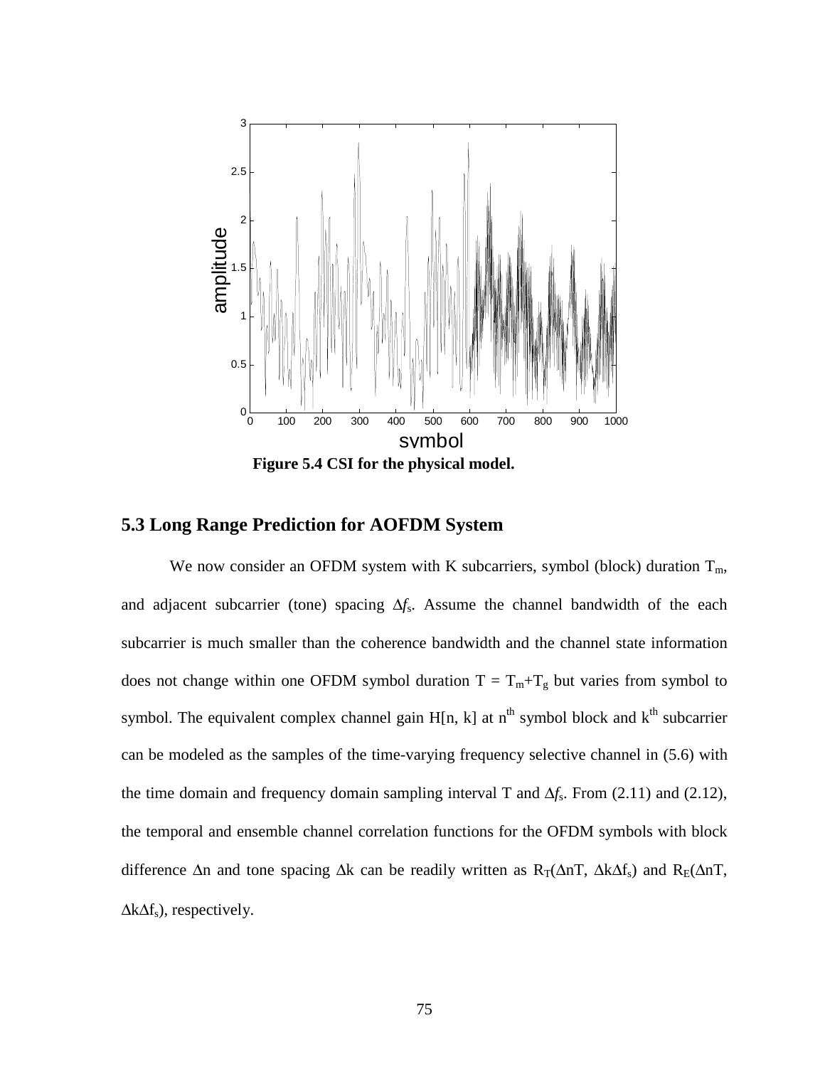Figure 5.4 CSI for the physical model.

## 5.3 Long Range Prediction for AOFDM System

We now consider an OFDM system with K subcarriers, symbol (block) duration $T_m$, and adjacent subcarrier (tone) spacing $\Delta f_s$. Assume the channel bandwidth of the each subcarrier is much smaller than the coherence bandwidth and the channel state information does not change within one OFDM symbol duration $T = T_m + T_g$ but varies from symbol to symbol. The equivalent complex channel gain H[n, k] at $n^{th}$ symbol block and $k^{th}$ subcarrier can be modeled as the samples of the time-varying frequency selective channel in (5.6) with the time domain and frequency domain sampling interval T and $\Delta f_s$. From (2.11) and (2.12), the temporal and ensemble channel correlation functions for the OFDM symbols with block difference $\Delta n$ and tone spacing $\Delta k$ can be readily written as $R_T(\Delta nT, \Delta k\Delta f_s)$ and $R_E(\Delta nT, \Delta k\Delta f_s)$, respectively.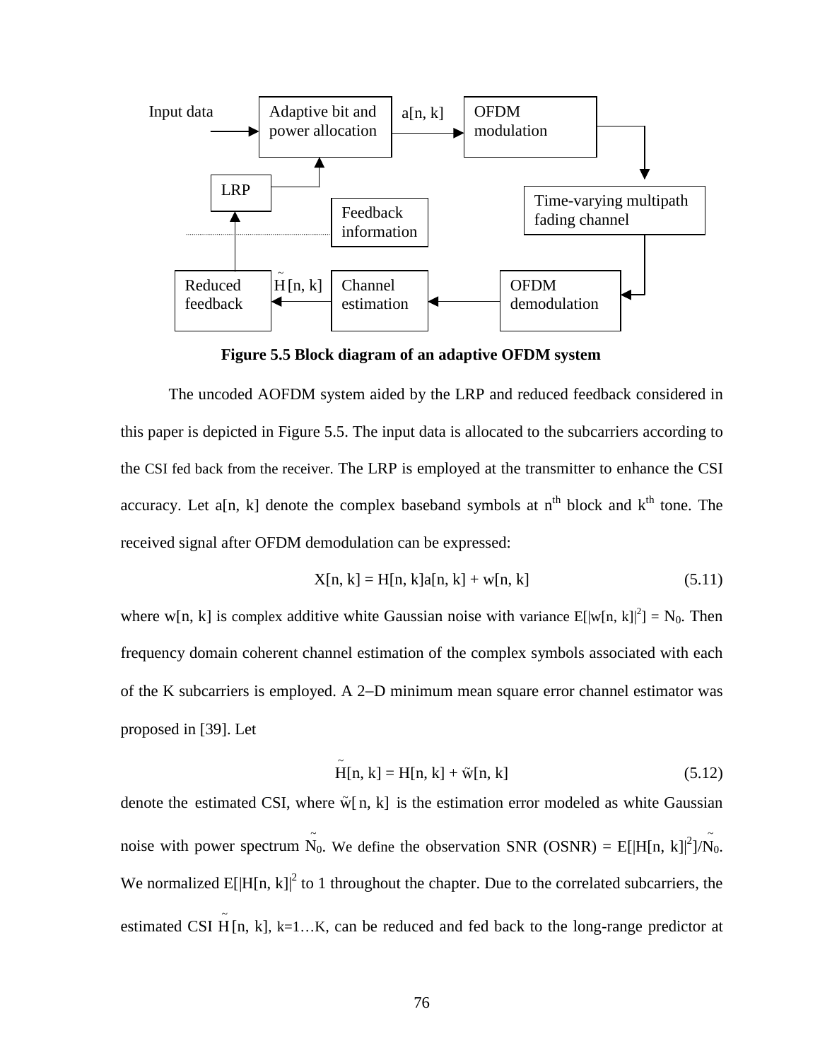Figure 5.5 Block diagram of an adaptive OFDM system

The uncoded AOFDM system aided by the LRP and reduced feedback considered in this paper is depicted in Figure 5.5. The input data is allocated to the subcarriers according to the CSI fed back from the receiver. The LRP is employed at the transmitter to enhance the CSI accuracy. Let $a[n, k]$ denote the complex baseband symbols at $n^{th}$ block and $k^{th}$ tone. The received signal after OFDM demodulation can be expressed:

$$X[n, k] = H[n, k]a[n, k] + w[n, k] \tag{5.11}$$

where $w[n, k]$ is complex additive white Gaussian noise with variance $E[|w[n, k]|^2] = N_0$. Then frequency domain coherent channel estimation of the complex symbols associated with each of the K subcarriers is employed. A 2–D minimum mean square error channel estimator was proposed in [39]. Let

$$\tilde{H}[n, k] = H[n, k] + \tilde{w}[n, k] \tag{5.12}$$

denote the estimated CSI, where $\tilde{w}[n, k]$ is the estimation error modeled as white Gaussian noise with power spectrum $\tilde{N}_0$. We define the observation SNR (OSNR) = $E[|H[n, k]|^2]/\tilde{N}_0$. We normalized $E[|H[n, k]|^2$ to 1 throughout the chapter. Due to the correlated subcarriers, the estimated CSI $\tilde{H}[n, k]$, $k=1\ldots K$, can be reduced and fed back to the long-range predictor at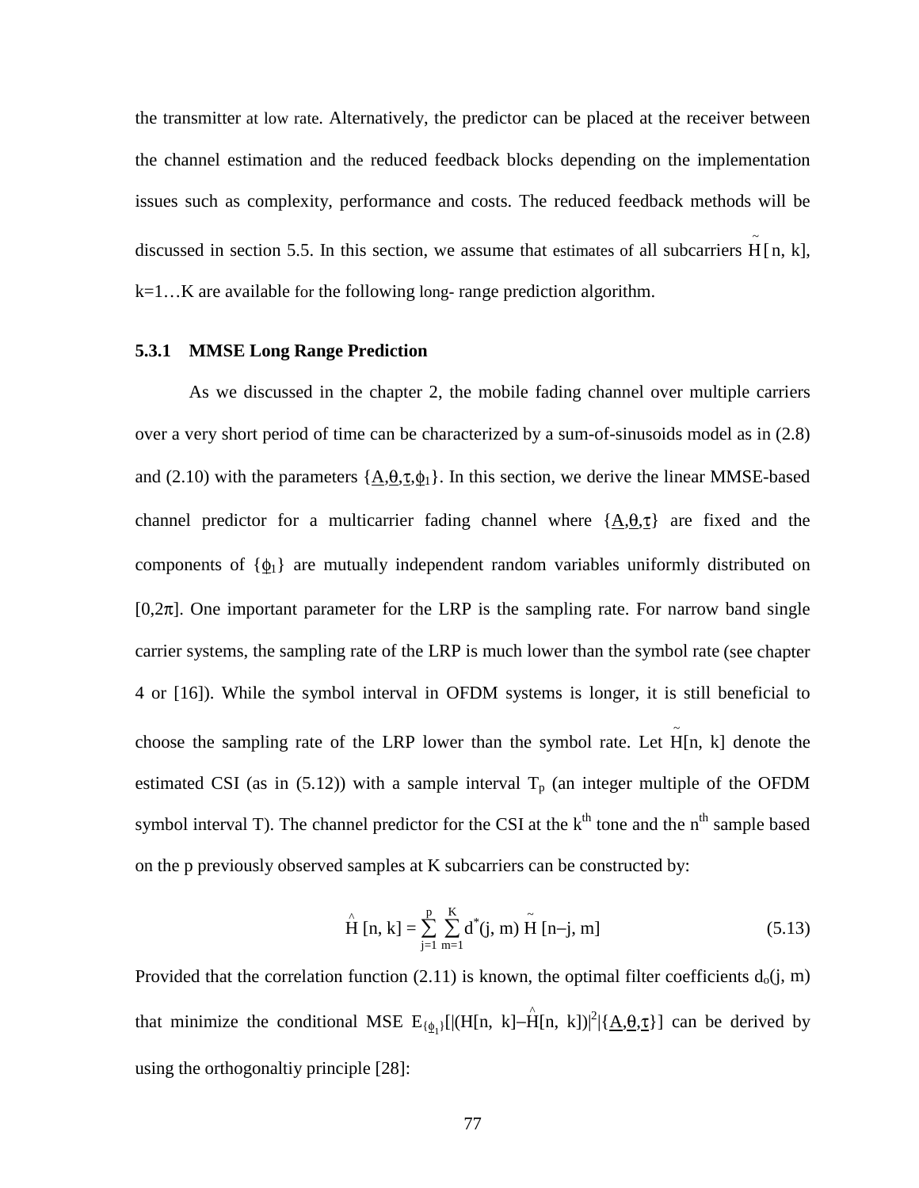the transmitter at low rate. Alternatively, the predictor can be placed at the receiver between the channel estimation and the reduced feedback blocks depending on the implementation issues such as complexity, performance and costs. The reduced feedback methods will be discussed in section 5.5. In this section, we assume that estimates of all subcarriers $\tilde{H}[n, k]$, k=1…K are available for the following long- range prediction algorithm.

### 5.3.1 MMSE Long Range Prediction

As we discussed in the chapter 2, the mobile fading channel over multiple carriers over a very short period of time can be characterized by a sum-of-sinusoids model as in (2.8) and (2.10) with the parameters $\{\underline{A},\underline{\theta},\underline{\tau},\underline{\phi}_1\}$. In this section, we derive the linear MMSE-based channel predictor for a multicarrier fading channel where $\{\underline{A},\underline{\theta},\underline{\tau}\}$ are fixed and the components of $\{\underline{\phi}_1\}$ are mutually independent random variables uniformly distributed on $[0,2\pi]$. One important parameter for the LRP is the sampling rate. For narrow band single carrier systems, the sampling rate of the LRP is much lower than the symbol rate (see chapter 4 or [16]). While the symbol interval in OFDM systems is longer, it is still beneficial to choose the sampling rate of the LRP lower than the symbol rate. Let $\tilde{H}[n, k]$ denote the estimated CSI (as in (5.12)) with a sample interval $T_p$ (an integer multiple of the OFDM symbol interval T). The channel predictor for the CSI at the k[th] tone and the n[th] sample based on the p previously observed samples at K subcarriers can be constructed by:

$$\hat{H}[n, k] = \sum_{j=1}^{p} \sum_{m=1}^{K} d^*(j, m)\, \tilde{H}[n-j, m] \tag{5.13}$$

Provided that the correlation function (2.11) is known, the optimal filter coefficients $d_o(j, m)$ that minimize the conditional MSE $E_{\{\underline{\phi}_1\}}[|(H[n, k]-\hat{H}[n, k])|^2|\{\underline{A},\underline{\theta},\underline{\tau}\}]$ can be derived by using the orthogonaltiy principle [28]: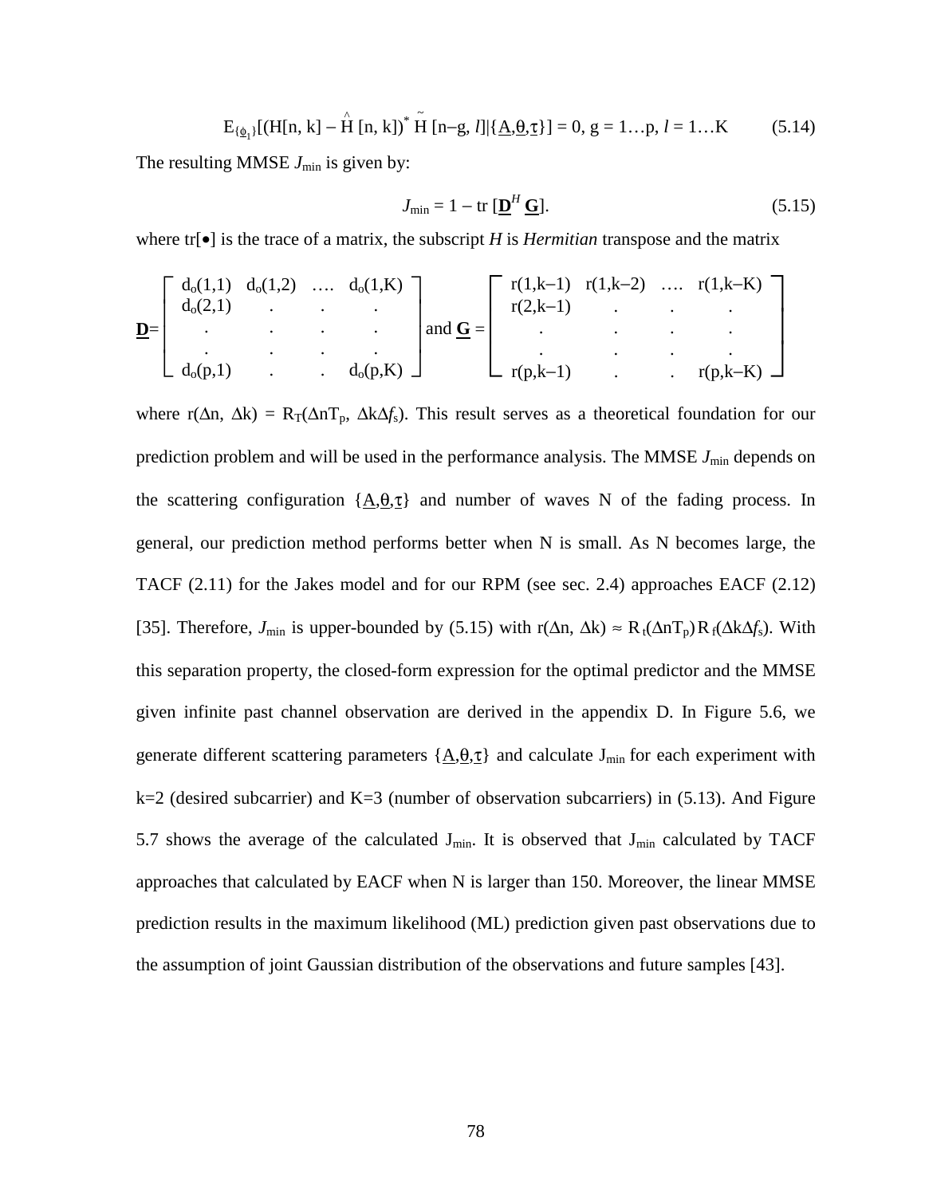$$E_{\{\underline{\phi}_l\}}[(H[n, k] - \hat{H}[n, k])^* \tilde{H}[n-g, l] | \{\underline{A}, \underline{\theta}, \underline{\tau}\}] = 0, \; g = 1 \ldots p, \; l = 1 \ldots K \tag{5.14}$$

The resulting MMSE $J_{min}$ is given by:

$$J_{min} = 1 - \text{tr}\,[\underline{\mathbf{D}}^H \, \underline{\mathbf{G}}]. \tag{5.15}$$

where tr[$\bullet$] is the trace of a matrix, the subscript $H$ is *Hermitian* transpose and the matrix

$$\underline{\mathbf{D}} = \begin{bmatrix} d_o(1,1) & d_o(1,2) & \ldots & d_o(1,K) \\ d_o(2,1) & . & . & . \\ . & . & . & . \\ . & . & . & . \\ d_o(p,1) & . & . & d_o(p,K) \end{bmatrix} \text{ and } \underline{\mathbf{G}} = \begin{bmatrix} r(1,k-1) & r(1,k-2) & \ldots & r(1,k-K) \\ r(2,k-1) & . & . & . \\ . & . & . & . \\ . & . & . & . \\ r(p,k-1) & . & . & r(p,k-K) \end{bmatrix}$$

where $r(\Delta n, \Delta k) = R_T(\Delta n T_p, \Delta k \Delta f_s)$. This result serves as a theoretical foundation for our prediction problem and will be used in the performance analysis. The MMSE $J_{min}$ depends on the scattering configuration $\{\underline{A}, \underline{\theta}, \underline{\tau}\}$ and number of waves N of the fading process. In general, our prediction method performs better when N is small. As N becomes large, the TACF (2.11) for the Jakes model and for our RPM (see sec. 2.4) approaches EACF (2.12) [35]. Therefore, $J_{min}$ is upper-bounded by (5.15) with $r(\Delta n, \Delta k) \approx R_t(\Delta n T_p) R_f(\Delta k \Delta f_s)$. With this separation property, the closed-form expression for the optimal predictor and the MMSE given infinite past channel observation are derived in the appendix D. In Figure 5.6, we generate different scattering parameters $\{\underline{A}, \underline{\theta}, \underline{\tau}\}$ and calculate $J_{min}$ for each experiment with k=2 (desired subcarrier) and K=3 (number of observation subcarriers) in (5.13). And Figure 5.7 shows the average of the calculated $J_{min}$. It is observed that $J_{min}$ calculated by TACF approaches that calculated by EACF when N is larger than 150. Moreover, the linear MMSE prediction results in the maximum likelihood (ML) prediction given past observations due to the assumption of joint Gaussian distribution of the observations and future samples [43].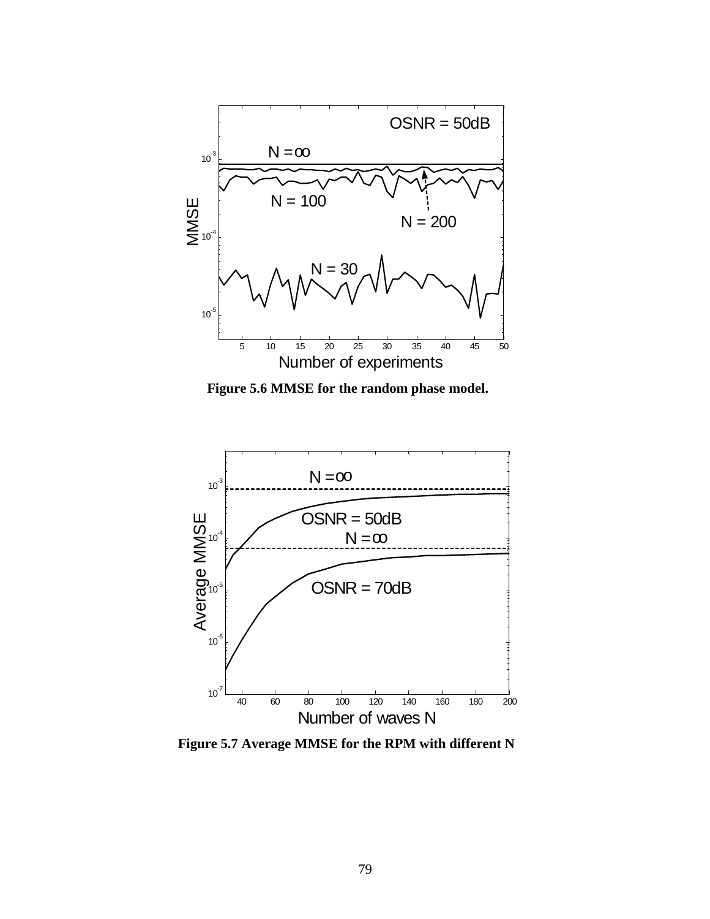**Figure 5.6 MMSE for the random phase model.**

**Figure 5.7 Average MMSE for the RPM with different N**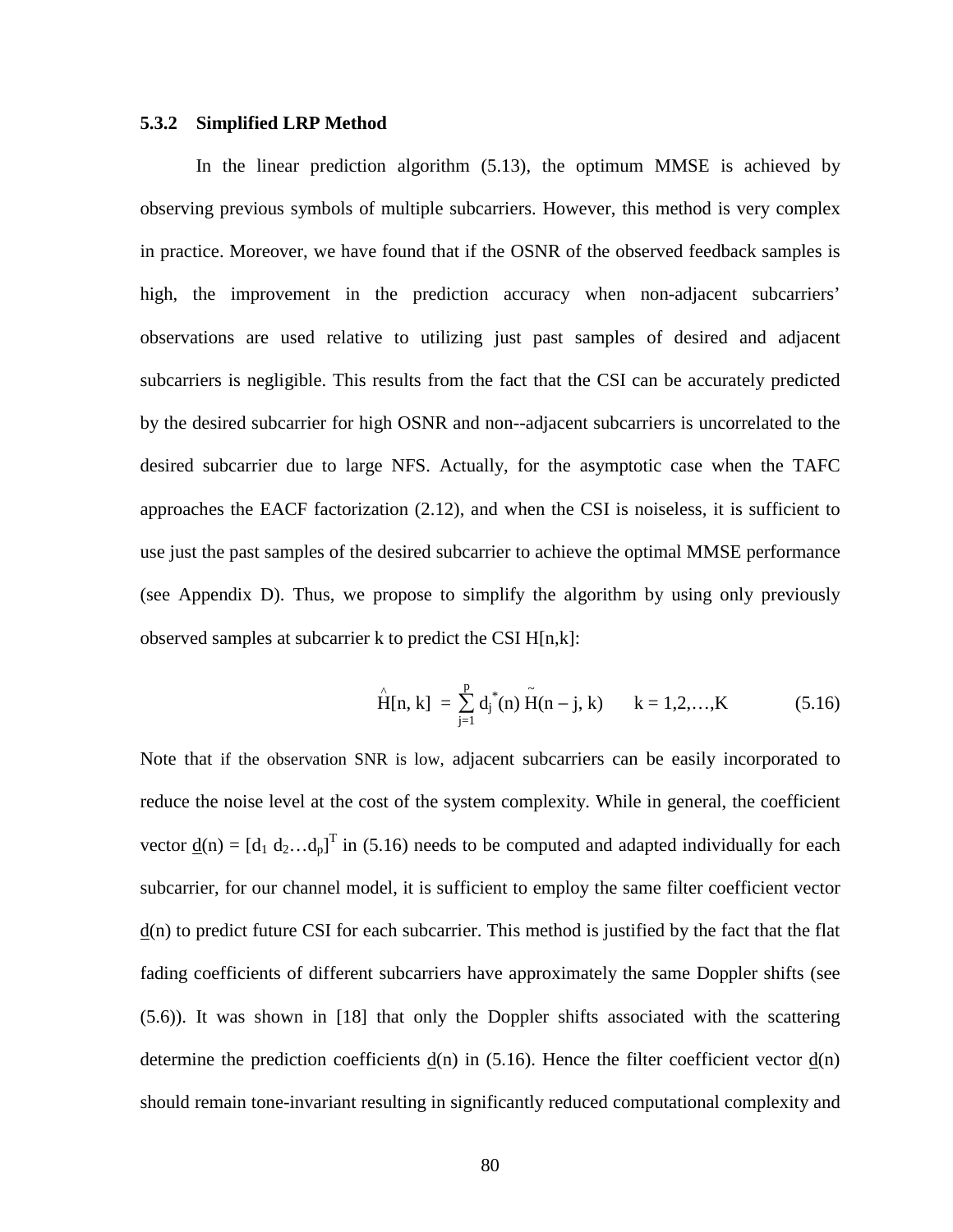### 5.3.2 Simplified LRP Method

In the linear prediction algorithm (5.13), the optimum MMSE is achieved by observing previous symbols of multiple subcarriers. However, this method is very complex in practice. Moreover, we have found that if the OSNR of the observed feedback samples is high, the improvement in the prediction accuracy when non-adjacent subcarriers' observations are used relative to utilizing just past samples of desired and adjacent subcarriers is negligible. This results from the fact that the CSI can be accurately predicted by the desired subcarrier for high OSNR and non--adjacent subcarriers is uncorrelated to the desired subcarrier due to large NFS. Actually, for the asymptotic case when the TAFC approaches the EACF factorization (2.12), and when the CSI is noiseless, it is sufficient to use just the past samples of the desired subcarrier to achieve the optimal MMSE performance (see Appendix D). Thus, we propose to simplify the algorithm by using only previously observed samples at subcarrier k to predict the CSI H[n,k]:

$$\hat{H}[n, k] = \sum_{j=1}^{p} d_j^*(n)\, \tilde{H}(n - j, k) \qquad k = 1,2,\ldots,K \tag{5.16}$$

Note that if the observation SNR is low, adjacent subcarriers can be easily incorporated to reduce the noise level at the cost of the system complexity. While in general, the coefficient vector $\underline{d}(n) = [d_1\ d_2 \ldots d_p]^T$ in (5.16) needs to be computed and adapted individually for each subcarrier, for our channel model, it is sufficient to employ the same filter coefficient vector $\underline{d}(n)$ to predict future CSI for each subcarrier. This method is justified by the fact that the flat fading coefficients of different subcarriers have approximately the same Doppler shifts (see (5.6)). It was shown in [18] that only the Doppler shifts associated with the scattering determine the prediction coefficients $\underline{d}(n)$ in (5.16). Hence the filter coefficient vector $\underline{d}(n)$ should remain tone-invariant resulting in significantly reduced computational complexity and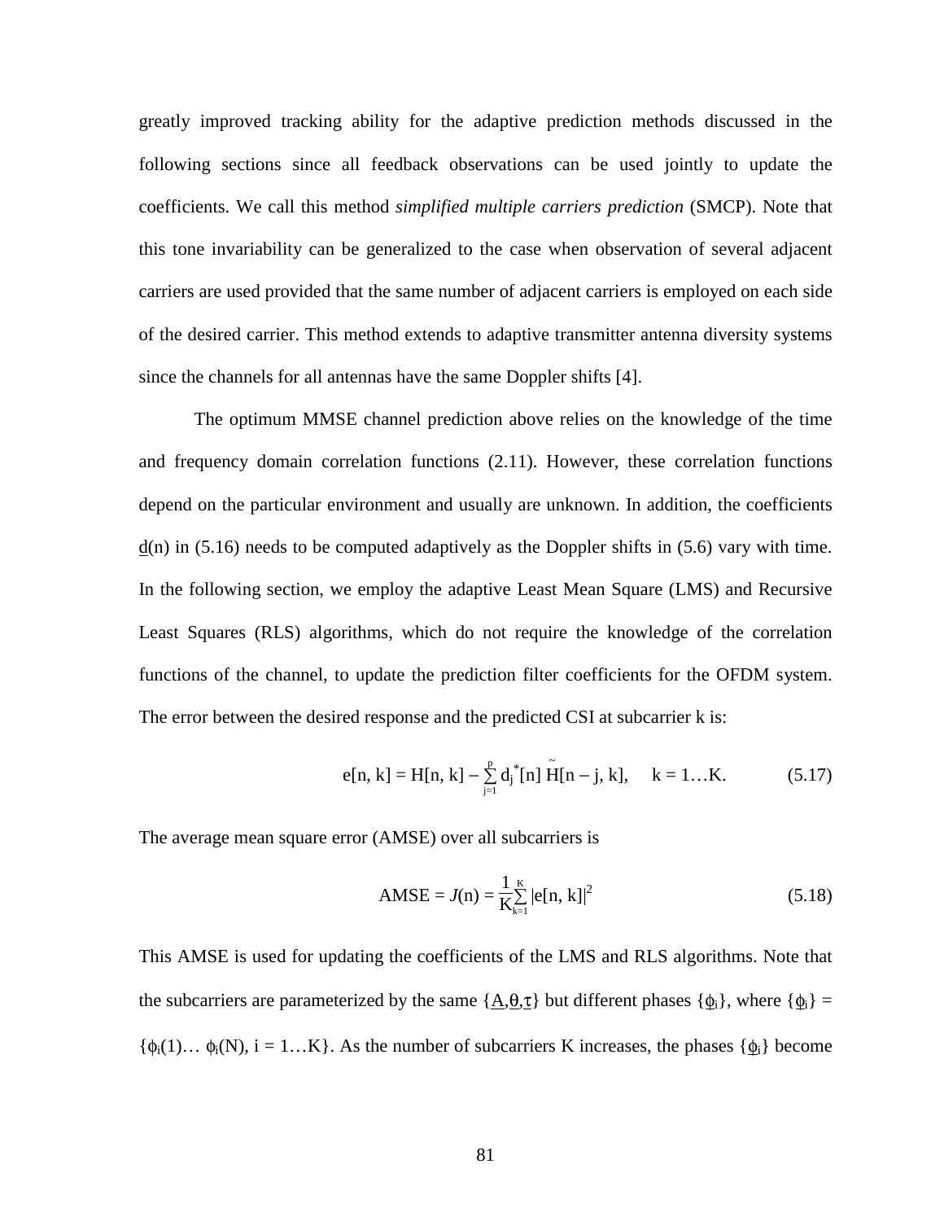greatly improved tracking ability for the adaptive prediction methods discussed in the following sections since all feedback observations can be used jointly to update the coefficients. We call this method *simplified multiple carriers prediction* (SMCP). Note that this tone invariability can be generalized to the case when observation of several adjacent carriers are used provided that the same number of adjacent carriers is employed on each side of the desired carrier. This method extends to adaptive transmitter antenna diversity systems since the channels for all antennas have the same Doppler shifts [4].

The optimum MMSE channel prediction above relies on the knowledge of the time and frequency domain correlation functions (2.11). However, these correlation functions depend on the particular environment and usually are unknown. In addition, the coefficients $\underline{d}(n)$ in (5.16) needs to be computed adaptively as the Doppler shifts in (5.6) vary with time. In the following section, we employ the adaptive Least Mean Square (LMS) and Recursive Least Squares (RLS) algorithms, which do not require the knowledge of the correlation functions of the channel, to update the prediction filter coefficients for the OFDM system. The error between the desired response and the predicted CSI at subcarrier k is:

$$e[n, k] = H[n, k] - \sum_{j=1}^{p} d_j^*[n]\, \tilde{H}[n-j, k], \quad k = 1 \ldots K. \tag{5.17}$$

The average mean square error (AMSE) over all subcarriers is

$$\text{AMSE} = J(n) = \frac{1}{K}\sum_{k=1}^{K} |e[n, k]|^2 \tag{5.18}$$

This AMSE is used for updating the coefficients of the LMS and RLS algorithms. Note that the subcarriers are parameterized by the same $\{\underline{A}, \underline{\theta}, \underline{\tau}\}$ but different phases $\{\underline{\phi}_i\}$, where $\{\underline{\phi}_i\} = \{\phi_i(1) \ldots \phi_i(N), i = 1 \ldots K\}$. As the number of subcarriers K increases, the phases $\{\underline{\phi}_i\}$ become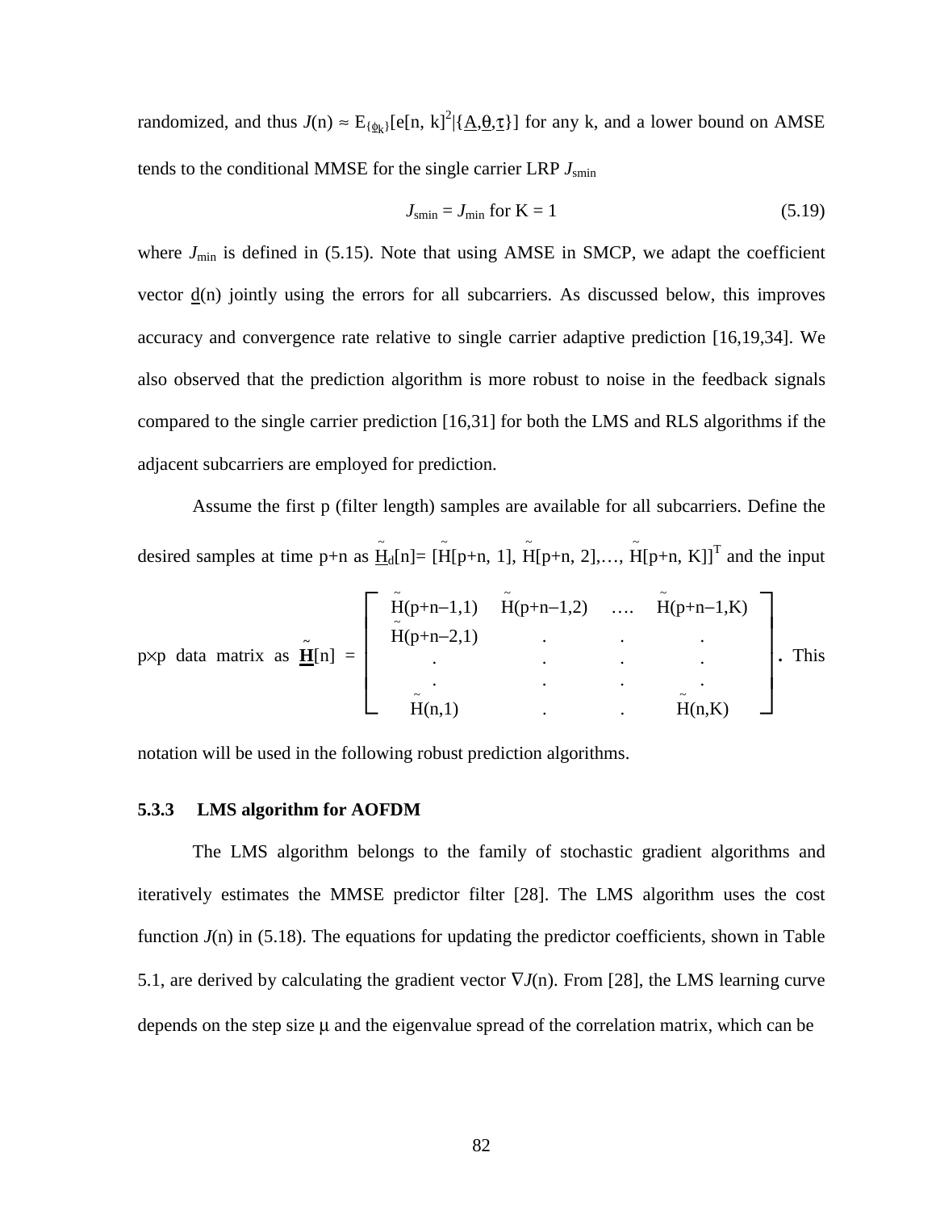randomized, and thus $J(n) \approx E_{\{\phi_k\}}[e[n, k]^2 | \{\underline{A}, \underline{\theta}, \underline{\tau}\}]$ for any k, and a lower bound on AMSE tends to the conditional MMSE for the single carrier LRP $J_{smin}$

$$J_{smin} = J_{min} \text{ for } K = 1 \tag{5.19}$$

where $J_{min}$ is defined in (5.15). Note that using AMSE in SMCP, we adapt the coefficient vector $\underline{d}(n)$ jointly using the errors for all subcarriers. As discussed below, this improves accuracy and convergence rate relative to single carrier adaptive prediction [16,19,34]. We also observed that the prediction algorithm is more robust to noise in the feedback signals compared to the single carrier prediction [16,31] for both the LMS and RLS algorithms if the adjacent subcarriers are employed for prediction.

Assume the first p (filter length) samples are available for all subcarriers. Define the desired samples at time p+n as $\underline{\tilde{H}}_d[n] = [\tilde{H}[p+n, 1], \tilde{H}[p+n, 2], \ldots, \tilde{H}[p+n, K]]^T$ and the input p×p data matrix as

$$\underline{\underline{\tilde{H}}}[n] = \begin{bmatrix} \tilde{H}(p+n-1,1) & \tilde{H}(p+n-1,2) & \ldots & \tilde{H}(p+n-1,K) \\ \tilde{H}(p+n-2,1) & . & . & . \\ . & . & . & . \\ . & . & . & . \\ \tilde{H}(n,1) & . & . & \tilde{H}(n,K) \end{bmatrix}.$$

This notation will be used in the following robust prediction algorithms.

### 5.3.3 LMS algorithm for AOFDM

The LMS algorithm belongs to the family of stochastic gradient algorithms and iteratively estimates the MMSE predictor filter [28]. The LMS algorithm uses the cost function $J(n)$ in (5.18). The equations for updating the predictor coefficients, shown in Table 5.1, are derived by calculating the gradient vector $\nabla J(n)$. From [28], the LMS learning curve depends on the step size $\mu$ and the eigenvalue spread of the correlation matrix, which can be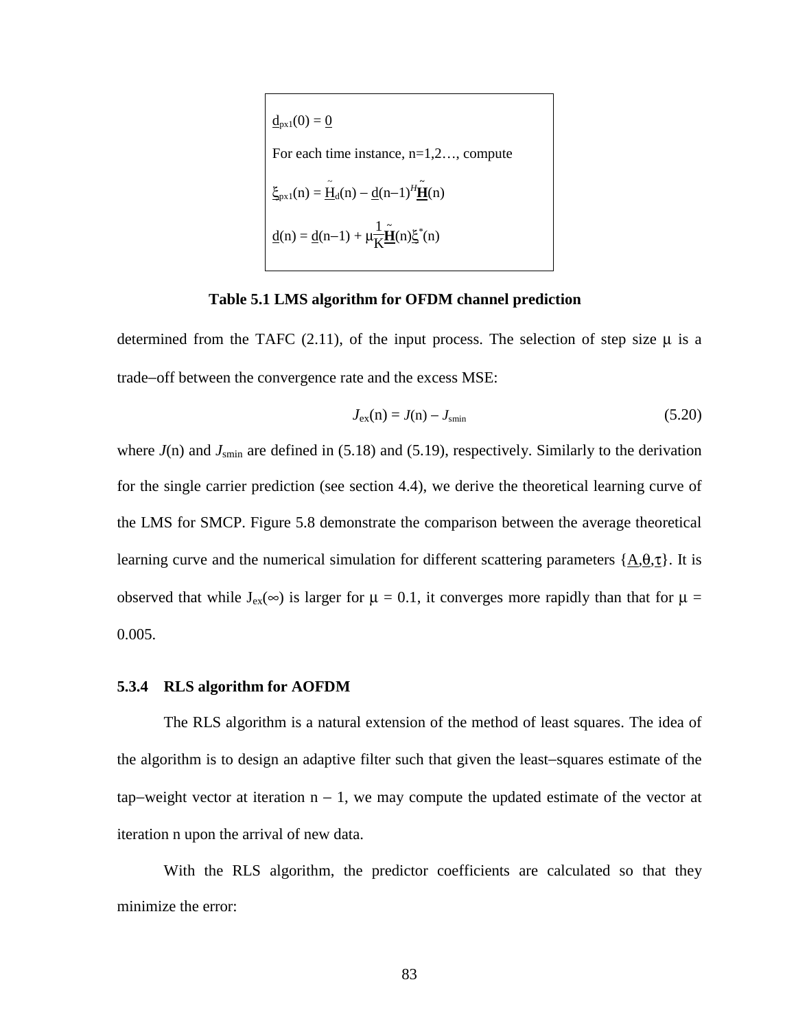$$\underline{d}_{p\times 1}(0) = \underline{0}$$

For each time instance, n=1,2…, compute

$$\underline{\xi}_{p\times 1}(n) = \underline{\tilde{H}}_d(n) - \underline{d}(n-1)^H \underline{\tilde{\mathbf{H}}}(n)$$

$$\underline{d}(n) = \underline{d}(n-1) + \mu \frac{1}{K} \underline{\tilde{\mathbf{H}}}(n) \underline{\xi}^*(n)$$

**Table 5.1 LMS algorithm for OFDM channel prediction**

determined from the TAFC (2.11), of the input process. The selection of step size μ is a trade–off between the convergence rate and the excess MSE:

$$J_{ex}(n) = J(n) - J_{smin} \tag{5.20}$$

where $J(n)$ and $J_{smin}$ are defined in (5.18) and (5.19), respectively. Similarly to the derivation for the single carrier prediction (see section 4.4), we derive the theoretical learning curve of the LMS for SMCP. Figure 5.8 demonstrate the comparison between the average theoretical learning curve and the numerical simulation for different scattering parameters $\{\underline{A},\underline{\theta},\underline{\tau}\}$. It is observed that while $J_{ex}(\infty)$ is larger for $\mu = 0.1$, it converges more rapidly than that for $\mu = 0.005$.

### 5.3.4 RLS algorithm for AOFDM

The RLS algorithm is a natural extension of the method of least squares. The idea of the algorithm is to design an adaptive filter such that given the least–squares estimate of the tap–weight vector at iteration n − 1, we may compute the updated estimate of the vector at iteration n upon the arrival of new data.

With the RLS algorithm, the predictor coefficients are calculated so that they minimize the error: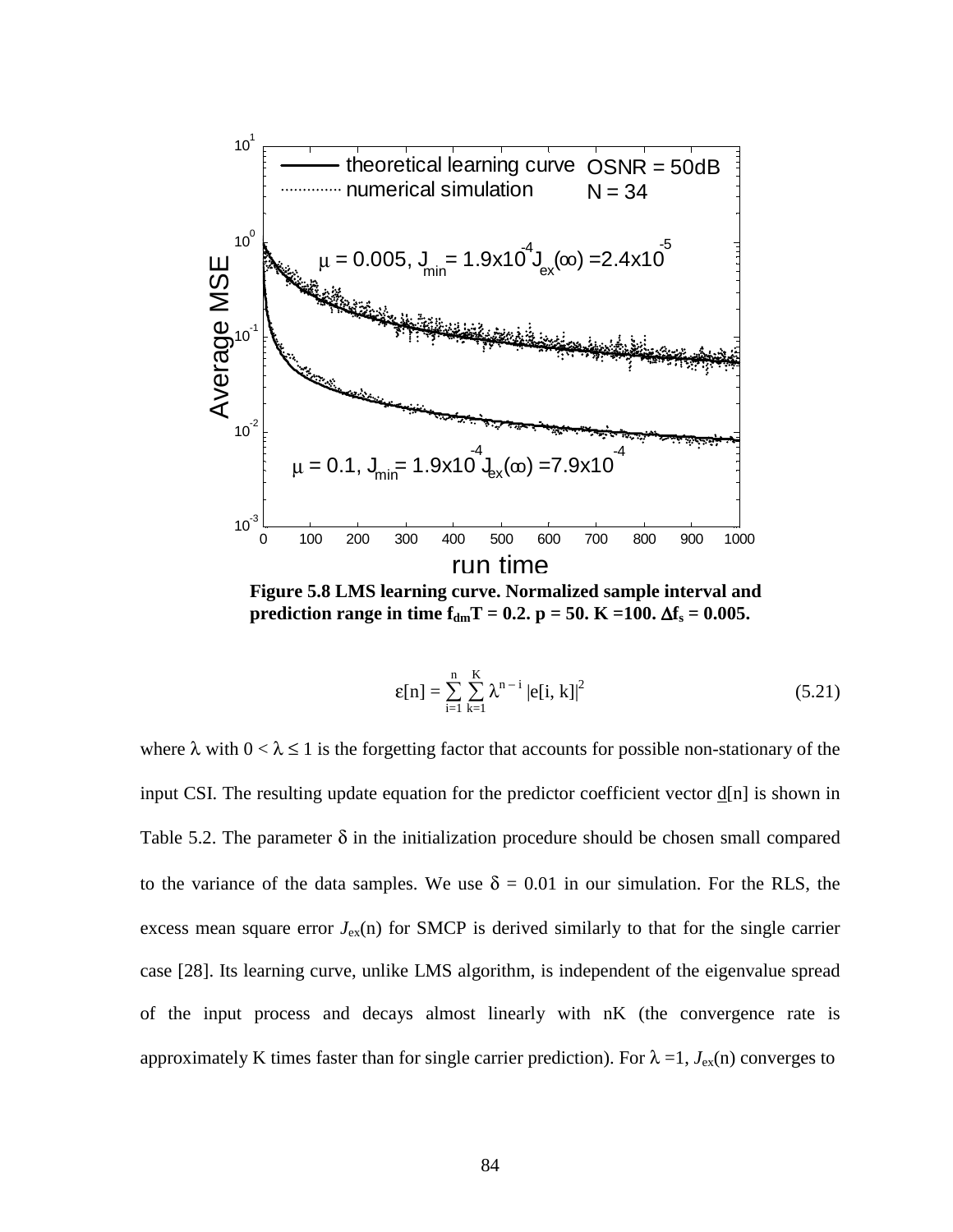**Figure 5.8 LMS learning curve. Normalized sample interval and prediction range in time $f_{dm}T = 0.2$. p = 50. K =100. $\Delta f_s = 0.005$.**

$$\varepsilon[n] = \sum_{i=1}^{n} \sum_{k=1}^{K} \lambda^{n-i} |e[i, k]|^2 \tag{5.21}$$

where $\lambda$ with $0 < \lambda \leq 1$ is the forgetting factor that accounts for possible non-stationary of the input CSI. The resulting update equation for the predictor coefficient vector $\underline{d}[n]$ is shown in Table 5.2. The parameter $\delta$ in the initialization procedure should be chosen small compared to the variance of the data samples. We use $\delta = 0.01$ in our simulation. For the RLS, the excess mean square error $J_{ex}(n)$ for SMCP is derived similarly to that for the single carrier case [28]. Its learning curve, unlike LMS algorithm, is independent of the eigenvalue spread of the input process and decays almost linearly with nK (the convergence rate is approximately K times faster than for single carrier prediction). For $\lambda = 1$, $J_{ex}(n)$ converges to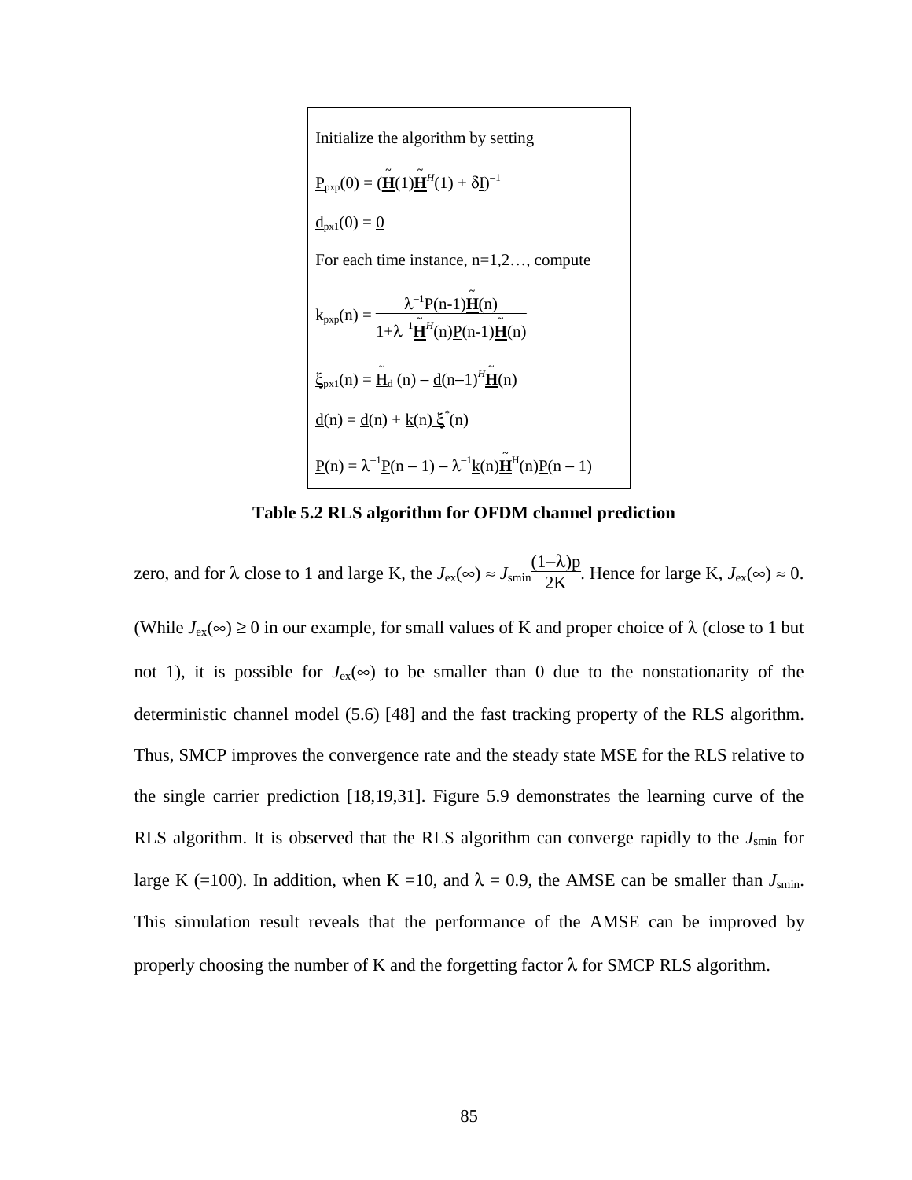Initialize the algorithm by setting

$\underline{P}_{pxp}(0) = (\tilde{\underline{\mathbf{H}}}(1)\tilde{\underline{\mathbf{H}}}^H(1) + \delta\underline{I})^{-1}$

$\underline{d}_{px1}(0) = \underline{0}$

For each time instance, n=1,2…, compute

$$\underline{k}_{pxp}(n) = \frac{\lambda^{-1}\underline{P}(n-1)\tilde{\underline{\mathbf{H}}}(n)}{1+\lambda^{-1}\tilde{\underline{\mathbf{H}}}^H(n)\underline{P}(n-1)\tilde{\underline{\mathbf{H}}}(n)}$$

$\underline{\xi}_{px1}(n) = \tilde{\underline{H}}_d(n) - \underline{d}(n-1)^H\tilde{\underline{\mathbf{H}}}(n)$

$\underline{d}(n) = \underline{d}(n) + \underline{k}(n)\,\underline{\xi}^*(n)$

$\underline{P}(n) = \lambda^{-1}\underline{P}(n-1) - \lambda^{-1}\underline{k}(n)\tilde{\underline{\mathbf{H}}}^H(n)\underline{P}(n-1)$

**Table 5.2 RLS algorithm for OFDM channel prediction**

zero, and for $\lambda$ close to 1 and large K, the $J_{ex}(\infty) \approx J_{smin}\frac{(1-\lambda)p}{2K}$. Hence for large K, $J_{ex}(\infty) \approx 0$. (While $J_{ex}(\infty) \geq 0$ in our example, for small values of K and proper choice of $\lambda$ (close to 1 but not 1), it is possible for $J_{ex}(\infty)$ to be smaller than 0 due to the nonstationarity of the deterministic channel model (5.6) [48] and the fast tracking property of the RLS algorithm. Thus, SMCP improves the convergence rate and the steady state MSE for the RLS relative to the single carrier prediction [18,19,31]. Figure 5.9 demonstrates the learning curve of the RLS algorithm. It is observed that the RLS algorithm can converge rapidly to the $J_{smin}$ for large K (=100). In addition, when K =10, and $\lambda$ = 0.9, the AMSE can be smaller than $J_{smin}$. This simulation result reveals that the performance of the AMSE can be improved by properly choosing the number of K and the forgetting factor $\lambda$ for SMCP RLS algorithm.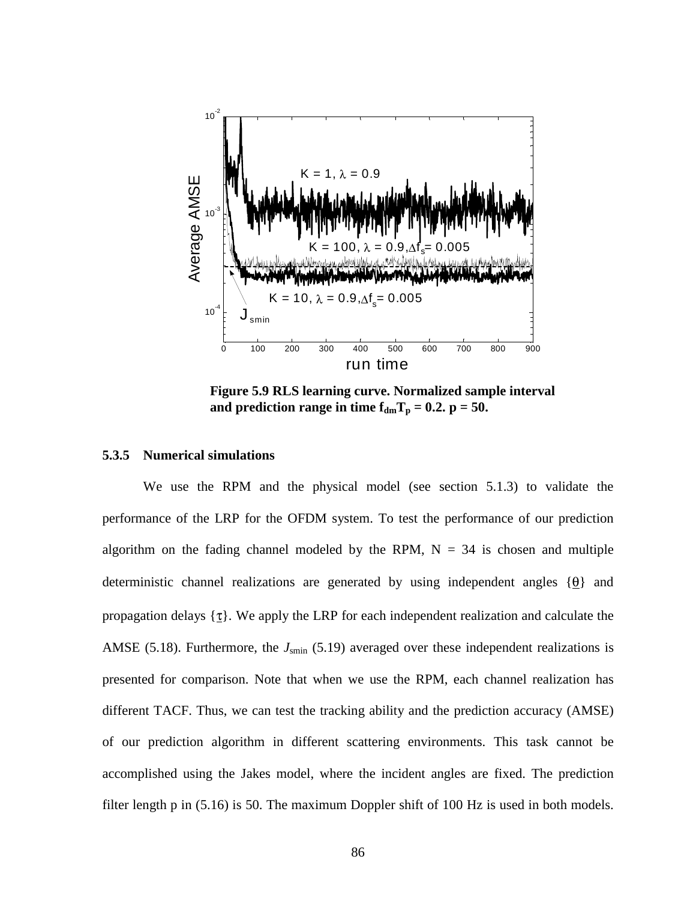**Figure 5.9 RLS learning curve. Normalized sample interval and prediction range in time $f_{dm}T_p = 0.2$. p = 50.**

### 5.3.5 Numerical simulations

We use the RPM and the physical model (see section 5.1.3) to validate the performance of the LRP for the OFDM system. To test the performance of our prediction algorithm on the fading channel modeled by the RPM, N = 34 is chosen and multiple deterministic channel realizations are generated by using independent angles $\{\underline{\theta}\}$ and propagation delays $\{\underline{\tau}\}$. We apply the LRP for each independent realization and calculate the AMSE (5.18). Furthermore, the $J_{smin}$ (5.19) averaged over these independent realizations is presented for comparison. Note that when we use the RPM, each channel realization has different TACF. Thus, we can test the tracking ability and the prediction accuracy (AMSE) of our prediction algorithm in different scattering environments. This task cannot be accomplished using the Jakes model, where the incident angles are fixed. The prediction filter length p in (5.16) is 50. The maximum Doppler shift of 100 Hz is used in both models.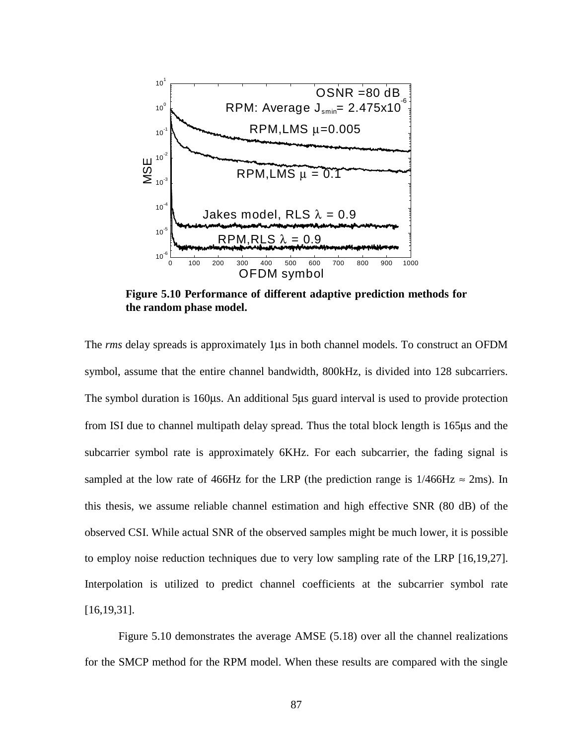**Figure 5.10 Performance of different adaptive prediction methods for the random phase model.**

The *rms* delay spreads is approximately 1μs in both channel models. To construct an OFDM symbol, assume that the entire channel bandwidth, 800kHz, is divided into 128 subcarriers. The symbol duration is 160μs. An additional 5μs guard interval is used to provide protection from ISI due to channel multipath delay spread. Thus the total block length is 165μs and the subcarrier symbol rate is approximately 6KHz. For each subcarrier, the fading signal is sampled at the low rate of 466Hz for the LRP (the prediction range is 1/466Hz ≈ 2ms). In this thesis, we assume reliable channel estimation and high effective SNR (80 dB) of the observed CSI. While actual SNR of the observed samples might be much lower, it is possible to employ noise reduction techniques due to very low sampling rate of the LRP [16,19,27]. Interpolation is utilized to predict channel coefficients at the subcarrier symbol rate [16,19,31].

Figure 5.10 demonstrates the average AMSE (5.18) over all the channel realizations for the SMCP method for the RPM model. When these results are compared with the single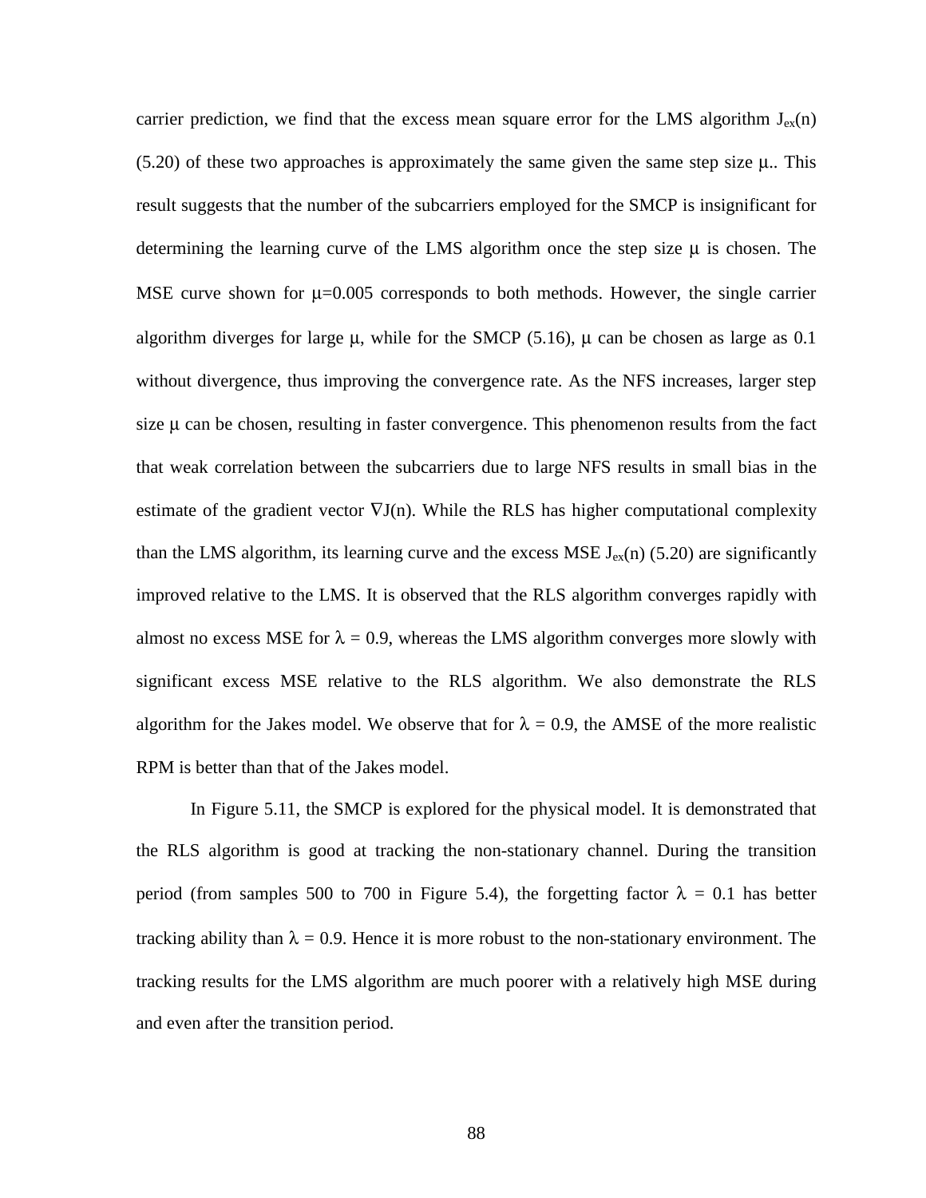carrier prediction, we find that the excess mean square error for the LMS algorithm $J_{ex}(n)$ (5.20) of these two approaches is approximately the same given the same step size $\mu$.. This result suggests that the number of the subcarriers employed for the SMCP is insignificant for determining the learning curve of the LMS algorithm once the step size $\mu$ is chosen. The MSE curve shown for $\mu$=0.005 corresponds to both methods. However, the single carrier algorithm diverges for large $\mu$, while for the SMCP (5.16), $\mu$ can be chosen as large as 0.1 without divergence, thus improving the convergence rate. As the NFS increases, larger step size $\mu$ can be chosen, resulting in faster convergence. This phenomenon results from the fact that weak correlation between the subcarriers due to large NFS results in small bias in the estimate of the gradient vector $\nabla J(n)$. While the RLS has higher computational complexity than the LMS algorithm, its learning curve and the excess MSE $J_{ex}(n)$ (5.20) are significantly improved relative to the LMS. It is observed that the RLS algorithm converges rapidly with almost no excess MSE for $\lambda = 0.9$, whereas the LMS algorithm converges more slowly with significant excess MSE relative to the RLS algorithm. We also demonstrate the RLS algorithm for the Jakes model. We observe that for $\lambda = 0.9$, the AMSE of the more realistic RPM is better than that of the Jakes model.

In Figure 5.11, the SMCP is explored for the physical model. It is demonstrated that the RLS algorithm is good at tracking the non-stationary channel. During the transition period (from samples 500 to 700 in Figure 5.4), the forgetting factor $\lambda = 0.1$ has better tracking ability than $\lambda = 0.9$. Hence it is more robust to the non-stationary environment. The tracking results for the LMS algorithm are much poorer with a relatively high MSE during and even after the transition period.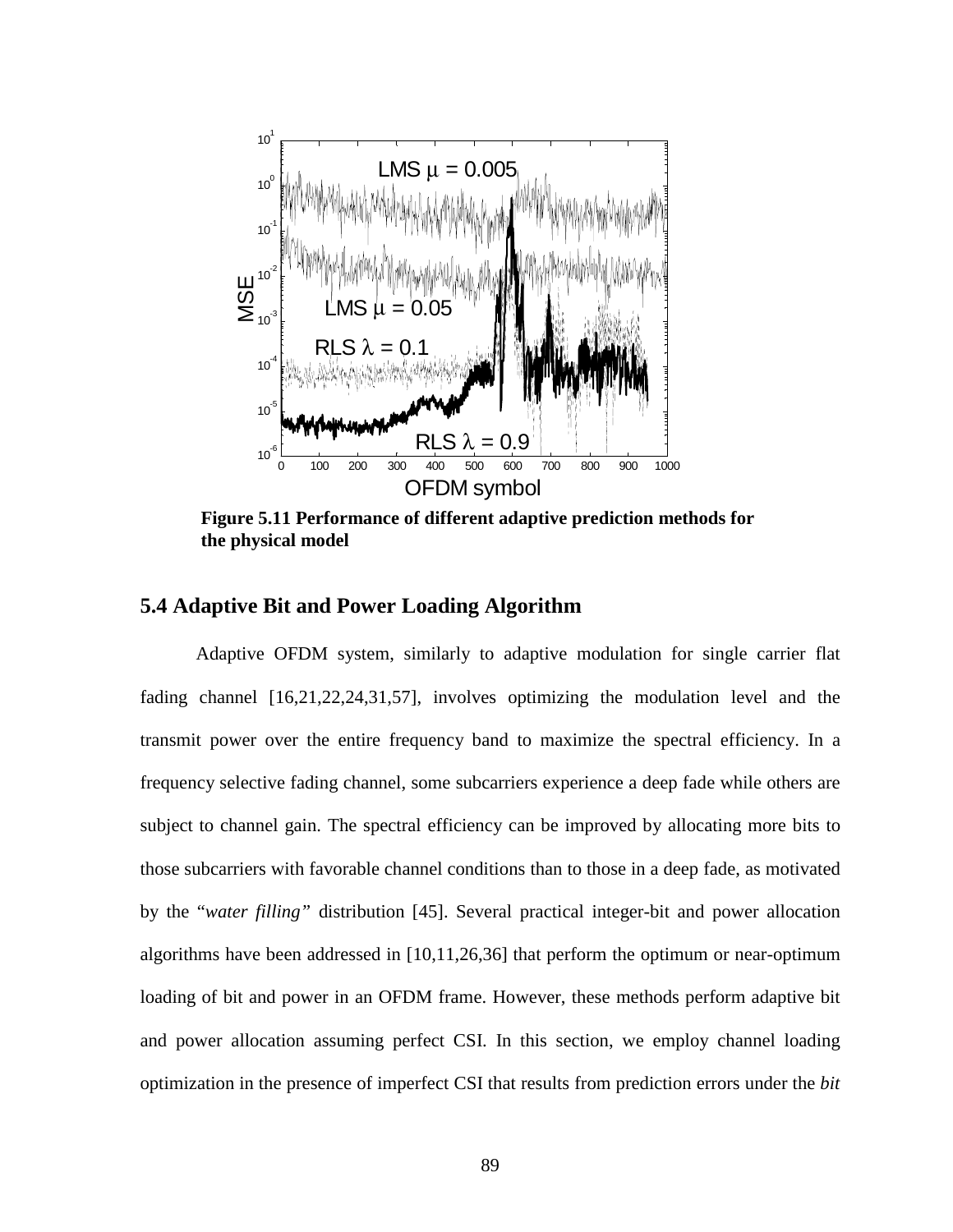**Figure 5.11 Performance of different adaptive prediction methods for the physical model**

## 5.4 Adaptive Bit and Power Loading Algorithm

Adaptive OFDM system, similarly to adaptive modulation for single carrier flat fading channel [16,21,22,24,31,57], involves optimizing the modulation level and the transmit power over the entire frequency band to maximize the spectral efficiency. In a frequency selective fading channel, some subcarriers experience a deep fade while others are subject to channel gain. The spectral efficiency can be improved by allocating more bits to those subcarriers with favorable channel conditions than to those in a deep fade, as motivated by the "*water filling*" distribution [45]. Several practical integer-bit and power allocation algorithms have been addressed in [10,11,26,36] that perform the optimum or near-optimum loading of bit and power in an OFDM frame. However, these methods perform adaptive bit and power allocation assuming perfect CSI. In this section, we employ channel loading optimization in the presence of imperfect CSI that results from prediction errors under the *bit*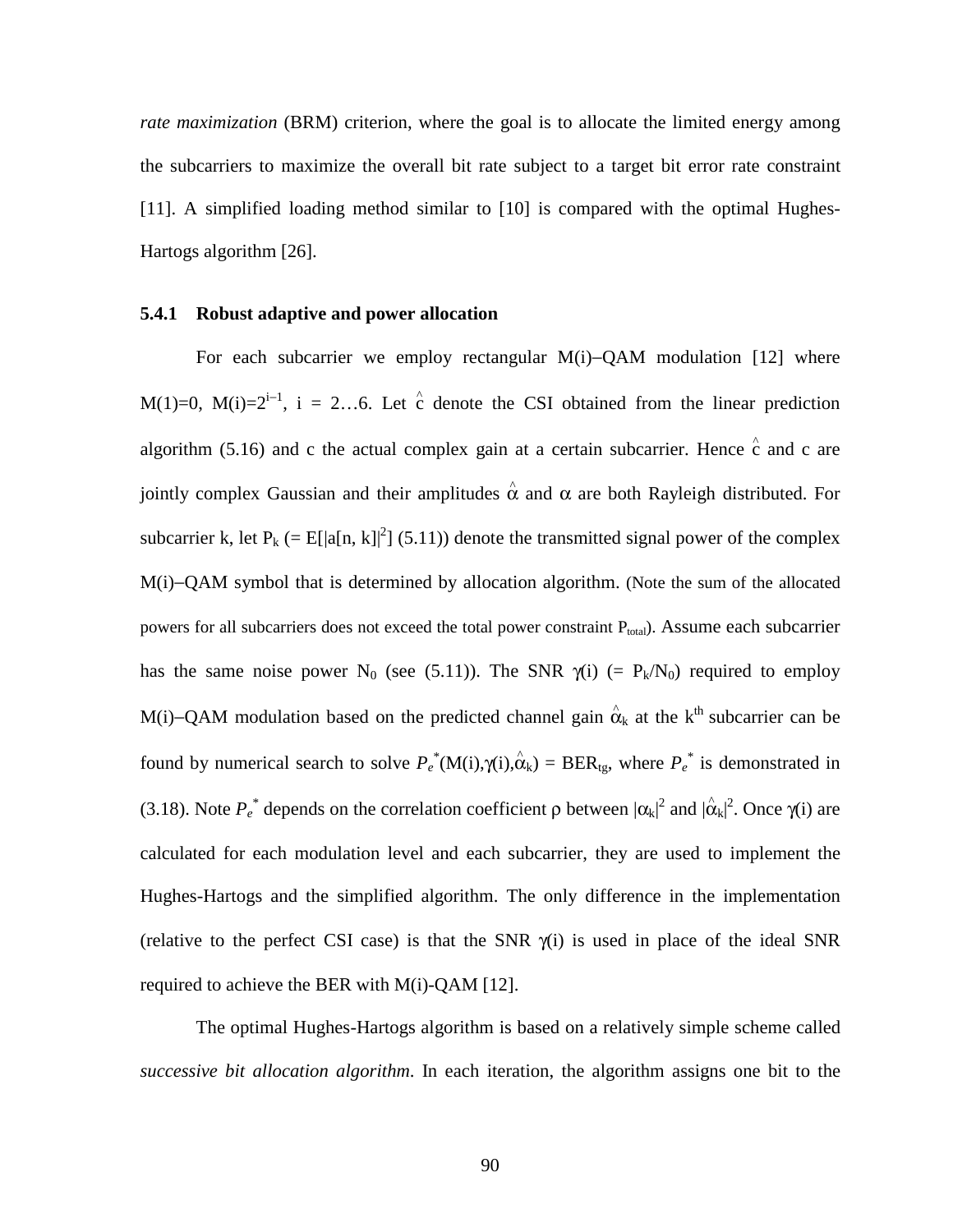*rate maximization* (BRM) criterion, where the goal is to allocate the limited energy among the subcarriers to maximize the overall bit rate subject to a target bit error rate constraint [11]. A simplified loading method similar to [10] is compared with the optimal Hughes-Hartogs algorithm [26].

### 5.4.1 Robust adaptive and power allocation

For each subcarrier we employ rectangular M(i)–QAM modulation [12] where M(1)=0, $M(i)=2^{i-1}$, i = 2…6. Let $\hat{c}$ denote the CSI obtained from the linear prediction algorithm (5.16) and c the actual complex gain at a certain subcarrier. Hence $\hat{c}$ and c are jointly complex Gaussian and their amplitudes $\hat{\alpha}$ and $\alpha$ are both Rayleigh distributed. For subcarrier k, let $P_k$ (= $E[|a[n, k]|^2]$ (5.11)) denote the transmitted signal power of the complex M(i)–QAM symbol that is determined by allocation algorithm. (Note the sum of the allocated powers for all subcarriers does not exceed the total power constraint $P_{total}$). Assume each subcarrier has the same noise power $N_0$ (see (5.11)). The SNR $\gamma(i)$ (= $P_k/N_0$) required to employ M(i)–QAM modulation based on the predicted channel gain $\hat{\alpha}_k$ at the k^th^ subcarrier can be found by numerical search to solve $P_e^*(M(i),\gamma(i),\hat{\alpha}_k) = BER_{tg}$, where $P_e^*$ is demonstrated in (3.18). Note $P_e^*$ depends on the correlation coefficient $\rho$ between $|\alpha_k|^2$ and $|\hat{\alpha}_k|^2$. Once $\gamma(i)$ are calculated for each modulation level and each subcarrier, they are used to implement the Hughes-Hartogs and the simplified algorithm. The only difference in the implementation (relative to the perfect CSI case) is that the SNR $\gamma(i)$ is used in place of the ideal SNR required to achieve the BER with M(i)-QAM [12].

The optimal Hughes-Hartogs algorithm is based on a relatively simple scheme called *successive bit allocation algorithm*. In each iteration, the algorithm assigns one bit to the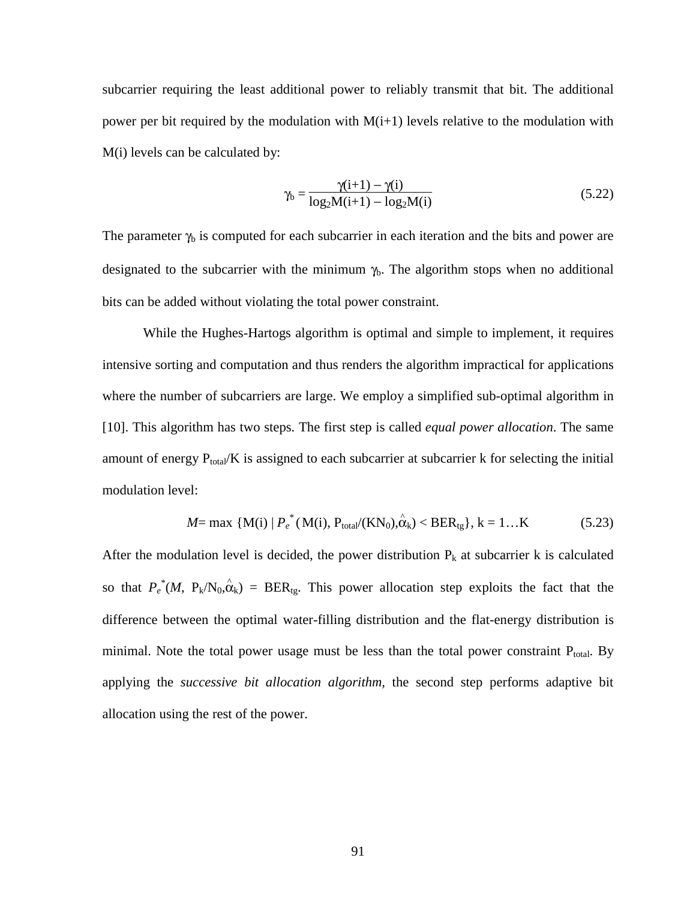subcarrier requiring the least additional power to reliably transmit that bit. The additional power per bit required by the modulation with M(i+1) levels relative to the modulation with M(i) levels can be calculated by:

$$\gamma_b = \frac{\gamma(i+1) - \gamma(i)}{\log_2 M(i+1) - \log_2 M(i)} \tag{5.22}$$

The parameter $\gamma_b$ is computed for each subcarrier in each iteration and the bits and power are designated to the subcarrier with the minimum $\gamma_b$. The algorithm stops when no additional bits can be added without violating the total power constraint.

While the Hughes-Hartogs algorithm is optimal and simple to implement, it requires intensive sorting and computation and thus renders the algorithm impractical for applications where the number of subcarriers are large. We employ a simplified sub-optimal algorithm in [10]. This algorithm has two steps. The first step is called *equal power allocation*. The same amount of energy $P_{total}/K$ is assigned to each subcarrier at subcarrier k for selecting the initial modulation level:

$$M = \max \{M(i) \mid P_e^*(M(i), P_{total}/(KN_0), \hat{\alpha}_k) < BER_{tg}\}, \; k = 1 \ldots K \tag{5.23}$$

After the modulation level is decided, the power distribution $P_k$ at subcarrier k is calculated so that $P_e^*(M, P_k/N_0, \hat{\alpha}_k) = BER_{tg}$. This power allocation step exploits the fact that the difference between the optimal water-filling distribution and the flat-energy distribution is minimal. Note the total power usage must be less than the total power constraint $P_{total}$. By applying the *successive bit allocation algorithm*, the second step performs adaptive bit allocation using the rest of the power.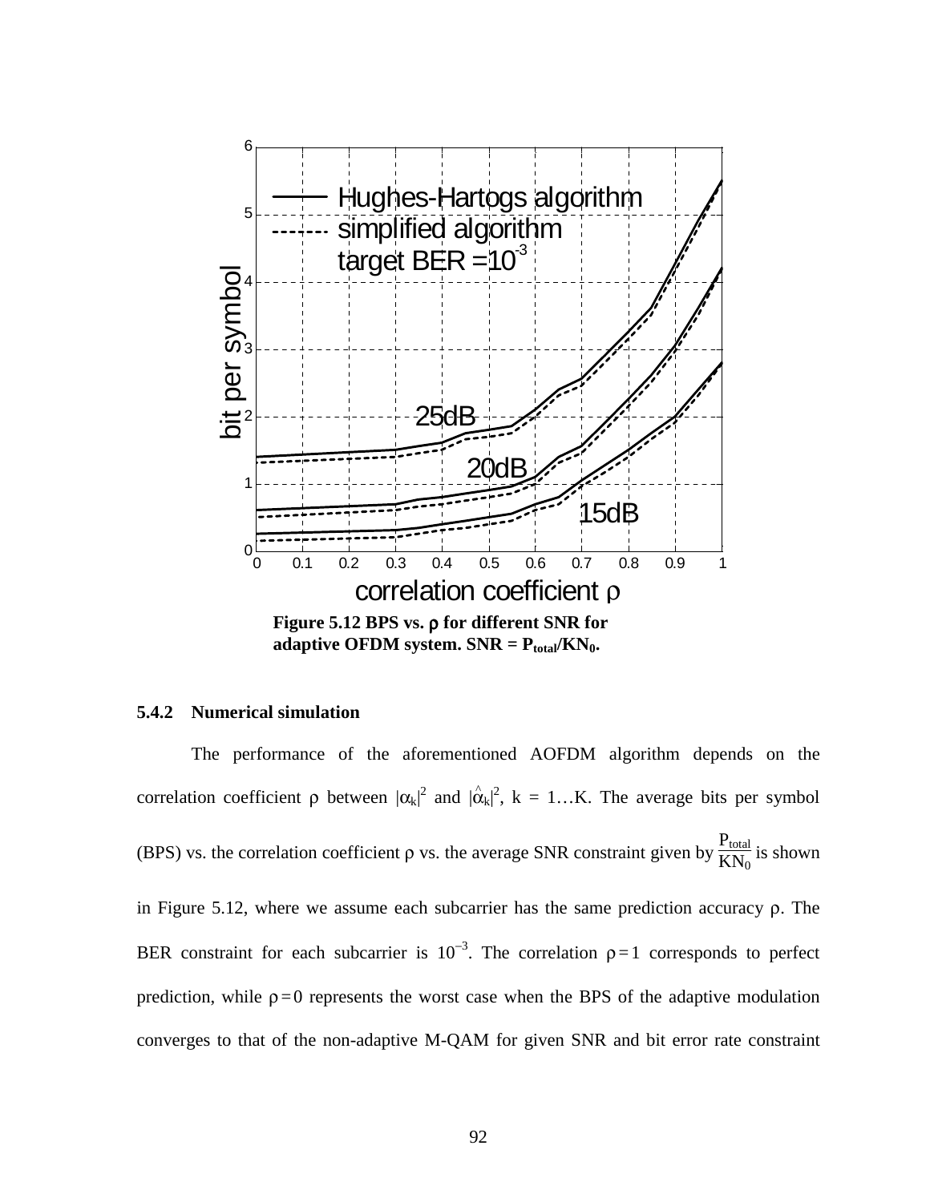Figure 5.12 BPS vs. ρ for different SNR for adaptive OFDM system. SNR = $P_{total}/KN_0$.

### 5.4.2 Numerical simulation

The performance of the aforementioned AOFDM algorithm depends on the correlation coefficient $\rho$ between $|\alpha_k|^2$ and $|\hat{\alpha}_k|^2$, k = 1…K. The average bits per symbol (BPS) vs. the correlation coefficient $\rho$ vs. the average SNR constraint given by $\frac{P_{total}}{KN_0}$ is shown in Figure 5.12, where we assume each subcarrier has the same prediction accuracy $\rho$. The BER constraint for each subcarrier is $10^{-3}$. The correlation $\rho = 1$ corresponds to perfect prediction, while $\rho = 0$ represents the worst case when the BPS of the adaptive modulation converges to that of the non-adaptive M-QAM for given SNR and bit error rate constraint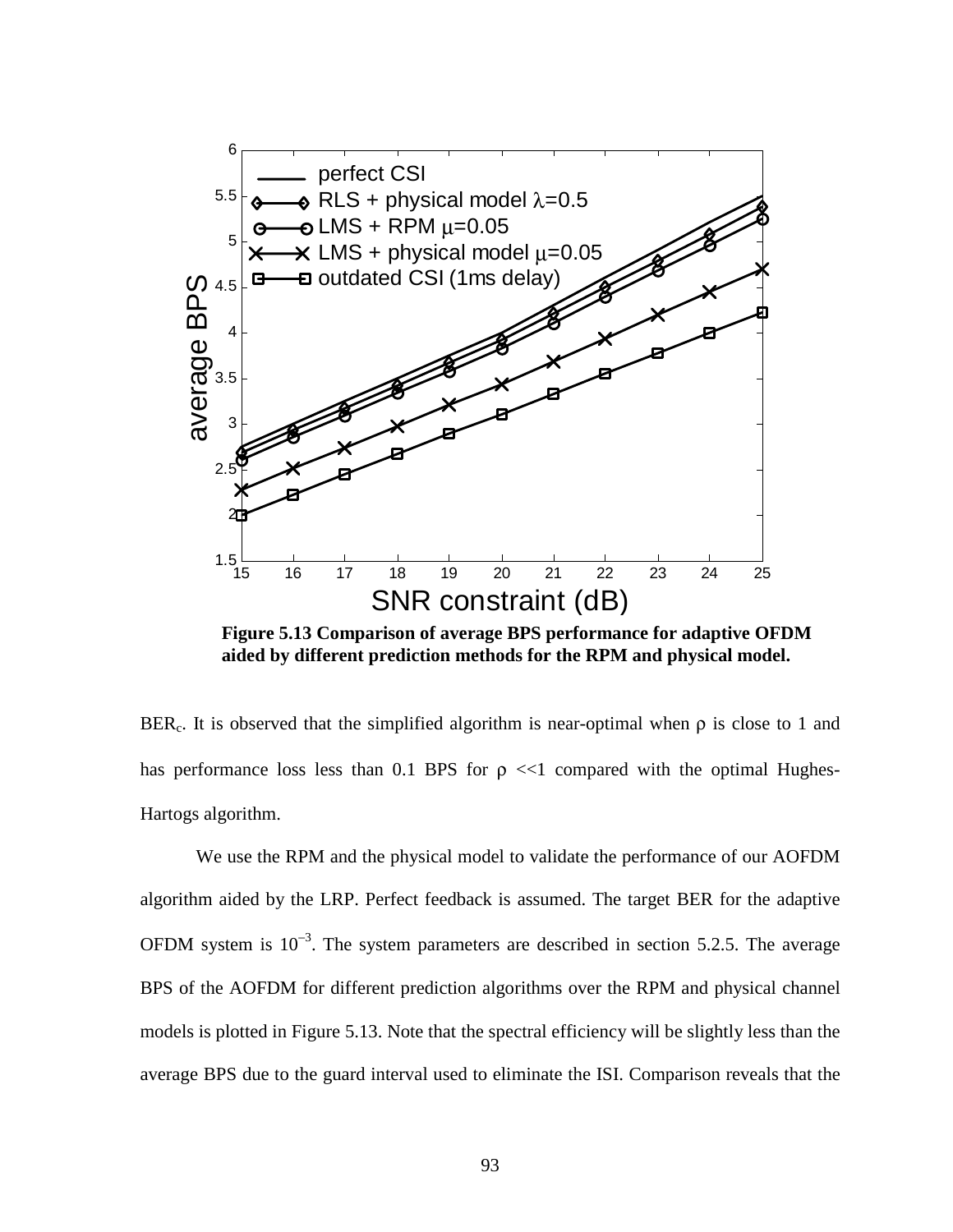**Figure 5.13 Comparison of average BPS performance for adaptive OFDM aided by different prediction methods for the RPM and physical model.**

$BER_c$. It is observed that the simplified algorithm is near-optimal when $\rho$ is close to 1 and has performance loss less than 0.1 BPS for $\rho$ <<1 compared with the optimal Hughes-Hartogs algorithm.

We use the RPM and the physical model to validate the performance of our AOFDM algorithm aided by the LRP. Perfect feedback is assumed. The target BER for the adaptive OFDM system is $10^{-3}$. The system parameters are described in section 5.2.5. The average BPS of the AOFDM for different prediction algorithms over the RPM and physical channel models is plotted in Figure 5.13. Note that the spectral efficiency will be slightly less than the average BPS due to the guard interval used to eliminate the ISI. Comparison reveals that the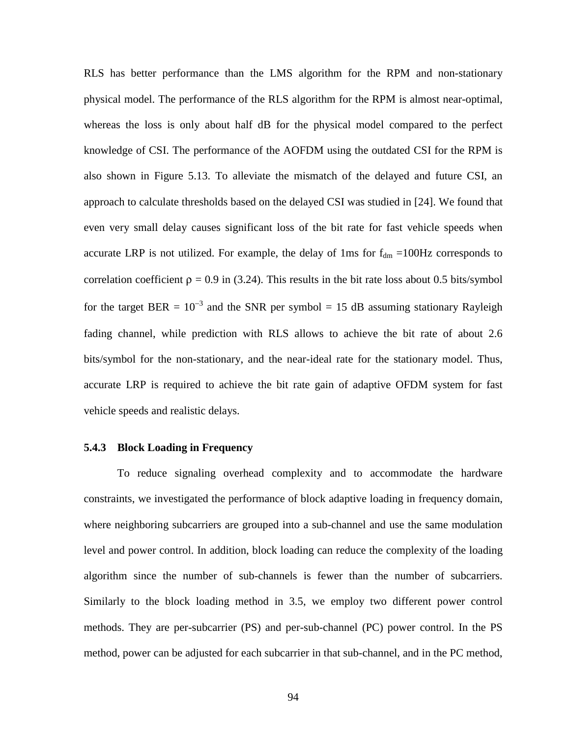RLS has better performance than the LMS algorithm for the RPM and non-stationary physical model. The performance of the RLS algorithm for the RPM is almost near-optimal, whereas the loss is only about half dB for the physical model compared to the perfect knowledge of CSI. The performance of the AOFDM using the outdated CSI for the RPM is also shown in Figure 5.13. To alleviate the mismatch of the delayed and future CSI, an approach to calculate thresholds based on the delayed CSI was studied in [24]. We found that even very small delay causes significant loss of the bit rate for fast vehicle speeds when accurate LRP is not utilized. For example, the delay of 1ms for $f_{dm}$ =100Hz corresponds to correlation coefficient $\rho$ = 0.9 in (3.24). This results in the bit rate loss about 0.5 bits/symbol for the target BER = $10^{-3}$ and the SNR per symbol = 15 dB assuming stationary Rayleigh fading channel, while prediction with RLS allows to achieve the bit rate of about 2.6 bits/symbol for the non-stationary, and the near-ideal rate for the stationary model. Thus, accurate LRP is required to achieve the bit rate gain of adaptive OFDM system for fast vehicle speeds and realistic delays.

### 5.4.3 Block Loading in Frequency

To reduce signaling overhead complexity and to accommodate the hardware constraints, we investigated the performance of block adaptive loading in frequency domain, where neighboring subcarriers are grouped into a sub-channel and use the same modulation level and power control. In addition, block loading can reduce the complexity of the loading algorithm since the number of sub-channels is fewer than the number of subcarriers. Similarly to the block loading method in 3.5, we employ two different power control methods. They are per-subcarrier (PS) and per-sub-channel (PC) power control. In the PS method, power can be adjusted for each subcarrier in that sub-channel, and in the PC method,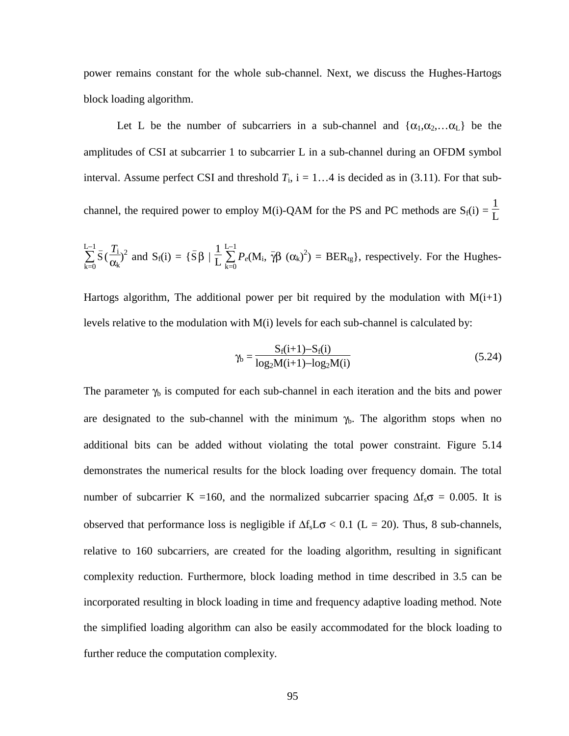power remains constant for the whole sub-channel. Next, we discuss the Hughes-Hartogs block loading algorithm.

Let L be the number of subcarriers in a sub-channel and $\{\alpha_1,\alpha_2,\ldots\alpha_L\}$ be the amplitudes of CSI at subcarrier 1 to subcarrier L in a sub-channel during an OFDM symbol interval. Assume perfect CSI and threshold $T_i$, i = 1…4 is decided as in (3.11). For that sub-channel, the required power to employ M(i)-QAM for the PS and PC methods are $S_f(i) = \frac{1}{L}\sum_{k=0}^{L-1}\bar{S}\,(\frac{T_i}{\alpha_k})^2$ and $S_f(i) = \{\bar{S}\beta \mid \frac{1}{L}\sum_{k=0}^{L-1}P_e(M_i,\, \bar{\gamma}\beta\,(\alpha_k)^2) = BER_{tg}\}$, respectively. For the Hughes-Hartogs algorithm, The additional power per bit required by the modulation with M(i+1) levels relative to the modulation with M(i) levels for each sub-channel is calculated by:

$$\gamma_b = \frac{S_f(i+1) - S_f(i)}{\log_2 M(i+1) - \log_2 M(i)} \tag{5.24}$$

The parameter $\gamma_b$ is computed for each sub-channel in each iteration and the bits and power are designated to the sub-channel with the minimum $\gamma_b$. The algorithm stops when no additional bits can be added without violating the total power constraint. Figure 5.14 demonstrates the numerical results for the block loading over frequency domain. The total number of subcarrier K =160, and the normalized subcarrier spacing $\Delta f_s\sigma$ = 0.005. It is observed that performance loss is negligible if $\Delta f_s L\sigma < 0.1$ (L = 20). Thus, 8 sub-channels, relative to 160 subcarriers, are created for the loading algorithm, resulting in significant complexity reduction. Furthermore, block loading method in time described in 3.5 can be incorporated resulting in block loading in time and frequency adaptive loading method. Note the simplified loading algorithm can also be easily accommodated for the block loading to further reduce the computation complexity.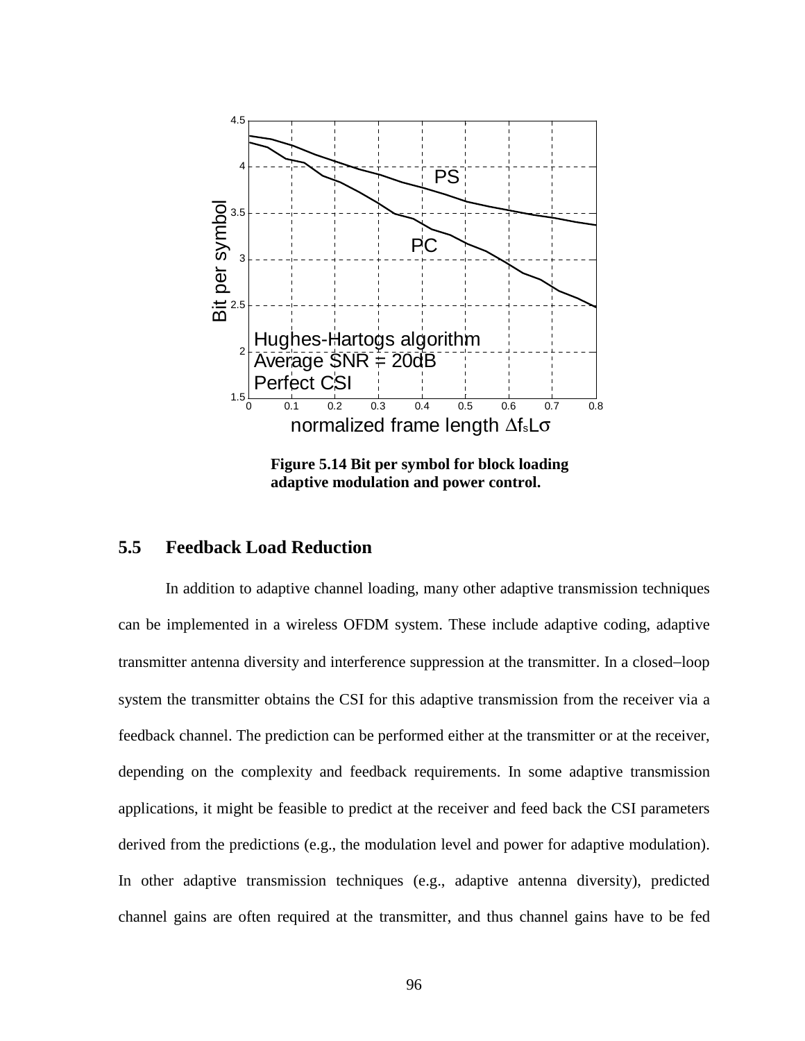Figure 5.14 Bit per symbol for block loading adaptive modulation and power control.

## 5.5 Feedback Load Reduction

In addition to adaptive channel loading, many other adaptive transmission techniques can be implemented in a wireless OFDM system. These include adaptive coding, adaptive transmitter antenna diversity and interference suppression at the transmitter. In a closed–loop system the transmitter obtains the CSI for this adaptive transmission from the receiver via a feedback channel. The prediction can be performed either at the transmitter or at the receiver, depending on the complexity and feedback requirements. In some adaptive transmission applications, it might be feasible to predict at the receiver and feed back the CSI parameters derived from the predictions (e.g., the modulation level and power for adaptive modulation). In other adaptive transmission techniques (e.g., adaptive antenna diversity), predicted channel gains are often required at the transmitter, and thus channel gains have to be fed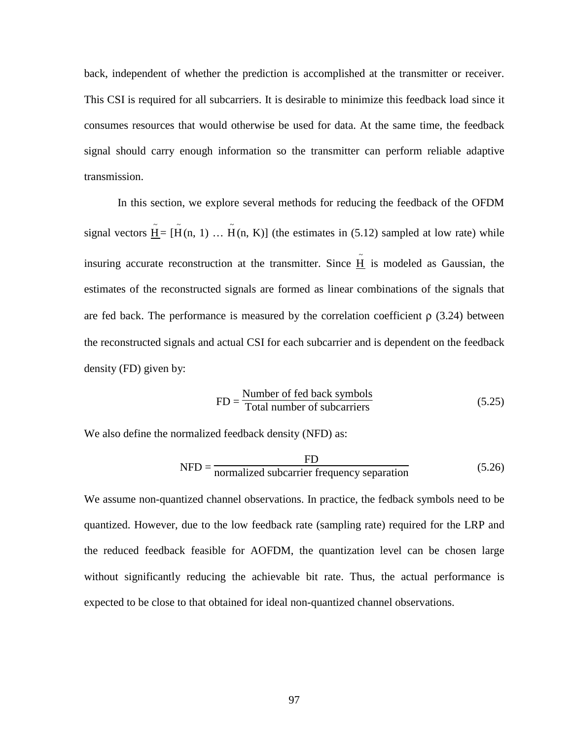back, independent of whether the prediction is accomplished at the transmitter or receiver. This CSI is required for all subcarriers. It is desirable to minimize this feedback load since it consumes resources that would otherwise be used for data. At the same time, the feedback signal should carry enough information so the transmitter can perform reliable adaptive transmission.

In this section, we explore several methods for reducing the feedback of the OFDM signal vectors $\underline{\tilde{H}} = [\tilde{H}(n, 1) \ldots \tilde{H}(n, K)]$ (the estimates in (5.12) sampled at low rate) while insuring accurate reconstruction at the transmitter. Since $\underline{\tilde{H}}$ is modeled as Gaussian, the estimates of the reconstructed signals are formed as linear combinations of the signals that are fed back. The performance is measured by the correlation coefficient $\rho$ (3.24) between the reconstructed signals and actual CSI for each subcarrier and is dependent on the feedback density (FD) given by:

$$\text{FD} = \frac{\text{Number of fed back symbols}}{\text{Total number of subcarriers}} \tag{5.25}$$

We also define the normalized feedback density (NFD) as:

$$\text{NFD} = \frac{\text{FD}}{\text{normalized subcarrier frequency separation}} \tag{5.26}$$

We assume non-quantized channel observations. In practice, the fedback symbols need to be quantized. However, due to the low feedback rate (sampling rate) required for the LRP and the reduced feedback feasible for AOFDM, the quantization level can be chosen large without significantly reducing the achievable bit rate. Thus, the actual performance is expected to be close to that obtained for ideal non-quantized channel observations.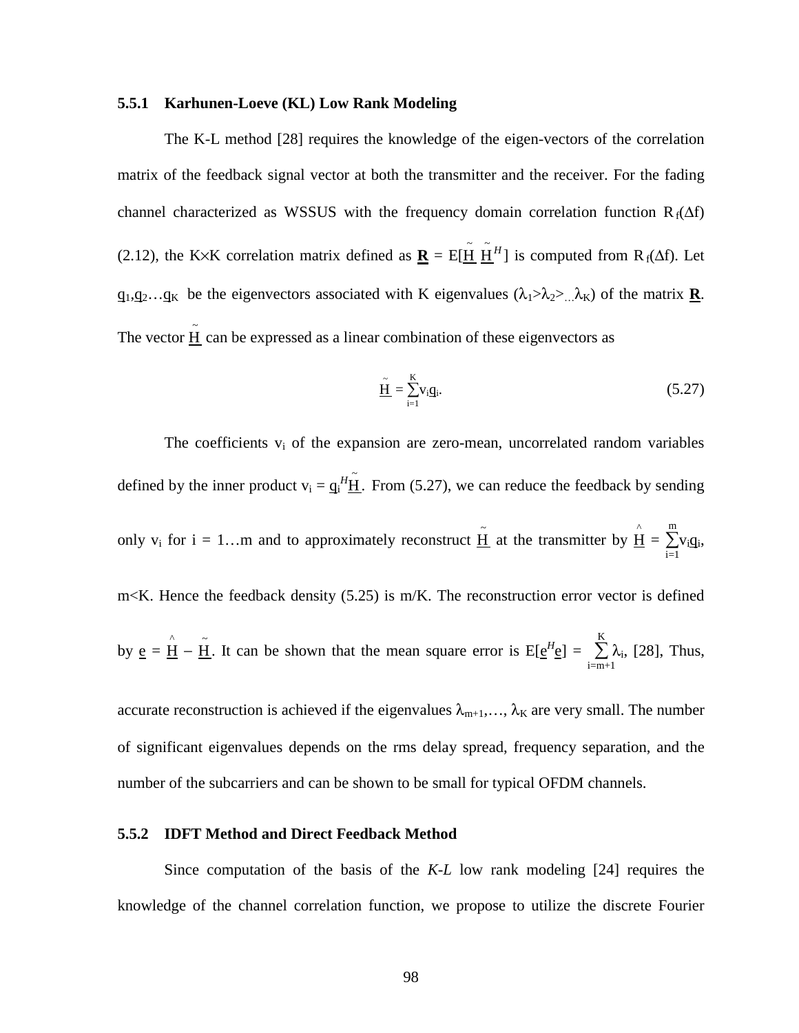### 5.5.1 Karhunen-Loeve (KL) Low Rank Modeling

The K-L method [28] requires the knowledge of the eigen-vectors of the correlation matrix of the feedback signal vector at both the transmitter and the receiver. For the fading channel characterized as WSSUS with the frequency domain correlation function $R_f(\Delta f)$ (2.12), the K×K correlation matrix defined as $\underline{\mathbf{R}} = E[\underline{\tilde{H}}\,\underline{\tilde{H}}^H]$ is computed from $R_f(\Delta f)$. Let $\underline{q}_1, \underline{q}_2 \ldots \underline{q}_K$ be the eigenvectors associated with K eigenvalues ($\lambda_1 > \lambda_2 > \ldots \lambda_K$) of the matrix $\underline{\mathbf{R}}$. The vector $\underline{\tilde{H}}$ can be expressed as a linear combination of these eigenvectors as

$$\underline{\tilde{H}} = \sum_{i=1}^{K} v_i \underline{q}_i. \tag{5.27}$$

The coefficients $v_i$ of the expansion are zero-mean, uncorrelated random variables defined by the inner product $v_i = \underline{q}_i^H \underline{\tilde{H}}$. From (5.27), we can reduce the feedback by sending only $v_i$ for i = 1…m and to approximately reconstruct $\underline{\tilde{H}}$ at the transmitter by $\underline{\hat{H}} = \sum_{i=1}^{m} v_i \underline{q}_i$, m<K. Hence the feedback density (5.25) is m/K. The reconstruction error vector is defined by $\underline{e} = \underline{\hat{H}} - \underline{\tilde{H}}$. It can be shown that the mean square error is $E[\underline{e}^H \underline{e}] = \sum_{i=m+1}^{K} \lambda_i$, [28], Thus, accurate reconstruction is achieved if the eigenvalues $\lambda_{m+1}, \ldots, \lambda_K$ are very small. The number of significant eigenvalues depends on the rms delay spread, frequency separation, and the number of the subcarriers and can be shown to be small for typical OFDM channels.

### 5.5.2 IDFT Method and Direct Feedback Method

Since computation of the basis of the *K-L* low rank modeling [24] requires the knowledge of the channel correlation function, we propose to utilize the discrete Fourier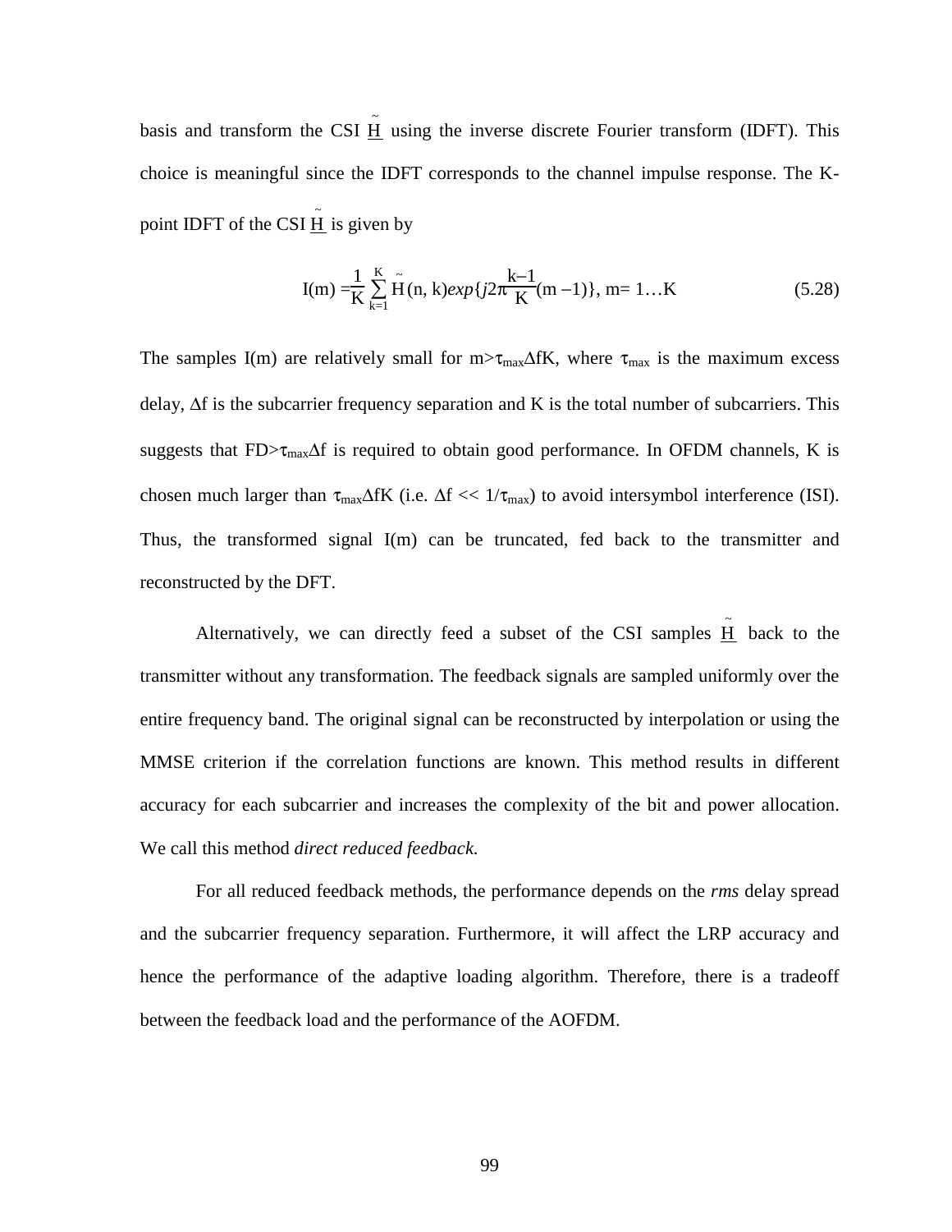basis and transform the CSI $\underline{\tilde{H}}$ using the inverse discrete Fourier transform (IDFT). This choice is meaningful since the IDFT corresponds to the channel impulse response. The K-point IDFT of the CSI $\underline{\tilde{H}}$ is given by

$$I(m) = \frac{1}{K}\sum_{k=1}^{K} \tilde{H}(n,k) exp\{j2\pi \frac{k-1}{K}(m-1)\},\ m = 1 \ldots K \tag{5.28}$$

The samples I(m) are relatively small for $m > \tau_{max}\Delta f K$, where $\tau_{max}$ is the maximum excess delay, $\Delta f$ is the subcarrier frequency separation and K is the total number of subcarriers. This suggests that $FD > \tau_{max}\Delta f$ is required to obtain good performance. In OFDM channels, K is chosen much larger than $\tau_{max}\Delta f K$ (i.e. $\Delta f << 1/\tau_{max}$) to avoid intersymbol interference (ISI). Thus, the transformed signal I(m) can be truncated, fed back to the transmitter and reconstructed by the DFT.

Alternatively, we can directly feed a subset of the CSI samples $\underline{\tilde{H}}$ back to the transmitter without any transformation. The feedback signals are sampled uniformly over the entire frequency band. The original signal can be reconstructed by interpolation or using the MMSE criterion if the correlation functions are known. This method results in different accuracy for each subcarrier and increases the complexity of the bit and power allocation. We call this method *direct reduced feedback.*

For all reduced feedback methods, the performance depends on the *rms* delay spread and the subcarrier frequency separation. Furthermore, it will affect the LRP accuracy and hence the performance of the adaptive loading algorithm. Therefore, there is a tradeoff between the feedback load and the performance of the AOFDM.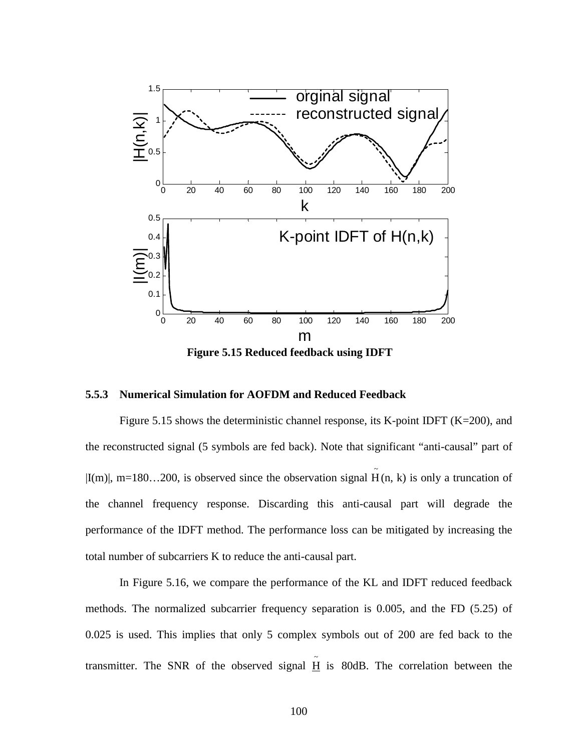Figure 5.15 Reduced feedback using IDFT

### 5.5.3 Numerical Simulation for AOFDM and Reduced Feedback

Figure 5.15 shows the deterministic channel response, its K-point IDFT (K=200), and the reconstructed signal (5 symbols are fed back). Note that significant "anti-causal" part of |I(m)|, m=180…200, is observed since the observation signal $\tilde{H}(n, k)$ is only a truncation of the channel frequency response. Discarding this anti-causal part will degrade the performance of the IDFT method. The performance loss can be mitigated by increasing the total number of subcarriers K to reduce the anti-causal part.

In Figure 5.16, we compare the performance of the KL and IDFT reduced feedback methods. The normalized subcarrier frequency separation is 0.005, and the FD (5.25) of 0.025 is used. This implies that only 5 complex symbols out of 200 are fed back to the transmitter. The SNR of the observed signal $\underline{\tilde{H}}$ is 80dB. The correlation between the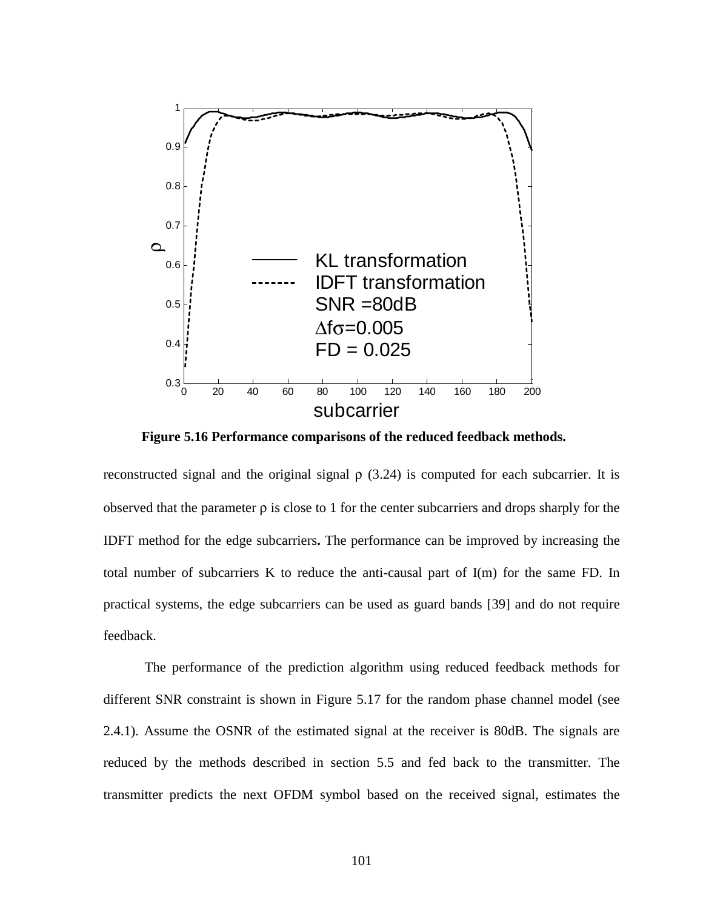**Figure 5.16 Performance comparisons of the reduced feedback methods.**

reconstructed signal and the original signal $\rho$ (3.24) is computed for each subcarrier. It is observed that the parameter $\rho$ is close to 1 for the center subcarriers and drops sharply for the IDFT method for the edge subcarriers**.** The performance can be improved by increasing the total number of subcarriers K to reduce the anti-causal part of I(m) for the same FD. In practical systems, the edge subcarriers can be used as guard bands [39] and do not require feedback.

The performance of the prediction algorithm using reduced feedback methods for different SNR constraint is shown in Figure 5.17 for the random phase channel model (see 2.4.1). Assume the OSNR of the estimated signal at the receiver is 80dB. The signals are reduced by the methods described in section 5.5 and fed back to the transmitter. The transmitter predicts the next OFDM symbol based on the received signal, estimates the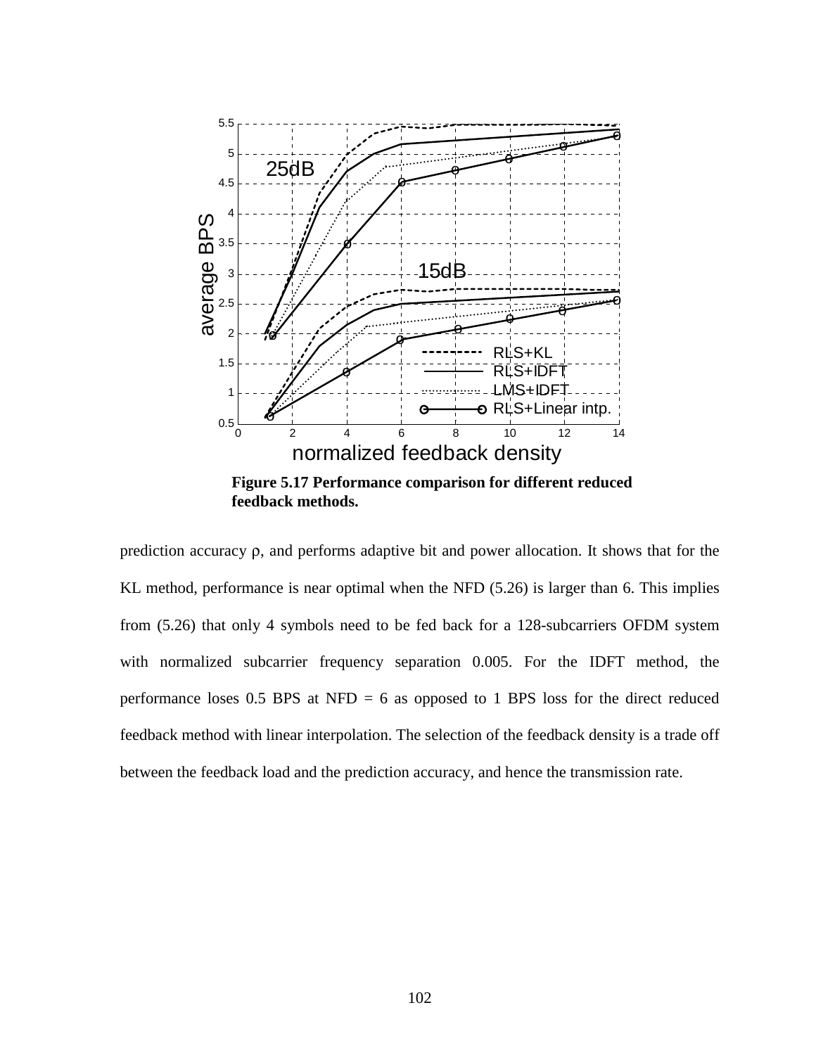**Figure 5.17 Performance comparison for different reduced feedback methods.**

prediction accuracy ρ, and performs adaptive bit and power allocation. It shows that for the KL method, performance is near optimal when the NFD (5.26) is larger than 6. This implies from (5.26) that only 4 symbols need to be fed back for a 128-subcarriers OFDM system with normalized subcarrier frequency separation 0.005. For the IDFT method, the performance loses 0.5 BPS at NFD = 6 as opposed to 1 BPS loss for the direct reduced feedback method with linear interpolation. The selection of the feedback density is a trade off between the feedback load and the prediction accuracy, and hence the transmission rate.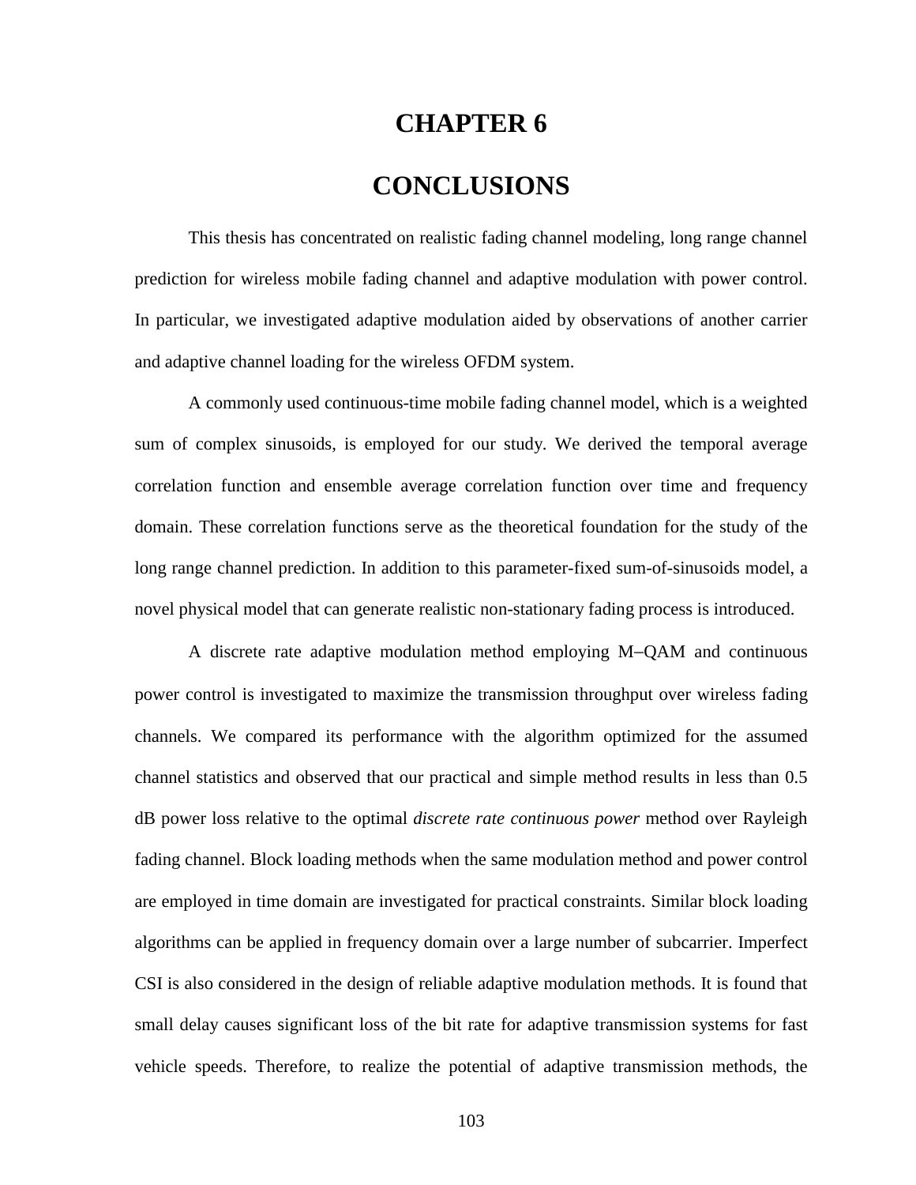# CHAPTER 6

# CONCLUSIONS

This thesis has concentrated on realistic fading channel modeling, long range channel prediction for wireless mobile fading channel and adaptive modulation with power control. In particular, we investigated adaptive modulation aided by observations of another carrier and adaptive channel loading for the wireless OFDM system.

A commonly used continuous-time mobile fading channel model, which is a weighted sum of complex sinusoids, is employed for our study. We derived the temporal average correlation function and ensemble average correlation function over time and frequency domain. These correlation functions serve as the theoretical foundation for the study of the long range channel prediction. In addition to this parameter-fixed sum-of-sinusoids model, a novel physical model that can generate realistic non-stationary fading process is introduced.

A discrete rate adaptive modulation method employing M–QAM and continuous power control is investigated to maximize the transmission throughput over wireless fading channels. We compared its performance with the algorithm optimized for the assumed channel statistics and observed that our practical and simple method results in less than 0.5 dB power loss relative to the optimal *discrete rate continuous power* method over Rayleigh fading channel. Block loading methods when the same modulation method and power control are employed in time domain are investigated for practical constraints. Similar block loading algorithms can be applied in frequency domain over a large number of subcarrier. Imperfect CSI is also considered in the design of reliable adaptive modulation methods. It is found that small delay causes significant loss of the bit rate for adaptive transmission systems for fast vehicle speeds. Therefore, to realize the potential of adaptive transmission methods, the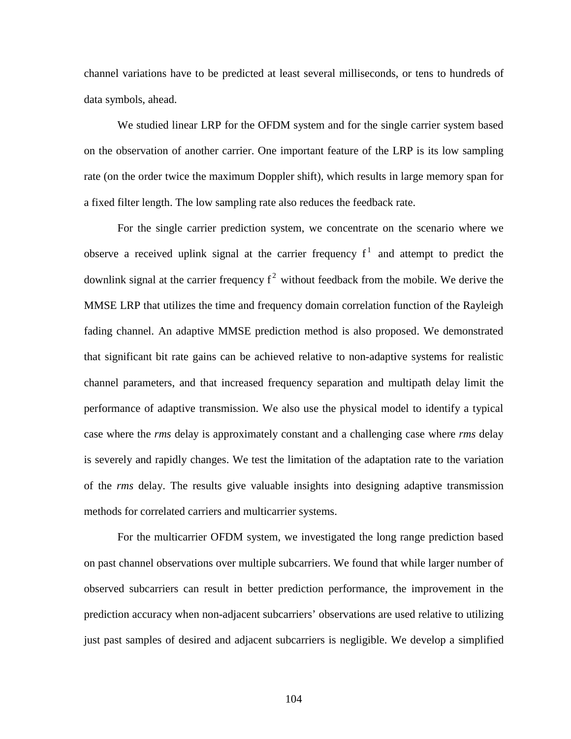channel variations have to be predicted at least several milliseconds, or tens to hundreds of data symbols, ahead.

We studied linear LRP for the OFDM system and for the single carrier system based on the observation of another carrier. One important feature of the LRP is its low sampling rate (on the order twice the maximum Doppler shift), which results in large memory span for a fixed filter length. The low sampling rate also reduces the feedback rate.

For the single carrier prediction system, we concentrate on the scenario where we observe a received uplink signal at the carrier frequency $f^1$ and attempt to predict the downlink signal at the carrier frequency $f^2$ without feedback from the mobile. We derive the MMSE LRP that utilizes the time and frequency domain correlation function of the Rayleigh fading channel. An adaptive MMSE prediction method is also proposed. We demonstrated that significant bit rate gains can be achieved relative to non-adaptive systems for realistic channel parameters, and that increased frequency separation and multipath delay limit the performance of adaptive transmission. We also use the physical model to identify a typical case where the *rms* delay is approximately constant and a challenging case where *rms* delay is severely and rapidly changes. We test the limitation of the adaptation rate to the variation of the *rms* delay. The results give valuable insights into designing adaptive transmission methods for correlated carriers and multicarrier systems.

For the multicarrier OFDM system, we investigated the long range prediction based on past channel observations over multiple subcarriers. We found that while larger number of observed subcarriers can result in better prediction performance, the improvement in the prediction accuracy when non-adjacent subcarriers' observations are used relative to utilizing just past samples of desired and adjacent subcarriers is negligible. We develop a simplified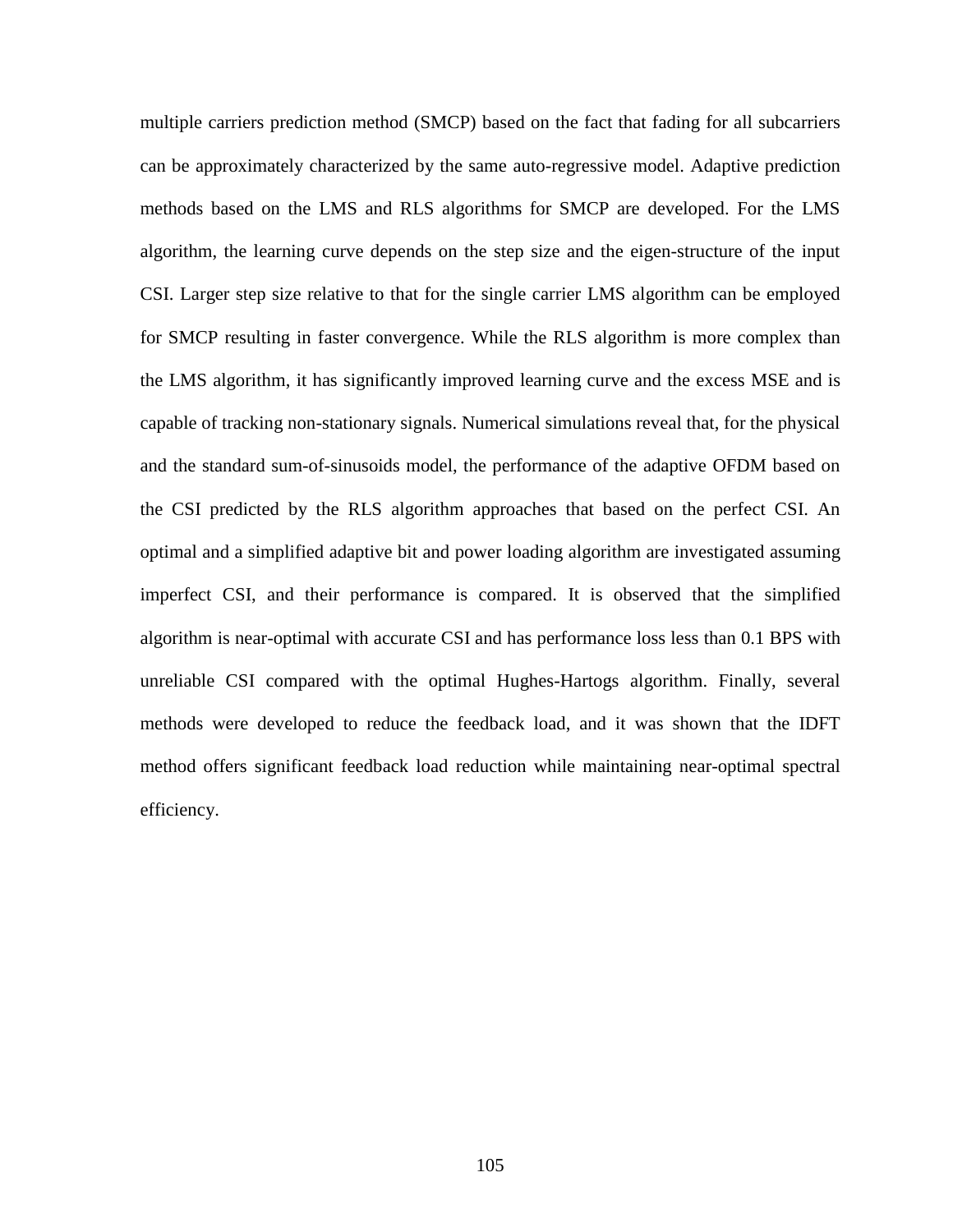multiple carriers prediction method (SMCP) based on the fact that fading for all subcarriers can be approximately characterized by the same auto-regressive model. Adaptive prediction methods based on the LMS and RLS algorithms for SMCP are developed. For the LMS algorithm, the learning curve depends on the step size and the eigen-structure of the input CSI. Larger step size relative to that for the single carrier LMS algorithm can be employed for SMCP resulting in faster convergence. While the RLS algorithm is more complex than the LMS algorithm, it has significantly improved learning curve and the excess MSE and is capable of tracking non-stationary signals. Numerical simulations reveal that, for the physical and the standard sum-of-sinusoids model, the performance of the adaptive OFDM based on the CSI predicted by the RLS algorithm approaches that based on the perfect CSI. An optimal and a simplified adaptive bit and power loading algorithm are investigated assuming imperfect CSI, and their performance is compared. It is observed that the simplified algorithm is near-optimal with accurate CSI and has performance loss less than 0.1 BPS with unreliable CSI compared with the optimal Hughes-Hartogs algorithm. Finally, several methods were developed to reduce the feedback load, and it was shown that the IDFT method offers significant feedback load reduction while maintaining near-optimal spectral efficiency.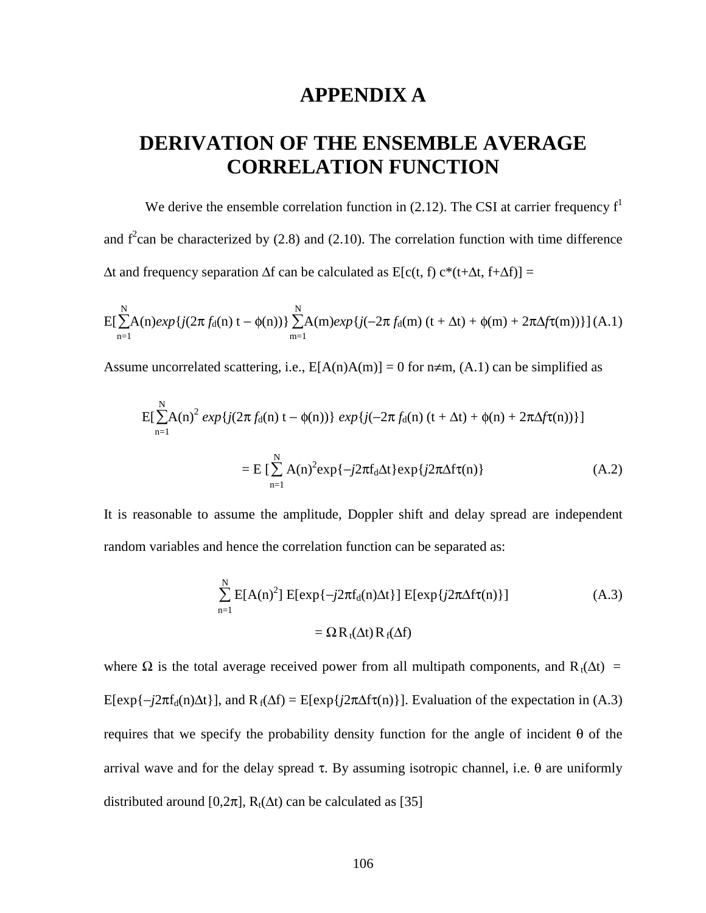# APPENDIX A

# DERIVATION OF THE ENSEMBLE AVERAGE CORRELATION FUNCTION

We derive the ensemble correlation function in (2.12). The CSI at carrier frequency $f^1$ and $f^2$ can be characterized by (2.8) and (2.10). The correlation function with time difference $\Delta t$ and frequency separation $\Delta f$ can be calculated as $E[c(t, f)\, c^*(t+\Delta t, f+\Delta f)] =$

$$E[\sum_{n=1}^{N} A(n) exp\{j(2\pi\, f_d(n)\, t - \phi(n))\} \sum_{m=1}^{N} A(m) exp\{j(-2\pi\, f_d(m)\,(t + \Delta t) + \phi(m) + 2\pi\Delta f\tau(m))\}] \quad (A.1)$$

Assume uncorrelated scattering, i.e., $E[A(n)A(m)] = 0$ for $n \neq m$, (A.1) can be simplified as

$$E[\sum_{n=1}^{N} A(n)^2\, exp\{j(2\pi\, f_d(n)\, t - \phi(n))\}\, exp\{j(-2\pi\, f_d(n)\,(t + \Delta t) + \phi(n) + 2\pi\Delta f\tau(n))\}]$$

$$= E\,[\sum_{n=1}^{N} A(n)^2 \exp\{-j2\pi f_d \Delta t\} \exp\{j2\pi \Delta f \tau(n)\} \quad (A.2)$$

It is reasonable to assume the amplitude, Doppler shift and delay spread are independent random variables and hence the correlation function can be separated as:

$$\sum_{n=1}^{N} E[A(n)^2]\, E[\exp\{-j2\pi f_d(n)\Delta t\}]\, E[\exp\{j2\pi \Delta f \tau(n)\}] \quad (A.3)$$

$$= \Omega\, R_t(\Delta t)\, R_f(\Delta f)$$

where $\Omega$ is the total average received power from all multipath components, and $R_t(\Delta t) = E[\exp\{-j2\pi f_d(n)\Delta t\}]$, and $R_f(\Delta f) = E[\exp\{j2\pi \Delta f \tau(n)\}]$. Evaluation of the expectation in (A.3) requires that we specify the probability density function for the angle of incident $\theta$ of the arrival wave and for the delay spread $\tau$. By assuming isotropic channel, i.e. $\theta$ are uniformly distributed around $[0,2\pi]$, $R_t(\Delta t)$ can be calculated as [35]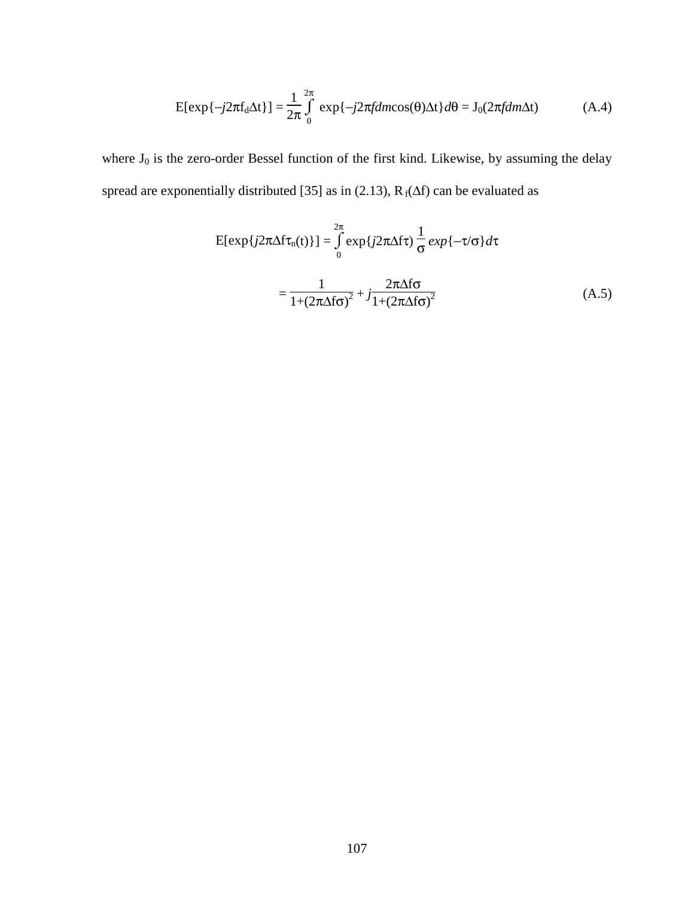$$E[\exp\{-j2\pi f_d \Delta t\}] = \frac{1}{2\pi}\int_0^{2\pi} \exp\{-j2\pi fdm\cos(\theta)\Delta t\}d\theta = J_0(2\pi fdm\Delta t) \tag{A.4}$$

where $J_0$ is the zero-order Bessel function of the first kind. Likewise, by assuming the delay spread are exponentially distributed [35] as in (2.13), $R_f(\Delta f)$ can be evaluated as

$$E[\exp\{j2\pi\Delta f\tau_n(t)\}] = \int_0^{2\pi} \exp\{j2\pi\Delta f\tau)\frac{1}{\sigma}\,exp\{-\tau/\sigma\}d\tau$$

$$= \frac{1}{1+(2\pi\Delta f\sigma)^2} + j\frac{2\pi\Delta f\sigma}{1+(2\pi\Delta f\sigma)^2} \tag{A.5}$$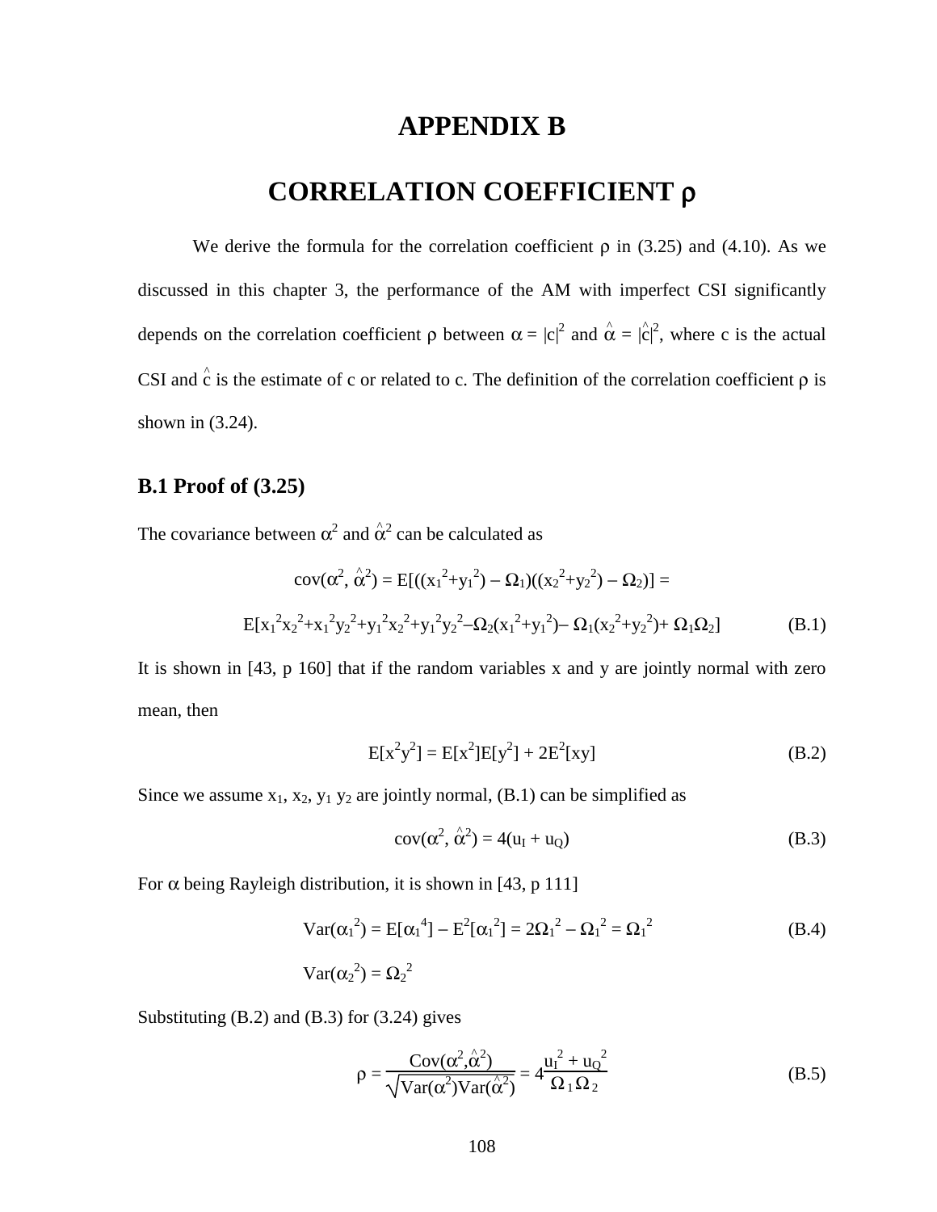# APPENDIX B

# CORRELATION COEFFICIENT $\rho$

We derive the formula for the correlation coefficient $\rho$ in (3.25) and (4.10). As we discussed in this chapter 3, the performance of the AM with imperfect CSI significantly depends on the correlation coefficient $\rho$ between $\alpha = |c|^2$ and $\hat{\alpha} = |\hat{c}|^2$, where c is the actual CSI and $\hat{c}$ is the estimate of c or related to c. The definition of the correlation coefficient $\rho$ is shown in (3.24).

## B.1 Proof of (3.25)

The covariance between $\alpha^2$ and $\hat{\alpha}^2$ can be calculated as

$$\text{cov}(\alpha^2, \hat{\alpha}^2) = E[((x_1^2+y_1^2) - \Omega_1)((x_2^2+y_2^2) - \Omega_2)] =$$

$$E[x_1^2x_2^2+x_1^2y_2^2+y_1^2x_2^2+y_1^2y_2^2-\Omega_2(x_1^2+y_1^2)-\Omega_1(x_2^2+y_2^2)+\Omega_1\Omega_2] \tag{B.1}$$

It is shown in [43, p 160] that if the random variables x and y are jointly normal with zero mean, then

$$E[x^2y^2] = E[x^2]E[y^2] + 2E^2[xy] \tag{B.2}$$

Since we assume $x_1$, $x_2$, $y_1$ $y_2$ are jointly normal, (B.1) can be simplified as

$$\text{cov}(\alpha^2, \hat{\alpha}^2) = 4(u_I + u_Q) \tag{B.3}$$

For $\alpha$ being Rayleigh distribution, it is shown in [43, p 111]

$$\text{Var}(\alpha_1^2) = E[\alpha_1^4] - E^2[\alpha_1^2] = 2\Omega_1^2 - \Omega_1^2 = \Omega_1^2 \tag{B.4}$$

$$\text{Var}(\alpha_2^2) = \Omega_2^2$$

Substituting (B.2) and (B.3) for (3.24) gives

$$\rho = \frac{\text{Cov}(\alpha^2,\hat{\alpha}^2)}{\sqrt{\text{Var}(\alpha^2)\text{Var}(\hat{\alpha}^2)}} = 4\frac{u_I^2 + u_Q^2}{\Omega_1\Omega_2} \tag{B.5}$$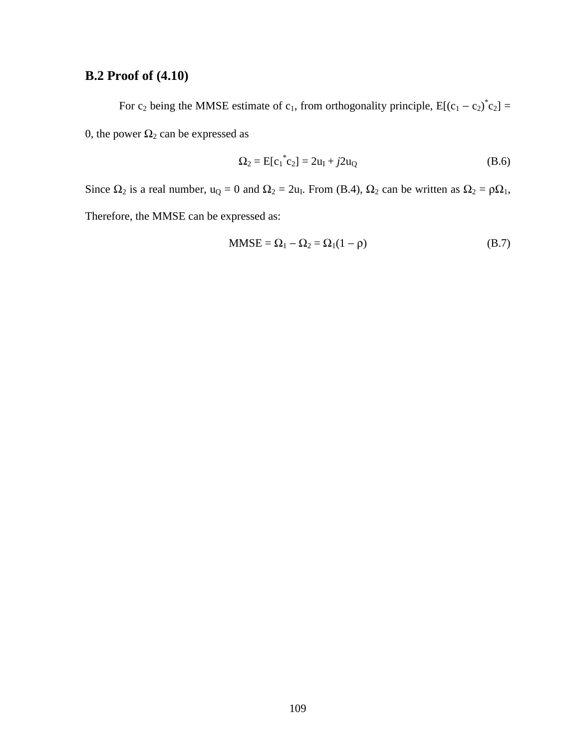## B.2 Proof of (4.10)

For $c_2$ being the MMSE estimate of $c_1$, from orthogonality principle, $E[(c_1 - c_2)^* c_2] = 0$, the power $\Omega_2$ can be expressed as

$$\Omega_2 = E[c_1^* c_2] = 2u_I + j2u_Q \tag{B.6}$$

Since $\Omega_2$ is a real number, $u_Q = 0$ and $\Omega_2 = 2u_I$. From (B.4), $\Omega_2$ can be written as $\Omega_2 = \rho\Omega_1$, Therefore, the MMSE can be expressed as:

$$\text{MMSE} = \Omega_1 - \Omega_2 = \Omega_1(1 - \rho) \tag{B.7}$$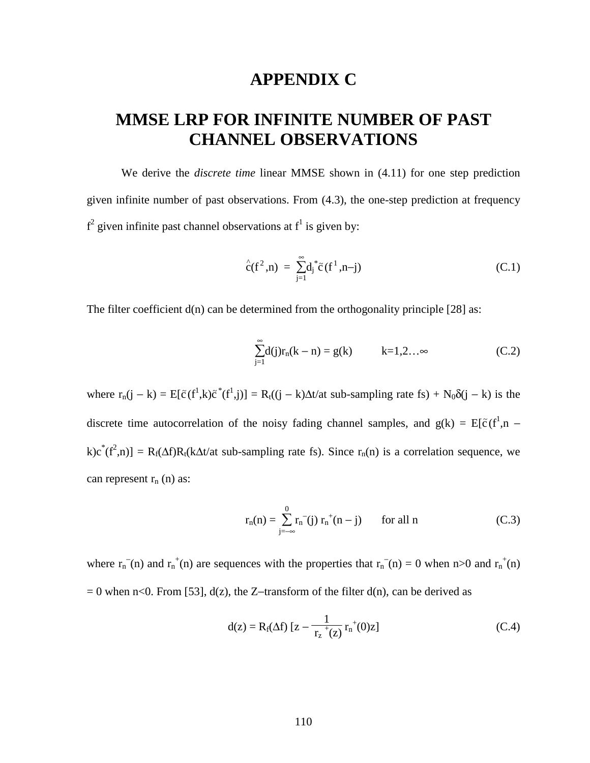# APPENDIX C

# MMSE LRP FOR INFINITE NUMBER OF PAST CHANNEL OBSERVATIONS

We derive the *discrete time* linear MMSE shown in (4.11) for one step prediction given infinite number of past observations. From (4.3), the one-step prediction at frequency $f^2$ given infinite past channel observations at $f^1$ is given by:

$$\hat{c}(f^2,n) = \sum_{j=1}^{\infty} d_j^* \tilde{c}(f^1,n-j) \tag{C.1}$$

The filter coefficient d(n) can be determined from the orthogonality principle [28] as:

$$\sum_{j=1}^{\infty} d(j) r_n(k-n) = g(k) \qquad k=1,2\ldots\infty \tag{C.2}$$

where $r_n(j-k) = E[\tilde{c}(f^1,k)\tilde{c}^*(f^1,j)] = R_t((j-k)\Delta t/\text{at sub-sampling rate fs}) + N_0\delta(j-k)$ is the discrete time autocorrelation of the noisy fading channel samples, and $g(k) = E[\tilde{c}(f^1,n-k)c^*(f^2,n)] = R_f(\Delta f)R_t(k\Delta t/\text{at sub-sampling rate fs})$. Since $r_n(n)$ is a correlation sequence, we can represent $r_n(n)$ as:

$$r_n(n) = \sum_{j=-\infty}^{0} r_n^-(j)\, r_n^+(n-j) \qquad \text{for all n} \tag{C.3}$$

where $r_n^-(n)$ and $r_n^+(n)$ are sequences with the properties that $r_n^-(n) = 0$ when n>0 and $r_n^+(n) = 0$ when n<0. From [53], d(z), the Z–transform of the filter d(n), can be derived as

$$d(z) = R_f(\Delta f)\left[z - \frac{1}{r_z^{\;+}(z)} r_n^+(0)z\right] \tag{C.4}$$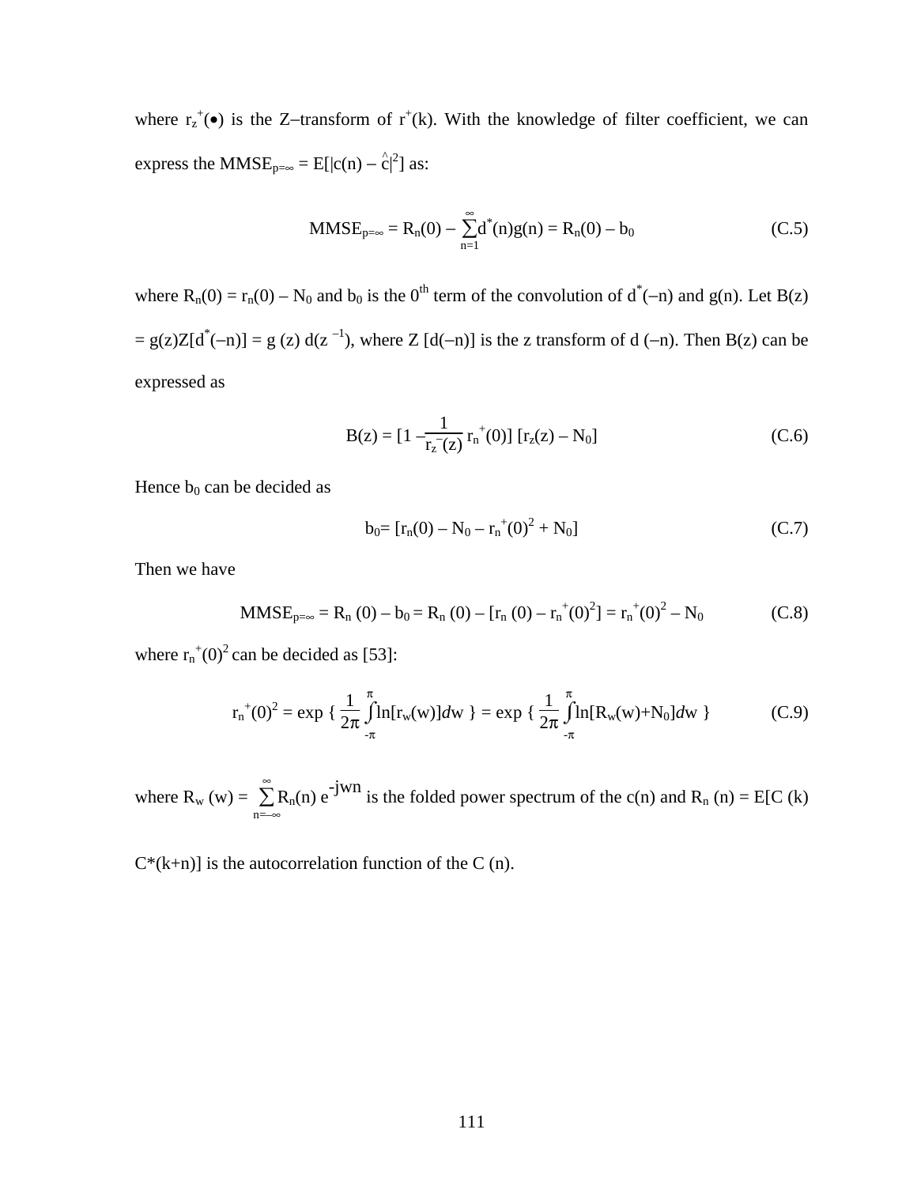where $r_z^+(\bullet)$ is the Z–transform of $r^+(k)$. With the knowledge of filter coefficient, we can express the $\text{MMSE}_{p=\infty} = E[|c(n) - \hat{c}|^2]$ as:

$$\text{MMSE}_{p=\infty} = R_n(0) - \sum_{n=1}^{\infty} d^*(n)g(n) = R_n(0) - b_0 \tag{C.5}$$

where $R_n(0) = r_n(0) - N_0$ and $b_0$ is the $0^{th}$ term of the convolution of $d^*(-n)$ and $g(n)$. Let $B(z) = g(z)Z[d^*(-n)] = g(z)\, d(z^{-1})$, where $Z[d(-n)]$ is the z transform of $d(-n)$. Then $B(z)$ can be expressed as

$$B(z) = [1 - \frac{1}{r_z^-(z)} r_n^+(0)]\,[r_z(z) - N_0] \tag{C.6}$$

Hence $b_0$ can be decided as

$$b_0 = [r_n(0) - N_0 - r_n^+(0)^2 + N_0] \tag{C.7}$$

Then we have

$$\text{MMSE}_{p=\infty} = R_n(0) - b_0 = R_n(0) - [r_n(0) - r_n^+(0)^2] = r_n^+(0)^2 - N_0 \tag{C.8}$$

where $r_n^+(0)^2$ can be decided as [53]:

$$r_n^+(0)^2 = \exp\left\{ \frac{1}{2\pi}\int_{-\pi}^{\pi} \ln[r_w(w)]dw \right\} = \exp\left\{ \frac{1}{2\pi}\int_{-\pi}^{\pi} \ln[R_w(w)+N_0]dw \right\} \tag{C.9}$$

where $R_w(w) = \sum_{n=-\infty}^{\infty} R_n(n)\, e^{-jwn}$ is the folded power spectrum of the $c(n)$ and $R_n(n) = E[C(k)\, C^*(k+n)]$ is the autocorrelation function of the $C(n)$.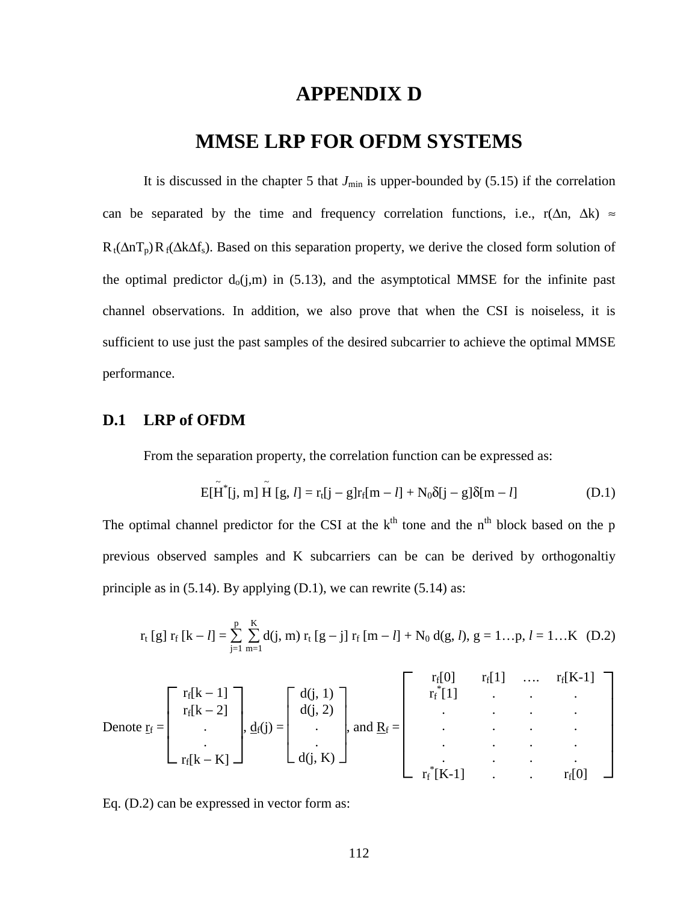# APPENDIX D

# MMSE LRP FOR OFDM SYSTEMS

It is discussed in the chapter 5 that $J_{\min}$ is upper-bounded by (5.15) if the correlation can be separated by the time and frequency correlation functions, i.e., $r(\Delta n, \Delta k) \approx R_t(\Delta n T_p) R_f(\Delta k \Delta f_s)$. Based on this separation property, we derive the closed form solution of the optimal predictor $d_o(j,m)$ in (5.13), and the asymptotical MMSE for the infinite past channel observations. In addition, we also prove that when the CSI is noiseless, it is sufficient to use just the past samples of the desired subcarrier to achieve the optimal MMSE performance.

## D.1 LRP of OFDM

From the separation property, the correlation function can be expressed as:

$$E[\tilde{H}^*[j, m]\, \tilde{H}[g, l]] = r_t[j - g] r_f[m - l] + N_0 \delta[j - g] \delta[m - l] \tag{D.1}$$

The optimal channel predictor for the CSI at the k$^{th}$ tone and the n$^{th}$ block based on the p previous observed samples and K subcarriers can be can be derived by orthogonaltiy principle as in (5.14). By applying (D.1), we can rewrite (5.14) as:

$$r_t[g]\, r_f[k - l] = \sum_{j=1}^{p} \sum_{m=1}^{K} d(j, m)\, r_t[g - j]\, r_f[m - l] + N_0\, d(g, l),\ g = 1 \ldots p,\ l = 1 \ldots K \tag{D.2}$$

Denote $\underline{r}_f = \begin{bmatrix} r_f[k-1] \\ r_f[k-2] \\ . \\ . \\ r_f[k-K] \end{bmatrix}$, $\underline{d}_f(j) = \begin{bmatrix} d(j,1) \\ d(j,2) \\ . \\ . \\ d(j,K) \end{bmatrix}$, and $\underline{R}_f = \begin{bmatrix} r_f[0] & r_f[1] & \ldots & r_f[K-1] \\ r_f^*[1] & . & . & . \\ . & . & . & . \\ . & . & . & . \\ . & . & . & . \\ . & . & . & . \\ r_f^*[K-1] & . & . & r_f[0] \end{bmatrix}$

Eq. (D.2) can be expressed in vector form as: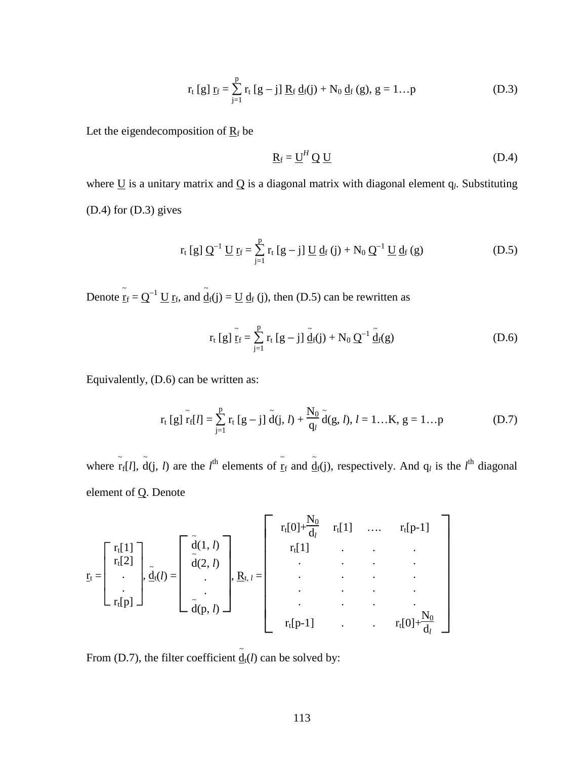$$r_t\,[g]\ \underline{r}_f = \sum_{j=1}^{p} r_t\,[g-j]\ \underline{R}_f\ \underline{d}_f(j) + N_0\ \underline{d}_f\,(g),\ g = 1 \ldots p \tag{D.3}$$

Let the eigendecomposition of $\underline{R}_f$ be

$$\underline{R}_f = \underline{U}^H\ \underline{Q}\ \underline{U} \tag{D.4}$$

where $\underline{U}$ is a unitary matrix and $\underline{Q}$ is a diagonal matrix with diagonal element $q_l$. Substituting (D.4) for (D.3) gives

$$r_t\,[g]\ \underline{Q}^{-1}\ \underline{U}\ \underline{r}_f = \sum_{j=1}^{p} r_t\,[g-j]\ \underline{U}\ \underline{d}_f\,(j) + N_0\ \underline{Q}^{-1}\ \underline{U}\ \underline{d}_f\,(g) \tag{D.5}$$

Denote $\tilde{\underline{r}}_f = \underline{Q}^{-1}\ \underline{U}\ \underline{r}_f$, and $\tilde{\underline{d}}_f(j) = \underline{U}\ \underline{d}_f\,(j)$, then (D.5) can be rewritten as

$$r_t\,[g]\ \tilde{\underline{r}}_f = \sum_{j=1}^{p} r_t\,[g-j]\ \tilde{\underline{d}}_f(j) + N_0\ \underline{Q}^{-1}\ \tilde{\underline{d}}_f(g) \tag{D.6}$$

Equivalently, (D.6) can be written as:

$$r_t\,[g]\ \tilde{r}_f[l] = \sum_{j=1}^{p} r_t\,[g-j]\ \tilde{d}(j,\,l) + \frac{N_0}{q_l}\,\tilde{d}(g,\,l),\ l = 1 \ldots K,\ g = 1 \ldots p \tag{D.7}$$

where $\tilde{r}_f[l]$, $\tilde{d}(j,\,l)$ are the $l^{th}$ elements of $\tilde{\underline{r}}_f$ and $\tilde{\underline{d}}_f(j)$, respectively. And $q_l$ is the $l^{th}$ diagonal element of $\underline{Q}$. Denote

$$\underline{r}_t = \begin{bmatrix} r_t[1] \\ r_t[2] \\ . \\ . \\ r_t[p] \end{bmatrix},\ \tilde{\underline{d}}_t(l) = \begin{bmatrix} \tilde{d}(1,\,l) \\ \tilde{d}(2,\,l) \\ . \\ . \\ \tilde{d}(p,\,l) \end{bmatrix},\ \underline{R}_{t,\,l} = \begin{bmatrix} r_t[0]+\frac{N_0}{d_l} & r_t[1] & \ldots & r_t[p-1] \\ r_t[1] & . & . & . \\ . & . & . & . \\ . & . & . & . \\ . & . & . & . \\ . & . & . & . \\ r_t[p-1] & . & . & r_t[0]+\frac{N_0}{d_l} \end{bmatrix}$$

From (D.7), the filter coefficient $\tilde{\underline{d}}_t(l)$ can be solved by: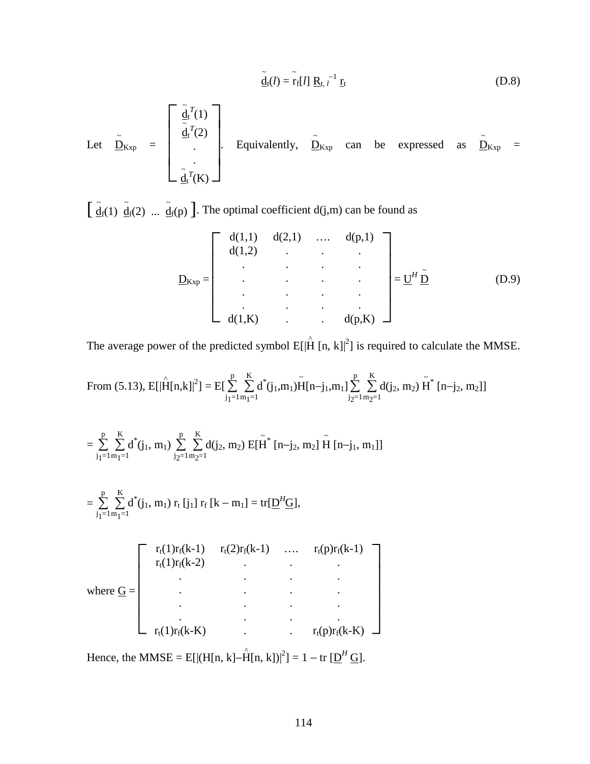$$\tilde{\underline{d}}_t(l) = \tilde{r}_f[l]\ \underline{R}_{t,\,l}^{-1}\ \underline{r}_t \tag{D.8}$$

Let $\tilde{\underline{D}}_{Kxp} = \begin{bmatrix} \tilde{\underline{d}}_t^{\,T}(1) \\ \tilde{\underline{d}}_t^{\,T}(2) \\ . \\ . \\ \tilde{\underline{d}}_t^{\,T}(K) \end{bmatrix}$. Equivalently, $\tilde{\underline{D}}_{Kxp}$ can be expressed as $\tilde{\underline{D}}_{Kxp}$ = $\left[\ \tilde{\underline{d}}_f(1)\ \ \tilde{\underline{d}}_f(2)\ \ ...\ \ \tilde{\underline{d}}_f(p)\ \right]$. The optimal coefficient d(j,m) can be found as

$$\underline{D}_{Kxp} = \begin{bmatrix} d(1,1) & d(2,1) & \ldots. & d(p,1) \\ d(1,2) & . & . & . \\ . & . & . & . \\ . & . & . & . \\ . & . & . & . \\ . & . & . & . \\ d(1,K) & . & . & d(p,K) \end{bmatrix} = \underline{U}^{H}\,\tilde{\underline{D}} \tag{D.9}$$

The average power of the predicted symbol $E[|\hat{H}[n,k]|^2]$ is required to calculate the MMSE.

From (5.13), $E[|\hat{H}[n,k]|^2] = E[\sum_{j_1=1}^{p}\sum_{m_1=1}^{K} d^*(j_1,m_1)\tilde{H}[n-j_1,m_1]\sum_{j_2=1}^{p}\sum_{m_2=1}^{K} d(j_2,m_2)\,\tilde{H}^*[n-j_2,m_2]]$

$$= \sum_{j_1=1}^{p}\sum_{m_1=1}^{K} d^*(j_1,m_1)\sum_{j_2=1}^{p}\sum_{m_2=1}^{K} d(j_2,m_2)\,E[\tilde{H}^*[n-j_2,m_2]\,\tilde{H}[n-j_1,m_1]]$$

$$= \sum_{j_1=1}^{p}\sum_{m_1=1}^{K} d^*(j_1,m_1)\,r_t[j_1]\,r_f[k-m_1] = tr[\underline{D}^{H}\underline{G}],$$

where $\underline{G} = \begin{bmatrix} r_t(1)r_f(k\text{-}1) & r_t(2)r_f(k\text{-}1) & \ldots. & r_t(p)r_f(k\text{-}1) \\ r_t(1)r_f(k\text{-}2) & . & . & . \\ . & . & . & . \\ . & . & . & . \\ . & . & . & . \\ . & . & . & . \\ r_t(1)r_f(k\text{-}K) & . & . & r_t(p)r_f(k\text{-}K) \end{bmatrix}$

Hence, the MMSE = $E[|(H[n,k]-\hat{H}[n,k])|^2] = 1 - tr\,[\underline{D}^{H}\,\underline{G}]$.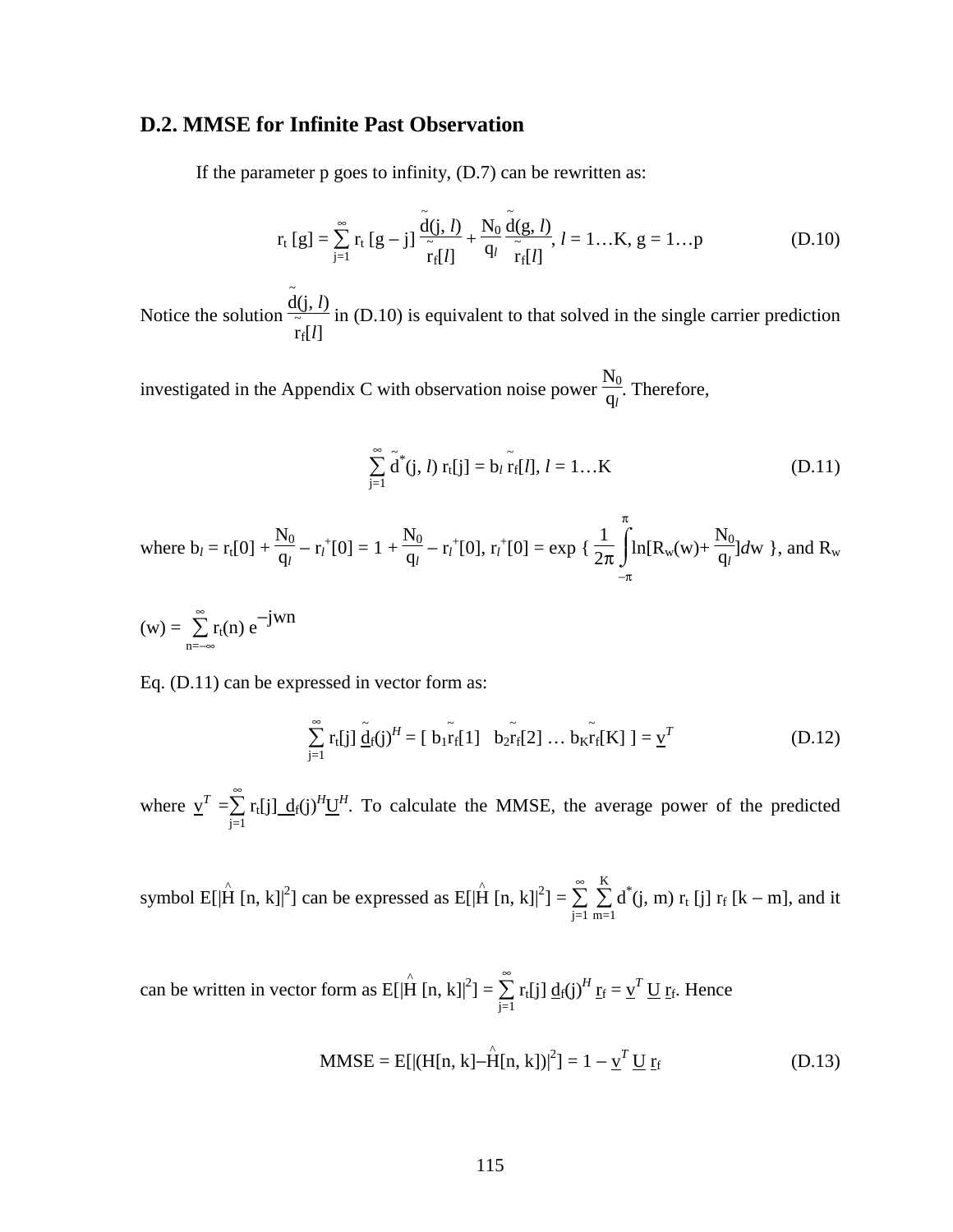## D.2. MMSE for Infinite Past Observation

If the parameter p goes to infinity, (D.7) can be rewritten as:

$$r_t[g] = \sum_{j=1}^{\infty} r_t[g-j] \frac{\tilde{d}(j,l)}{\tilde{r}_f[l]} + \frac{N_0}{q_l} \frac{\tilde{d}(g,l)}{\tilde{r}_f[l]},\ l = 1 \ldots K,\ g = 1 \ldots p \tag{D.10}$$

Notice the solution $\frac{\tilde{d}(j,l)}{\tilde{r}_f[l]}$ in (D.10) is equivalent to that solved in the single carrier prediction investigated in the Appendix C with observation noise power $\frac{N_0}{q_l}$. Therefore,

$$\sum_{j=1}^{\infty} \tilde{d}^*(j,l)\, r_t[j] = b_l\, \tilde{r}_f[l],\ l = 1 \ldots K \tag{D.11}$$

where $b_l = r_t[0] + \frac{N_0}{q_l} - r_l^+[0] = 1 + \frac{N_0}{q_l} - r_l^+[0]$, $r_l^+[0] = \exp\{\frac{1}{2\pi}\int_{-\pi}^{\pi} \ln[R_w(w) + \frac{N_0}{q_l}]dw\}$, and $R_w(w) = \sum_{n=-\infty}^{\infty} r_t(n)\, e^{-jwn}$

Eq. (D.11) can be expressed in vector form as:

$$\sum_{j=1}^{\infty} r_t[j]\, \underline{\tilde{d}}_f(j)^H = [\, b_1\tilde{r}_f[1]\ \ b_2\tilde{r}_f[2] \ldots b_K\tilde{r}_f[K]\,] = \underline{v}^T \tag{D.12}$$

where $\underline{v}^T = \sum_{j=1}^{\infty} r_t[j]\, \underline{d}_f(j)^H \underline{U}^H$. To calculate the MMSE, the average power of the predicted symbol $E[|\hat{H}[n,k]|^2]$ can be expressed as $E[|\hat{H}[n,k]|^2] = \sum_{j=1}^{\infty}\sum_{m=1}^{K} d^*(j,m)\, r_t[j]\, r_f[k-m]$, and it can be written in vector form as $E[|\hat{H}[n,k]|^2] = \sum_{j=1}^{\infty} r_t[j]\, \underline{d}_f(j)^H\, \underline{r}_f = \underline{v}^T\, \underline{U}\, \underline{r}_f$. Hence

$$\text{MMSE} = E[|(H[n,k] - \hat{H}[n,k])|^2] = 1 - \underline{v}^T\, \underline{U}\, \underline{r}_f \tag{D.13}$$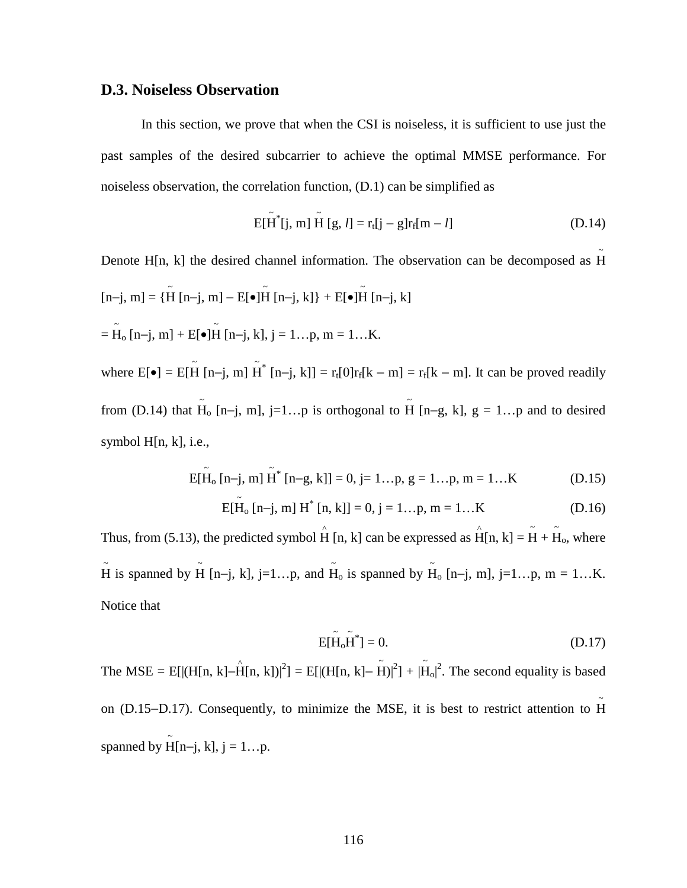## D.3. Noiseless Observation

In this section, we prove that when the CSI is noiseless, it is sufficient to use just the past samples of the desired subcarrier to achieve the optimal MMSE performance. For noiseless observation, the correlation function, (D.1) can be simplified as

$$E[\tilde{H}^*[j, m]\, \tilde{H}[g, l] = r_t[j - g]r_f[m - l] \tag{D.14}$$

Denote H[n, k] the desired channel information. The observation can be decomposed as $\tilde{H}[n-j, m] = \{\tilde{H}[n-j, m] - E[\bullet]\tilde{H}[n-j, k]\} + E[\bullet]\tilde{H}[n-j, k]$

$= \tilde{H}_o[n-j, m] + E[\bullet]\tilde{H}[n-j, k]$, $j = 1\ldots p$, $m = 1\ldots K$.

where $E[\bullet] = E[\tilde{H}[n-j, m]\, \tilde{H}^*[n-j, k]] = r_t[0]r_f[k - m] = r_f[k - m]$. It can be proved readily from (D.14) that $\tilde{H}_o[n-j, m]$, $j=1\ldots p$ is orthogonal to $\tilde{H}[n-g, k]$, $g = 1\ldots p$ and to desired symbol H[n, k], i.e.,

$$E[\tilde{H}_o[n-j, m]\, \tilde{H}^*[n-g, k]] = 0,\ j= 1\ldots p,\ g = 1\ldots p,\ m = 1\ldots K \tag{D.15}$$

$$E[\tilde{H}_o[n-j, m]\, H^*[n, k]] = 0,\ j = 1\ldots p,\ m = 1\ldots K \tag{D.16}$$

Thus, from (5.13), the predicted symbol $\hat{H}[n, k]$ can be expressed as $\hat{H}[n, k] = \tilde{H} + \tilde{H}_o$, where $\tilde{H}$ is spanned by $\tilde{H}[n-j, k]$, $j=1\ldots p$, and $\tilde{H}_o$ is spanned by $\tilde{H}_o[n-j, m]$, $j=1\ldots p$, $m = 1\ldots K$. Notice that

$$E[\tilde{H}_o\tilde{H}^*] = 0. \tag{D.17}$$

The MSE $= E[|(H[n, k]-\hat{H}[n, k])|^2] = E[|(H[n, k]- \tilde{H})|^2] + |\tilde{H}_o|^2$. The second equality is based on (D.15–D.17). Consequently, to minimize the MSE, it is best to restrict attention to $\tilde{H}$ spanned by $\tilde{H}[n-j, k]$, $j = 1\ldots p$.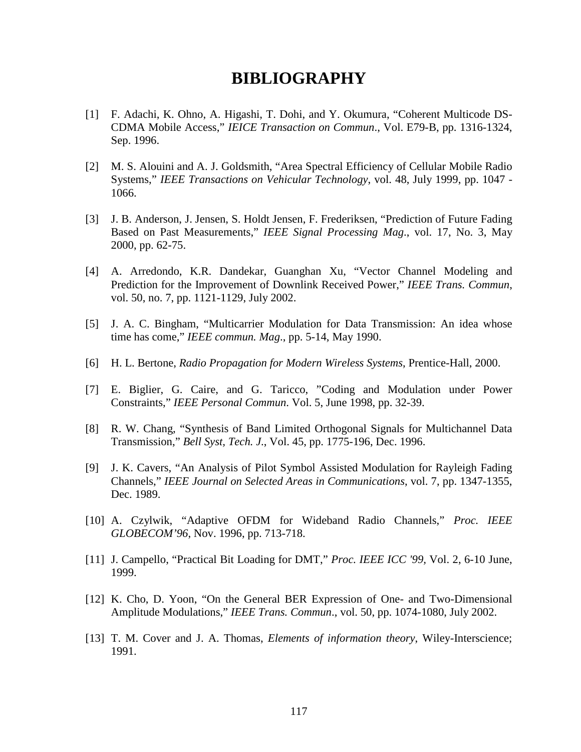# BIBLIOGRAPHY

[1] F. Adachi, K. Ohno, A. Higashi, T. Dohi, and Y. Okumura, "Coherent Multicode DS-CDMA Mobile Access," *IEICE Transaction on Commun*., Vol. E79-B, pp. 1316-1324, Sep. 1996.

[2] M. S. Alouini and A. J. Goldsmith, "Area Spectral Efficiency of Cellular Mobile Radio Systems," *IEEE Transactions on Vehicular Technology*, vol. 48, July 1999, pp. 1047 - 1066.

[3] J. B. Anderson, J. Jensen, S. Holdt Jensen, F. Frederiksen, "Prediction of Future Fading Based on Past Measurements," *IEEE Signal Processing Mag*., vol. 17, No. 3, May 2000, pp. 62-75.

[4] A. Arredondo, K.R. Dandekar, Guanghan Xu, "Vector Channel Modeling and Prediction for the Improvement of Downlink Received Power," *IEEE Trans. Commun*, vol. 50, no. 7, pp. 1121-1129, July 2002.

[5] J. A. C. Bingham, "Multicarrier Modulation for Data Transmission: An idea whose time has come," *IEEE commun. Mag*., pp. 5-14, May 1990.

[6] H. L. Bertone, *Radio Propagation for Modern Wireless Systems*, Prentice-Hall, 2000.

[7] E. Biglier, G. Caire, and G. Taricco, "Coding and Modulation under Power Constraints," *IEEE Personal Commun*. Vol. 5, June 1998, pp. 32-39.

[8] R. W. Chang, "Synthesis of Band Limited Orthogonal Signals for Multichannel Data Transmission," *Bell Syst, Tech. J*., Vol. 45, pp. 1775-196, Dec. 1996.

[9] J. K. Cavers, "An Analysis of Pilot Symbol Assisted Modulation for Rayleigh Fading Channels," *IEEE Journal on Selected Areas in Communications*, vol. 7, pp. 1347-1355, Dec. 1989.

[10] A. Czylwik, "Adaptive OFDM for Wideband Radio Channels," *Proc. IEEE GLOBECOM'96*, Nov. 1996, pp. 713-718.

[11] J. Campello, "Practical Bit Loading for DMT," *Proc. IEEE ICC '99*, Vol. 2, 6-10 June, 1999.

[12] K. Cho, D. Yoon, "On the General BER Expression of One- and Two-Dimensional Amplitude Modulations," *IEEE Trans. Commun*., vol. 50, pp. 1074-1080, July 2002.

[13] T. M. Cover and J. A. Thomas, *Elements of information theory*, Wiley-Interscience; 1991.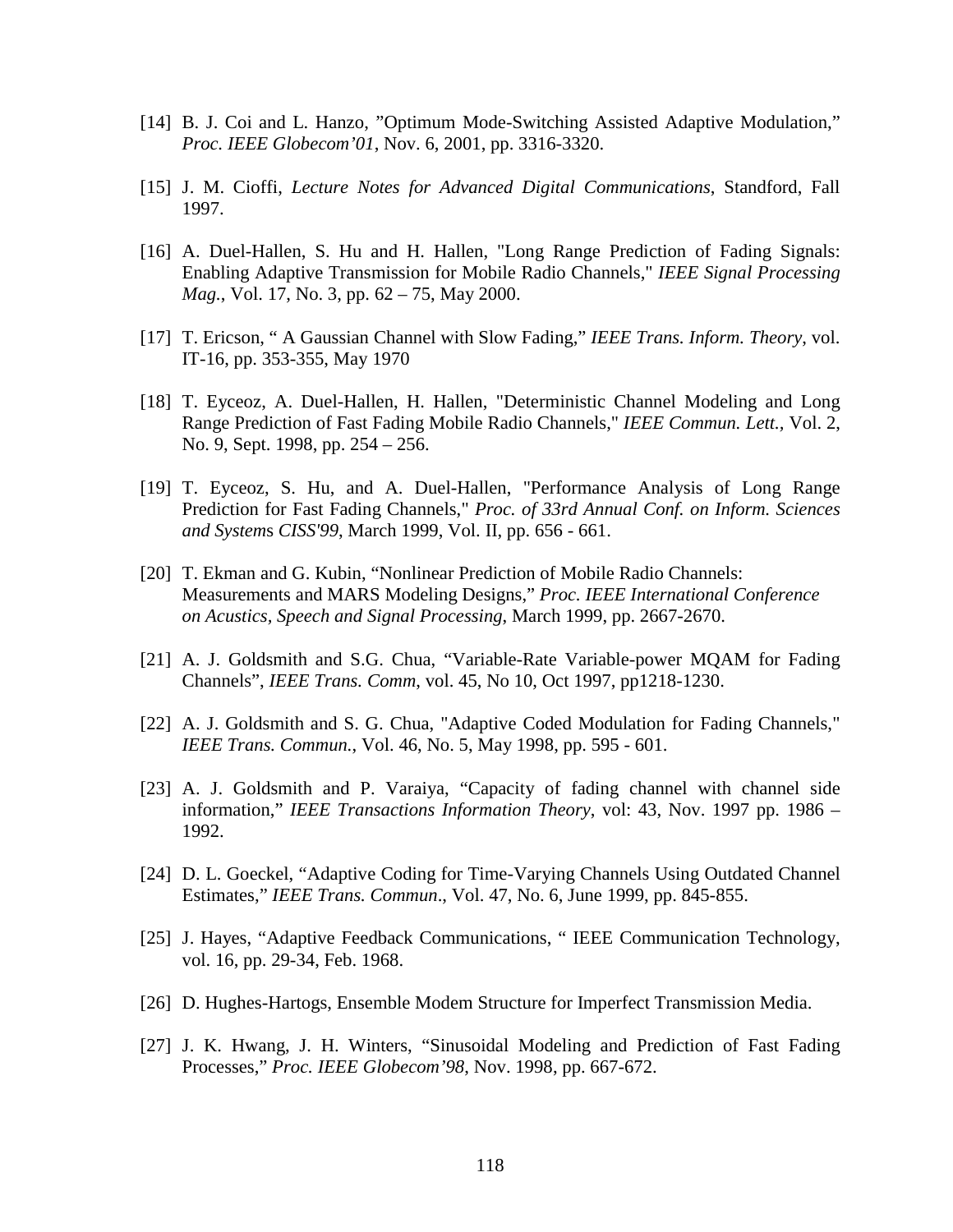[14] B. J. Coi and L. Hanzo, ”Optimum Mode-Switching Assisted Adaptive Modulation,” *Proc. IEEE Globecom’01*, Nov. 6, 2001, pp. 3316-3320.

[15] J. M. Cioffi, *Lecture Notes for Advanced Digital Communications*, Standford, Fall 1997.

[16] A. Duel-Hallen, S. Hu and H. Hallen, "Long Range Prediction of Fading Signals: Enabling Adaptive Transmission for Mobile Radio Channels," *IEEE Signal Processing Mag.*, Vol. 17, No. 3, pp. 62 – 75, May 2000.

[17] T. Ericson, “ A Gaussian Channel with Slow Fading,” *IEEE Trans. Inform. Theory*, vol. IT-16, pp. 353-355, May 1970

[18] T. Eyceoz, A. Duel-Hallen, H. Hallen, "Deterministic Channel Modeling and Long Range Prediction of Fast Fading Mobile Radio Channels," *IEEE Commun. Lett.*, Vol. 2, No. 9, Sept. 1998, pp. 254 – 256.

[19] T. Eyceoz, S. Hu, and A. Duel-Hallen, "Performance Analysis of Long Range Prediction for Fast Fading Channels," *Proc. of 33rd Annual Conf. on Inform. Sciences and Systems CISS'99*, March 1999, Vol. II, pp. 656 - 661.

[20] T. Ekman and G. Kubin, “Nonlinear Prediction of Mobile Radio Channels: Measurements and MARS Modeling Designs,” *Proc. IEEE International Conference on Acustics, Speech and Signal Processing*, March 1999, pp. 2667-2670.

[21] A. J. Goldsmith and S.G. Chua, “Variable-Rate Variable-power MQAM for Fading Channels”, *IEEE Trans. Comm*, vol. 45, No 10, Oct 1997, pp1218-1230.

[22] A. J. Goldsmith and S. G. Chua, "Adaptive Coded Modulation for Fading Channels," *IEEE Trans. Commun.*, Vol. 46, No. 5, May 1998, pp. 595 - 601.

[23] A. J. Goldsmith and P. Varaiya, “Capacity of fading channel with channel side information,” *IEEE Transactions Information Theory*, vol: 43, Nov. 1997 pp. 1986 – 1992.

[24] D. L. Goeckel, “Adaptive Coding for Time-Varying Channels Using Outdated Channel Estimates,” *IEEE Trans. Commun*., Vol. 47, No. 6, June 1999, pp. 845-855.

[25] J. Hayes, “Adaptive Feedback Communications, “ IEEE Communication Technology, vol. 16, pp. 29-34, Feb. 1968.

[26] D. Hughes-Hartogs, Ensemble Modem Structure for Imperfect Transmission Media.

[27] J. K. Hwang, J. H. Winters, “Sinusoidal Modeling and Prediction of Fast Fading Processes,” *Proc. IEEE Globecom’98*, Nov. 1998, pp. 667-672.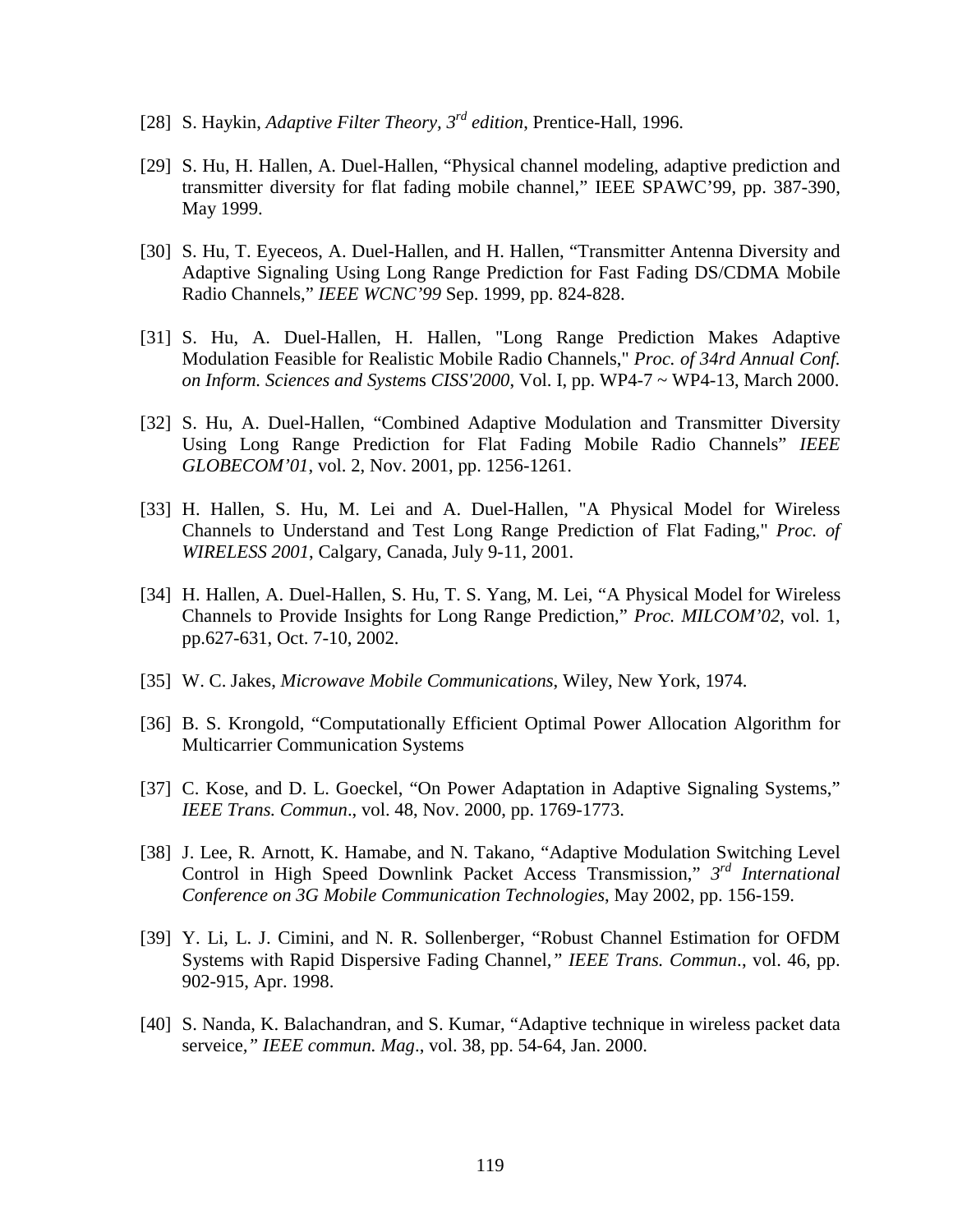[28] S. Haykin, *Adaptive Filter Theory, 3rd edition*, Prentice-Hall, 1996.

[29] S. Hu, H. Hallen, A. Duel-Hallen, "Physical channel modeling, adaptive prediction and transmitter diversity for flat fading mobile channel," IEEE SPAWC'99, pp. 387-390, May 1999.

[30] S. Hu, T. Eyeceos, A. Duel-Hallen, and H. Hallen, "Transmitter Antenna Diversity and Adaptive Signaling Using Long Range Prediction for Fast Fading DS/CDMA Mobile Radio Channels," *IEEE WCNC'99* Sep. 1999, pp. 824-828.

[31] S. Hu, A. Duel-Hallen, H. Hallen, "Long Range Prediction Makes Adaptive Modulation Feasible for Realistic Mobile Radio Channels," *Proc. of 34rd Annual Conf. on Inform. Sciences and Systems CISS'2000*, Vol. I, pp. WP4-7 ~ WP4-13, March 2000.

[32] S. Hu, A. Duel-Hallen, "Combined Adaptive Modulation and Transmitter Diversity Using Long Range Prediction for Flat Fading Mobile Radio Channels" *IEEE GLOBECOM'01*, vol. 2, Nov. 2001, pp. 1256-1261.

[33] H. Hallen, S. Hu, M. Lei and A. Duel-Hallen, "A Physical Model for Wireless Channels to Understand and Test Long Range Prediction of Flat Fading," *Proc. of WIRELESS 2001*, Calgary, Canada, July 9-11, 2001.

[34] H. Hallen, A. Duel-Hallen, S. Hu, T. S. Yang, M. Lei, "A Physical Model for Wireless Channels to Provide Insights for Long Range Prediction," *Proc. MILCOM'02*, vol. 1, pp.627-631, Oct. 7-10, 2002.

[35] W. C. Jakes, *Microwave Mobile Communications*, Wiley, New York, 1974.

[36] B. S. Krongold, "Computationally Efficient Optimal Power Allocation Algorithm for Multicarrier Communication Systems

[37] C. Kose, and D. L. Goeckel, "On Power Adaptation in Adaptive Signaling Systems," *IEEE Trans. Commun*., vol. 48, Nov. 2000, pp. 1769-1773.

[38] J. Lee, R. Arnott, K. Hamabe, and N. Takano, "Adaptive Modulation Switching Level Control in High Speed Downlink Packet Access Transmission," *3rd International Conference on 3G Mobile Communication Technologies*, May 2002, pp. 156-159.

[39] Y. Li, L. J. Cimini, and N. R. Sollenberger, "Robust Channel Estimation for OFDM Systems with Rapid Dispersive Fading Channel," *IEEE Trans. Commun.*, vol. 46, pp. 902-915, Apr. 1998.

[40] S. Nanda, K. Balachandran, and S. Kumar, "Adaptive technique in wireless packet data serveice," *IEEE commun. Mag*., vol. 38, pp. 54-64, Jan. 2000.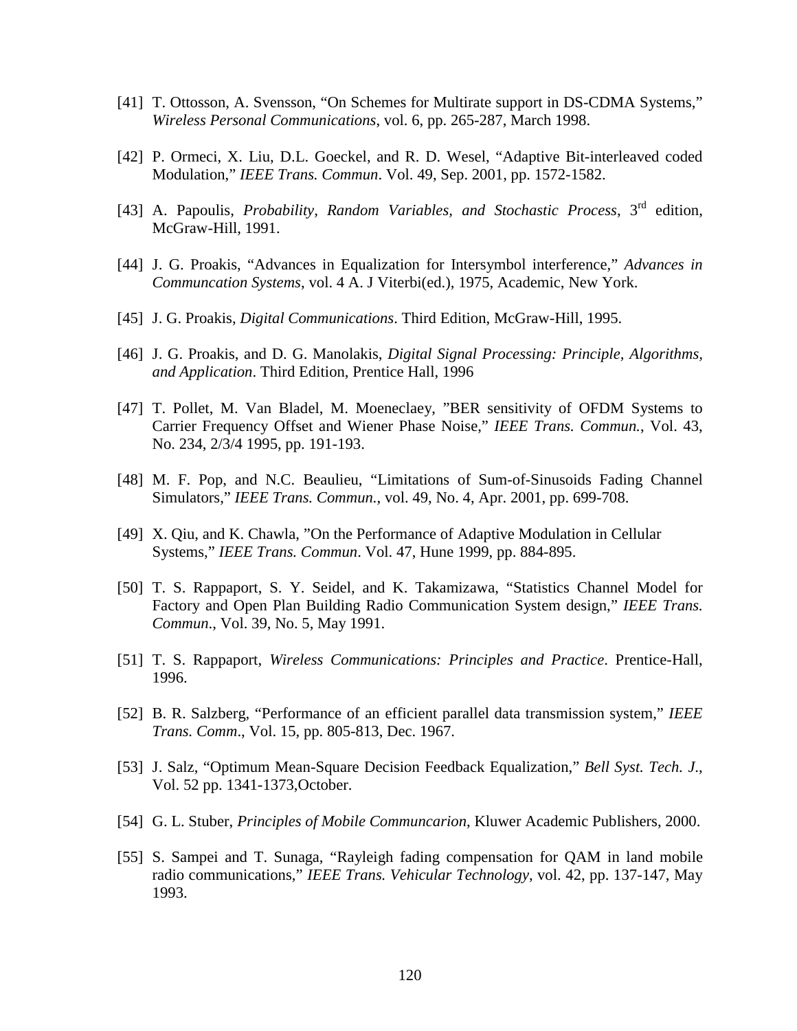[41] T. Ottosson, A. Svensson, "On Schemes for Multirate support in DS-CDMA Systems," *Wireless Personal Communications*, vol. 6, pp. 265-287, March 1998.

[42] P. Ormeci, X. Liu, D.L. Goeckel, and R. D. Wesel, "Adaptive Bit-interleaved coded Modulation," *IEEE Trans. Commun*. Vol. 49, Sep. 2001, pp. 1572-1582.

[43] A. Papoulis, *Probability, Random Variables, and Stochastic Process*, 3rd edition, McGraw-Hill, 1991.

[44] J. G. Proakis, "Advances in Equalization for Intersymbol interference," *Advances in Communcation Systems*, vol. 4 A. J Viterbi(ed.), 1975, Academic, New York.

[45] J. G. Proakis, *Digital Communications*. Third Edition, McGraw-Hill, 1995.

[46] J. G. Proakis, and D. G. Manolakis, *Digital Signal Processing: Principle, Algorithms, and Application*. Third Edition, Prentice Hall, 1996

[47] T. Pollet, M. Van Bladel, M. Moeneclaey, "BER sensitivity of OFDM Systems to Carrier Frequency Offset and Wiener Phase Noise," *IEEE Trans. Commun.*, Vol. 43, No. 234, 2/3/4 1995, pp. 191-193.

[48] M. F. Pop, and N.C. Beaulieu, "Limitations of Sum-of-Sinusoids Fading Channel Simulators," *IEEE Trans. Commun.*, vol. 49, No. 4, Apr. 2001, pp. 699-708.

[49] X. Qiu, and K. Chawla, "On the Performance of Adaptive Modulation in Cellular Systems," *IEEE Trans. Commun*. Vol. 47, Hune 1999, pp. 884-895.

[50] T. S. Rappaport, S. Y. Seidel, and K. Takamizawa, "Statistics Channel Model for Factory and Open Plan Building Radio Communication System design," *IEEE Trans. Commun*., Vol. 39, No. 5, May 1991.

[51] T. S. Rappaport, *Wireless Communications: Principles and Practice*. Prentice-Hall, 1996.

[52] B. R. Salzberg, "Performance of an efficient parallel data transmission system," *IEEE Trans. Comm*., Vol. 15, pp. 805-813, Dec. 1967.

[53] J. Salz, "Optimum Mean-Square Decision Feedback Equalization," *Bell Syst. Tech. J.*, Vol. 52 pp. 1341-1373,October.

[54] G. L. Stuber, *Principles of Mobile Communcarion*, Kluwer Academic Publishers, 2000.

[55] S. Sampei and T. Sunaga, "Rayleigh fading compensation for QAM in land mobile radio communications," *IEEE Trans. Vehicular Technology*, vol. 42, pp. 137-147, May 1993.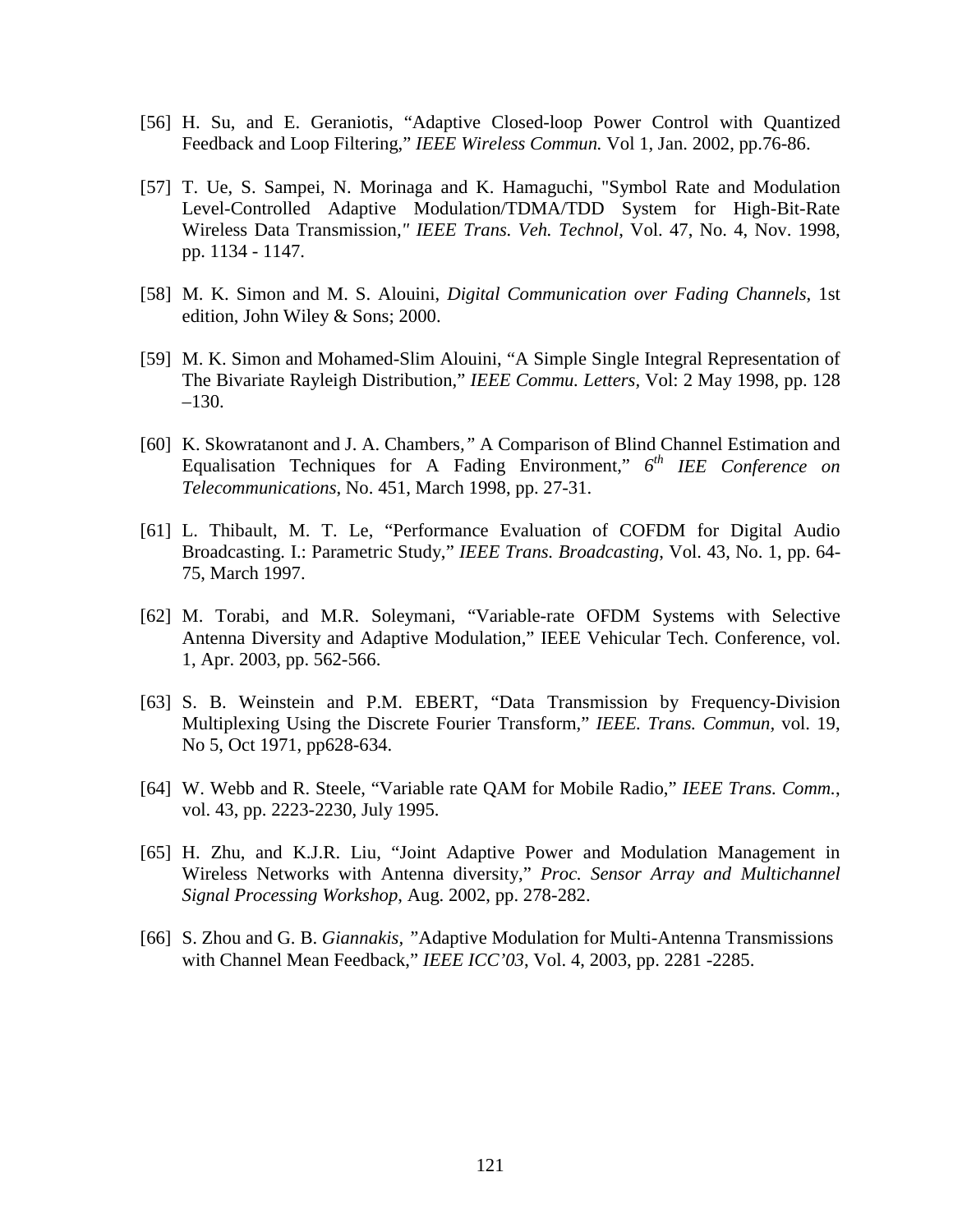[56] H. Su, and E. Geraniotis, “Adaptive Closed-loop Power Control with Quantized Feedback and Loop Filtering,” *IEEE Wireless Commun.* Vol 1, Jan. 2002, pp.76-86.

[57] T. Ue, S. Sampei, N. Morinaga and K. Hamaguchi, "Symbol Rate and Modulation Level-Controlled Adaptive Modulation/TDMA/TDD System for High-Bit-Rate Wireless Data Transmission," *IEEE Trans. Veh. Technol*, Vol. 47, No. 4, Nov. 1998, pp. 1134 - 1147.

[58] M. K. Simon and M. S. Alouini, *Digital Communication over Fading Channels*, 1st edition, John Wiley & Sons; 2000.

[59] M. K. Simon and Mohamed-Slim Alouini, “A Simple Single Integral Representation of The Bivariate Rayleigh Distribution,” *IEEE Commu. Letters*, Vol: 2 May 1998, pp. 128 –130.

[60] K. Skowratanont and J. A. Chambers,” A Comparison of Blind Channel Estimation and Equalisation Techniques for A Fading Environment,” *6th IEE Conference on Telecommunications*, No. 451, March 1998, pp. 27-31.

[61] L. Thibault, M. T. Le, “Performance Evaluation of COFDM for Digital Audio Broadcasting. I.: Parametric Study,” *IEEE Trans. Broadcasting*, Vol. 43, No. 1, pp. 64-75, March 1997.

[62] M. Torabi, and M.R. Soleymani, “Variable-rate OFDM Systems with Selective Antenna Diversity and Adaptive Modulation,” IEEE Vehicular Tech. Conference, vol. 1, Apr. 2003, pp. 562-566.

[63] S. B. Weinstein and P.M. EBERT, “Data Transmission by Frequency-Division Multiplexing Using the Discrete Fourier Transform,” *IEEE. Trans. Commun*, vol. 19, No 5, Oct 1971, pp628-634.

[64] W. Webb and R. Steele, “Variable rate QAM for Mobile Radio,” *IEEE Trans. Comm.*, vol. 43, pp. 2223-2230, July 1995.

[65] H. Zhu, and K.J.R. Liu, “Joint Adaptive Power and Modulation Management in Wireless Networks with Antenna diversity,” *Proc. Sensor Array and Multichannel Signal Processing Workshop*, Aug. 2002, pp. 278-282.

[66] S. Zhou and G. B. *Giannakis*, ”Adaptive Modulation for Multi-Antenna Transmissions with Channel Mean Feedback,” *IEEE ICC’03*, Vol. 4, 2003, pp. 2281 -2285.